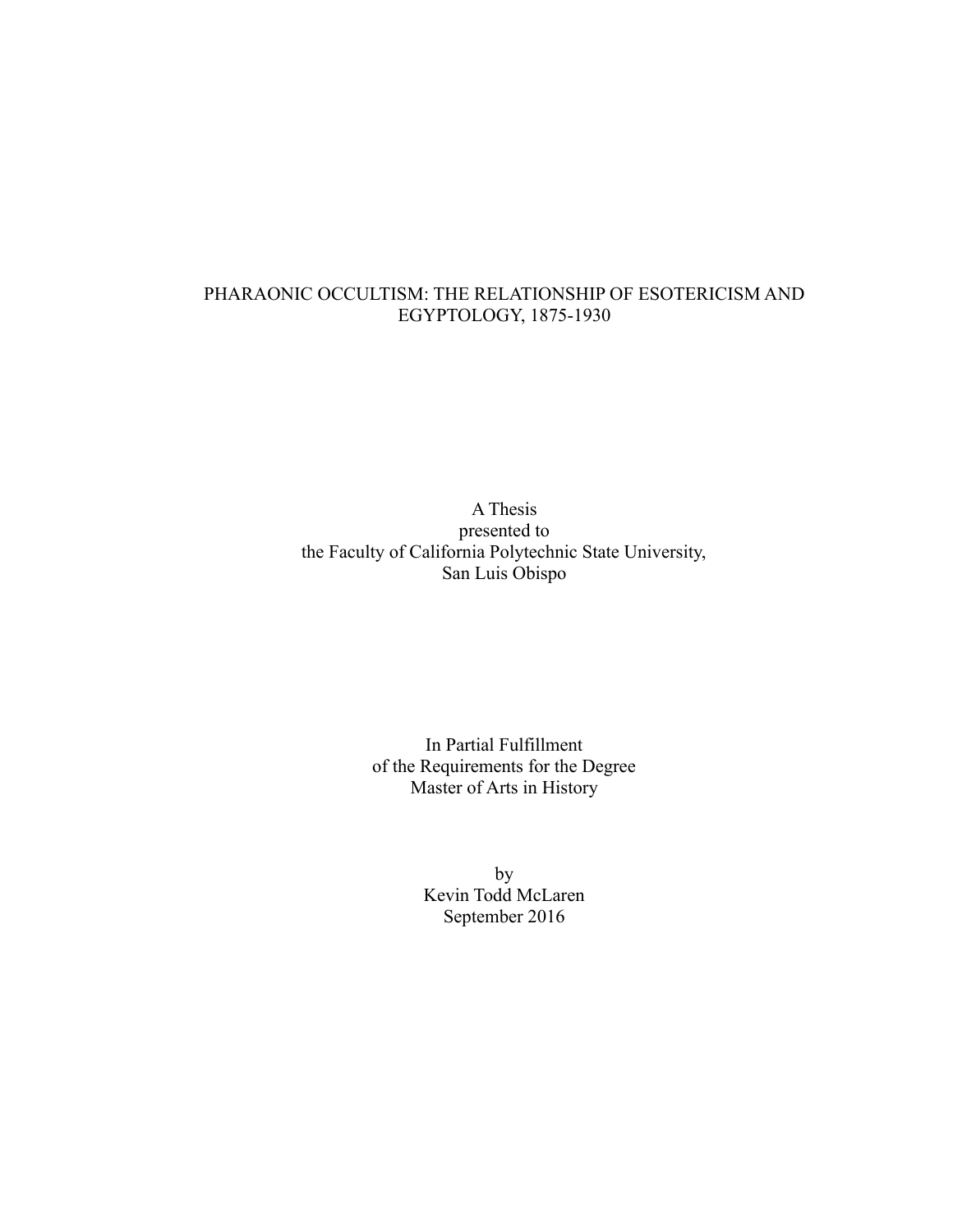# PHARAONIC OCCULTISM: THE RELATIONSHIP OF ESOTERICISM AND EGYPTOLOGY, 1875-1930

A Thesis
presented to
the Faculty of California Polytechnic State University,
San Luis Obispo

In Partial Fulfillment
of the Requirements for the Degree
Master of Arts in History

by
Kevin Todd McLaren
September 2016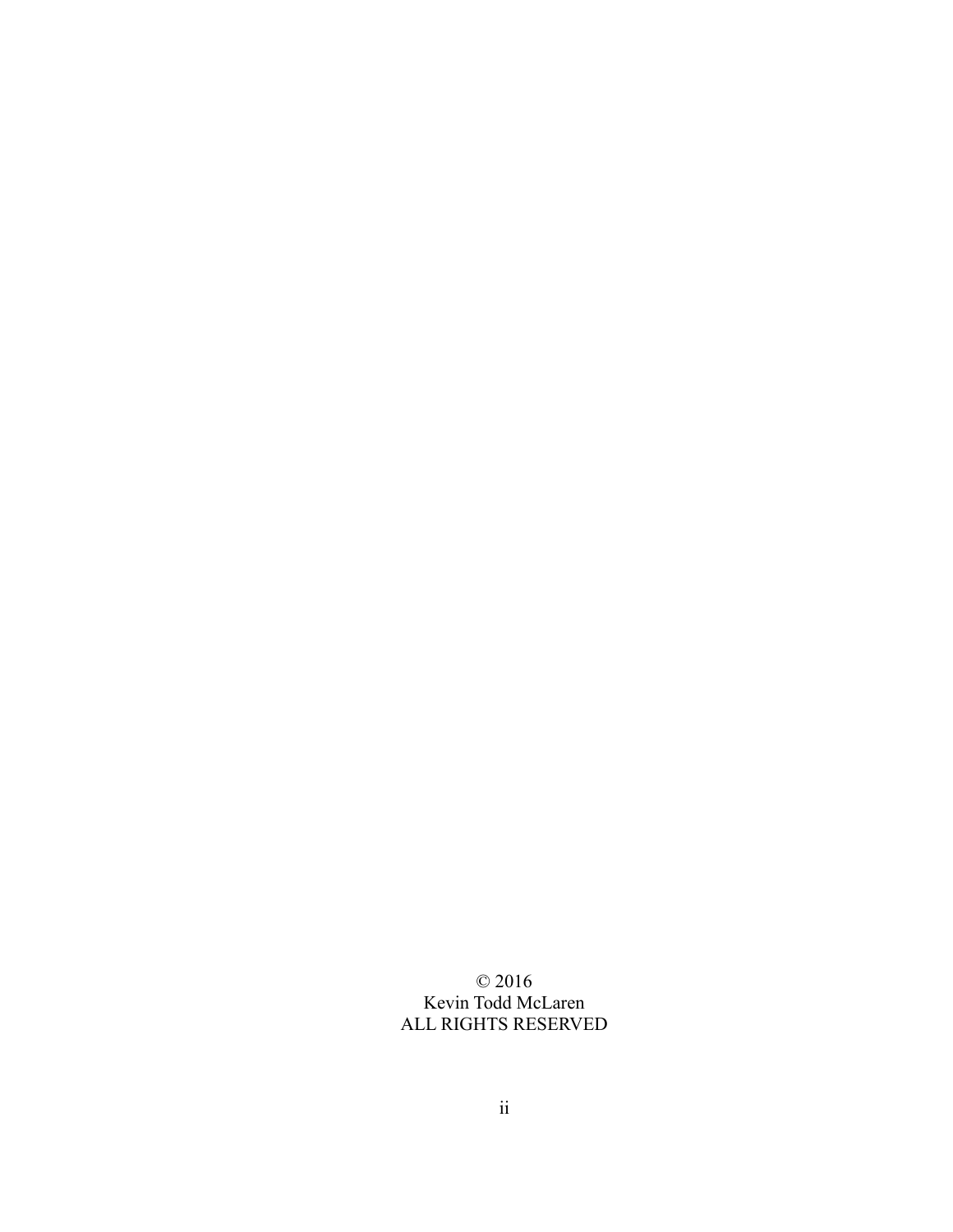© 2016
Kevin Todd McLaren
ALL RIGHTS RESERVED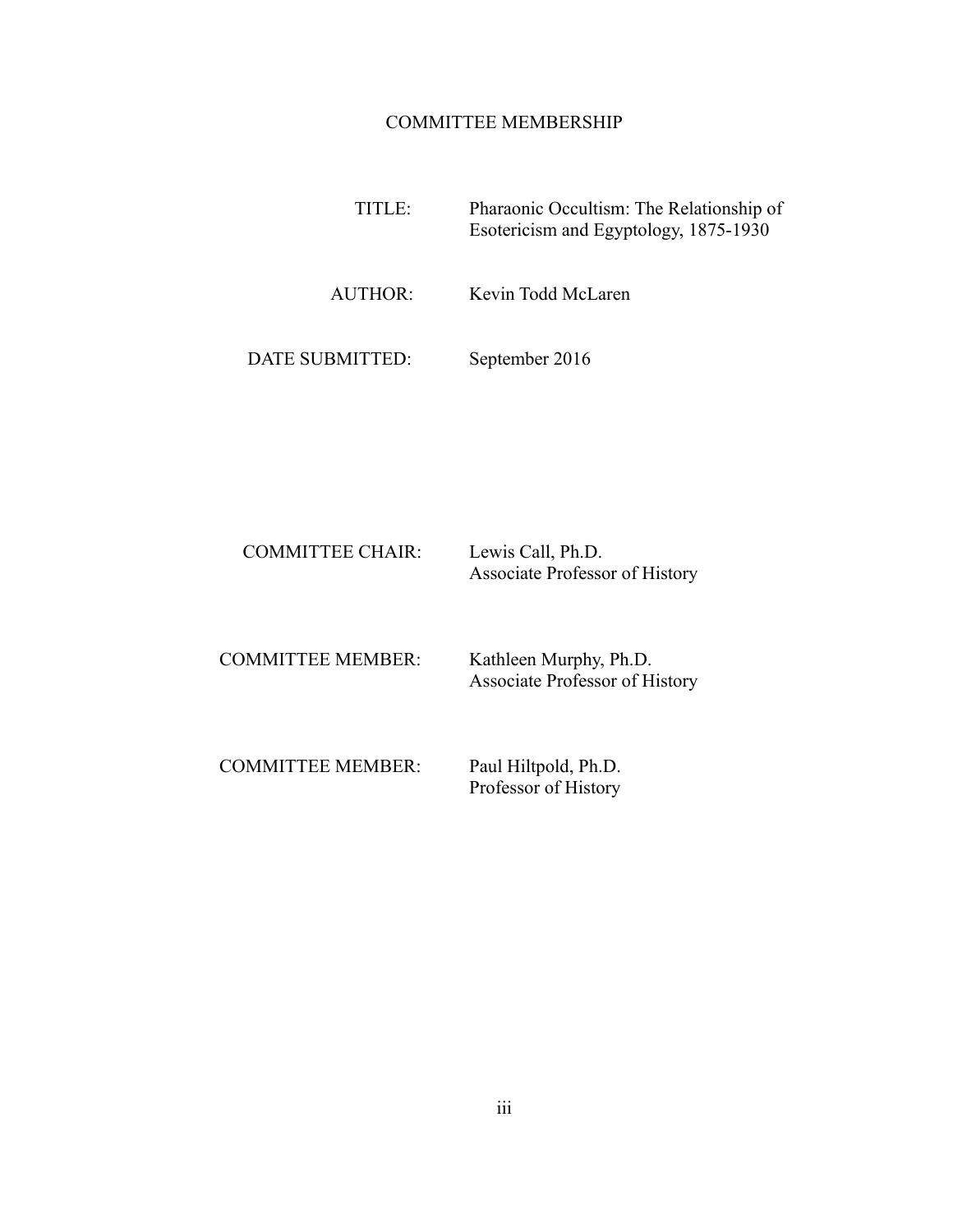# COMMITTEE MEMBERSHIP

TITLE: Pharaonic Occultism: The Relationship of Esotericism and Egyptology, 1875-1930

AUTHOR: Kevin Todd McLaren

DATE SUBMITTED: September 2016

COMMITTEE CHAIR: Lewis Call, Ph.D.
Associate Professor of History

COMMITTEE MEMBER: Kathleen Murphy, Ph.D.
Associate Professor of History

COMMITTEE MEMBER: Paul Hiltpold, Ph.D.
Professor of History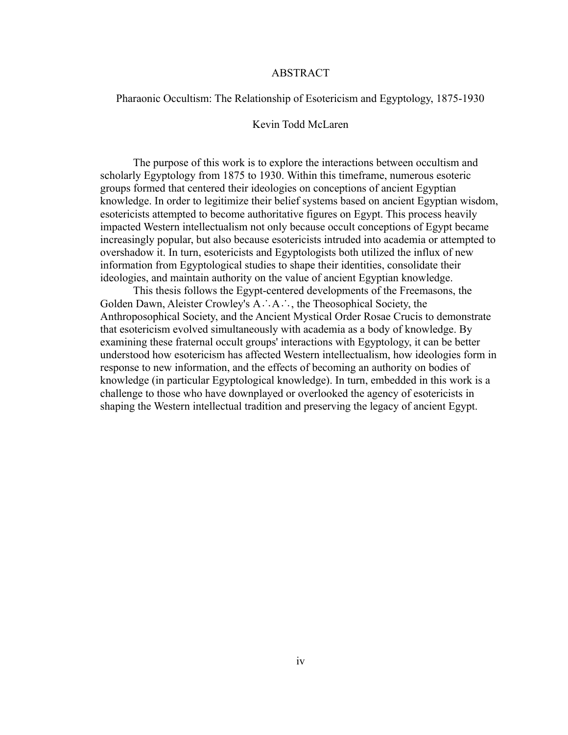# ABSTRACT

## Pharaonic Occultism: The Relationship of Esotericism and Egyptology, 1875-1930

Kevin Todd McLaren

The purpose of this work is to explore the interactions between occultism and scholarly Egyptology from 1875 to 1930. Within this timeframe, numerous esoteric groups formed that centered their ideologies on conceptions of ancient Egyptian knowledge. In order to legitimize their belief systems based on ancient Egyptian wisdom, esotericists attempted to become authoritative figures on Egypt. This process heavily impacted Western intellectualism not only because occult conceptions of Egypt became increasingly popular, but also because esotericists intruded into academia or attempted to overshadow it. In turn, esotericists and Egyptologists both utilized the influx of new information from Egyptological studies to shape their identities, consolidate their ideologies, and maintain authority on the value of ancient Egyptian knowledge.

This thesis follows the Egypt-centered developments of the Freemasons, the Golden Dawn, Aleister Crowley's A∴A∴, the Theosophical Society, the Anthroposophical Society, and the Ancient Mystical Order Rosae Crucis to demonstrate that esotericism evolved simultaneously with academia as a body of knowledge. By examining these fraternal occult groups' interactions with Egyptology, it can be better understood how esotericism has affected Western intellectualism, how ideologies form in response to new information, and the effects of becoming an authority on bodies of knowledge (in particular Egyptological knowledge). In turn, embedded in this work is a challenge to those who have downplayed or overlooked the agency of esotericists in shaping the Western intellectual tradition and preserving the legacy of ancient Egypt.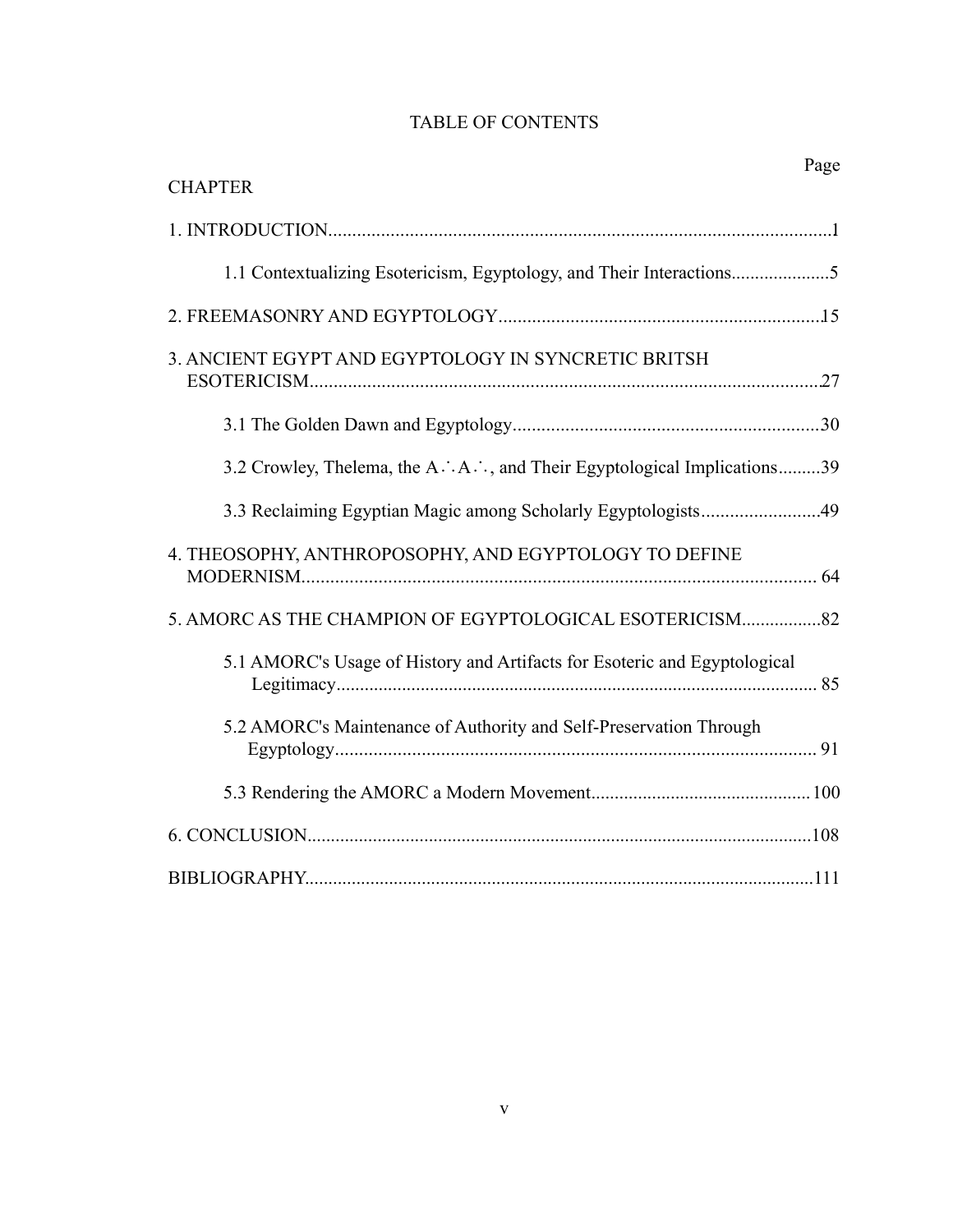# TABLE OF CONTENTS

| CHAPTER | Page |
|---|---|
| 1. INTRODUCTION | 1 |
| 1.1 Contextualizing Esotericism, Egyptology, and Their Interactions | 5 |
| 2. FREEMASONRY AND EGYPTOLOGY | 15 |
| 3. ANCIENT EGYPT AND EGYPTOLOGY IN SYNCRETIC BRITSH ESOTERICISM | 27 |
| 3.1 The Golden Dawn and Egyptology | 30 |
| 3.2 Crowley, Thelema, the A∴A∴, and Their Egyptological Implications | 39 |
| 3.3 Reclaiming Egyptian Magic among Scholarly Egyptologists | 49 |
| 4. THEOSOPHY, ANTHROPOSOPHY, AND EGYPTOLOGY TO DEFINE MODERNISM | 64 |
| 5. AMORC AS THE CHAMPION OF EGYPTOLOGICAL ESOTERICISM | 82 |
| 5.1 AMORC's Usage of History and Artifacts for Esoteric and Egyptological Legitimacy | 85 |
| 5.2 AMORC's Maintenance of Authority and Self-Preservation Through Egyptology | 91 |
| 5.3 Rendering the AMORC a Modern Movement | 100 |
| 6. CONCLUSION | 108 |
| BIBLIOGRAPHY | 111 |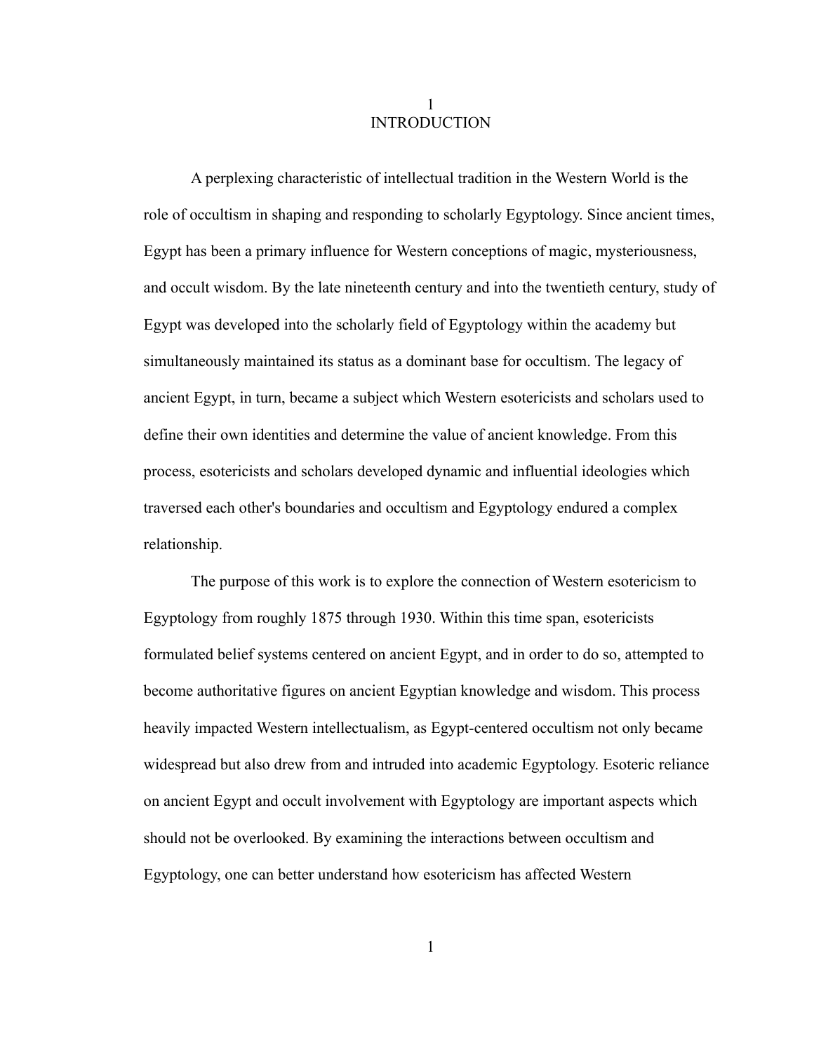# 1
# INTRODUCTION

A perplexing characteristic of intellectual tradition in the Western World is the role of occultism in shaping and responding to scholarly Egyptology. Since ancient times, Egypt has been a primary influence for Western conceptions of magic, mysteriousness, and occult wisdom. By the late nineteenth century and into the twentieth century, study of Egypt was developed into the scholarly field of Egyptology within the academy but simultaneously maintained its status as a dominant base for occultism. The legacy of ancient Egypt, in turn, became a subject which Western esotericists and scholars used to define their own identities and determine the value of ancient knowledge. From this process, esotericists and scholars developed dynamic and influential ideologies which traversed each other's boundaries and occultism and Egyptology endured a complex relationship.

The purpose of this work is to explore the connection of Western esotericism to Egyptology from roughly 1875 through 1930. Within this time span, esotericists formulated belief systems centered on ancient Egypt, and in order to do so, attempted to become authoritative figures on ancient Egyptian knowledge and wisdom. This process heavily impacted Western intellectualism, as Egypt-centered occultism not only became widespread but also drew from and intruded into academic Egyptology. Esoteric reliance on ancient Egypt and occult involvement with Egyptology are important aspects which should not be overlooked. By examining the interactions between occultism and Egyptology, one can better understand how esotericism has affected Western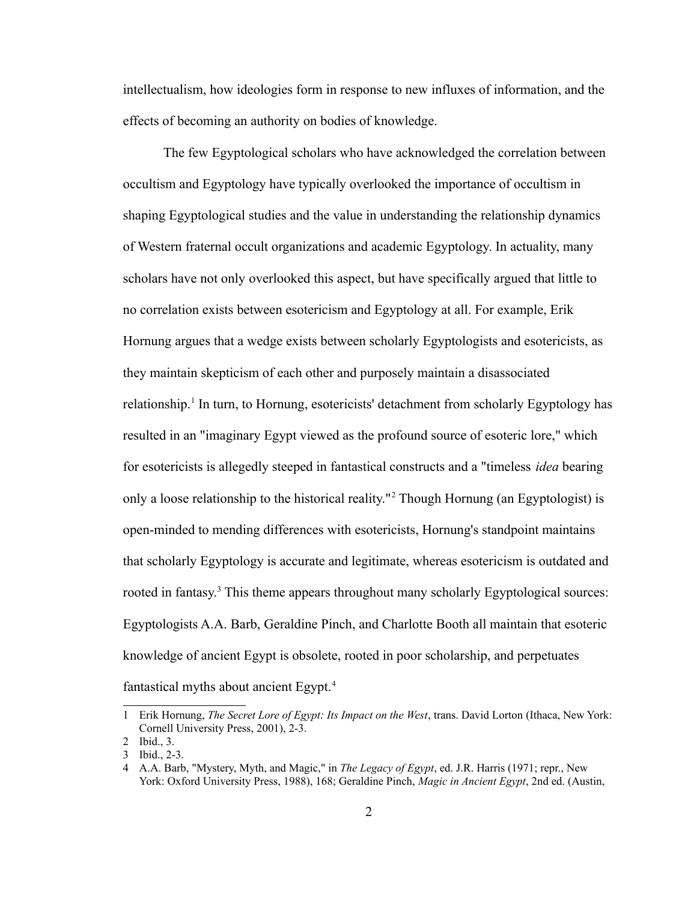intellectualism, how ideologies form in response to new influxes of information, and the effects of becoming an authority on bodies of knowledge.

The few Egyptological scholars who have acknowledged the correlation between occultism and Egyptology have typically overlooked the importance of occultism in shaping Egyptological studies and the value in understanding the relationship dynamics of Western fraternal occult organizations and academic Egyptology. In actuality, many scholars have not only overlooked this aspect, but have specifically argued that little to no correlation exists between esotericism and Egyptology at all. For example, Erik Hornung argues that a wedge exists between scholarly Egyptologists and esotericists, as they maintain skepticism of each other and purposely maintain a disassociated relationship.[1] In turn, to Hornung, esotericists' detachment from scholarly Egyptology has resulted in an "imaginary Egypt viewed as the profound source of esoteric lore," which for esotericists is allegedly steeped in fantastical constructs and a "timeless *idea* bearing only a loose relationship to the historical reality."[2] Though Hornung (an Egyptologist) is open-minded to mending differences with esotericists, Hornung's standpoint maintains that scholarly Egyptology is accurate and legitimate, whereas esotericism is outdated and rooted in fantasy.[3] This theme appears throughout many scholarly Egyptological sources: Egyptologists A.A. Barb, Geraldine Pinch, and Charlotte Booth all maintain that esoteric knowledge of ancient Egypt is obsolete, rooted in poor scholarship, and perpetuates fantastical myths about ancient Egypt.[4]

---

1 Erik Hornung, *The Secret Lore of Egypt: Its Impact on the West*, trans. David Lorton (Ithaca, New York: Cornell University Press, 2001), 2-3.

2 Ibid., 3.

3 Ibid., 2-3.

4 A.A. Barb, "Mystery, Myth, and Magic," in *The Legacy of Egypt*, ed. J.R. Harris (1971; repr., New York: Oxford University Press, 1988), 168; Geraldine Pinch, *Magic in Ancient Egypt*, 2nd ed. (Austin,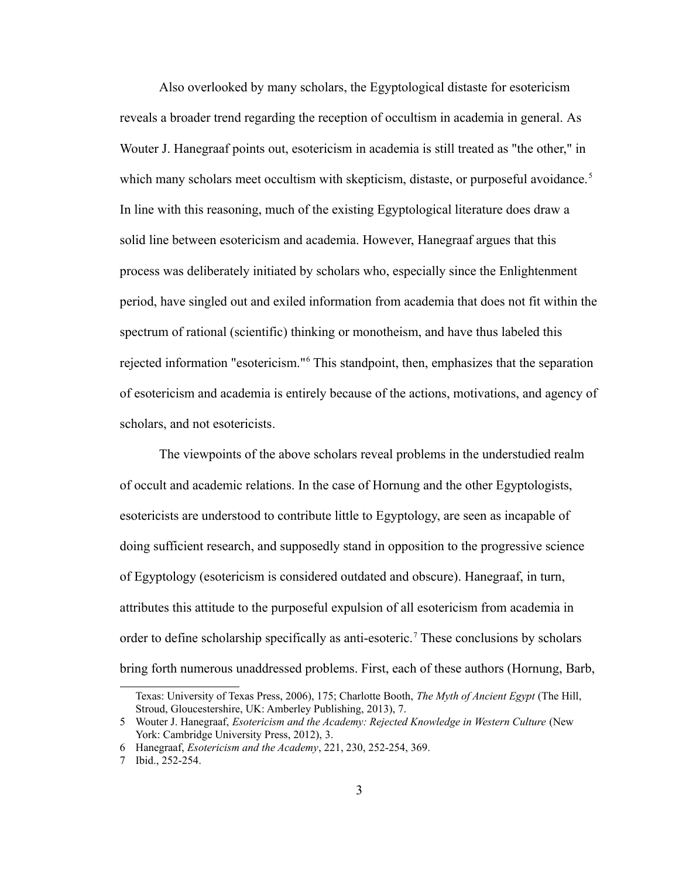Also overlooked by many scholars, the Egyptological distaste for esotericism reveals a broader trend regarding the reception of occultism in academia in general. As Wouter J. Hanegraaf points out, esotericism in academia is still treated as "the other," in which many scholars meet occultism with skepticism, distaste, or purposeful avoidance.[5] In line with this reasoning, much of the existing Egyptological literature does draw a solid line between esotericism and academia. However, Hanegraaf argues that this process was deliberately initiated by scholars who, especially since the Enlightenment period, have singled out and exiled information from academia that does not fit within the spectrum of rational (scientific) thinking or monotheism, and have thus labeled this rejected information "esotericism."[6] This standpoint, then, emphasizes that the separation of esotericism and academia is entirely because of the actions, motivations, and agency of scholars, and not esotericists.

The viewpoints of the above scholars reveal problems in the understudied realm of occult and academic relations. In the case of Hornung and the other Egyptologists, esotericists are understood to contribute little to Egyptology, are seen as incapable of doing sufficient research, and supposedly stand in opposition to the progressive science of Egyptology (esotericism is considered outdated and obscure). Hanegraaf, in turn, attributes this attitude to the purposeful expulsion of all esotericism from academia in order to define scholarship specifically as anti-esoteric.[7] These conclusions by scholars bring forth numerous unaddressed problems. First, each of these authors (Hornung, Barb,

---

Texas: University of Texas Press, 2006), 175; Charlotte Booth, *The Myth of Ancient Egypt* (The Hill, Stroud, Gloucestershire, UK: Amberley Publishing, 2013), 7.

5 Wouter J. Hanegraaf, *Esotericism and the Academy: Rejected Knowledge in Western Culture* (New York: Cambridge University Press, 2012), 3.

6 Hanegraaf, *Esotericism and the Academy*, 221, 230, 252-254, 369.

7 Ibid., 252-254.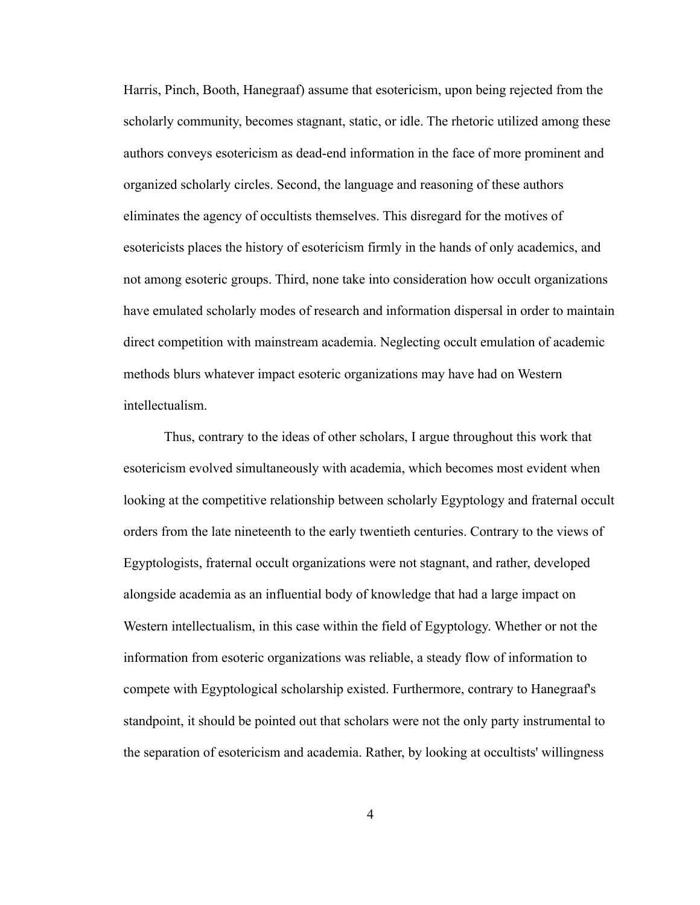Harris, Pinch, Booth, Hanegraaf) assume that esotericism, upon being rejected from the scholarly community, becomes stagnant, static, or idle. The rhetoric utilized among these authors conveys esotericism as dead-end information in the face of more prominent and organized scholarly circles. Second, the language and reasoning of these authors eliminates the agency of occultists themselves. This disregard for the motives of esotericists places the history of esotericism firmly in the hands of only academics, and not among esoteric groups. Third, none take into consideration how occult organizations have emulated scholarly modes of research and information dispersal in order to maintain direct competition with mainstream academia. Neglecting occult emulation of academic methods blurs whatever impact esoteric organizations may have had on Western intellectualism.

Thus, contrary to the ideas of other scholars, I argue throughout this work that esotericism evolved simultaneously with academia, which becomes most evident when looking at the competitive relationship between scholarly Egyptology and fraternal occult orders from the late nineteenth to the early twentieth centuries. Contrary to the views of Egyptologists, fraternal occult organizations were not stagnant, and rather, developed alongside academia as an influential body of knowledge that had a large impact on Western intellectualism, in this case within the field of Egyptology. Whether or not the information from esoteric organizations was reliable, a steady flow of information to compete with Egyptological scholarship existed. Furthermore, contrary to Hanegraaf's standpoint, it should be pointed out that scholars were not the only party instrumental to the separation of esotericism and academia. Rather, by looking at occultists' willingness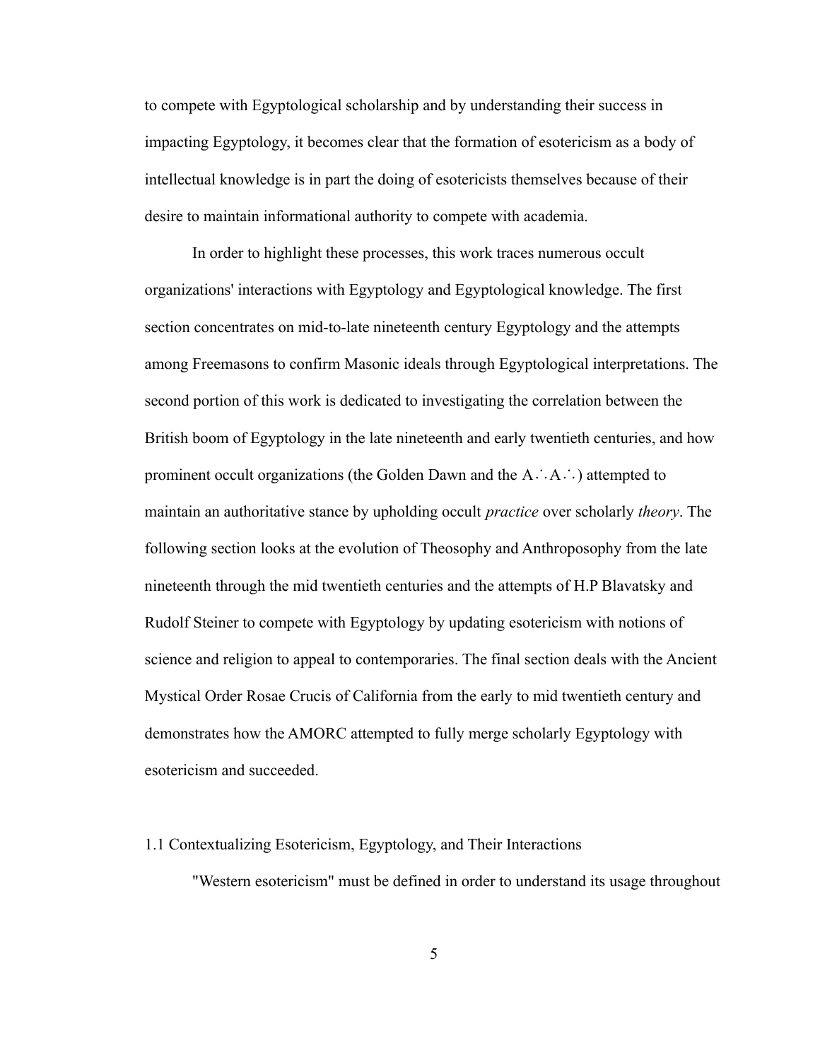to compete with Egyptological scholarship and by understanding their success in impacting Egyptology, it becomes clear that the formation of esotericism as a body of intellectual knowledge is in part the doing of esotericists themselves because of their desire to maintain informational authority to compete with academia.

In order to highlight these processes, this work traces numerous occult organizations' interactions with Egyptology and Egyptological knowledge. The first section concentrates on mid-to-late nineteenth century Egyptology and the attempts among Freemasons to confirm Masonic ideals through Egyptological interpretations. The second portion of this work is dedicated to investigating the correlation between the British boom of Egyptology in the late nineteenth and early twentieth centuries, and how prominent occult organizations (the Golden Dawn and the A∴A∴) attempted to maintain an authoritative stance by upholding occult *practice* over scholarly *theory*. The following section looks at the evolution of Theosophy and Anthroposophy from the late nineteenth through the mid twentieth centuries and the attempts of H.P Blavatsky and Rudolf Steiner to compete with Egyptology by updating esotericism with notions of science and religion to appeal to contemporaries. The final section deals with the Ancient Mystical Order Rosae Crucis of California from the early to mid twentieth century and demonstrates how the AMORC attempted to fully merge scholarly Egyptology with esotericism and succeeded.

## 1.1 Contextualizing Esotericism, Egyptology, and Their Interactions

"Western esotericism" must be defined in order to understand its usage throughout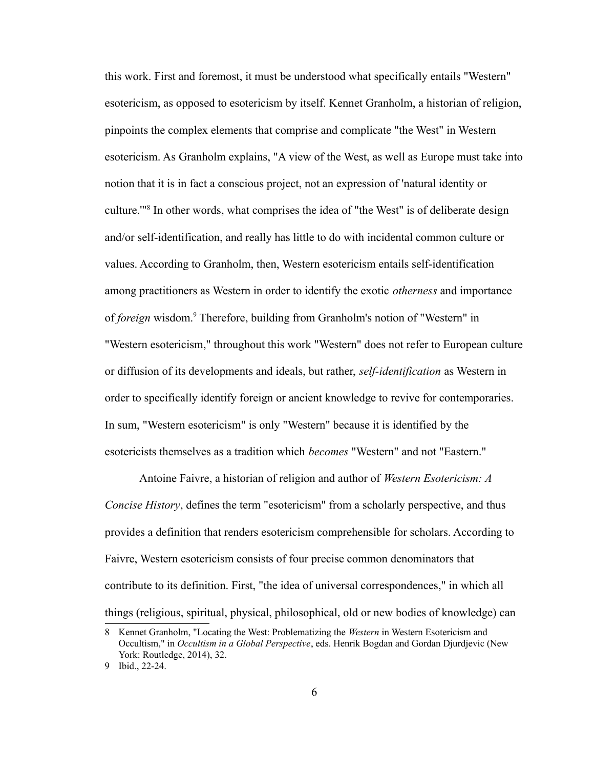this work. First and foremost, it must be understood what specifically entails "Western" esotericism, as opposed to esotericism by itself. Kennet Granholm, a historian of religion, pinpoints the complex elements that comprise and complicate "the West" in Western esotericism. As Granholm explains, "A view of the West, as well as Europe must take into notion that it is in fact a conscious project, not an expression of 'natural identity or culture.'"[8] In other words, what comprises the idea of "the West" is of deliberate design and/or self-identification, and really has little to do with incidental common culture or values. According to Granholm, then, Western esotericism entails self-identification among practitioners as Western in order to identify the exotic *otherness* and importance of *foreign* wisdom.[9] Therefore, building from Granholm's notion of "Western" in "Western esotericism," throughout this work "Western" does not refer to European culture or diffusion of its developments and ideals, but rather, *self-identification* as Western in order to specifically identify foreign or ancient knowledge to revive for contemporaries. In sum, "Western esotericism" is only "Western" because it is identified by the esotericists themselves as a tradition which *becomes* "Western" and not "Eastern."

Antoine Faivre, a historian of religion and author of *Western Esotericism: A Concise History*, defines the term "esotericism" from a scholarly perspective, and thus provides a definition that renders esotericism comprehensible for scholars. According to Faivre, Western esotericism consists of four precise common denominators that contribute to its definition. First, "the idea of universal correspondences," in which all things (religious, spiritual, physical, philosophical, old or new bodies of knowledge) can

8 Kennet Granholm, "Locating the West: Problematizing the *Western* in Western Esotericism and Occultism," in *Occultism in a Global Perspective*, eds. Henrik Bogdan and Gordan Djurdjevic (New York: Routledge, 2014), 32.

9 Ibid., 22-24.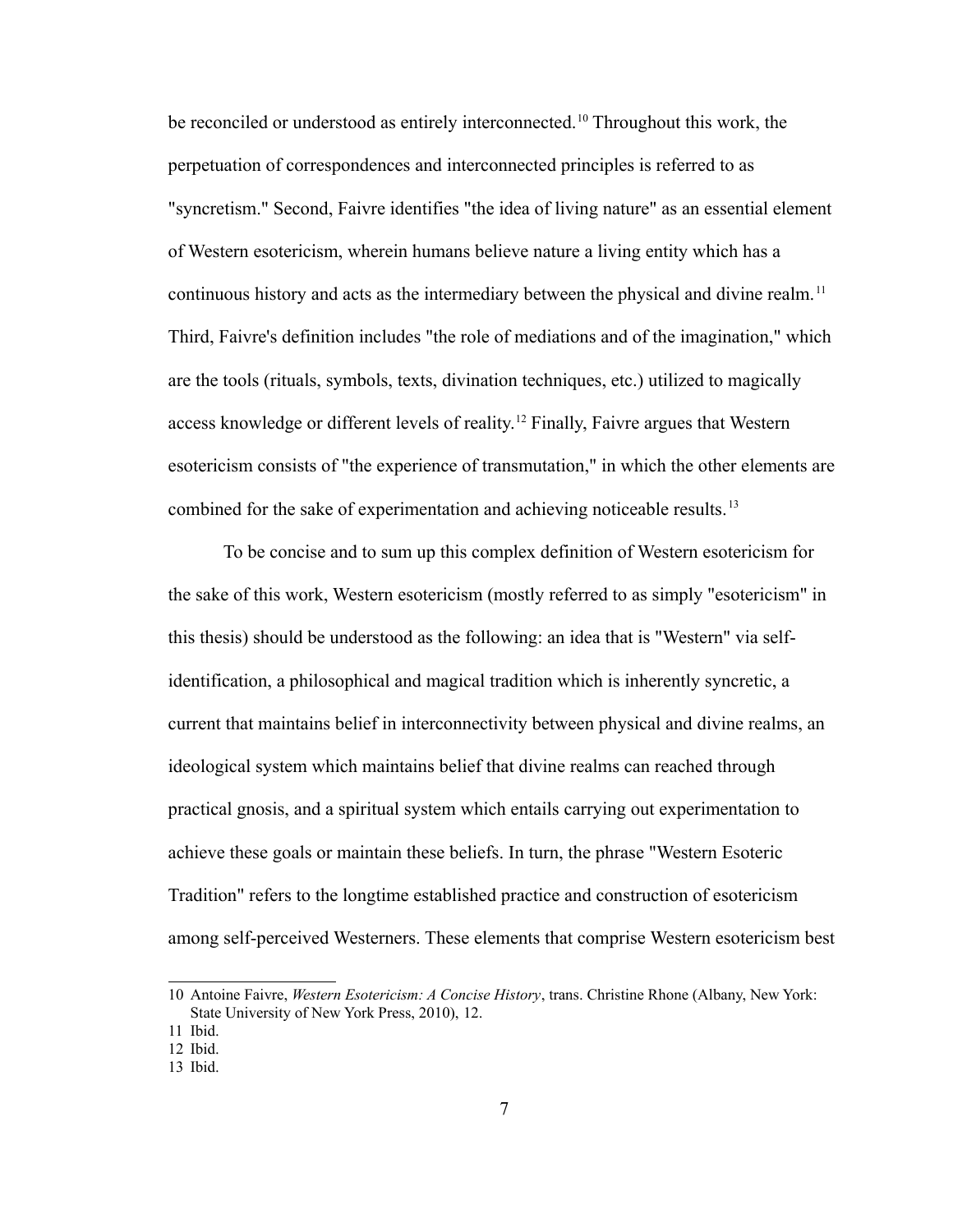be reconciled or understood as entirely interconnected.[10] Throughout this work, the perpetuation of correspondences and interconnected principles is referred to as "syncretism." Second, Faivre identifies "the idea of living nature" as an essential element of Western esotericism, wherein humans believe nature a living entity which has a continuous history and acts as the intermediary between the physical and divine realm.[11] Third, Faivre's definition includes "the role of mediations and of the imagination," which are the tools (rituals, symbols, texts, divination techniques, etc.) utilized to magically access knowledge or different levels of reality.[12] Finally, Faivre argues that Western esotericism consists of "the experience of transmutation," in which the other elements are combined for the sake of experimentation and achieving noticeable results.[13]

To be concise and to sum up this complex definition of Western esotericism for the sake of this work, Western esotericism (mostly referred to as simply "esotericism" in this thesis) should be understood as the following: an idea that is "Western" via self-identification, a philosophical and magical tradition which is inherently syncretic, a current that maintains belief in interconnectivity between physical and divine realms, an ideological system which maintains belief that divine realms can reached through practical gnosis, and a spiritual system which entails carrying out experimentation to achieve these goals or maintain these beliefs. In turn, the phrase "Western Esoteric Tradition" refers to the longtime established practice and construction of esotericism among self-perceived Westerners. These elements that comprise Western esotericism best

---

10 Antoine Faivre, *Western Esotericism: A Concise History*, trans. Christine Rhone (Albany, New York: State University of New York Press, 2010), 12.

11 Ibid.

12 Ibid.

13 Ibid.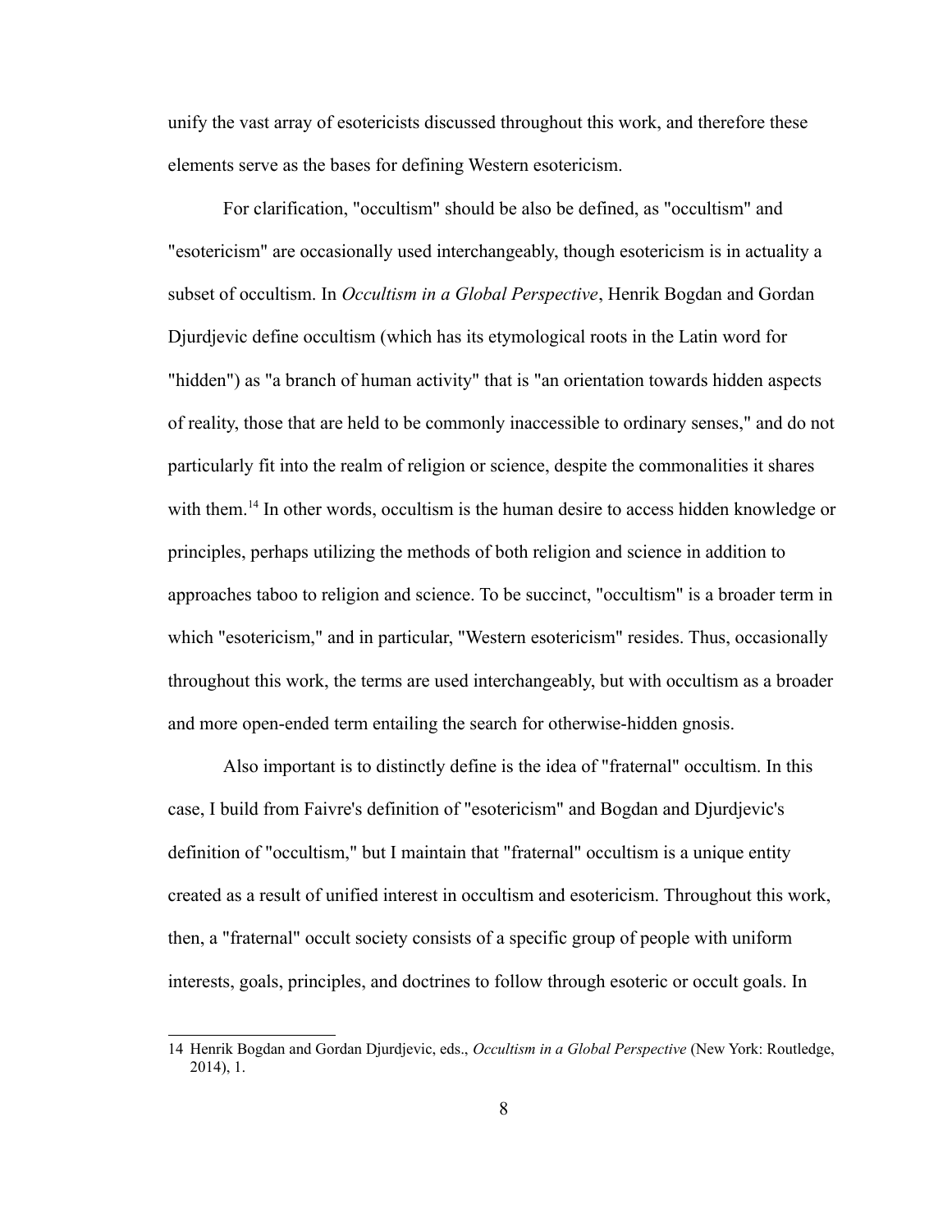unify the vast array of esotericists discussed throughout this work, and therefore these elements serve as the bases for defining Western esotericism.

For clarification, "occultism" should be also be defined, as "occultism" and "esotericism" are occasionally used interchangeably, though esotericism is in actuality a subset of occultism. In *Occultism in a Global Perspective*, Henrik Bogdan and Gordan Djurdjevic define occultism (which has its etymological roots in the Latin word for "hidden") as "a branch of human activity" that is "an orientation towards hidden aspects of reality, those that are held to be commonly inaccessible to ordinary senses," and do not particularly fit into the realm of religion or science, despite the commonalities it shares with them.[14] In other words, occultism is the human desire to access hidden knowledge or principles, perhaps utilizing the methods of both religion and science in addition to approaches taboo to religion and science. To be succinct, "occultism" is a broader term in which "esotericism," and in particular, "Western esotericism" resides. Thus, occasionally throughout this work, the terms are used interchangeably, but with occultism as a broader and more open-ended term entailing the search for otherwise-hidden gnosis.

Also important is to distinctly define is the idea of "fraternal" occultism. In this case, I build from Faivre's definition of "esotericism" and Bogdan and Djurdjevic's definition of "occultism," but I maintain that "fraternal" occultism is a unique entity created as a result of unified interest in occultism and esotericism. Throughout this work, then, a "fraternal" occult society consists of a specific group of people with uniform interests, goals, principles, and doctrines to follow through esoteric or occult goals. In

14 Henrik Bogdan and Gordan Djurdjevic, eds., *Occultism in a Global Perspective* (New York: Routledge, 2014), 1.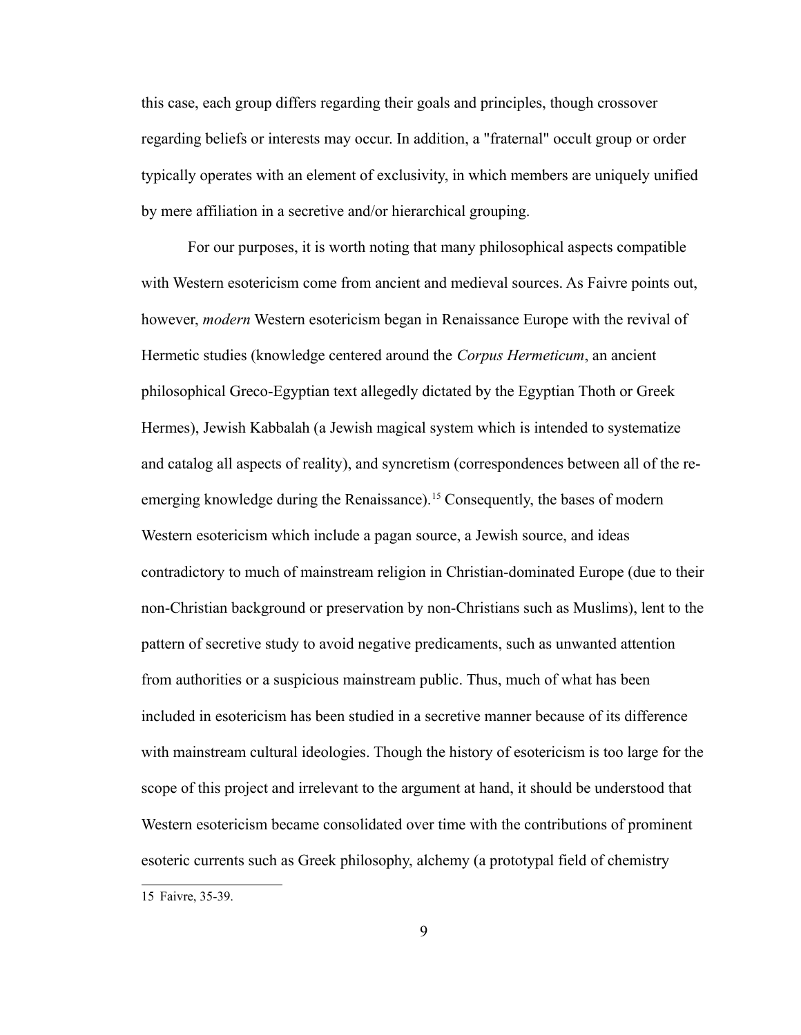this case, each group differs regarding their goals and principles, though crossover regarding beliefs or interests may occur. In addition, a "fraternal" occult group or order typically operates with an element of exclusivity, in which members are uniquely unified by mere affiliation in a secretive and/or hierarchical grouping.

For our purposes, it is worth noting that many philosophical aspects compatible with Western esotericism come from ancient and medieval sources. As Faivre points out, however, *modern* Western esotericism began in Renaissance Europe with the revival of Hermetic studies (knowledge centered around the *Corpus Hermeticum*, an ancient philosophical Greco-Egyptian text allegedly dictated by the Egyptian Thoth or Greek Hermes), Jewish Kabbalah (a Jewish magical system which is intended to systematize and catalog all aspects of reality), and syncretism (correspondences between all of the re-emerging knowledge during the Renaissance).[15] Consequently, the bases of modern Western esotericism which include a pagan source, a Jewish source, and ideas contradictory to much of mainstream religion in Christian-dominated Europe (due to their non-Christian background or preservation by non-Christians such as Muslims), lent to the pattern of secretive study to avoid negative predicaments, such as unwanted attention from authorities or a suspicious mainstream public. Thus, much of what has been included in esotericism has been studied in a secretive manner because of its difference with mainstream cultural ideologies. Though the history of esotericism is too large for the scope of this project and irrelevant to the argument at hand, it should be understood that Western esotericism became consolidated over time with the contributions of prominent esoteric currents such as Greek philosophy, alchemy (a prototypal field of chemistry

15 Faivre, 35-39.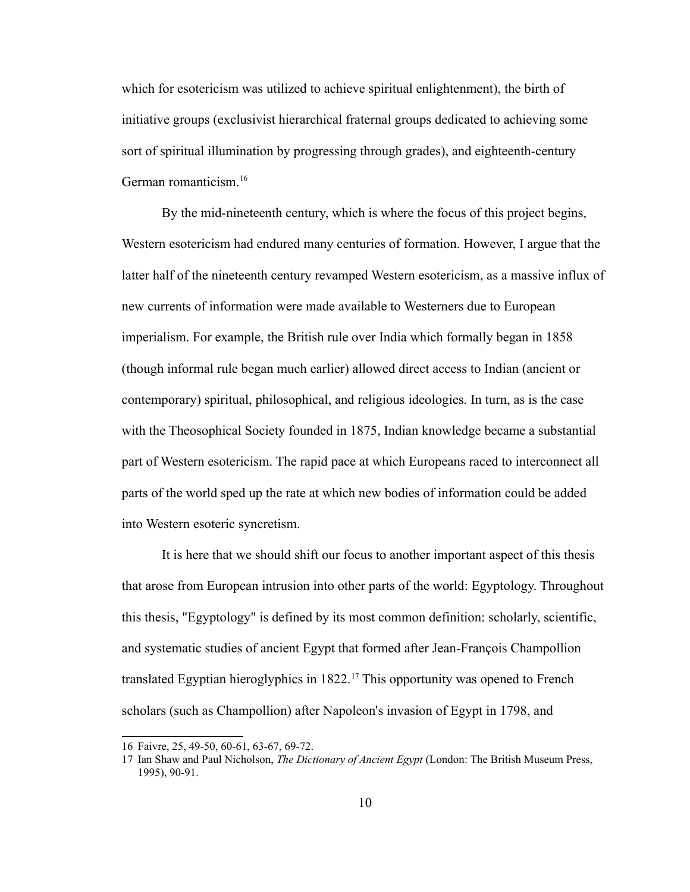which for esotericism was utilized to achieve spiritual enlightenment), the birth of initiative groups (exclusivist hierarchical fraternal groups dedicated to achieving some sort of spiritual illumination by progressing through grades), and eighteenth-century German romanticism.[16]

By the mid-nineteenth century, which is where the focus of this project begins, Western esotericism had endured many centuries of formation. However, I argue that the latter half of the nineteenth century revamped Western esotericism, as a massive influx of new currents of information were made available to Westerners due to European imperialism. For example, the British rule over India which formally began in 1858 (though informal rule began much earlier) allowed direct access to Indian (ancient or contemporary) spiritual, philosophical, and religious ideologies. In turn, as is the case with the Theosophical Society founded in 1875, Indian knowledge became a substantial part of Western esotericism. The rapid pace at which Europeans raced to interconnect all parts of the world sped up the rate at which new bodies of information could be added into Western esoteric syncretism.

It is here that we should shift our focus to another important aspect of this thesis that arose from European intrusion into other parts of the world: Egyptology. Throughout this thesis, "Egyptology" is defined by its most common definition: scholarly, scientific, and systematic studies of ancient Egypt that formed after Jean-François Champollion translated Egyptian hieroglyphics in 1822.[17] This opportunity was opened to French scholars (such as Champollion) after Napoleon's invasion of Egypt in 1798, and

---

16 Faivre, 25, 49-50, 60-61, 63-67, 69-72.

17 Ian Shaw and Paul Nicholson, *The Dictionary of Ancient Egypt* (London: The British Museum Press, 1995), 90-91.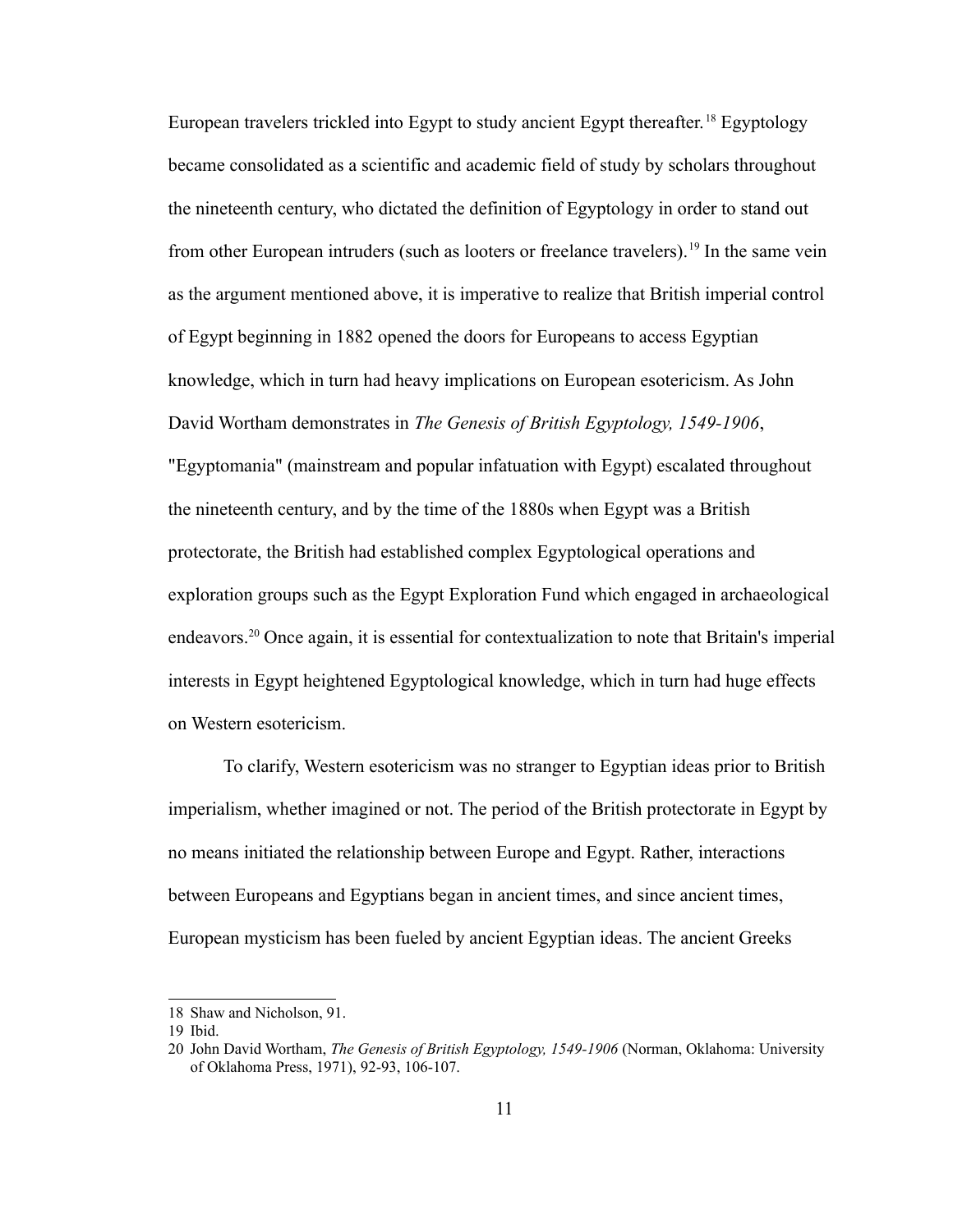European travelers trickled into Egypt to study ancient Egypt thereafter.[18] Egyptology became consolidated as a scientific and academic field of study by scholars throughout the nineteenth century, who dictated the definition of Egyptology in order to stand out from other European intruders (such as looters or freelance travelers).[19] In the same vein as the argument mentioned above, it is imperative to realize that British imperial control of Egypt beginning in 1882 opened the doors for Europeans to access Egyptian knowledge, which in turn had heavy implications on European esotericism. As John David Wortham demonstrates in *The Genesis of British Egyptology, 1549-1906*, "Egyptomania" (mainstream and popular infatuation with Egypt) escalated throughout the nineteenth century, and by the time of the 1880s when Egypt was a British protectorate, the British had established complex Egyptological operations and exploration groups such as the Egypt Exploration Fund which engaged in archaeological endeavors.[20] Once again, it is essential for contextualization to note that Britain's imperial interests in Egypt heightened Egyptological knowledge, which in turn had huge effects on Western esotericism.

To clarify, Western esotericism was no stranger to Egyptian ideas prior to British imperialism, whether imagined or not. The period of the British protectorate in Egypt by no means initiated the relationship between Europe and Egypt. Rather, interactions between Europeans and Egyptians began in ancient times, and since ancient times, European mysticism has been fueled by ancient Egyptian ideas. The ancient Greeks

---

18 Shaw and Nicholson, 91.

19 Ibid.

20 John David Wortham, *The Genesis of British Egyptology, 1549-1906* (Norman, Oklahoma: University of Oklahoma Press, 1971), 92-93, 106-107.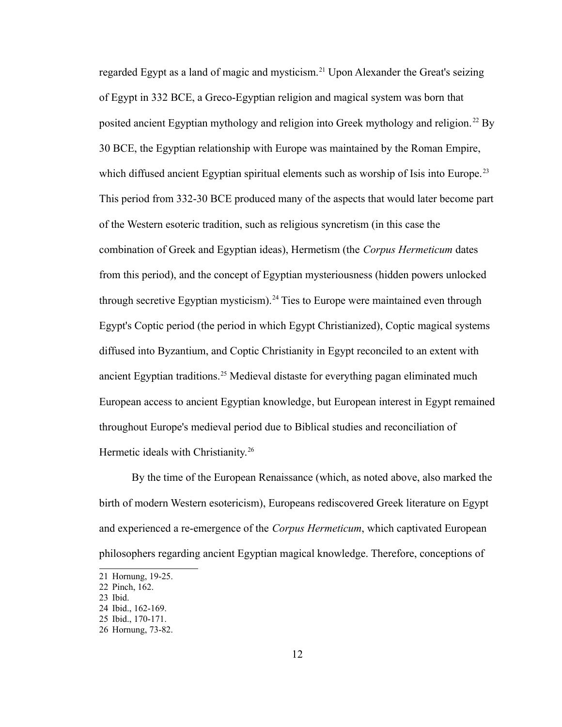regarded Egypt as a land of magic and mysticism.[21] Upon Alexander the Great's seizing of Egypt in 332 BCE, a Greco-Egyptian religion and magical system was born that posited ancient Egyptian mythology and religion into Greek mythology and religion.[22] By 30 BCE, the Egyptian relationship with Europe was maintained by the Roman Empire, which diffused ancient Egyptian spiritual elements such as worship of Isis into Europe.[23] This period from 332-30 BCE produced many of the aspects that would later become part of the Western esoteric tradition, such as religious syncretism (in this case the combination of Greek and Egyptian ideas), Hermetism (the *Corpus Hermeticum* dates from this period), and the concept of Egyptian mysteriousness (hidden powers unlocked through secretive Egyptian mysticism).[24] Ties to Europe were maintained even through Egypt's Coptic period (the period in which Egypt Christianized), Coptic magical systems diffused into Byzantium, and Coptic Christianity in Egypt reconciled to an extent with ancient Egyptian traditions.[25] Medieval distaste for everything pagan eliminated much European access to ancient Egyptian knowledge, but European interest in Egypt remained throughout Europe's medieval period due to Biblical studies and reconciliation of Hermetic ideals with Christianity.[26]

By the time of the European Renaissance (which, as noted above, also marked the birth of modern Western esotericism), Europeans rediscovered Greek literature on Egypt and experienced a re-emergence of the *Corpus Hermeticum*, which captivated European philosophers regarding ancient Egyptian magical knowledge. Therefore, conceptions of

---

21 Hornung, 19-25.
22 Pinch, 162.
23 Ibid.
24 Ibid., 162-169.
25 Ibid., 170-171.
26 Hornung, 73-82.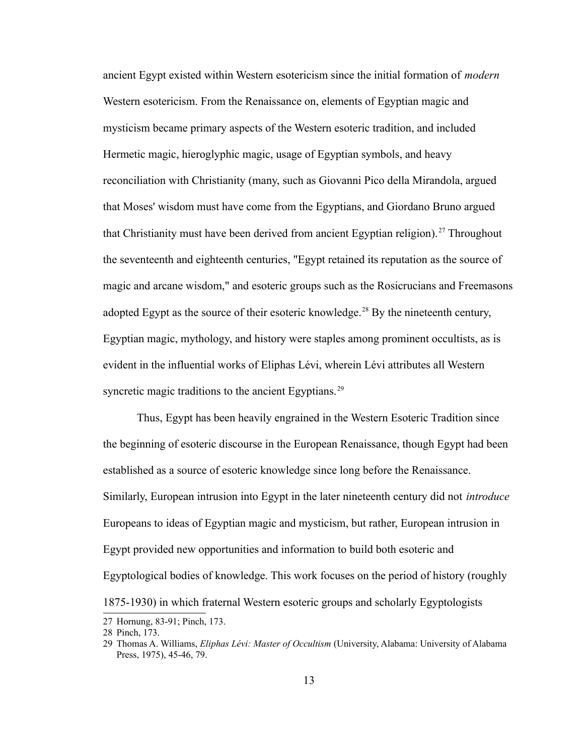ancient Egypt existed within Western esotericism since the initial formation of *modern* Western esotericism. From the Renaissance on, elements of Egyptian magic and mysticism became primary aspects of the Western esoteric tradition, and included Hermetic magic, hieroglyphic magic, usage of Egyptian symbols, and heavy reconciliation with Christianity (many, such as Giovanni Pico della Mirandola, argued that Moses' wisdom must have come from the Egyptians, and Giordano Bruno argued that Christianity must have been derived from ancient Egyptian religion).[27] Throughout the seventeenth and eighteenth centuries, "Egypt retained its reputation as the source of magic and arcane wisdom," and esoteric groups such as the Rosicrucians and Freemasons adopted Egypt as the source of their esoteric knowledge.[28] By the nineteenth century, Egyptian magic, mythology, and history were staples among prominent occultists, as is evident in the influential works of Eliphas Lévi, wherein Lévi attributes all Western syncretic magic traditions to the ancient Egyptians.[29]

Thus, Egypt has been heavily engrained in the Western Esoteric Tradition since the beginning of esoteric discourse in the European Renaissance, though Egypt had been established as a source of esoteric knowledge since long before the Renaissance. Similarly, European intrusion into Egypt in the later nineteenth century did not *introduce* Europeans to ideas of Egyptian magic and mysticism, but rather, European intrusion in Egypt provided new opportunities and information to build both esoteric and Egyptological bodies of knowledge. This work focuses on the period of history (roughly 1875-1930) in which fraternal Western esoteric groups and scholarly Egyptologists

27 Hornung, 83-91; Pinch, 173.

28 Pinch, 173.

29 Thomas A. Williams, *Eliphas Lévi: Master of Occultism* (University, Alabama: University of Alabama Press, 1975), 45-46, 79.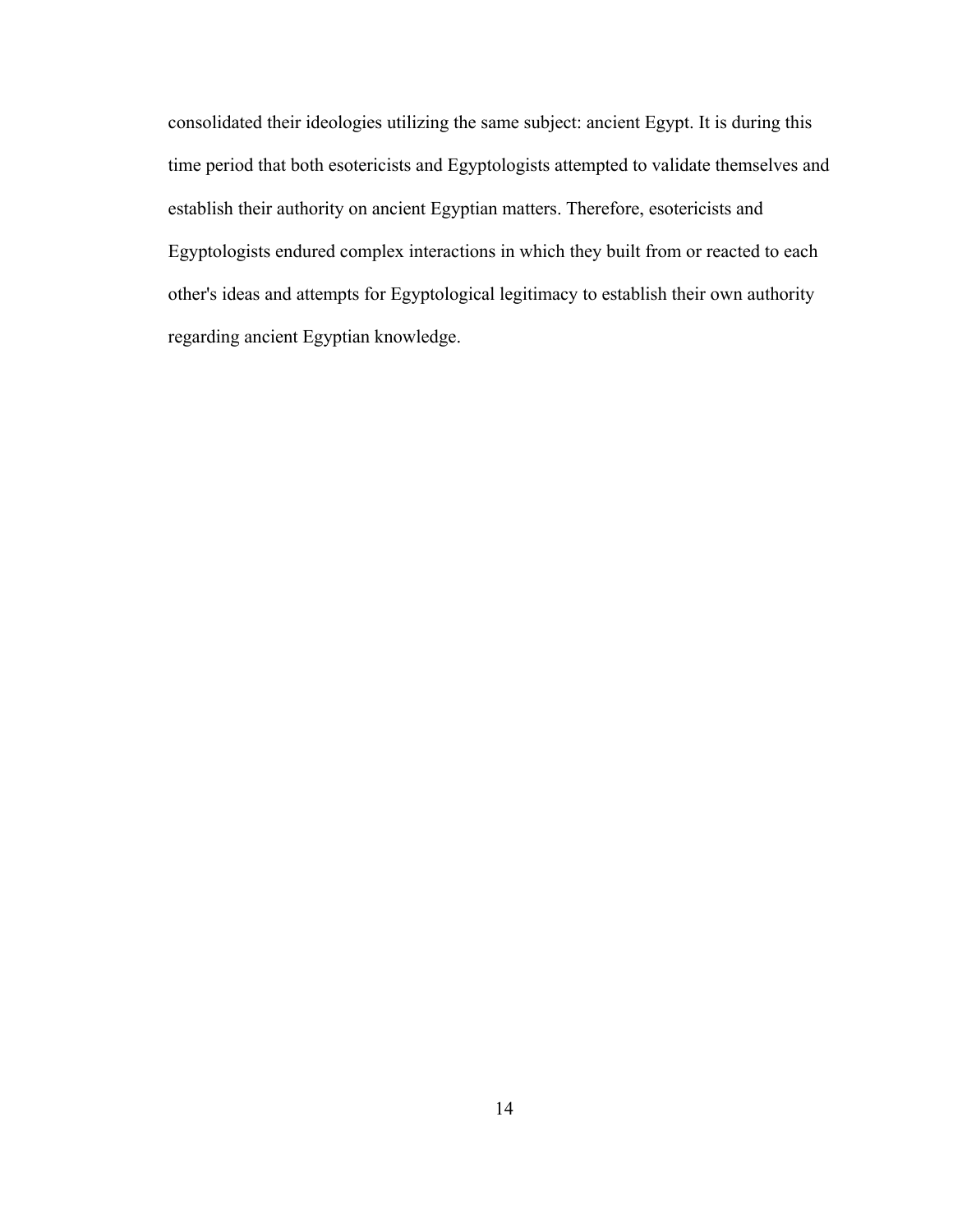consolidated their ideologies utilizing the same subject: ancient Egypt. It is during this time period that both esotericists and Egyptologists attempted to validate themselves and establish their authority on ancient Egyptian matters. Therefore, esotericists and Egyptologists endured complex interactions in which they built from or reacted to each other's ideas and attempts for Egyptological legitimacy to establish their own authority regarding ancient Egyptian knowledge.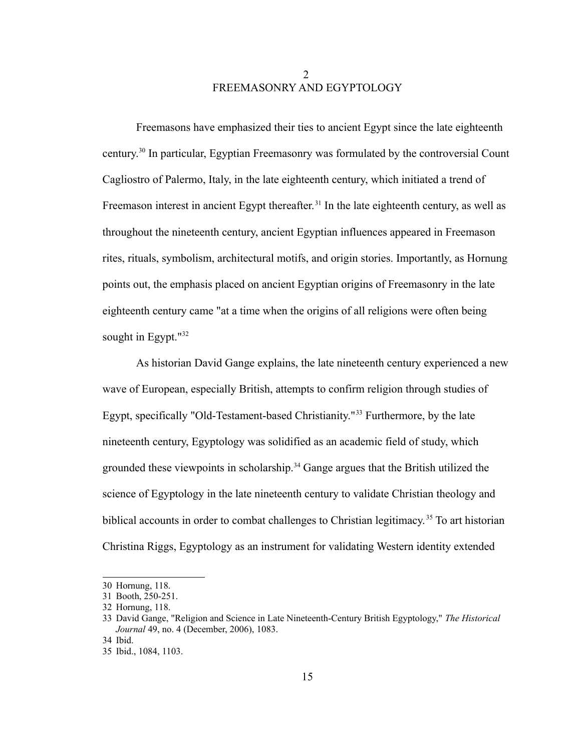# 2
# FREEMASONRY AND EGYPTOLOGY

Freemasons have emphasized their ties to ancient Egypt since the late eighteenth century.[30] In particular, Egyptian Freemasonry was formulated by the controversial Count Cagliostro of Palermo, Italy, in the late eighteenth century, which initiated a trend of Freemason interest in ancient Egypt thereafter.[31] In the late eighteenth century, as well as throughout the nineteenth century, ancient Egyptian influences appeared in Freemason rites, rituals, symbolism, architectural motifs, and origin stories. Importantly, as Hornung points out, the emphasis placed on ancient Egyptian origins of Freemasonry in the late eighteenth century came "at a time when the origins of all religions were often being sought in Egypt."[32]

As historian David Gange explains, the late nineteenth century experienced a new wave of European, especially British, attempts to confirm religion through studies of Egypt, specifically "Old-Testament-based Christianity."[33] Furthermore, by the late nineteenth century, Egyptology was solidified as an academic field of study, which grounded these viewpoints in scholarship.[34] Gange argues that the British utilized the science of Egyptology in the late nineteenth century to validate Christian theology and biblical accounts in order to combat challenges to Christian legitimacy.[35] To art historian Christina Riggs, Egyptology as an instrument for validating Western identity extended

---

30 Hornung, 118.

31 Booth, 250-251.

32 Hornung, 118.

33 David Gange, "Religion and Science in Late Nineteenth-Century British Egyptology," *The Historical Journal* 49, no. 4 (December, 2006), 1083.

34 Ibid.

35 Ibid., 1084, 1103.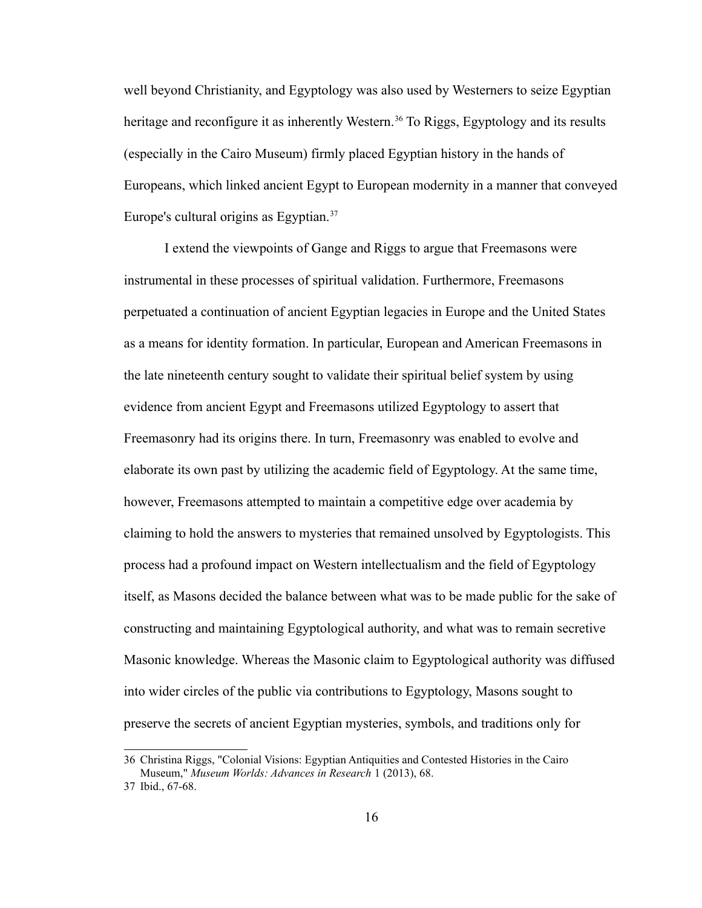well beyond Christianity, and Egyptology was also used by Westerners to seize Egyptian heritage and reconfigure it as inherently Western.[36] To Riggs, Egyptology and its results (especially in the Cairo Museum) firmly placed Egyptian history in the hands of Europeans, which linked ancient Egypt to European modernity in a manner that conveyed Europe's cultural origins as Egyptian.[37]

I extend the viewpoints of Gange and Riggs to argue that Freemasons were instrumental in these processes of spiritual validation. Furthermore, Freemasons perpetuated a continuation of ancient Egyptian legacies in Europe and the United States as a means for identity formation. In particular, European and American Freemasons in the late nineteenth century sought to validate their spiritual belief system by using evidence from ancient Egypt and Freemasons utilized Egyptology to assert that Freemasonry had its origins there. In turn, Freemasonry was enabled to evolve and elaborate its own past by utilizing the academic field of Egyptology. At the same time, however, Freemasons attempted to maintain a competitive edge over academia by claiming to hold the answers to mysteries that remained unsolved by Egyptologists. This process had a profound impact on Western intellectualism and the field of Egyptology itself, as Masons decided the balance between what was to be made public for the sake of constructing and maintaining Egyptological authority, and what was to remain secretive Masonic knowledge. Whereas the Masonic claim to Egyptological authority was diffused into wider circles of the public via contributions to Egyptology, Masons sought to preserve the secrets of ancient Egyptian mysteries, symbols, and traditions only for

36 Christina Riggs, "Colonial Visions: Egyptian Antiquities and Contested Histories in the Cairo Museum," *Museum Worlds: Advances in Research* 1 (2013), 68.

37 Ibid., 67-68.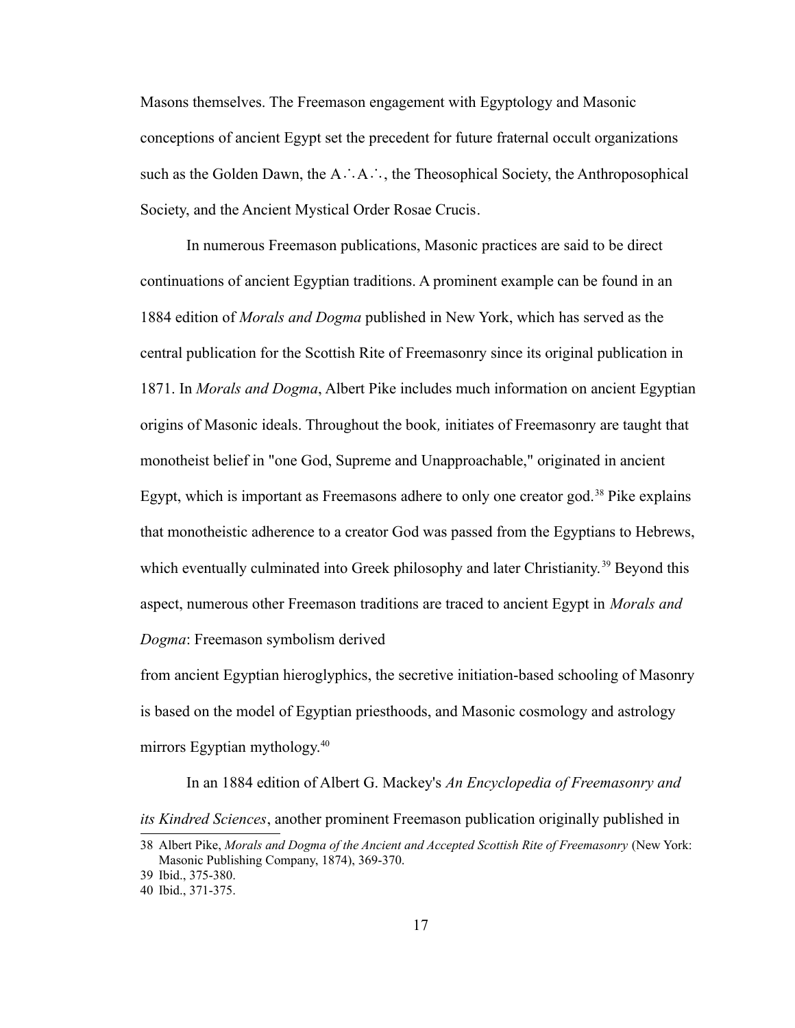Masons themselves. The Freemason engagement with Egyptology and Masonic conceptions of ancient Egypt set the precedent for future fraternal occult organizations such as the Golden Dawn, the A∴A∴, the Theosophical Society, the Anthroposophical Society, and the Ancient Mystical Order Rosae Crucis.

In numerous Freemason publications, Masonic practices are said to be direct continuations of ancient Egyptian traditions. A prominent example can be found in an 1884 edition of *Morals and Dogma* published in New York, which has served as the central publication for the Scottish Rite of Freemasonry since its original publication in 1871. In *Morals and Dogma*, Albert Pike includes much information on ancient Egyptian origins of Masonic ideals. Throughout the book, initiates of Freemasonry are taught that monotheist belief in "one God, Supreme and Unapproachable," originated in ancient Egypt, which is important as Freemasons adhere to only one creator god.[38] Pike explains that monotheistic adherence to a creator God was passed from the Egyptians to Hebrews, which eventually culminated into Greek philosophy and later Christianity.[39] Beyond this aspect, numerous other Freemason traditions are traced to ancient Egypt in *Morals and Dogma*: Freemason symbolism derived from ancient Egyptian hieroglyphics, the secretive initiation-based schooling of Masonry is based on the model of Egyptian priesthoods, and Masonic cosmology and astrology mirrors Egyptian mythology.[40]

In an 1884 edition of Albert G. Mackey's *An Encyclopedia of Freemasonry and its Kindred Sciences*, another prominent Freemason publication originally published in

38 Albert Pike, *Morals and Dogma of the Ancient and Accepted Scottish Rite of Freemasonry* (New York: Masonic Publishing Company, 1874), 369-370.

39 Ibid., 375-380.

40 Ibid., 371-375.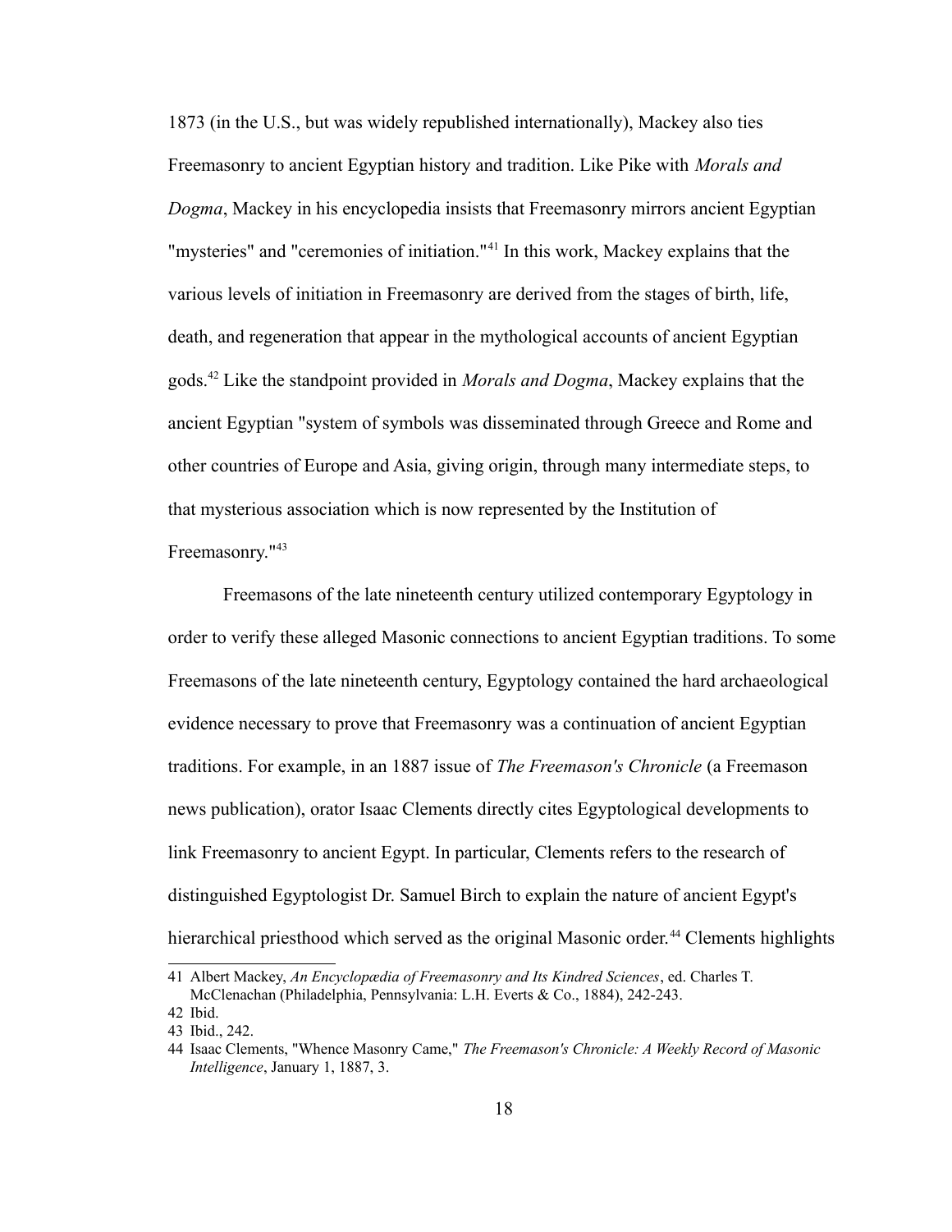1873 (in the U.S., but was widely republished internationally), Mackey also ties Freemasonry to ancient Egyptian history and tradition. Like Pike with *Morals and Dogma*, Mackey in his encyclopedia insists that Freemasonry mirrors ancient Egyptian "mysteries" and "ceremonies of initiation."[41] In this work, Mackey explains that the various levels of initiation in Freemasonry are derived from the stages of birth, life, death, and regeneration that appear in the mythological accounts of ancient Egyptian gods.[42] Like the standpoint provided in *Morals and Dogma*, Mackey explains that the ancient Egyptian "system of symbols was disseminated through Greece and Rome and other countries of Europe and Asia, giving origin, through many intermediate steps, to that mysterious association which is now represented by the Institution of Freemasonry."[43]

Freemasons of the late nineteenth century utilized contemporary Egyptology in order to verify these alleged Masonic connections to ancient Egyptian traditions. To some Freemasons of the late nineteenth century, Egyptology contained the hard archaeological evidence necessary to prove that Freemasonry was a continuation of ancient Egyptian traditions. For example, in an 1887 issue of *The Freemason's Chronicle* (a Freemason news publication), orator Isaac Clements directly cites Egyptological developments to link Freemasonry to ancient Egypt. In particular, Clements refers to the research of distinguished Egyptologist Dr. Samuel Birch to explain the nature of ancient Egypt's hierarchical priesthood which served as the original Masonic order.[44] Clements highlights

41 Albert Mackey, *An Encyclopædia of Freemasonry and Its Kindred Sciences*, ed. Charles T. McClenachan (Philadelphia, Pennsylvania: L.H. Everts & Co., 1884), 242-243.

42 Ibid.

43 Ibid., 242.

44 Isaac Clements, "Whence Masonry Came," *The Freemason's Chronicle: A Weekly Record of Masonic Intelligence*, January 1, 1887, 3.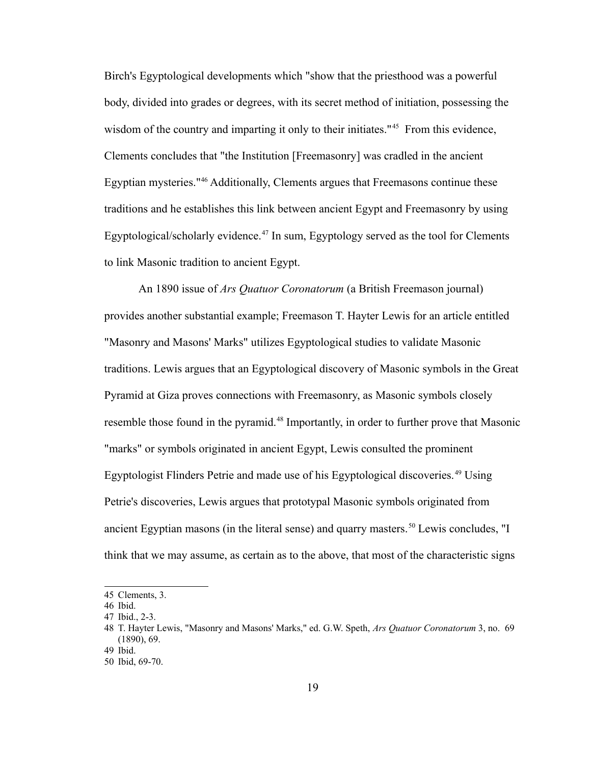Birch's Egyptological developments which "show that the priesthood was a powerful body, divided into grades or degrees, with its secret method of initiation, possessing the wisdom of the country and imparting it only to their initiates."[45] From this evidence, Clements concludes that "the Institution [Freemasonry] was cradled in the ancient Egyptian mysteries."[46] Additionally, Clements argues that Freemasons continue these traditions and he establishes this link between ancient Egypt and Freemasonry by using Egyptological/scholarly evidence.[47] In sum, Egyptology served as the tool for Clements to link Masonic tradition to ancient Egypt.

An 1890 issue of *Ars Quatuor Coronatorum* (a British Freemason journal) provides another substantial example; Freemason T. Hayter Lewis for an article entitled "Masonry and Masons' Marks" utilizes Egyptological studies to validate Masonic traditions. Lewis argues that an Egyptological discovery of Masonic symbols in the Great Pyramid at Giza proves connections with Freemasonry, as Masonic symbols closely resemble those found in the pyramid.[48] Importantly, in order to further prove that Masonic "marks" or symbols originated in ancient Egypt, Lewis consulted the prominent Egyptologist Flinders Petrie and made use of his Egyptological discoveries.[49] Using Petrie's discoveries, Lewis argues that prototypal Masonic symbols originated from ancient Egyptian masons (in the literal sense) and quarry masters.[50] Lewis concludes, "I think that we may assume, as certain as to the above, that most of the characteristic signs

45 Clements, 3.

46 Ibid.

47 Ibid., 2-3.

48 T. Hayter Lewis, "Masonry and Masons' Marks," ed. G.W. Speth, *Ars Quatuor Coronatorum* 3, no. 69 (1890), 69.

49 Ibid.

50 Ibid, 69-70.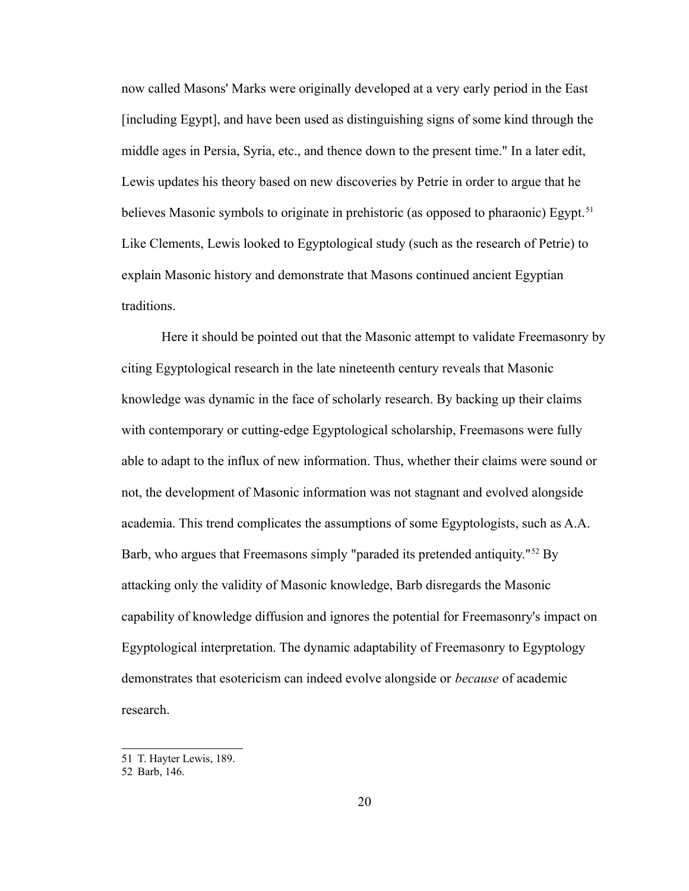now called Masons' Marks were originally developed at a very early period in the East [including Egypt], and have been used as distinguishing signs of some kind through the middle ages in Persia, Syria, etc., and thence down to the present time." In a later edit, Lewis updates his theory based on new discoveries by Petrie in order to argue that he believes Masonic symbols to originate in prehistoric (as opposed to pharaonic) Egypt.[51] Like Clements, Lewis looked to Egyptological study (such as the research of Petrie) to explain Masonic history and demonstrate that Masons continued ancient Egyptian traditions.

Here it should be pointed out that the Masonic attempt to validate Freemasonry by citing Egyptological research in the late nineteenth century reveals that Masonic knowledge was dynamic in the face of scholarly research. By backing up their claims with contemporary or cutting-edge Egyptological scholarship, Freemasons were fully able to adapt to the influx of new information. Thus, whether their claims were sound or not, the development of Masonic information was not stagnant and evolved alongside academia. This trend complicates the assumptions of some Egyptologists, such as A.A. Barb, who argues that Freemasons simply "paraded its pretended antiquity."[52] By attacking only the validity of Masonic knowledge, Barb disregards the Masonic capability of knowledge diffusion and ignores the potential for Freemasonry's impact on Egyptological interpretation. The dynamic adaptability of Freemasonry to Egyptology demonstrates that esotericism can indeed evolve alongside or *because* of academic research.

---

51 T. Hayter Lewis, 189.

52 Barb, 146.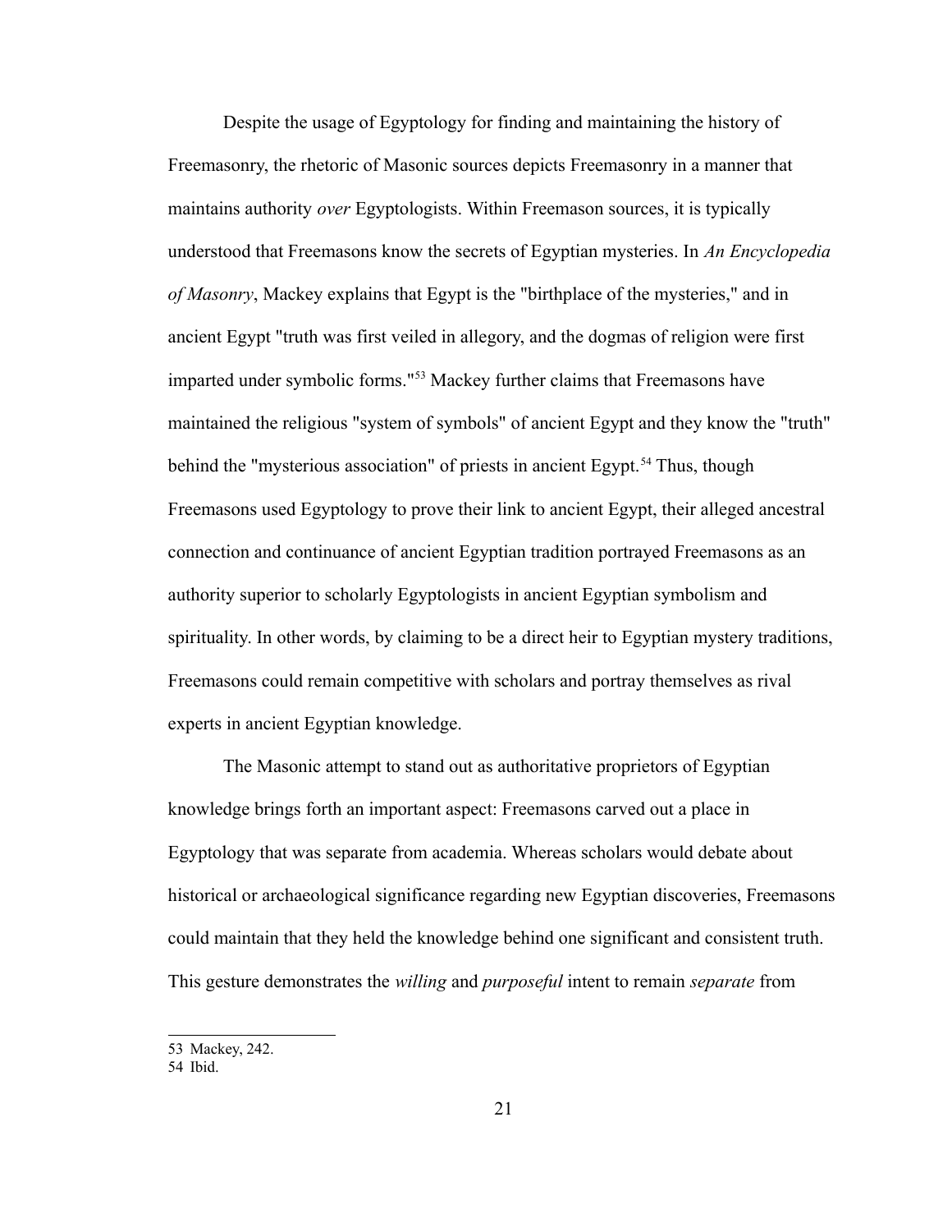Despite the usage of Egyptology for finding and maintaining the history of Freemasonry, the rhetoric of Masonic sources depicts Freemasonry in a manner that maintains authority *over* Egyptologists. Within Freemason sources, it is typically understood that Freemasons know the secrets of Egyptian mysteries. In *An Encyclopedia of Masonry*, Mackey explains that Egypt is the "birthplace of the mysteries," and in ancient Egypt "truth was first veiled in allegory, and the dogmas of religion were first imparted under symbolic forms."[53] Mackey further claims that Freemasons have maintained the religious "system of symbols" of ancient Egypt and they know the "truth" behind the "mysterious association" of priests in ancient Egypt.[54] Thus, though Freemasons used Egyptology to prove their link to ancient Egypt, their alleged ancestral connection and continuance of ancient Egyptian tradition portrayed Freemasons as an authority superior to scholarly Egyptologists in ancient Egyptian symbolism and spirituality. In other words, by claiming to be a direct heir to Egyptian mystery traditions, Freemasons could remain competitive with scholars and portray themselves as rival experts in ancient Egyptian knowledge.

The Masonic attempt to stand out as authoritative proprietors of Egyptian knowledge brings forth an important aspect: Freemasons carved out a place in Egyptology that was separate from academia. Whereas scholars would debate about historical or archaeological significance regarding new Egyptian discoveries, Freemasons could maintain that they held the knowledge behind one significant and consistent truth. This gesture demonstrates the *willing* and *purposeful* intent to remain *separate* from

53 Mackey, 242.
54 Ibid.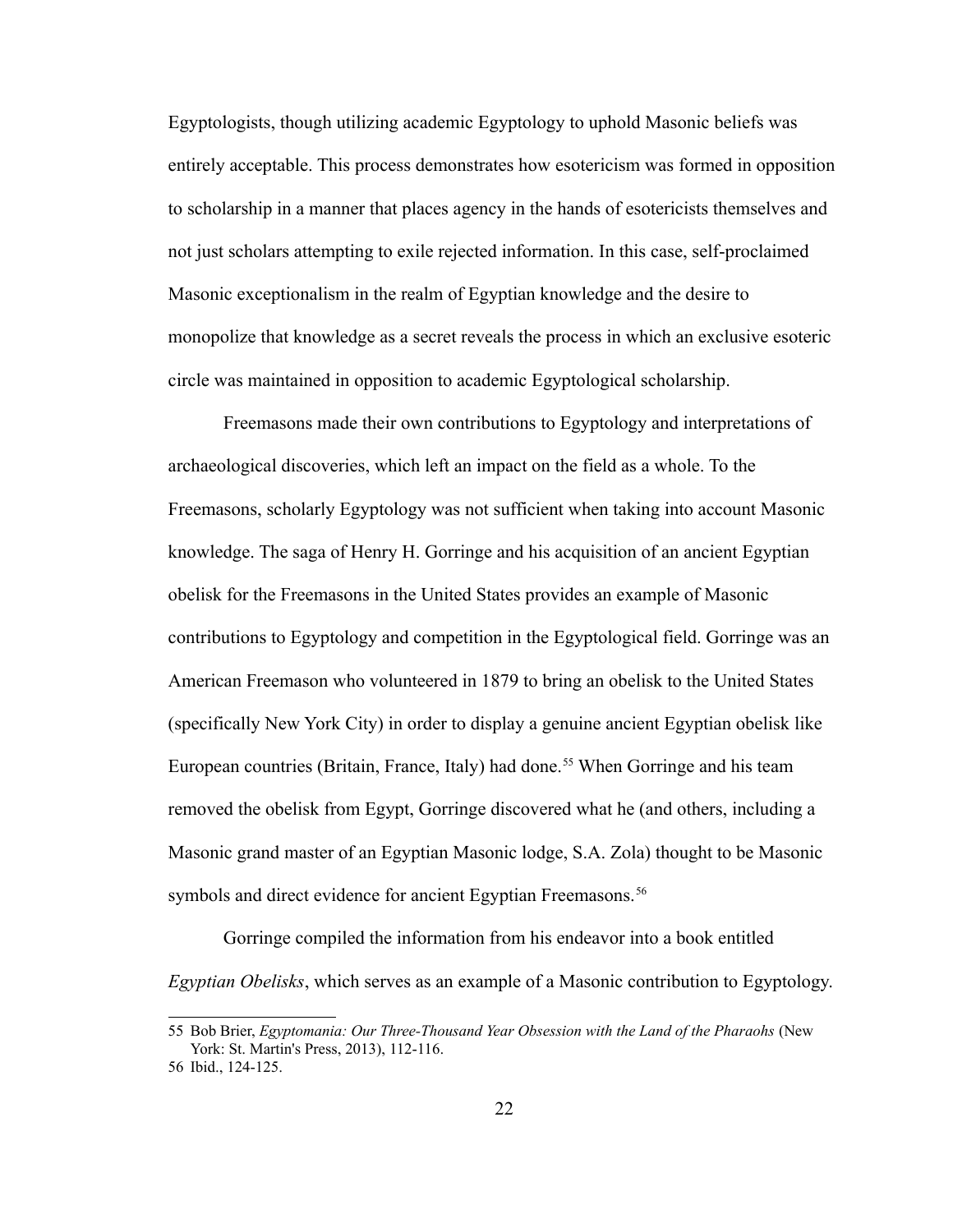Egyptologists, though utilizing academic Egyptology to uphold Masonic beliefs was entirely acceptable. This process demonstrates how esotericism was formed in opposition to scholarship in a manner that places agency in the hands of esotericists themselves and not just scholars attempting to exile rejected information. In this case, self-proclaimed Masonic exceptionalism in the realm of Egyptian knowledge and the desire to monopolize that knowledge as a secret reveals the process in which an exclusive esoteric circle was maintained in opposition to academic Egyptological scholarship.

Freemasons made their own contributions to Egyptology and interpretations of archaeological discoveries, which left an impact on the field as a whole. To the Freemasons, scholarly Egyptology was not sufficient when taking into account Masonic knowledge. The saga of Henry H. Gorringe and his acquisition of an ancient Egyptian obelisk for the Freemasons in the United States provides an example of Masonic contributions to Egyptology and competition in the Egyptological field. Gorringe was an American Freemason who volunteered in 1879 to bring an obelisk to the United States (specifically New York City) in order to display a genuine ancient Egyptian obelisk like European countries (Britain, France, Italy) had done.[55] When Gorringe and his team removed the obelisk from Egypt, Gorringe discovered what he (and others, including a Masonic grand master of an Egyptian Masonic lodge, S.A. Zola) thought to be Masonic symbols and direct evidence for ancient Egyptian Freemasons.[56]

Gorringe compiled the information from his endeavor into a book entitled *Egyptian Obelisks*, which serves as an example of a Masonic contribution to Egyptology.

---

55 Bob Brier, *Egyptomania: Our Three-Thousand Year Obsession with the Land of the Pharaohs* (New York: St. Martin's Press, 2013), 112-116.

56 Ibid., 124-125.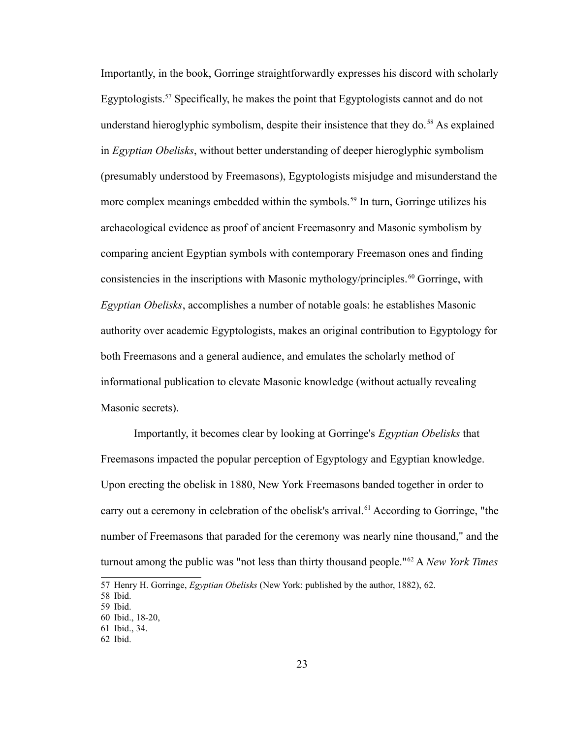Importantly, in the book, Gorringe straightforwardly expresses his discord with scholarly Egyptologists.[57] Specifically, he makes the point that Egyptologists cannot and do not understand hieroglyphic symbolism, despite their insistence that they do.[58] As explained in *Egyptian Obelisks*, without better understanding of deeper hieroglyphic symbolism (presumably understood by Freemasons), Egyptologists misjudge and misunderstand the more complex meanings embedded within the symbols.[59] In turn, Gorringe utilizes his archaeological evidence as proof of ancient Freemasonry and Masonic symbolism by comparing ancient Egyptian symbols with contemporary Freemason ones and finding consistencies in the inscriptions with Masonic mythology/principles.[60] Gorringe, with *Egyptian Obelisks*, accomplishes a number of notable goals: he establishes Masonic authority over academic Egyptologists, makes an original contribution to Egyptology for both Freemasons and a general audience, and emulates the scholarly method of informational publication to elevate Masonic knowledge (without actually revealing Masonic secrets).

Importantly, it becomes clear by looking at Gorringe's *Egyptian Obelisks* that Freemasons impacted the popular perception of Egyptology and Egyptian knowledge. Upon erecting the obelisk in 1880, New York Freemasons banded together in order to carry out a ceremony in celebration of the obelisk's arrival.[61] According to Gorringe, "the number of Freemasons that paraded for the ceremony was nearly nine thousand," and the turnout among the public was "not less than thirty thousand people."[62] A *New York Times*

57 Henry H. Gorringe, *Egyptian Obelisks* (New York: published by the author, 1882), 62.
58 Ibid.
59 Ibid.
60 Ibid., 18-20,
61 Ibid., 34.
62 Ibid.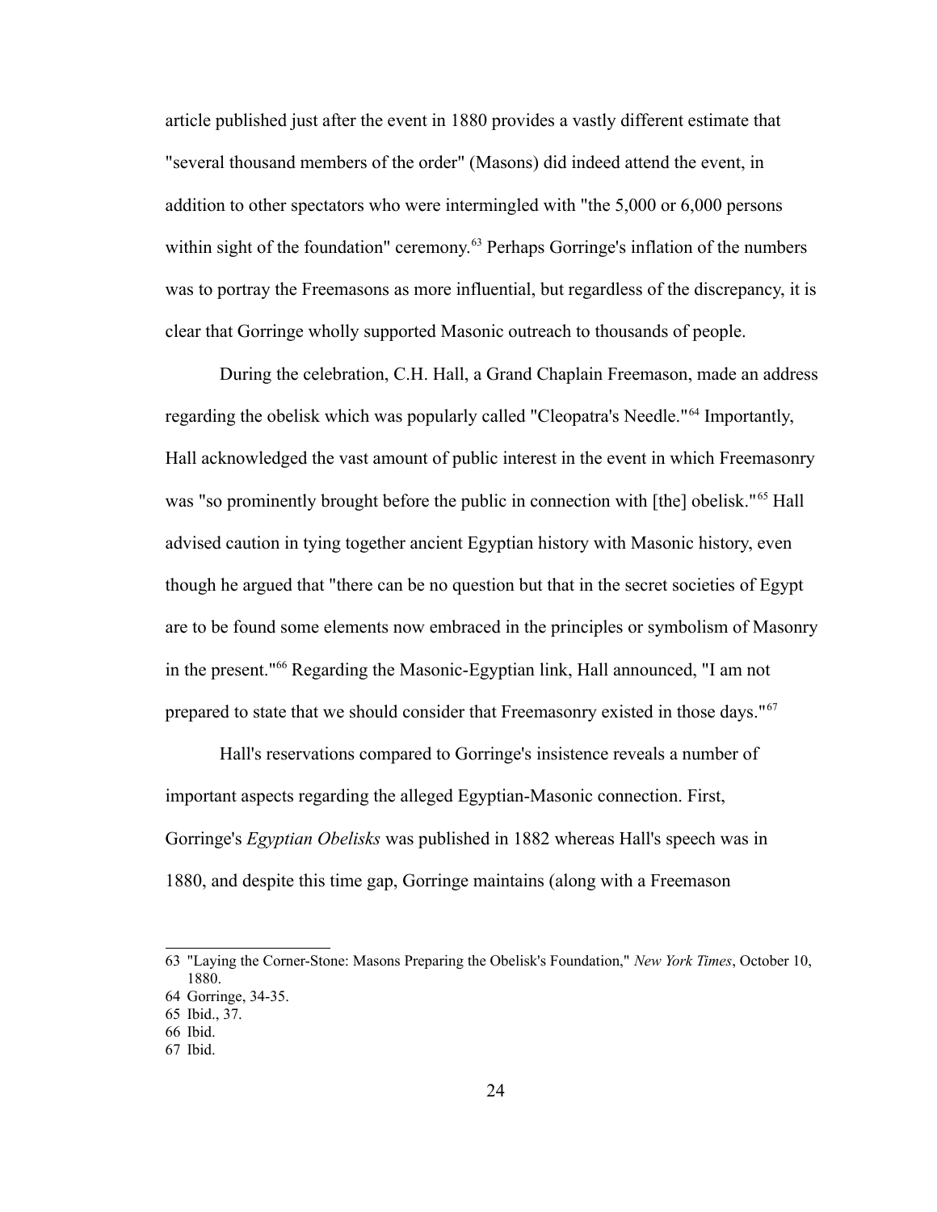article published just after the event in 1880 provides a vastly different estimate that "several thousand members of the order" (Masons) did indeed attend the event, in addition to other spectators who were intermingled with "the 5,000 or 6,000 persons within sight of the foundation" ceremony.[63] Perhaps Gorringe's inflation of the numbers was to portray the Freemasons as more influential, but regardless of the discrepancy, it is clear that Gorringe wholly supported Masonic outreach to thousands of people.

During the celebration, C.H. Hall, a Grand Chaplain Freemason, made an address regarding the obelisk which was popularly called "Cleopatra's Needle."[64] Importantly, Hall acknowledged the vast amount of public interest in the event in which Freemasonry was "so prominently brought before the public in connection with [the] obelisk."[65] Hall advised caution in tying together ancient Egyptian history with Masonic history, even though he argued that "there can be no question but that in the secret societies of Egypt are to be found some elements now embraced in the principles or symbolism of Masonry in the present."[66] Regarding the Masonic-Egyptian link, Hall announced, "I am not prepared to state that we should consider that Freemasonry existed in those days."[67]

Hall's reservations compared to Gorringe's insistence reveals a number of important aspects regarding the alleged Egyptian-Masonic connection. First, Gorringe's *Egyptian Obelisks* was published in 1882 whereas Hall's speech was in 1880, and despite this time gap, Gorringe maintains (along with a Freemason

---

63 "Laying the Corner-Stone: Masons Preparing the Obelisk's Foundation," *New York Times*, October 10, 1880.

64 Gorringe, 34-35.

65 Ibid., 37.

66 Ibid.

67 Ibid.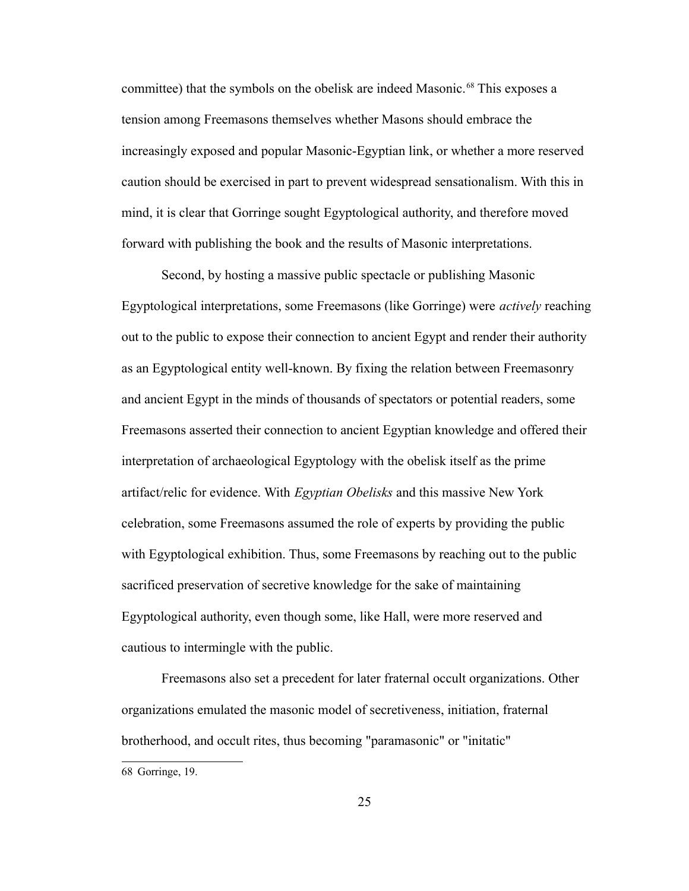committee) that the symbols on the obelisk are indeed Masonic.[68] This exposes a tension among Freemasons themselves whether Masons should embrace the increasingly exposed and popular Masonic-Egyptian link, or whether a more reserved caution should be exercised in part to prevent widespread sensationalism. With this in mind, it is clear that Gorringe sought Egyptological authority, and therefore moved forward with publishing the book and the results of Masonic interpretations.

Second, by hosting a massive public spectacle or publishing Masonic Egyptological interpretations, some Freemasons (like Gorringe) were *actively* reaching out to the public to expose their connection to ancient Egypt and render their authority as an Egyptological entity well-known. By fixing the relation between Freemasonry and ancient Egypt in the minds of thousands of spectators or potential readers, some Freemasons asserted their connection to ancient Egyptian knowledge and offered their interpretation of archaeological Egyptology with the obelisk itself as the prime artifact/relic for evidence. With *Egyptian Obelisks* and this massive New York celebration, some Freemasons assumed the role of experts by providing the public with Egyptological exhibition. Thus, some Freemasons by reaching out to the public sacrificed preservation of secretive knowledge for the sake of maintaining Egyptological authority, even though some, like Hall, were more reserved and cautious to intermingle with the public.

Freemasons also set a precedent for later fraternal occult organizations. Other organizations emulated the masonic model of secretiveness, initiation, fraternal brotherhood, and occult rites, thus becoming "paramasonic" or "initatic"

68 Gorringe, 19.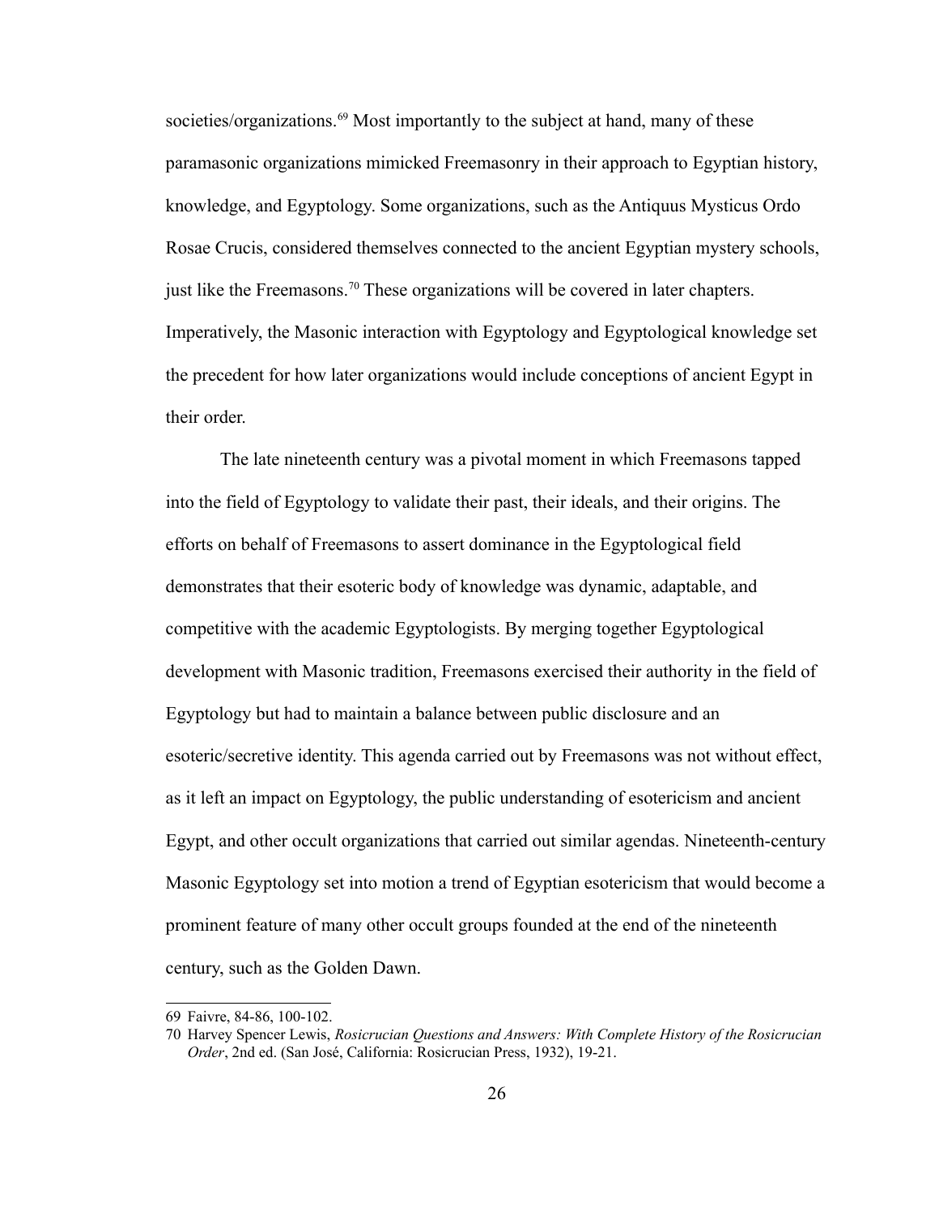societies/organizations.[69] Most importantly to the subject at hand, many of these paramasonic organizations mimicked Freemasonry in their approach to Egyptian history, knowledge, and Egyptology. Some organizations, such as the Antiquus Mysticus Ordo Rosae Crucis, considered themselves connected to the ancient Egyptian mystery schools, just like the Freemasons.[70] These organizations will be covered in later chapters. Imperatively, the Masonic interaction with Egyptology and Egyptological knowledge set the precedent for how later organizations would include conceptions of ancient Egypt in their order.

The late nineteenth century was a pivotal moment in which Freemasons tapped into the field of Egyptology to validate their past, their ideals, and their origins. The efforts on behalf of Freemasons to assert dominance in the Egyptological field demonstrates that their esoteric body of knowledge was dynamic, adaptable, and competitive with the academic Egyptologists. By merging together Egyptological development with Masonic tradition, Freemasons exercised their authority in the field of Egyptology but had to maintain a balance between public disclosure and an esoteric/secretive identity. This agenda carried out by Freemasons was not without effect, as it left an impact on Egyptology, the public understanding of esotericism and ancient Egypt, and other occult organizations that carried out similar agendas. Nineteenth-century Masonic Egyptology set into motion a trend of Egyptian esotericism that would become a prominent feature of many other occult groups founded at the end of the nineteenth century, such as the Golden Dawn.

69 Faivre, 84-86, 100-102.

70 Harvey Spencer Lewis, *Rosicrucian Questions and Answers: With Complete History of the Rosicrucian Order*, 2nd ed. (San José, California: Rosicrucian Press, 1932), 19-21.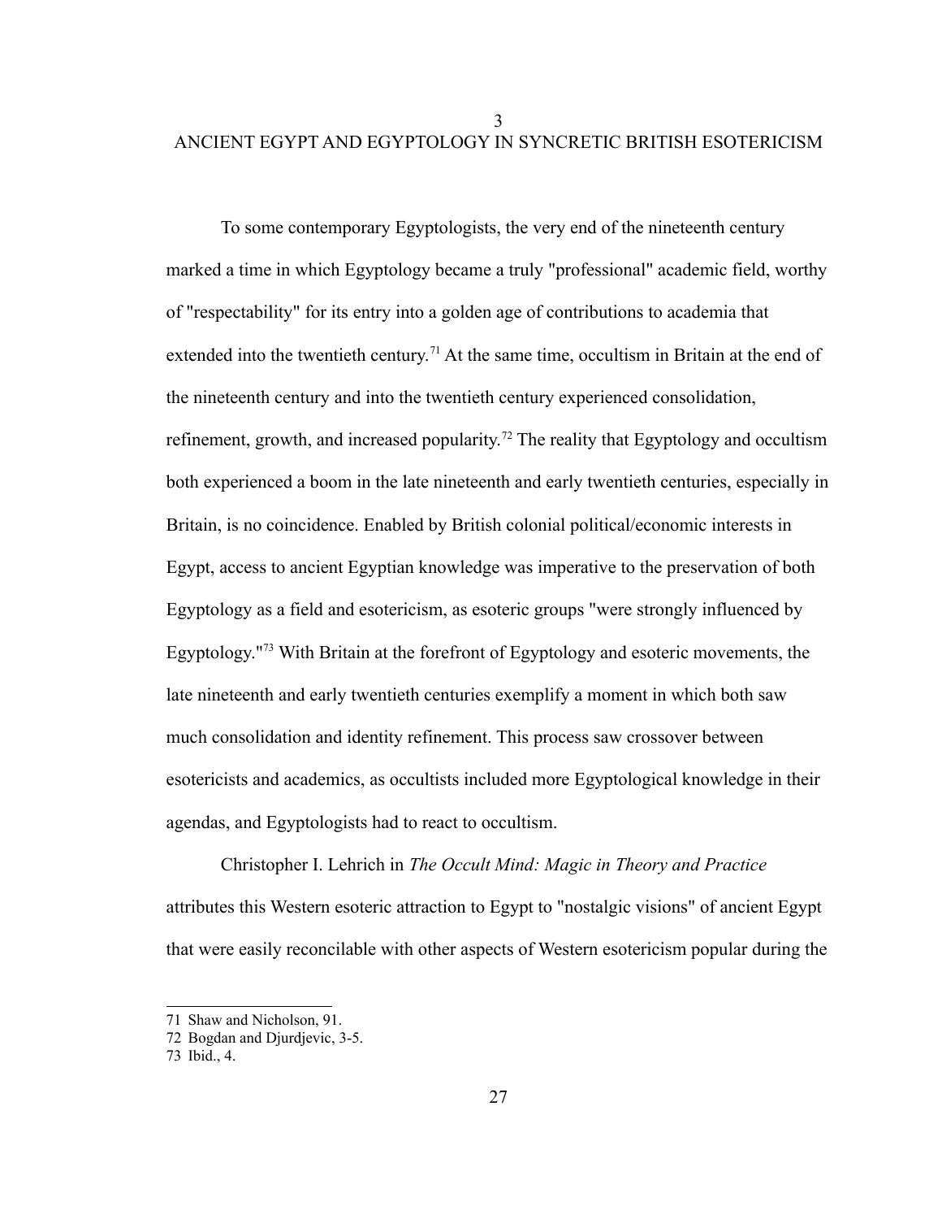# 3

# ANCIENT EGYPT AND EGYPTOLOGY IN SYNCRETIC BRITISH ESOTERICISM

To some contemporary Egyptologists, the very end of the nineteenth century marked a time in which Egyptology became a truly "professional" academic field, worthy of "respectability" for its entry into a golden age of contributions to academia that extended into the twentieth century.[71] At the same time, occultism in Britain at the end of the nineteenth century and into the twentieth century experienced consolidation, refinement, growth, and increased popularity.[72] The reality that Egyptology and occultism both experienced a boom in the late nineteenth and early twentieth centuries, especially in Britain, is no coincidence. Enabled by British colonial political/economic interests in Egypt, access to ancient Egyptian knowledge was imperative to the preservation of both Egyptology as a field and esotericism, as esoteric groups "were strongly influenced by Egyptology."[73] With Britain at the forefront of Egyptology and esoteric movements, the late nineteenth and early twentieth centuries exemplify a moment in which both saw much consolidation and identity refinement. This process saw crossover between esotericists and academics, as occultists included more Egyptological knowledge in their agendas, and Egyptologists had to react to occultism.

Christopher I. Lehrich in *The Occult Mind: Magic in Theory and Practice* attributes this Western esoteric attraction to Egypt to "nostalgic visions" of ancient Egypt that were easily reconcilable with other aspects of Western esotericism popular during the

71 Shaw and Nicholson, 91.

72 Bogdan and Djurdjevic, 3-5.

73 Ibid., 4.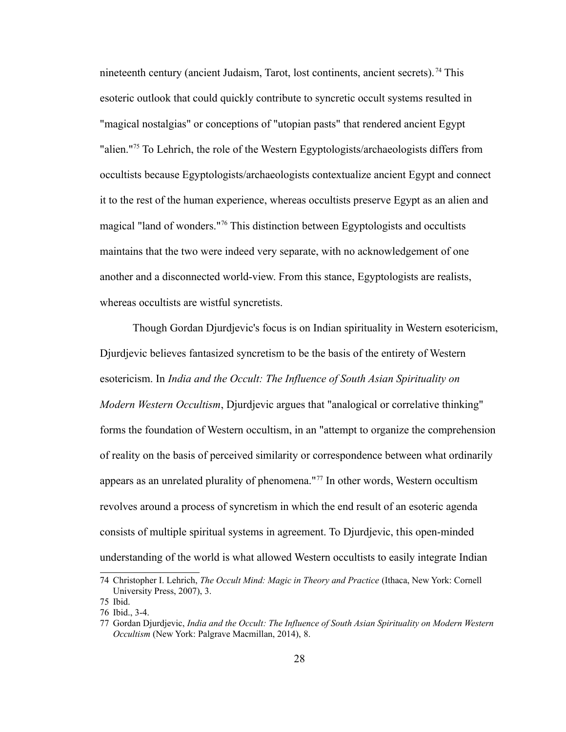nineteenth century (ancient Judaism, Tarot, lost continents, ancient secrets).[74] This esoteric outlook that could quickly contribute to syncretic occult systems resulted in "magical nostalgias" or conceptions of "utopian pasts" that rendered ancient Egypt "alien."[75] To Lehrich, the role of the Western Egyptologists/archaeologists differs from occultists because Egyptologists/archaeologists contextualize ancient Egypt and connect it to the rest of the human experience, whereas occultists preserve Egypt as an alien and magical "land of wonders."[76] This distinction between Egyptologists and occultists maintains that the two were indeed very separate, with no acknowledgement of one another and a disconnected world-view. From this stance, Egyptologists are realists, whereas occultists are wistful syncretists.

Though Gordan Djurdjevic's focus is on Indian spirituality in Western esotericism, Djurdjevic believes fantasized syncretism to be the basis of the entirety of Western esotericism. In *India and the Occult: The Influence of South Asian Spirituality on Modern Western Occultism*, Djurdjevic argues that "analogical or correlative thinking" forms the foundation of Western occultism, in an "attempt to organize the comprehension of reality on the basis of perceived similarity or correspondence between what ordinarily appears as an unrelated plurality of phenomena."[77] In other words, Western occultism revolves around a process of syncretism in which the end result of an esoteric agenda consists of multiple spiritual systems in agreement. To Djurdjevic, this open-minded understanding of the world is what allowed Western occultists to easily integrate Indian

---

74 Christopher I. Lehrich, *The Occult Mind: Magic in Theory and Practice* (Ithaca, New York: Cornell University Press, 2007), 3.

75 Ibid.

76 Ibid., 3-4.

77 Gordan Djurdjevic, *India and the Occult: The Influence of South Asian Spirituality on Modern Western Occultism* (New York: Palgrave Macmillan, 2014), 8.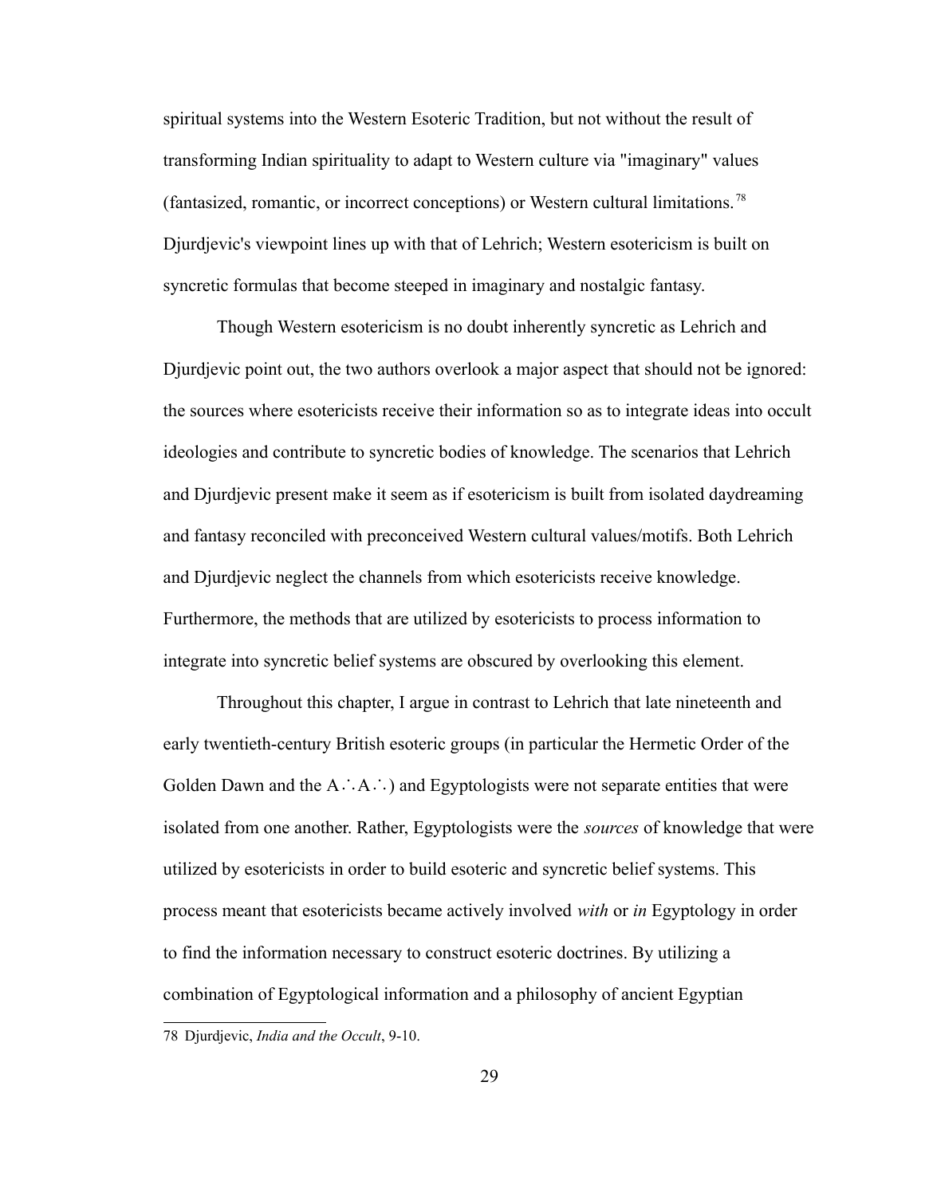spiritual systems into the Western Esoteric Tradition, but not without the result of transforming Indian spirituality to adapt to Western culture via "imaginary" values (fantasized, romantic, or incorrect conceptions) or Western cultural limitations.[78] Djurdjevic's viewpoint lines up with that of Lehrich; Western esotericism is built on syncretic formulas that become steeped in imaginary and nostalgic fantasy.

Though Western esotericism is no doubt inherently syncretic as Lehrich and Djurdjevic point out, the two authors overlook a major aspect that should not be ignored: the sources where esotericists receive their information so as to integrate ideas into occult ideologies and contribute to syncretic bodies of knowledge. The scenarios that Lehrich and Djurdjevic present make it seem as if esotericism is built from isolated daydreaming and fantasy reconciled with preconceived Western cultural values/motifs. Both Lehrich and Djurdjevic neglect the channels from which esotericists receive knowledge. Furthermore, the methods that are utilized by esotericists to process information to integrate into syncretic belief systems are obscured by overlooking this element.

Throughout this chapter, I argue in contrast to Lehrich that late nineteenth and early twentieth-century British esoteric groups (in particular the Hermetic Order of the Golden Dawn and the A∴A∴) and Egyptologists were not separate entities that were isolated from one another. Rather, Egyptologists were the *sources* of knowledge that were utilized by esotericists in order to build esoteric and syncretic belief systems. This process meant that esotericists became actively involved *with* or *in* Egyptology in order to find the information necessary to construct esoteric doctrines. By utilizing a combination of Egyptological information and a philosophy of ancient Egyptian

78 Djurdjevic, *India and the Occult*, 9-10.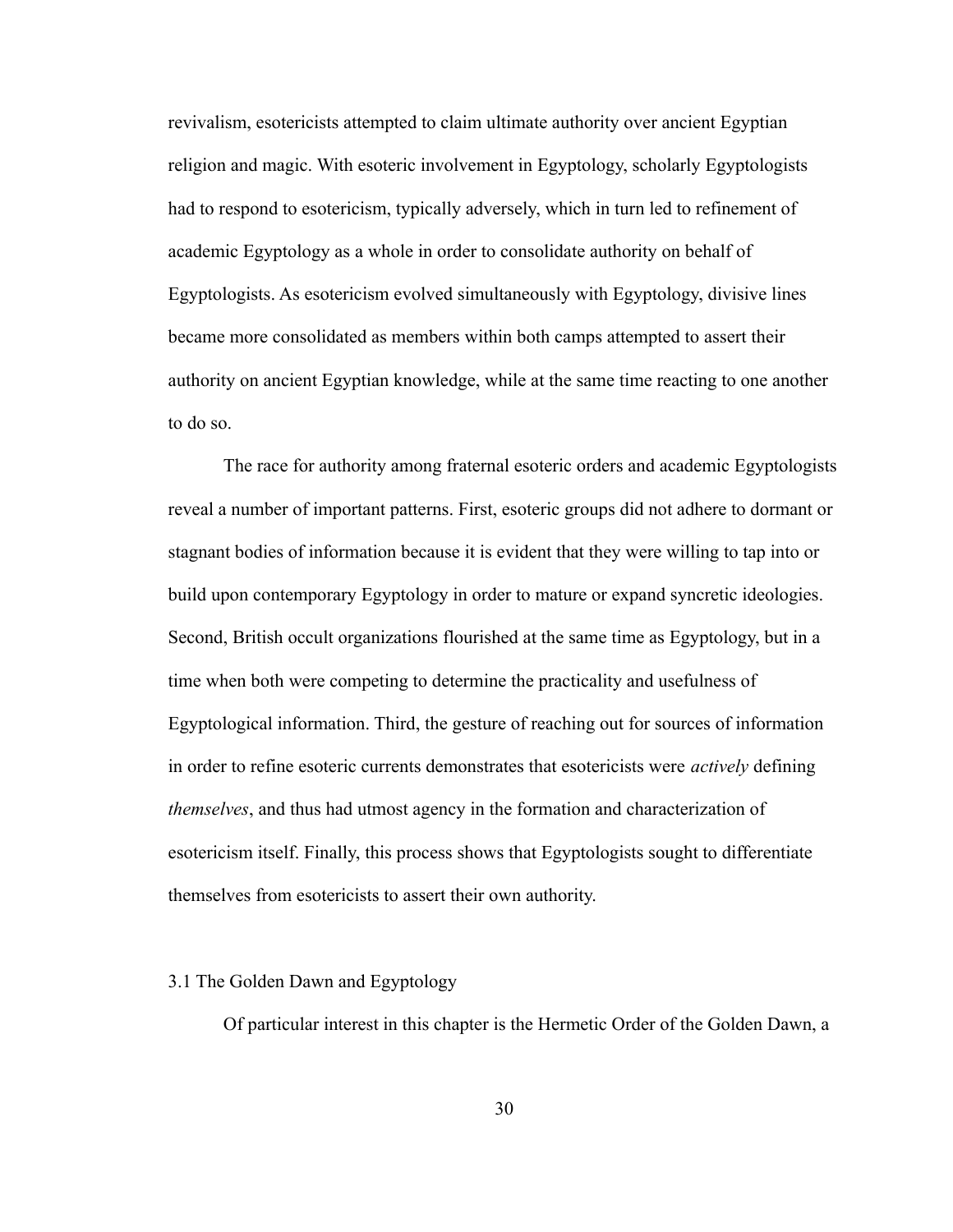revivalism, esotericists attempted to claim ultimate authority over ancient Egyptian religion and magic. With esoteric involvement in Egyptology, scholarly Egyptologists had to respond to esotericism, typically adversely, which in turn led to refinement of academic Egyptology as a whole in order to consolidate authority on behalf of Egyptologists. As esotericism evolved simultaneously with Egyptology, divisive lines became more consolidated as members within both camps attempted to assert their authority on ancient Egyptian knowledge, while at the same time reacting to one another to do so.

The race for authority among fraternal esoteric orders and academic Egyptologists reveal a number of important patterns. First, esoteric groups did not adhere to dormant or stagnant bodies of information because it is evident that they were willing to tap into or build upon contemporary Egyptology in order to mature or expand syncretic ideologies. Second, British occult organizations flourished at the same time as Egyptology, but in a time when both were competing to determine the practicality and usefulness of Egyptological information. Third, the gesture of reaching out for sources of information in order to refine esoteric currents demonstrates that esotericists were *actively* defining *themselves*, and thus had utmost agency in the formation and characterization of esotericism itself. Finally, this process shows that Egyptologists sought to differentiate themselves from esotericists to assert their own authority.

## 3.1 The Golden Dawn and Egyptology

Of particular interest in this chapter is the Hermetic Order of the Golden Dawn, a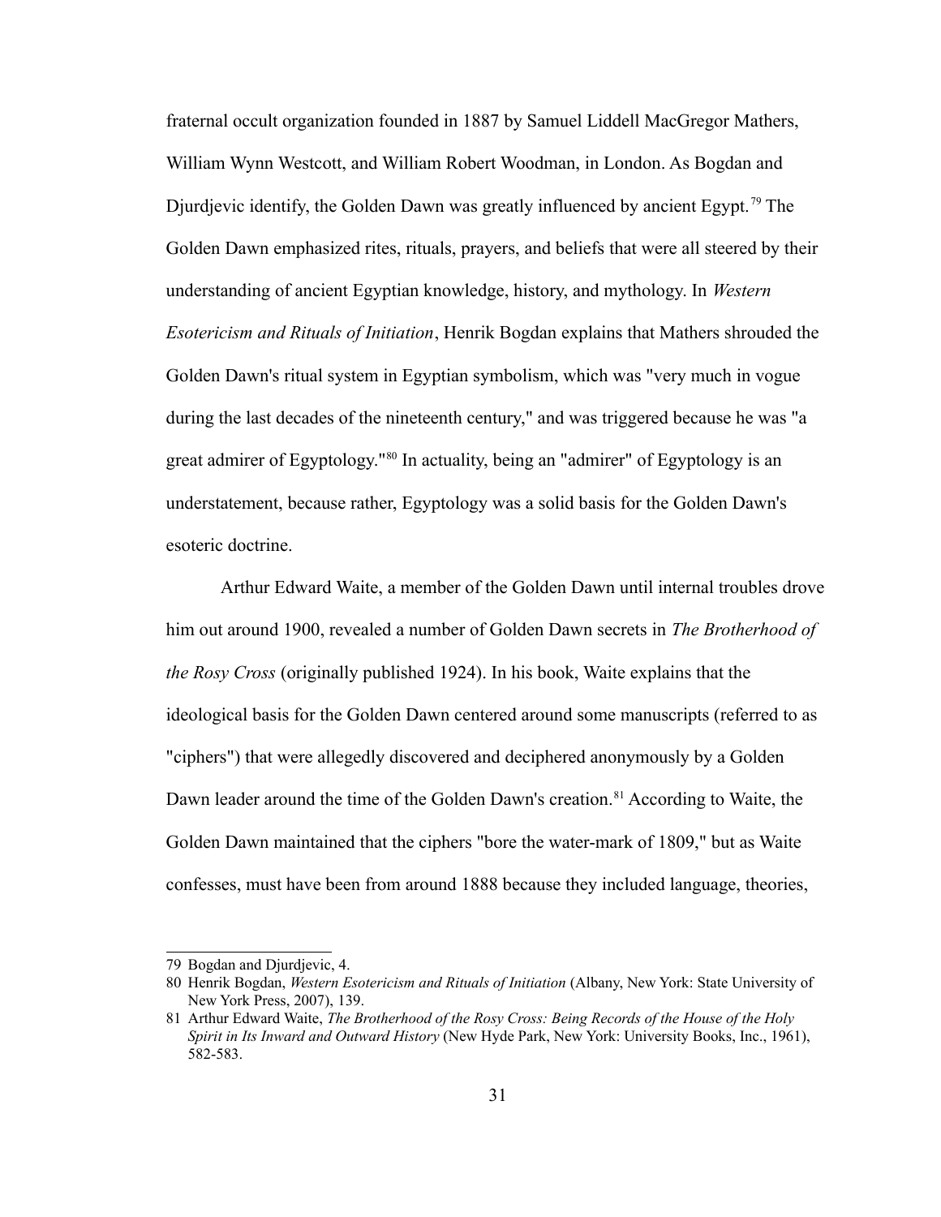fraternal occult organization founded in 1887 by Samuel Liddell MacGregor Mathers, William Wynn Westcott, and William Robert Woodman, in London. As Bogdan and Djurdjevic identify, the Golden Dawn was greatly influenced by ancient Egypt.[79] The Golden Dawn emphasized rites, rituals, prayers, and beliefs that were all steered by their understanding of ancient Egyptian knowledge, history, and mythology. In *Western Esotericism and Rituals of Initiation*, Henrik Bogdan explains that Mathers shrouded the Golden Dawn's ritual system in Egyptian symbolism, which was "very much in vogue during the last decades of the nineteenth century," and was triggered because he was "a great admirer of Egyptology."[80] In actuality, being an "admirer" of Egyptology is an understatement, because rather, Egyptology was a solid basis for the Golden Dawn's esoteric doctrine.

Arthur Edward Waite, a member of the Golden Dawn until internal troubles drove him out around 1900, revealed a number of Golden Dawn secrets in *The Brotherhood of the Rosy Cross* (originally published 1924). In his book, Waite explains that the ideological basis for the Golden Dawn centered around some manuscripts (referred to as "ciphers") that were allegedly discovered and deciphered anonymously by a Golden Dawn leader around the time of the Golden Dawn's creation.[81] According to Waite, the Golden Dawn maintained that the ciphers "bore the water-mark of 1809," but as Waite confesses, must have been from around 1888 because they included language, theories,

---

79 Bogdan and Djurdjevic, 4.

80 Henrik Bogdan, *Western Esotericism and Rituals of Initiation* (Albany, New York: State University of New York Press, 2007), 139.

81 Arthur Edward Waite, *The Brotherhood of the Rosy Cross: Being Records of the House of the Holy Spirit in Its Inward and Outward History* (New Hyde Park, New York: University Books, Inc., 1961), 582-583.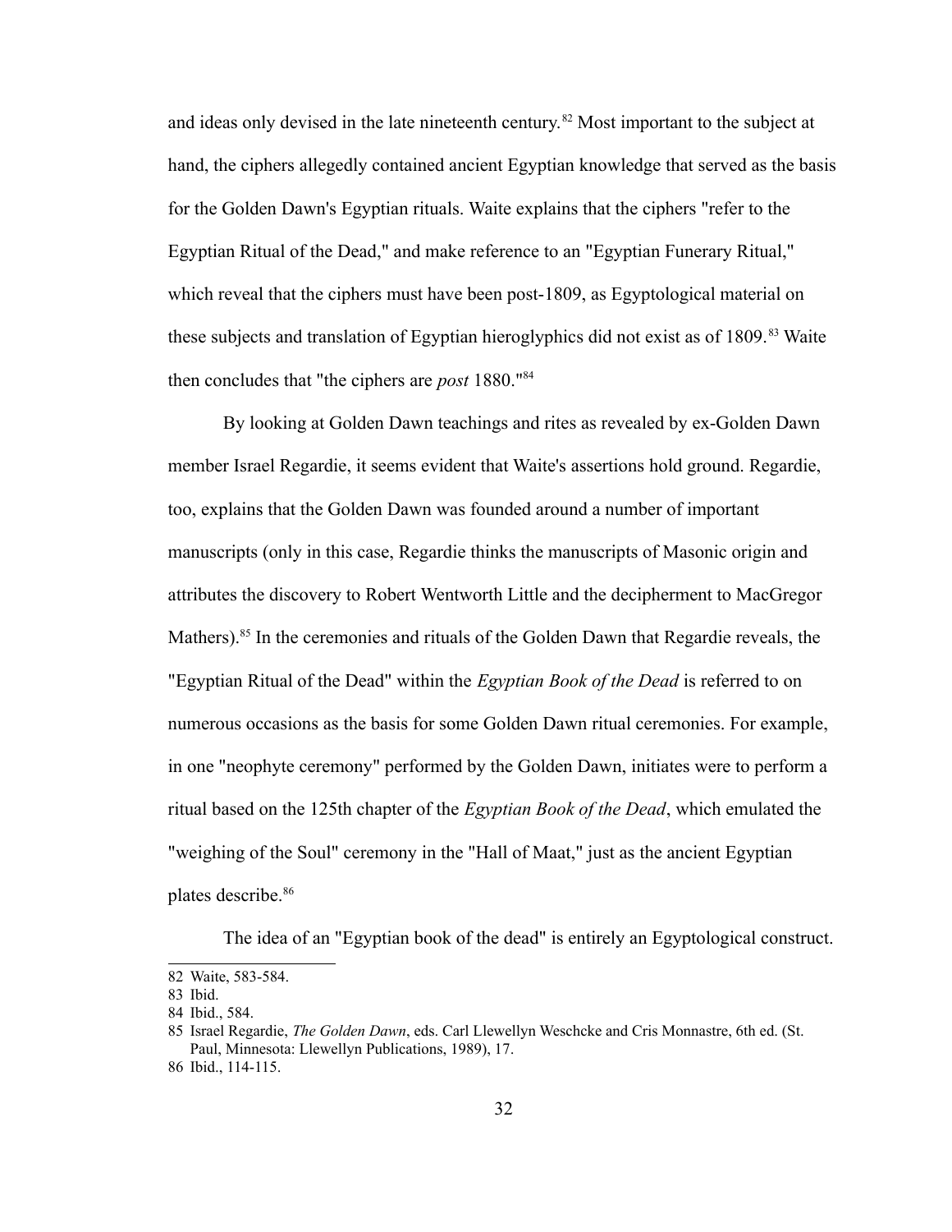and ideas only devised in the late nineteenth century.[82] Most important to the subject at hand, the ciphers allegedly contained ancient Egyptian knowledge that served as the basis for the Golden Dawn's Egyptian rituals. Waite explains that the ciphers "refer to the Egyptian Ritual of the Dead," and make reference to an "Egyptian Funerary Ritual," which reveal that the ciphers must have been post-1809, as Egyptological material on these subjects and translation of Egyptian hieroglyphics did not exist as of 1809.[83] Waite then concludes that "the ciphers are *post* 1880."[84]

By looking at Golden Dawn teachings and rites as revealed by ex-Golden Dawn member Israel Regardie, it seems evident that Waite's assertions hold ground. Regardie, too, explains that the Golden Dawn was founded around a number of important manuscripts (only in this case, Regardie thinks the manuscripts of Masonic origin and attributes the discovery to Robert Wentworth Little and the decipherment to MacGregor Mathers).[85] In the ceremonies and rituals of the Golden Dawn that Regardie reveals, the "Egyptian Ritual of the Dead" within the *Egyptian Book of the Dead* is referred to on numerous occasions as the basis for some Golden Dawn ritual ceremonies. For example, in one "neophyte ceremony" performed by the Golden Dawn, initiates were to perform a ritual based on the 125th chapter of the *Egyptian Book of the Dead*, which emulated the "weighing of the Soul" ceremony in the "Hall of Maat," just as the ancient Egyptian plates describe.[86]

The idea of an "Egyptian book of the dead" is entirely an Egyptological construct.

---

82 Waite, 583-584.

83 Ibid.

84 Ibid., 584.

85 Israel Regardie, *The Golden Dawn*, eds. Carl Llewellyn Weschcke and Cris Monnastre, 6th ed. (St. Paul, Minnesota: Llewellyn Publications, 1989), 17.

86 Ibid., 114-115.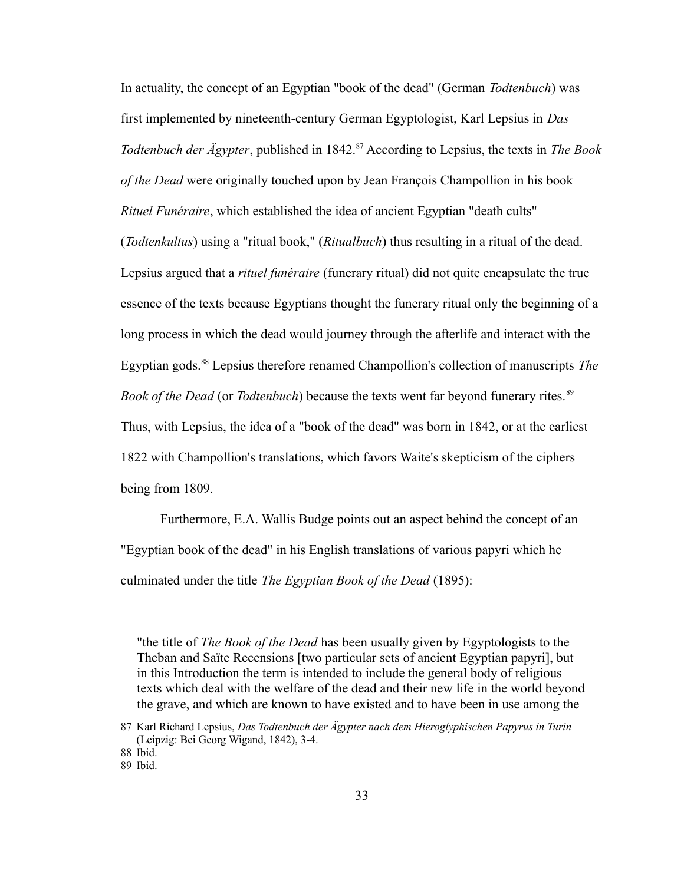In actuality, the concept of an Egyptian "book of the dead" (German *Todtenbuch*) was first implemented by nineteenth-century German Egyptologist, Karl Lepsius in *Das Todtenbuch der Ägypter*, published in 1842.[87] According to Lepsius, the texts in *The Book of the Dead* were originally touched upon by Jean François Champollion in his book *Rituel Funéraire*, which established the idea of ancient Egyptian "death cults" (*Todtenkultus*) using a "ritual book," (*Ritualbuch*) thus resulting in a ritual of the dead. Lepsius argued that a *rituel funéraire* (funerary ritual) did not quite encapsulate the true essence of the texts because Egyptians thought the funerary ritual only the beginning of a long process in which the dead would journey through the afterlife and interact with the Egyptian gods.[88] Lepsius therefore renamed Champollion's collection of manuscripts *The Book of the Dead* (or *Todtenbuch*) because the texts went far beyond funerary rites.[89] Thus, with Lepsius, the idea of a "book of the dead" was born in 1842, or at the earliest 1822 with Champollion's translations, which favors Waite's skepticism of the ciphers being from 1809.

Furthermore, E.A. Wallis Budge points out an aspect behind the concept of an "Egyptian book of the dead" in his English translations of various papyri which he culminated under the title *The Egyptian Book of the Dead* (1895):

> "the title of *The Book of the Dead* has been usually given by Egyptologists to the Theban and Saïte Recensions [two particular sets of ancient Egyptian papyri], but in this Introduction the term is intended to include the general body of religious texts which deal with the welfare of the dead and their new life in the world beyond the grave, and which are known to have existed and to have been in use among the

---

87 Karl Richard Lepsius, *Das Todtenbuch der Ägypter nach dem Hieroglyphischen Papyrus in Turin* (Leipzig: Bei Georg Wigand, 1842), 3-4.

88 Ibid.

89 Ibid.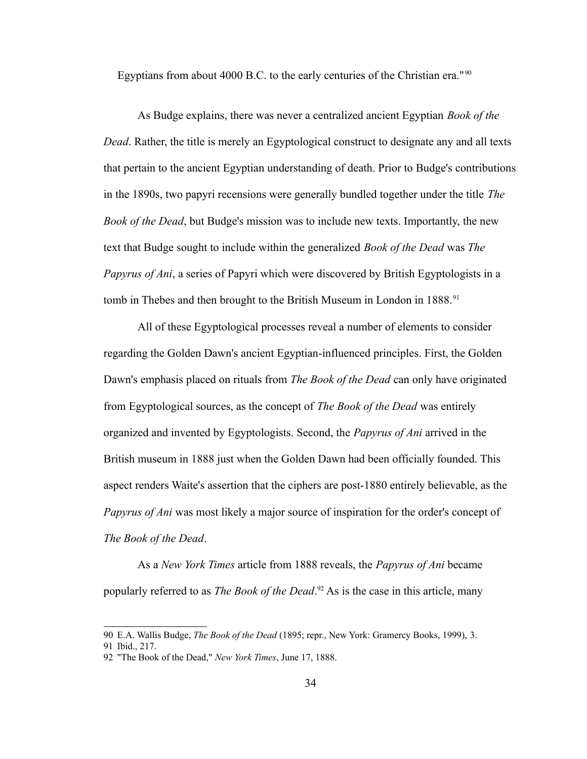Egyptians from about 4000 B.C. to the early centuries of the Christian era."[90]

As Budge explains, there was never a centralized ancient Egyptian *Book of the Dead*. Rather, the title is merely an Egyptological construct to designate any and all texts that pertain to the ancient Egyptian understanding of death. Prior to Budge's contributions in the 1890s, two papyri recensions were generally bundled together under the title *The Book of the Dead*, but Budge's mission was to include new texts. Importantly, the new text that Budge sought to include within the generalized *Book of the Dead* was *The Papyrus of Ani*, a series of Papyri which were discovered by British Egyptologists in a tomb in Thebes and then brought to the British Museum in London in 1888.[91]

All of these Egyptological processes reveal a number of elements to consider regarding the Golden Dawn's ancient Egyptian-influenced principles. First, the Golden Dawn's emphasis placed on rituals from *The Book of the Dead* can only have originated from Egyptological sources, as the concept of *The Book of the Dead* was entirely organized and invented by Egyptologists. Second, the *Papyrus of Ani* arrived in the British museum in 1888 just when the Golden Dawn had been officially founded. This aspect renders Waite's assertion that the ciphers are post-1880 entirely believable, as the *Papyrus of Ani* was most likely a major source of inspiration for the order's concept of *The Book of the Dead*.

As a *New York Times* article from 1888 reveals, the *Papyrus of Ani* became popularly referred to as *The Book of the Dead*.[92] As is the case in this article, many

---

90 E.A. Wallis Budge, *The Book of the Dead* (1895; repr., New York: Gramercy Books, 1999), 3.

91 Ibid., 217.

92 "The Book of the Dead," *New York Times*, June 17, 1888.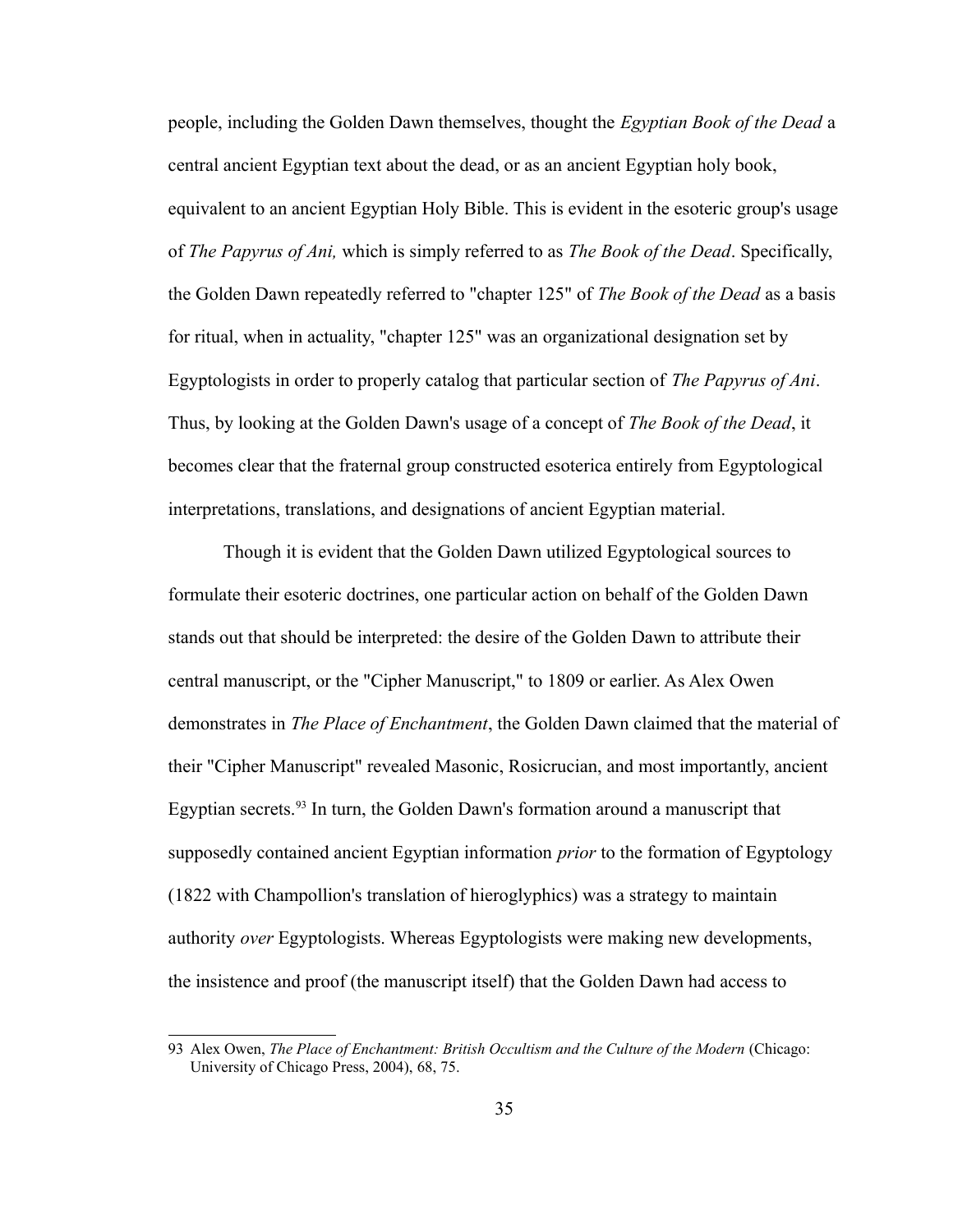people, including the Golden Dawn themselves, thought the *Egyptian Book of the Dead* a central ancient Egyptian text about the dead, or as an ancient Egyptian holy book, equivalent to an ancient Egyptian Holy Bible. This is evident in the esoteric group's usage of *The Papyrus of Ani,* which is simply referred to as *The Book of the Dead*. Specifically, the Golden Dawn repeatedly referred to "chapter 125" of *The Book of the Dead* as a basis for ritual, when in actuality, "chapter 125" was an organizational designation set by Egyptologists in order to properly catalog that particular section of *The Papyrus of Ani*. Thus, by looking at the Golden Dawn's usage of a concept of *The Book of the Dead*, it becomes clear that the fraternal group constructed esoterica entirely from Egyptological interpretations, translations, and designations of ancient Egyptian material.

Though it is evident that the Golden Dawn utilized Egyptological sources to formulate their esoteric doctrines, one particular action on behalf of the Golden Dawn stands out that should be interpreted: the desire of the Golden Dawn to attribute their central manuscript, or the "Cipher Manuscript," to 1809 or earlier. As Alex Owen demonstrates in *The Place of Enchantment*, the Golden Dawn claimed that the material of their "Cipher Manuscript" revealed Masonic, Rosicrucian, and most importantly, ancient Egyptian secrets.[93] In turn, the Golden Dawn's formation around a manuscript that supposedly contained ancient Egyptian information *prior* to the formation of Egyptology (1822 with Champollion's translation of hieroglyphics) was a strategy to maintain authority *over* Egyptologists. Whereas Egyptologists were making new developments, the insistence and proof (the manuscript itself) that the Golden Dawn had access to

93 Alex Owen, *The Place of Enchantment: British Occultism and the Culture of the Modern* (Chicago: University of Chicago Press, 2004), 68, 75.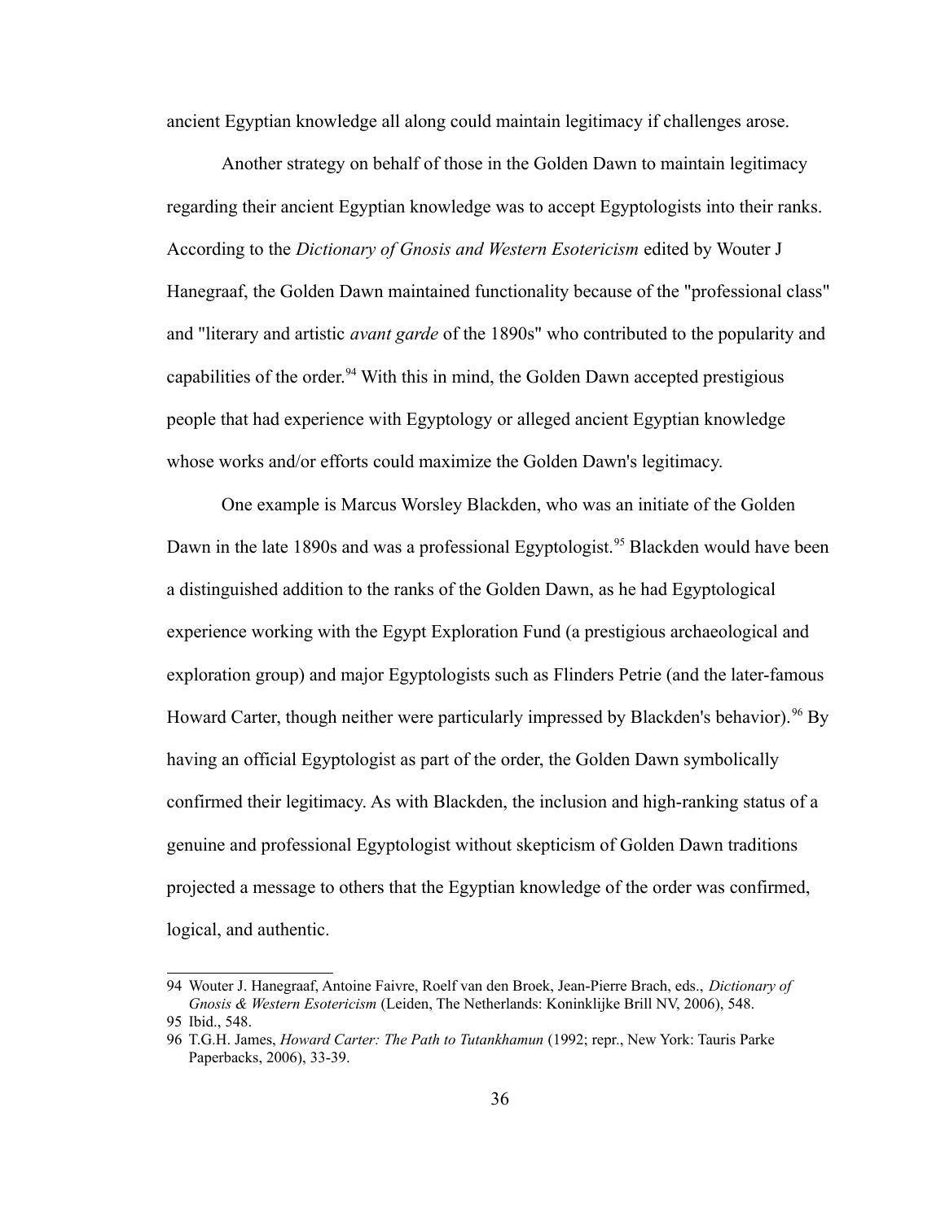ancient Egyptian knowledge all along could maintain legitimacy if challenges arose.

Another strategy on behalf of those in the Golden Dawn to maintain legitimacy regarding their ancient Egyptian knowledge was to accept Egyptologists into their ranks. According to the *Dictionary of Gnosis and Western Esotericism* edited by Wouter J Hanegraaf, the Golden Dawn maintained functionality because of the "professional class" and "literary and artistic *avant garde* of the 1890s" who contributed to the popularity and capabilities of the order.[94] With this in mind, the Golden Dawn accepted prestigious people that had experience with Egyptology or alleged ancient Egyptian knowledge whose works and/or efforts could maximize the Golden Dawn's legitimacy.

One example is Marcus Worsley Blackden, who was an initiate of the Golden Dawn in the late 1890s and was a professional Egyptologist.[95] Blackden would have been a distinguished addition to the ranks of the Golden Dawn, as he had Egyptological experience working with the Egypt Exploration Fund (a prestigious archaeological and exploration group) and major Egyptologists such as Flinders Petrie (and the later-famous Howard Carter, though neither were particularly impressed by Blackden's behavior).[96] By having an official Egyptologist as part of the order, the Golden Dawn symbolically confirmed their legitimacy. As with Blackden, the inclusion and high-ranking status of a genuine and professional Egyptologist without skepticism of Golden Dawn traditions projected a message to others that the Egyptian knowledge of the order was confirmed, logical, and authentic.

---

94 Wouter J. Hanegraaf, Antoine Faivre, Roelf van den Broek, Jean-Pierre Brach, eds., *Dictionary of Gnosis & Western Esotericism* (Leiden, The Netherlands: Koninklijke Brill NV, 2006), 548.

95 Ibid., 548.

96 T.G.H. James, *Howard Carter: The Path to Tutankhamun* (1992; repr., New York: Tauris Parke Paperbacks, 2006), 33-39.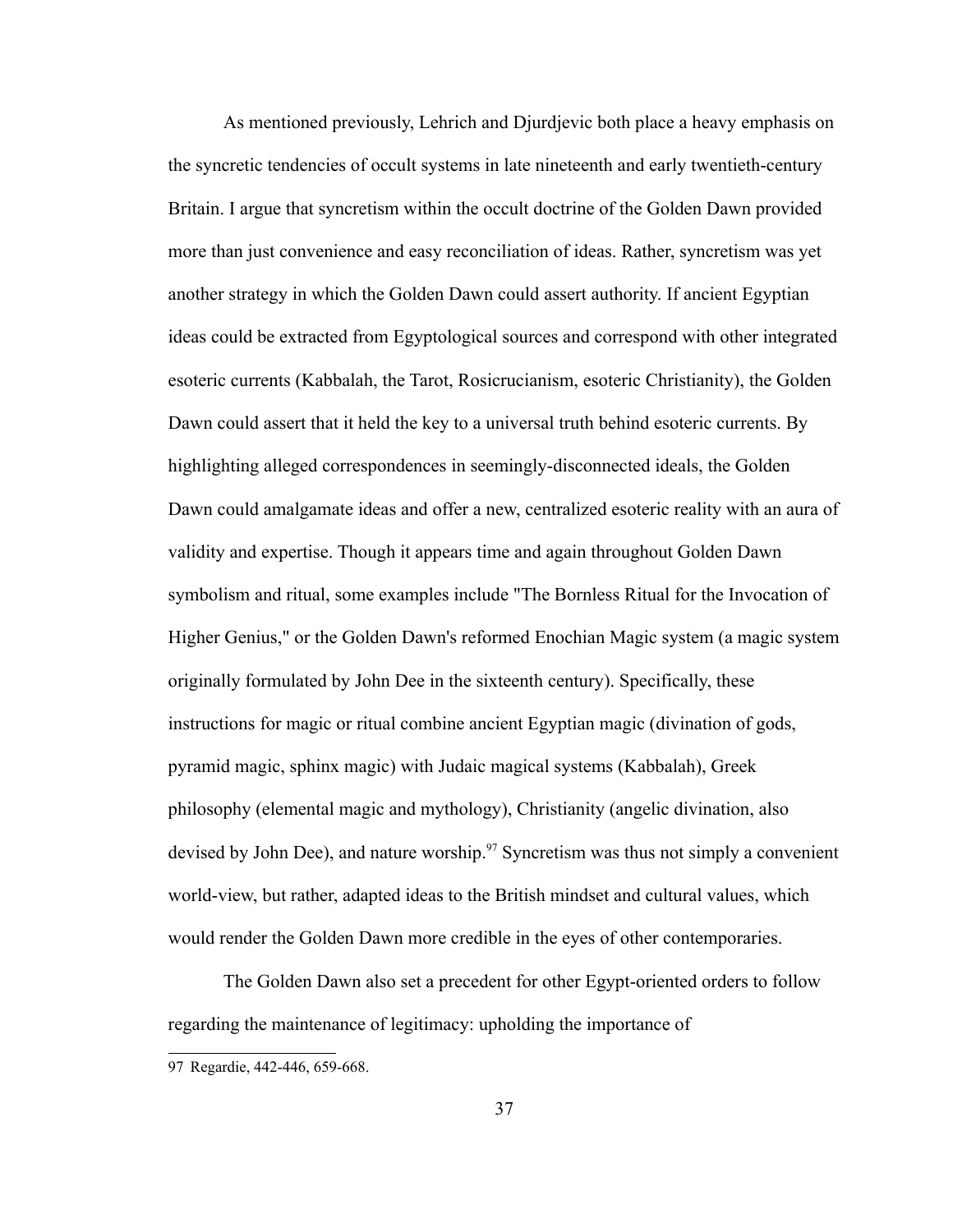As mentioned previously, Lehrich and Djurdjevic both place a heavy emphasis on the syncretic tendencies of occult systems in late nineteenth and early twentieth-century Britain. I argue that syncretism within the occult doctrine of the Golden Dawn provided more than just convenience and easy reconciliation of ideas. Rather, syncretism was yet another strategy in which the Golden Dawn could assert authority. If ancient Egyptian ideas could be extracted from Egyptological sources and correspond with other integrated esoteric currents (Kabbalah, the Tarot, Rosicrucianism, esoteric Christianity), the Golden Dawn could assert that it held the key to a universal truth behind esoteric currents. By highlighting alleged correspondences in seemingly-disconnected ideals, the Golden Dawn could amalgamate ideas and offer a new, centralized esoteric reality with an aura of validity and expertise. Though it appears time and again throughout Golden Dawn symbolism and ritual, some examples include "The Bornless Ritual for the Invocation of Higher Genius," or the Golden Dawn's reformed Enochian Magic system (a magic system originally formulated by John Dee in the sixteenth century). Specifically, these instructions for magic or ritual combine ancient Egyptian magic (divination of gods, pyramid magic, sphinx magic) with Judaic magical systems (Kabbalah), Greek philosophy (elemental magic and mythology), Christianity (angelic divination, also devised by John Dee), and nature worship.[97] Syncretism was thus not simply a convenient world-view, but rather, adapted ideas to the British mindset and cultural values, which would render the Golden Dawn more credible in the eyes of other contemporaries.

The Golden Dawn also set a precedent for other Egypt-oriented orders to follow regarding the maintenance of legitimacy: upholding the importance of

---

97 Regardie, 442-446, 659-668.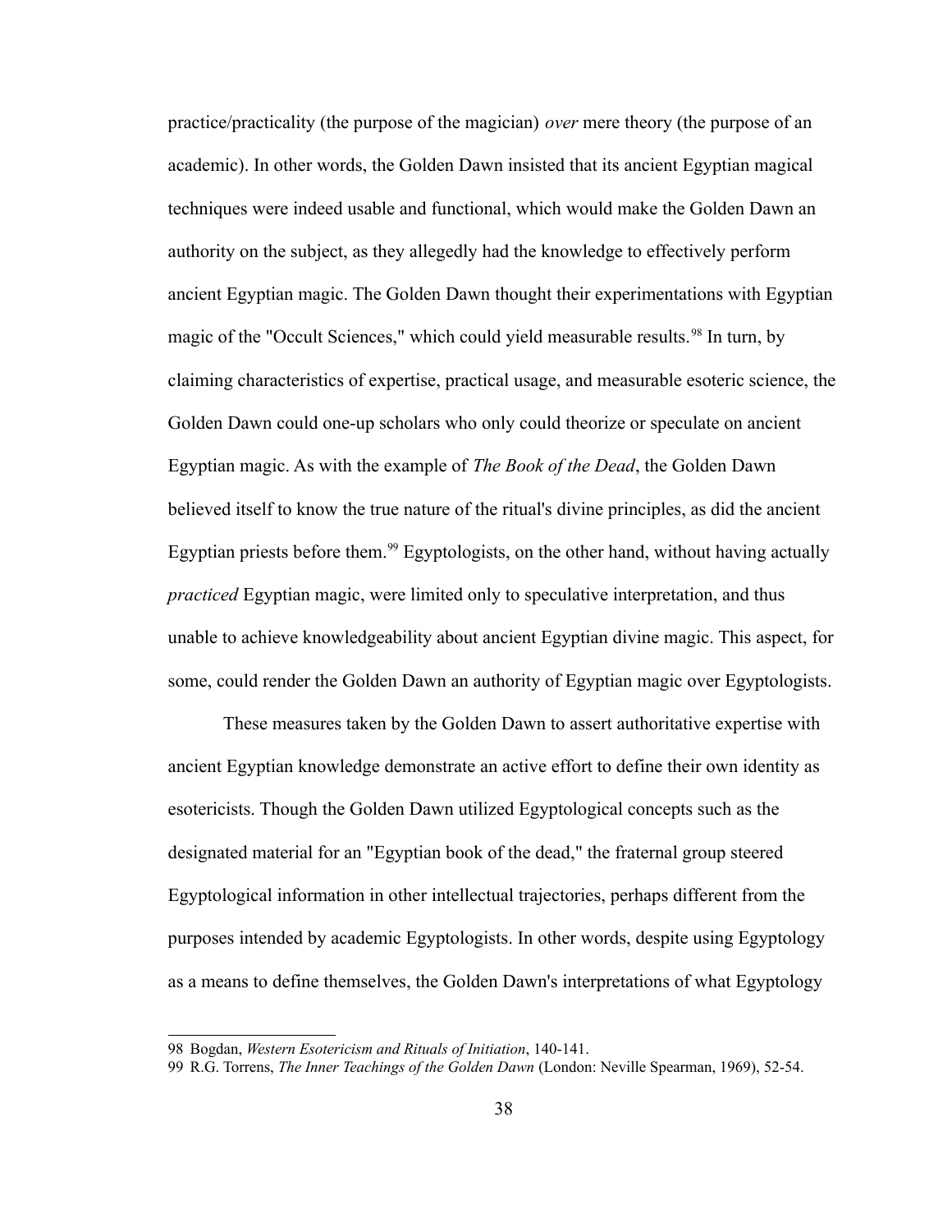practice/practicality (the purpose of the magician) *over* mere theory (the purpose of an academic). In other words, the Golden Dawn insisted that its ancient Egyptian magical techniques were indeed usable and functional, which would make the Golden Dawn an authority on the subject, as they allegedly had the knowledge to effectively perform ancient Egyptian magic. The Golden Dawn thought their experimentations with Egyptian magic of the "Occult Sciences," which could yield measurable results.[98] In turn, by claiming characteristics of expertise, practical usage, and measurable esoteric science, the Golden Dawn could one-up scholars who only could theorize or speculate on ancient Egyptian magic. As with the example of *The Book of the Dead*, the Golden Dawn believed itself to know the true nature of the ritual's divine principles, as did the ancient Egyptian priests before them.[99] Egyptologists, on the other hand, without having actually *practiced* Egyptian magic, were limited only to speculative interpretation, and thus unable to achieve knowledgeability about ancient Egyptian divine magic. This aspect, for some, could render the Golden Dawn an authority of Egyptian magic over Egyptologists.

These measures taken by the Golden Dawn to assert authoritative expertise with ancient Egyptian knowledge demonstrate an active effort to define their own identity as esotericists. Though the Golden Dawn utilized Egyptological concepts such as the designated material for an "Egyptian book of the dead," the fraternal group steered Egyptological information in other intellectual trajectories, perhaps different from the purposes intended by academic Egyptologists. In other words, despite using Egyptology as a means to define themselves, the Golden Dawn's interpretations of what Egyptology

---

98 Bogdan, *Western Esotericism and Rituals of Initiation*, 140-141.

99 R.G. Torrens, *The Inner Teachings of the Golden Dawn* (London: Neville Spearman, 1969), 52-54.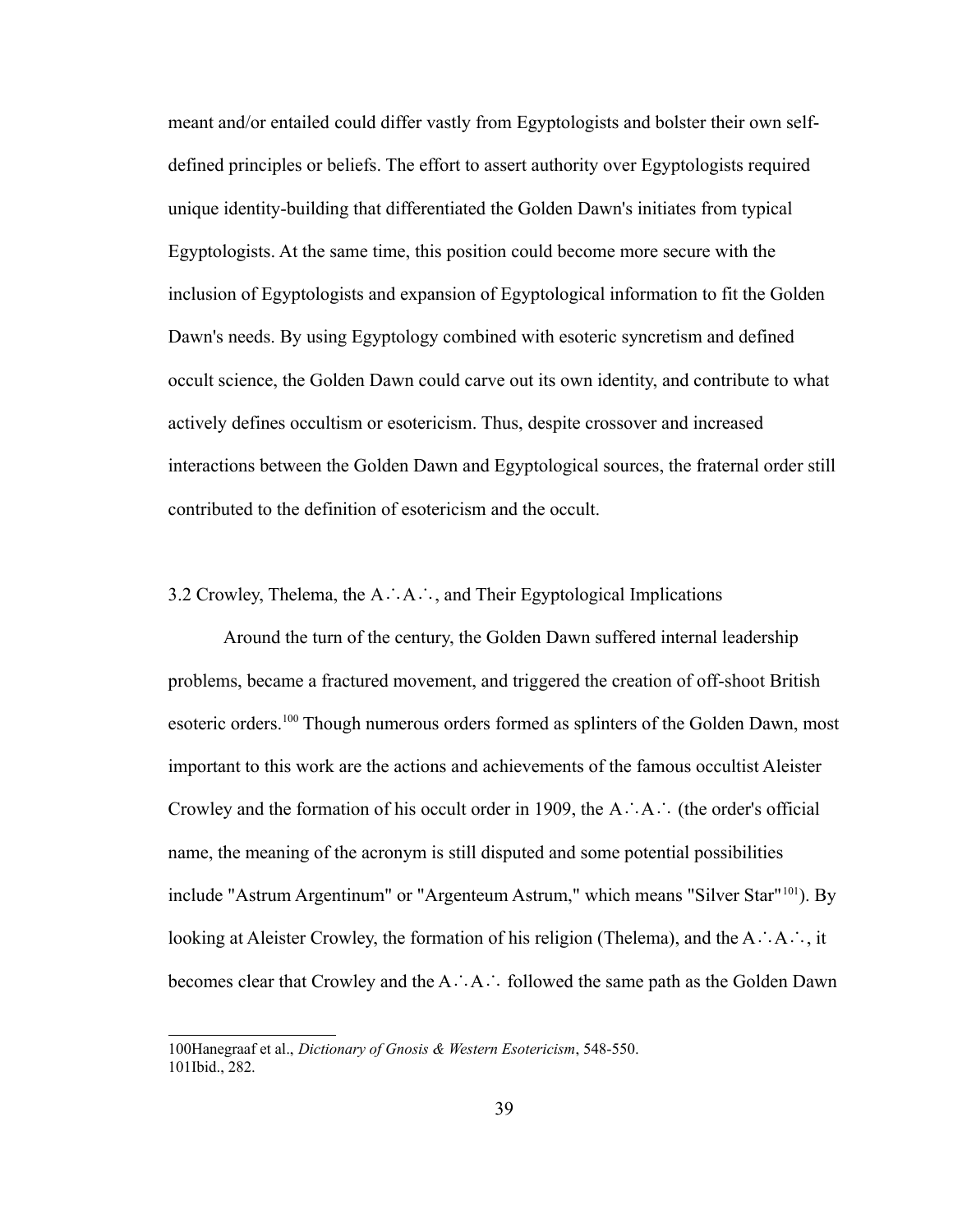meant and/or entailed could differ vastly from Egyptologists and bolster their own self-defined principles or beliefs. The effort to assert authority over Egyptologists required unique identity-building that differentiated the Golden Dawn's initiates from typical Egyptologists. At the same time, this position could become more secure with the inclusion of Egyptologists and expansion of Egyptological information to fit the Golden Dawn's needs. By using Egyptology combined with esoteric syncretism and defined occult science, the Golden Dawn could carve out its own identity, and contribute to what actively defines occultism or esotericism. Thus, despite crossover and increased interactions between the Golden Dawn and Egyptological sources, the fraternal order still contributed to the definition of esotericism and the occult.

### 3.2 Crowley, Thelema, the A∴A∴, and Their Egyptological Implications

Around the turn of the century, the Golden Dawn suffered internal leadership problems, became a fractured movement, and triggered the creation of off-shoot British esoteric orders.[100] Though numerous orders formed as splinters of the Golden Dawn, most important to this work are the actions and achievements of the famous occultist Aleister Crowley and the formation of his occult order in 1909, the A∴A∴ (the order's official name, the meaning of the acronym is still disputed and some potential possibilities include "Astrum Argentinum" or "Argenteum Astrum," which means "Silver Star"[101]). By looking at Aleister Crowley, the formation of his religion (Thelema), and the A∴A∴, it becomes clear that Crowley and the A∴A∴ followed the same path as the Golden Dawn

100 Hanegraaf et al., *Dictionary of Gnosis & Western Esotericism*, 548-550.
101 Ibid., 282.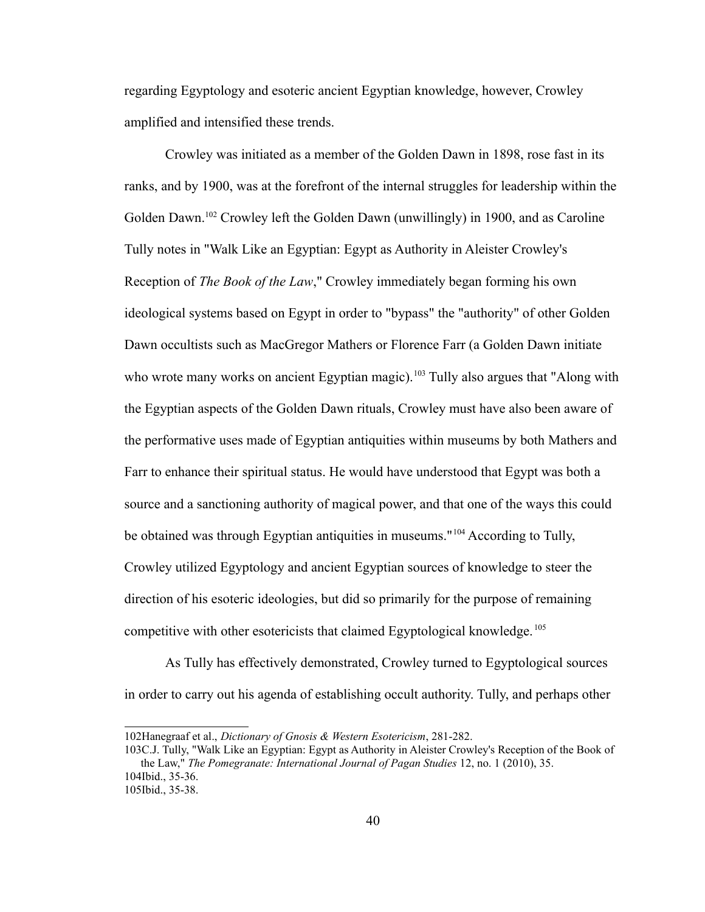regarding Egyptology and esoteric ancient Egyptian knowledge, however, Crowley amplified and intensified these trends.

Crowley was initiated as a member of the Golden Dawn in 1898, rose fast in its ranks, and by 1900, was at the forefront of the internal struggles for leadership within the Golden Dawn.[102] Crowley left the Golden Dawn (unwillingly) in 1900, and as Caroline Tully notes in "Walk Like an Egyptian: Egypt as Authority in Aleister Crowley's Reception of *The Book of the Law*," Crowley immediately began forming his own ideological systems based on Egypt in order to "bypass" the "authority" of other Golden Dawn occultists such as MacGregor Mathers or Florence Farr (a Golden Dawn initiate who wrote many works on ancient Egyptian magic).[103] Tully also argues that "Along with the Egyptian aspects of the Golden Dawn rituals, Crowley must have also been aware of the performative uses made of Egyptian antiquities within museums by both Mathers and Farr to enhance their spiritual status. He would have understood that Egypt was both a source and a sanctioning authority of magical power, and that one of the ways this could be obtained was through Egyptian antiquities in museums."[104] According to Tully, Crowley utilized Egyptology and ancient Egyptian sources of knowledge to steer the direction of his esoteric ideologies, but did so primarily for the purpose of remaining competitive with other esotericists that claimed Egyptological knowledge.[105]

As Tully has effectively demonstrated, Crowley turned to Egyptological sources in order to carry out his agenda of establishing occult authority. Tully, and perhaps other

---

102Hanegraaf et al., *Dictionary of Gnosis & Western Esotericism*, 281-282.

103C.J. Tully, "Walk Like an Egyptian: Egypt as Authority in Aleister Crowley's Reception of the Book of the Law," *The Pomegranate: International Journal of Pagan Studies* 12, no. 1 (2010), 35.

104Ibid., 35-36.

105Ibid., 35-38.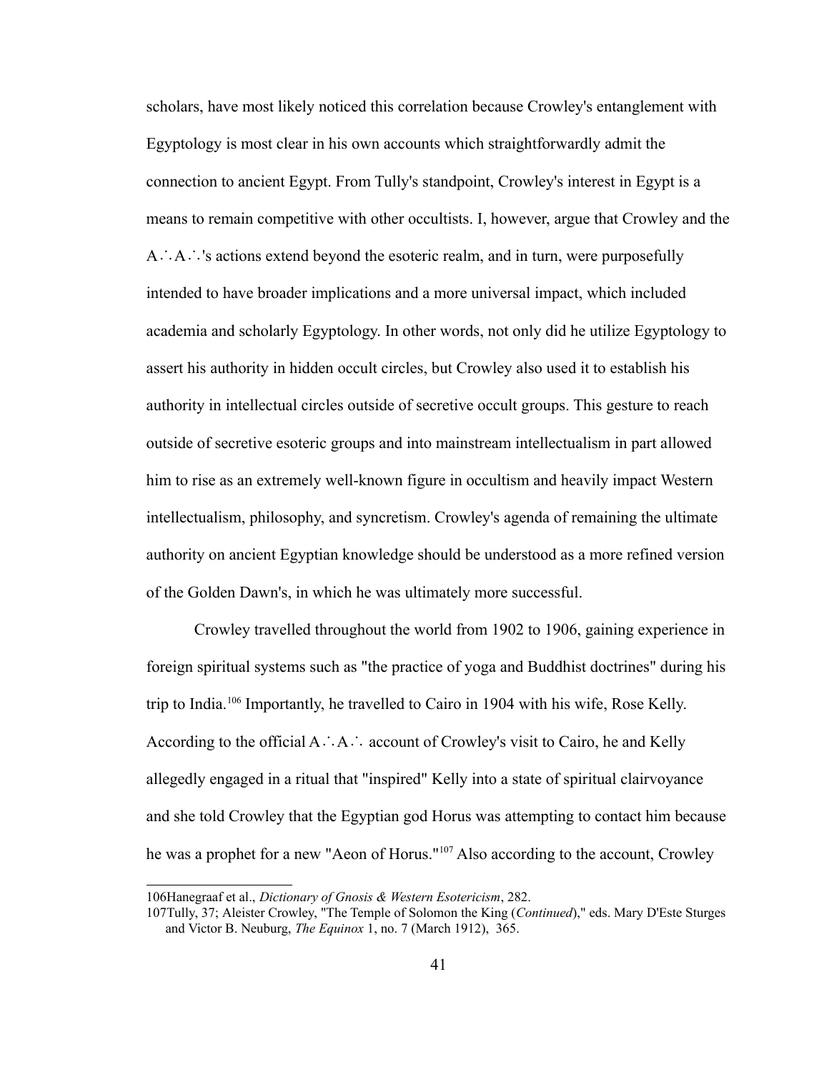scholars, have most likely noticed this correlation because Crowley's entanglement with Egyptology is most clear in his own accounts which straightforwardly admit the connection to ancient Egypt. From Tully's standpoint, Crowley's interest in Egypt is a means to remain competitive with other occultists. I, however, argue that Crowley and the A∴A∴'s actions extend beyond the esoteric realm, and in turn, were purposefully intended to have broader implications and a more universal impact, which included academia and scholarly Egyptology. In other words, not only did he utilize Egyptology to assert his authority in hidden occult circles, but Crowley also used it to establish his authority in intellectual circles outside of secretive occult groups. This gesture to reach outside of secretive esoteric groups and into mainstream intellectualism in part allowed him to rise as an extremely well-known figure in occultism and heavily impact Western intellectualism, philosophy, and syncretism. Crowley's agenda of remaining the ultimate authority on ancient Egyptian knowledge should be understood as a more refined version of the Golden Dawn's, in which he was ultimately more successful.

Crowley travelled throughout the world from 1902 to 1906, gaining experience in foreign spiritual systems such as "the practice of yoga and Buddhist doctrines" during his trip to India.[106] Importantly, he travelled to Cairo in 1904 with his wife, Rose Kelly. According to the official A∴A∴ account of Crowley's visit to Cairo, he and Kelly allegedly engaged in a ritual that "inspired" Kelly into a state of spiritual clairvoyance and she told Crowley that the Egyptian god Horus was attempting to contact him because he was a prophet for a new "Aeon of Horus."[107] Also according to the account, Crowley

---

106Hanegraaf et al., *Dictionary of Gnosis & Western Esotericism*, 282.

107Tully, 37; Aleister Crowley, "The Temple of Solomon the King (*Continued*)," eds. Mary D'Este Sturges and Victor B. Neuburg, *The Equinox* 1, no. 7 (March 1912), 365.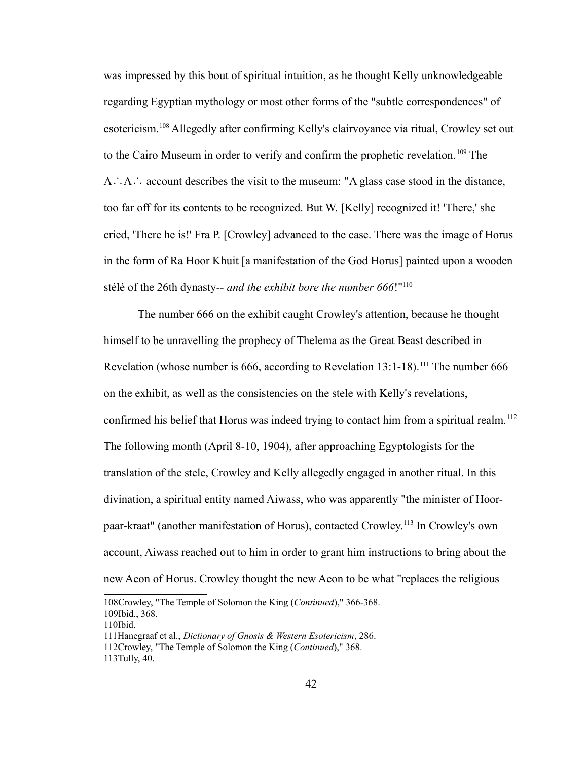was impressed by this bout of spiritual intuition, as he thought Kelly unknowledgeable regarding Egyptian mythology or most other forms of the "subtle correspondences" of esotericism.[108] Allegedly after confirming Kelly's clairvoyance via ritual, Crowley set out to the Cairo Museum in order to verify and confirm the prophetic revelation.[109] The A∴A∴ account describes the visit to the museum: "A glass case stood in the distance, too far off for its contents to be recognized. But W. [Kelly] recognized it! 'There,' she cried, 'There he is!' Fra P. [Crowley] advanced to the case. There was the image of Horus in the form of Ra Hoor Khuit [a manifestation of the God Horus] painted upon a wooden stélé of the 26th dynasty-- *and the exhibit bore the number 666*!"[110]

The number 666 on the exhibit caught Crowley's attention, because he thought himself to be unravelling the prophecy of Thelema as the Great Beast described in Revelation (whose number is 666, according to Revelation 13:1-18).[111] The number 666 on the exhibit, as well as the consistencies on the stele with Kelly's revelations, confirmed his belief that Horus was indeed trying to contact him from a spiritual realm.[112] The following month (April 8-10, 1904), after approaching Egyptologists for the translation of the stele, Crowley and Kelly allegedly engaged in another ritual. In this divination, a spiritual entity named Aiwass, who was apparently "the minister of Hoor-paar-kraat" (another manifestation of Horus), contacted Crowley.[113] In Crowley's own account, Aiwass reached out to him in order to grant him instructions to bring about the new Aeon of Horus. Crowley thought the new Aeon to be what "replaces the religious

---

108Crowley, "The Temple of Solomon the King (*Continued*)," 366-368.
109Ibid., 368.
110Ibid.
111Hanegraaf et al., *Dictionary of Gnosis & Western Esotericism*, 286.
112Crowley, "The Temple of Solomon the King (*Continued*)," 368.
113Tully, 40.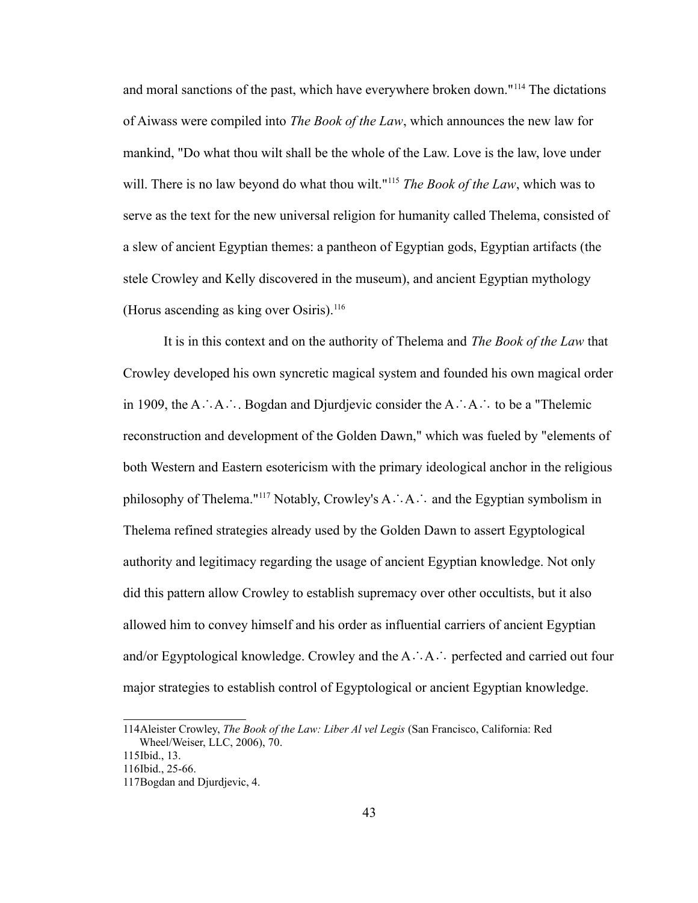and moral sanctions of the past, which have everywhere broken down."[114] The dictations of Aiwass were compiled into *The Book of the Law*, which announces the new law for mankind, "Do what thou wilt shall be the whole of the Law. Love is the law, love under will. There is no law beyond do what thou wilt."[115] *The Book of the Law*, which was to serve as the text for the new universal religion for humanity called Thelema, consisted of a slew of ancient Egyptian themes: a pantheon of Egyptian gods, Egyptian artifacts (the stele Crowley and Kelly discovered in the museum), and ancient Egyptian mythology (Horus ascending as king over Osiris).[116]

It is in this context and on the authority of Thelema and *The Book of the Law* that Crowley developed his own syncretic magical system and founded his own magical order in 1909, the A∴A∴. Bogdan and Djurdjevic consider the A∴A∴ to be a "Thelemic reconstruction and development of the Golden Dawn," which was fueled by "elements of both Western and Eastern esotericism with the primary ideological anchor in the religious philosophy of Thelema."[117] Notably, Crowley's A∴A∴ and the Egyptian symbolism in Thelema refined strategies already used by the Golden Dawn to assert Egyptological authority and legitimacy regarding the usage of ancient Egyptian knowledge. Not only did this pattern allow Crowley to establish supremacy over other occultists, but it also allowed him to convey himself and his order as influential carriers of ancient Egyptian and/or Egyptological knowledge. Crowley and the A∴A∴ perfected and carried out four major strategies to establish control of Egyptological or ancient Egyptian knowledge.

---

114Aleister Crowley, *The Book of the Law: Liber Al vel Legis* (San Francisco, California: Red Wheel/Weiser, LLC, 2006), 70.

115Ibid., 13.

116Ibid., 25-66.

117Bogdan and Djurdjevic, 4.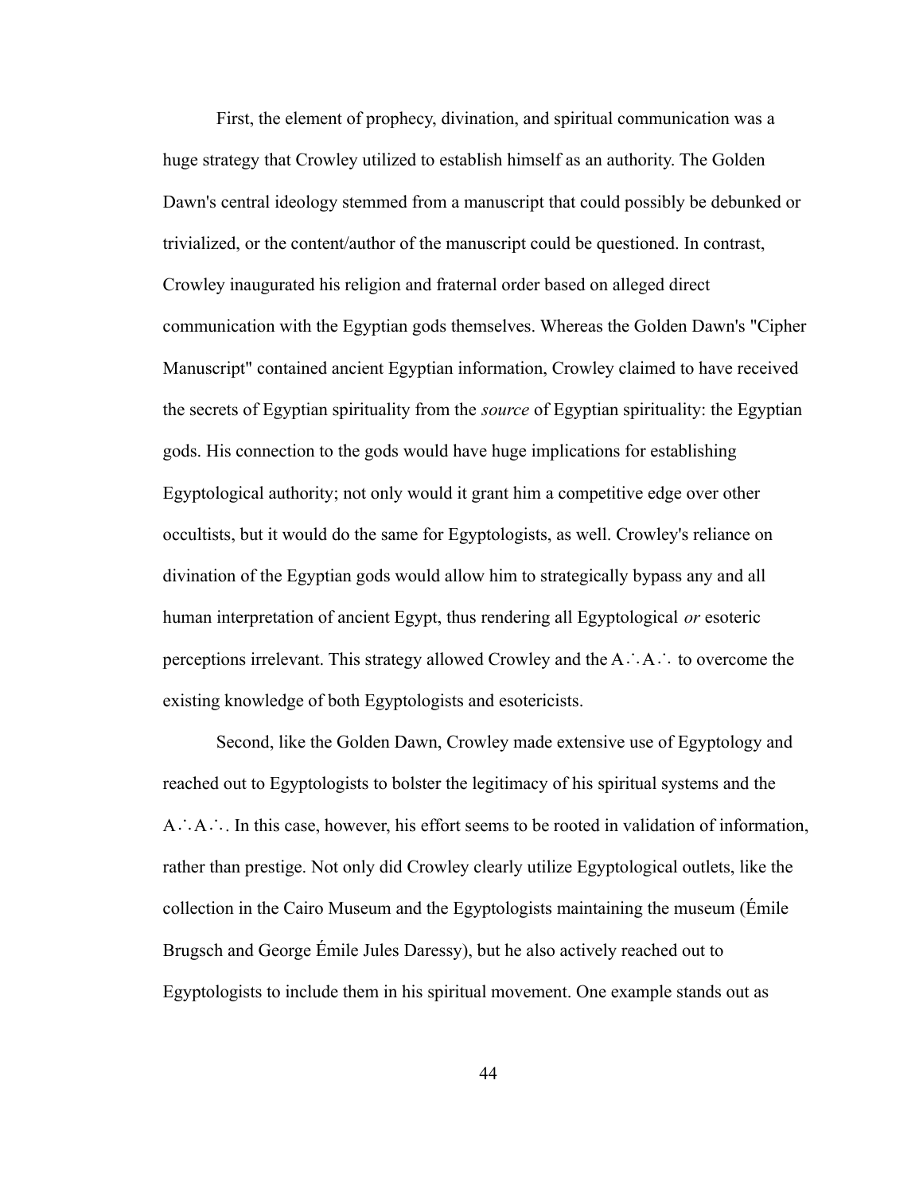First, the element of prophecy, divination, and spiritual communication was a huge strategy that Crowley utilized to establish himself as an authority. The Golden Dawn's central ideology stemmed from a manuscript that could possibly be debunked or trivialized, or the content/author of the manuscript could be questioned. In contrast, Crowley inaugurated his religion and fraternal order based on alleged direct communication with the Egyptian gods themselves. Whereas the Golden Dawn's "Cipher Manuscript" contained ancient Egyptian information, Crowley claimed to have received the secrets of Egyptian spirituality from the *source* of Egyptian spirituality: the Egyptian gods. His connection to the gods would have huge implications for establishing Egyptological authority; not only would it grant him a competitive edge over other occultists, but it would do the same for Egyptologists, as well. Crowley's reliance on divination of the Egyptian gods would allow him to strategically bypass any and all human interpretation of ancient Egypt, thus rendering all Egyptological *or* esoteric perceptions irrelevant. This strategy allowed Crowley and the A∴A∴ to overcome the existing knowledge of both Egyptologists and esotericists.

Second, like the Golden Dawn, Crowley made extensive use of Egyptology and reached out to Egyptologists to bolster the legitimacy of his spiritual systems and the A∴A∴. In this case, however, his effort seems to be rooted in validation of information, rather than prestige. Not only did Crowley clearly utilize Egyptological outlets, like the collection in the Cairo Museum and the Egyptologists maintaining the museum (Émile Brugsch and George Émile Jules Daressy), but he also actively reached out to Egyptologists to include them in his spiritual movement. One example stands out as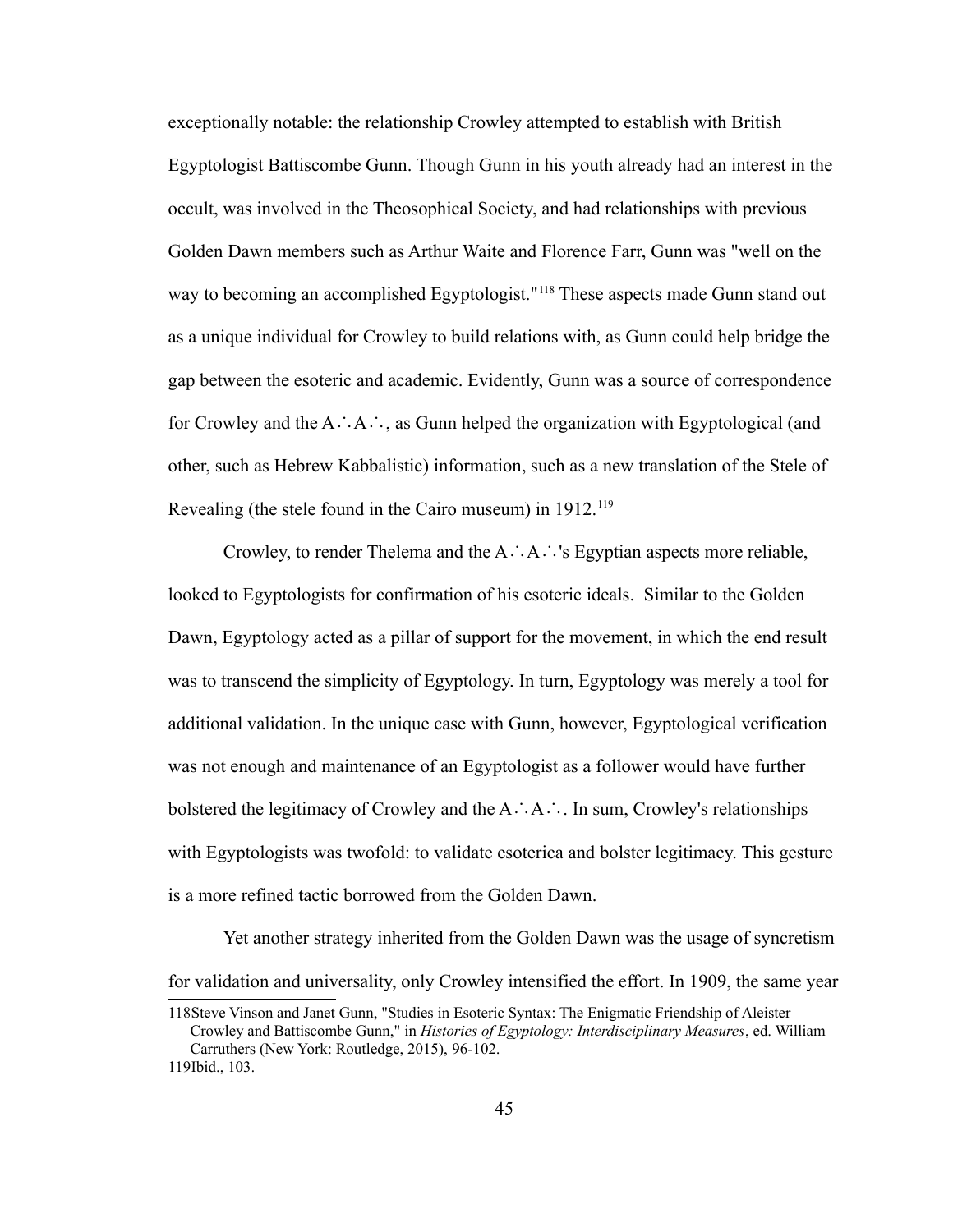exceptionally notable: the relationship Crowley attempted to establish with British Egyptologist Battiscombe Gunn. Though Gunn in his youth already had an interest in the occult, was involved in the Theosophical Society, and had relationships with previous Golden Dawn members such as Arthur Waite and Florence Farr, Gunn was "well on the way to becoming an accomplished Egyptologist."[118] These aspects made Gunn stand out as a unique individual for Crowley to build relations with, as Gunn could help bridge the gap between the esoteric and academic. Evidently, Gunn was a source of correspondence for Crowley and the A∴A∴, as Gunn helped the organization with Egyptological (and other, such as Hebrew Kabbalistic) information, such as a new translation of the Stele of Revealing (the stele found in the Cairo museum) in 1912.[119]

Crowley, to render Thelema and the A∴A∴'s Egyptian aspects more reliable, looked to Egyptologists for confirmation of his esoteric ideals. Similar to the Golden Dawn, Egyptology acted as a pillar of support for the movement, in which the end result was to transcend the simplicity of Egyptology. In turn, Egyptology was merely a tool for additional validation. In the unique case with Gunn, however, Egyptological verification was not enough and maintenance of an Egyptologist as a follower would have further bolstered the legitimacy of Crowley and the A∴A∴. In sum, Crowley's relationships with Egyptologists was twofold: to validate esoterica and bolster legitimacy. This gesture is a more refined tactic borrowed from the Golden Dawn.

Yet another strategy inherited from the Golden Dawn was the usage of syncretism for validation and universality, only Crowley intensified the effort. In 1909, the same year

118 Steve Vinson and Janet Gunn, "Studies in Esoteric Syntax: The Enigmatic Friendship of Aleister Crowley and Battiscombe Gunn," in *Histories of Egyptology: Interdisciplinary Measures*, ed. William Carruthers (New York: Routledge, 2015), 96-102.

119 Ibid., 103.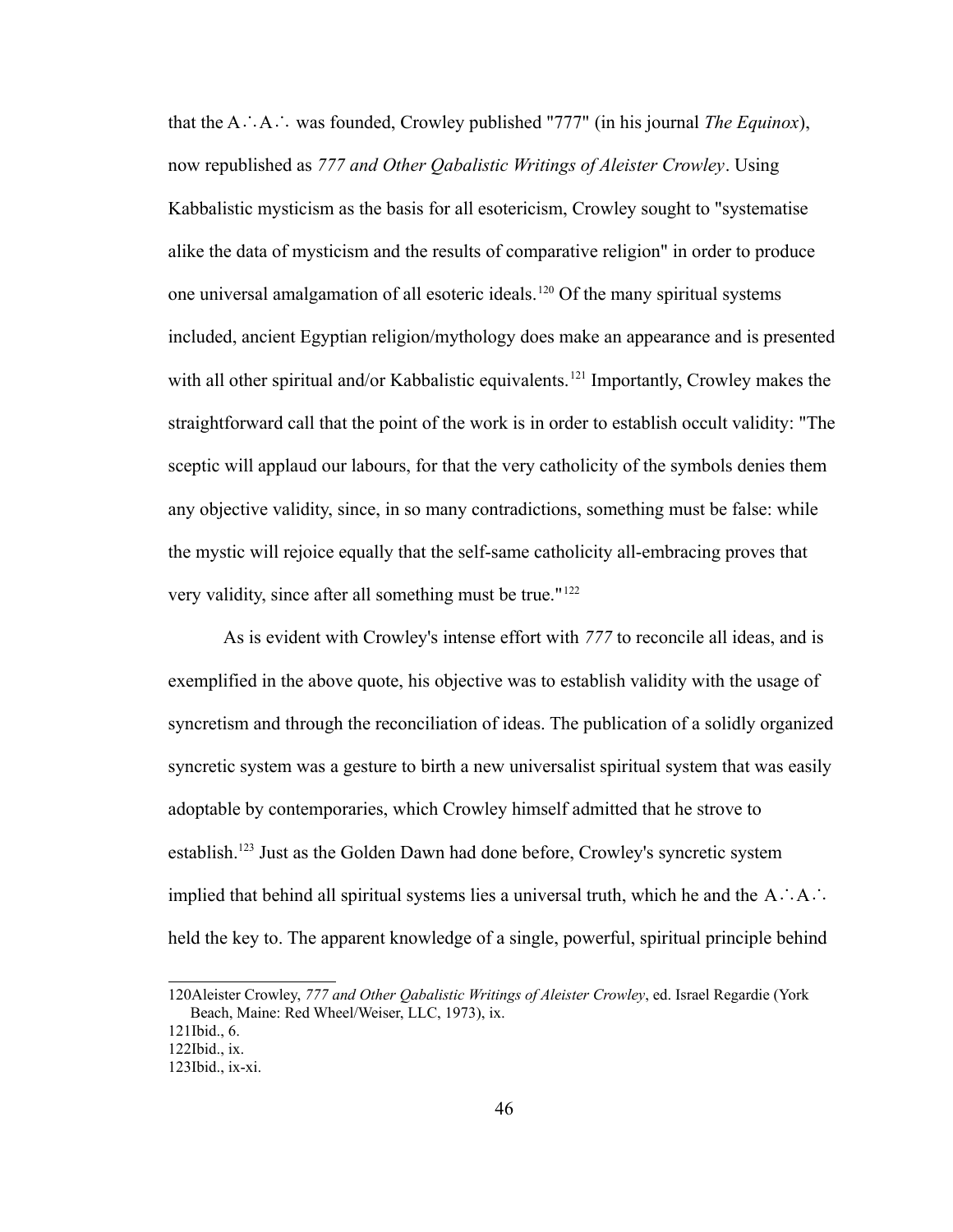that the A∴A∴ was founded, Crowley published "777" (in his journal *The Equinox*), now republished as *777 and Other Qabalistic Writings of Aleister Crowley*. Using Kabbalistic mysticism as the basis for all esotericism, Crowley sought to "systematise alike the data of mysticism and the results of comparative religion" in order to produce one universal amalgamation of all esoteric ideals.[120] Of the many spiritual systems included, ancient Egyptian religion/mythology does make an appearance and is presented with all other spiritual and/or Kabbalistic equivalents.[121] Importantly, Crowley makes the straightforward call that the point of the work is in order to establish occult validity: "The sceptic will applaud our labours, for that the very catholicity of the symbols denies them any objective validity, since, in so many contradictions, something must be false: while the mystic will rejoice equally that the self-same catholicity all-embracing proves that very validity, since after all something must be true."[122]

As is evident with Crowley's intense effort with *777* to reconcile all ideas, and is exemplified in the above quote, his objective was to establish validity with the usage of syncretism and through the reconciliation of ideas. The publication of a solidly organized syncretic system was a gesture to birth a new universalist spiritual system that was easily adoptable by contemporaries, which Crowley himself admitted that he strove to establish.[123] Just as the Golden Dawn had done before, Crowley's syncretic system implied that behind all spiritual systems lies a universal truth, which he and the A∴A∴ held the key to. The apparent knowledge of a single, powerful, spiritual principle behind

---

120Aleister Crowley, *777 and Other Qabalistic Writings of Aleister Crowley*, ed. Israel Regardie (York Beach, Maine: Red Wheel/Weiser, LLC, 1973), ix.

121Ibid., 6.

122Ibid., ix.

123Ibid., ix-xi.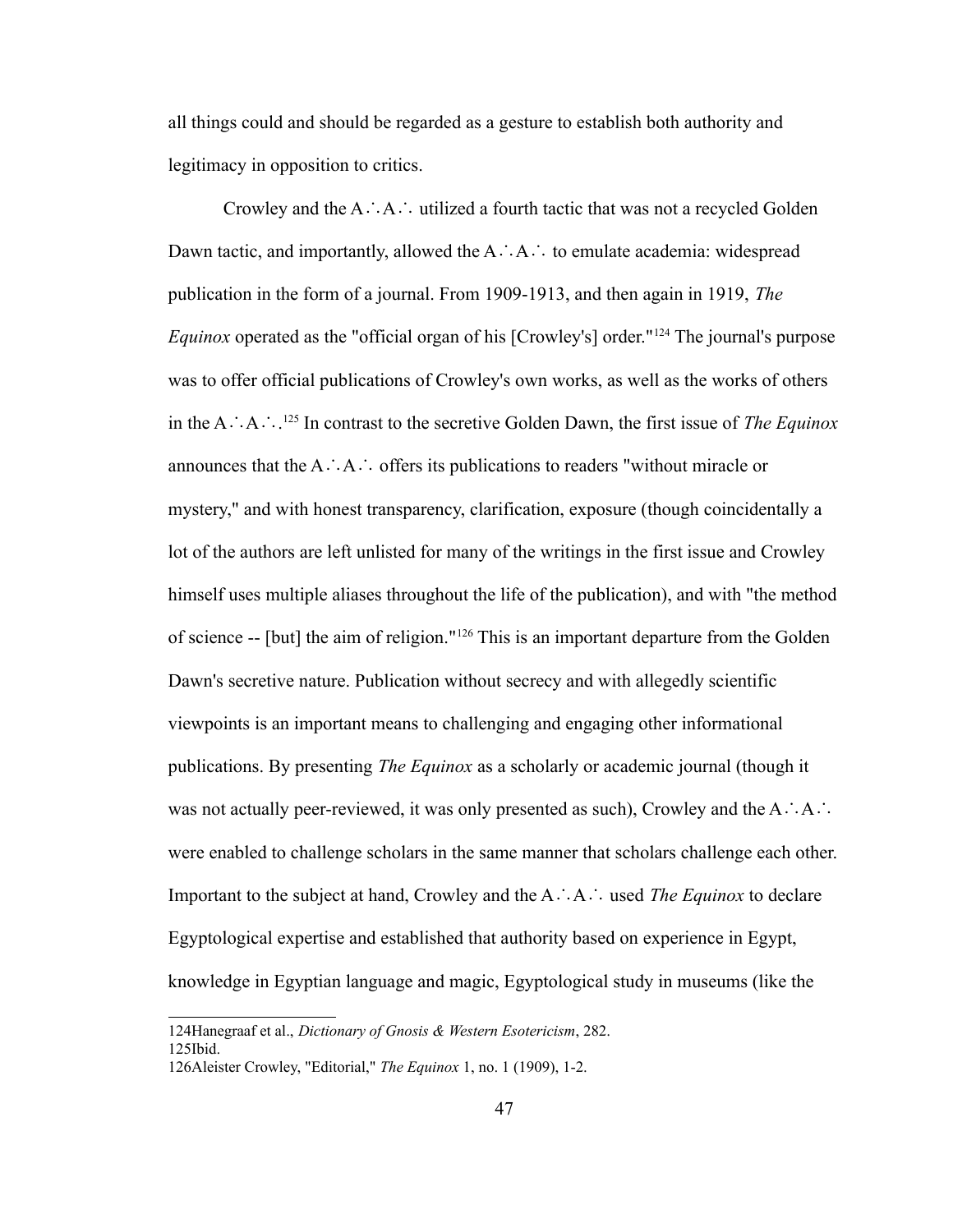all things could and should be regarded as a gesture to establish both authority and legitimacy in opposition to critics.

Crowley and the A∴A∴ utilized a fourth tactic that was not a recycled Golden Dawn tactic, and importantly, allowed the A∴A∴ to emulate academia: widespread publication in the form of a journal. From 1909-1913, and then again in 1919, *The Equinox* operated as the "official organ of his [Crowley's] order."[124] The journal's purpose was to offer official publications of Crowley's own works, as well as the works of others in the A∴A∴.[125] In contrast to the secretive Golden Dawn, the first issue of *The Equinox* announces that the A∴A∴ offers its publications to readers "without miracle or mystery," and with honest transparency, clarification, exposure (though coincidentally a lot of the authors are left unlisted for many of the writings in the first issue and Crowley himself uses multiple aliases throughout the life of the publication), and with "the method of science -- [but] the aim of religion."[126] This is an important departure from the Golden Dawn's secretive nature. Publication without secrecy and with allegedly scientific viewpoints is an important means to challenging and engaging other informational publications. By presenting *The Equinox* as a scholarly or academic journal (though it was not actually peer-reviewed, it was only presented as such), Crowley and the A∴A∴ were enabled to challenge scholars in the same manner that scholars challenge each other. Important to the subject at hand, Crowley and the A∴A∴ used *The Equinox* to declare Egyptological expertise and established that authority based on experience in Egypt, knowledge in Egyptian language and magic, Egyptological study in museums (like the

---

124Hanegraaf et al., *Dictionary of Gnosis & Western Esotericism*, 282.

125Ibid.

126Aleister Crowley, "Editorial," *The Equinox* 1, no. 1 (1909), 1-2.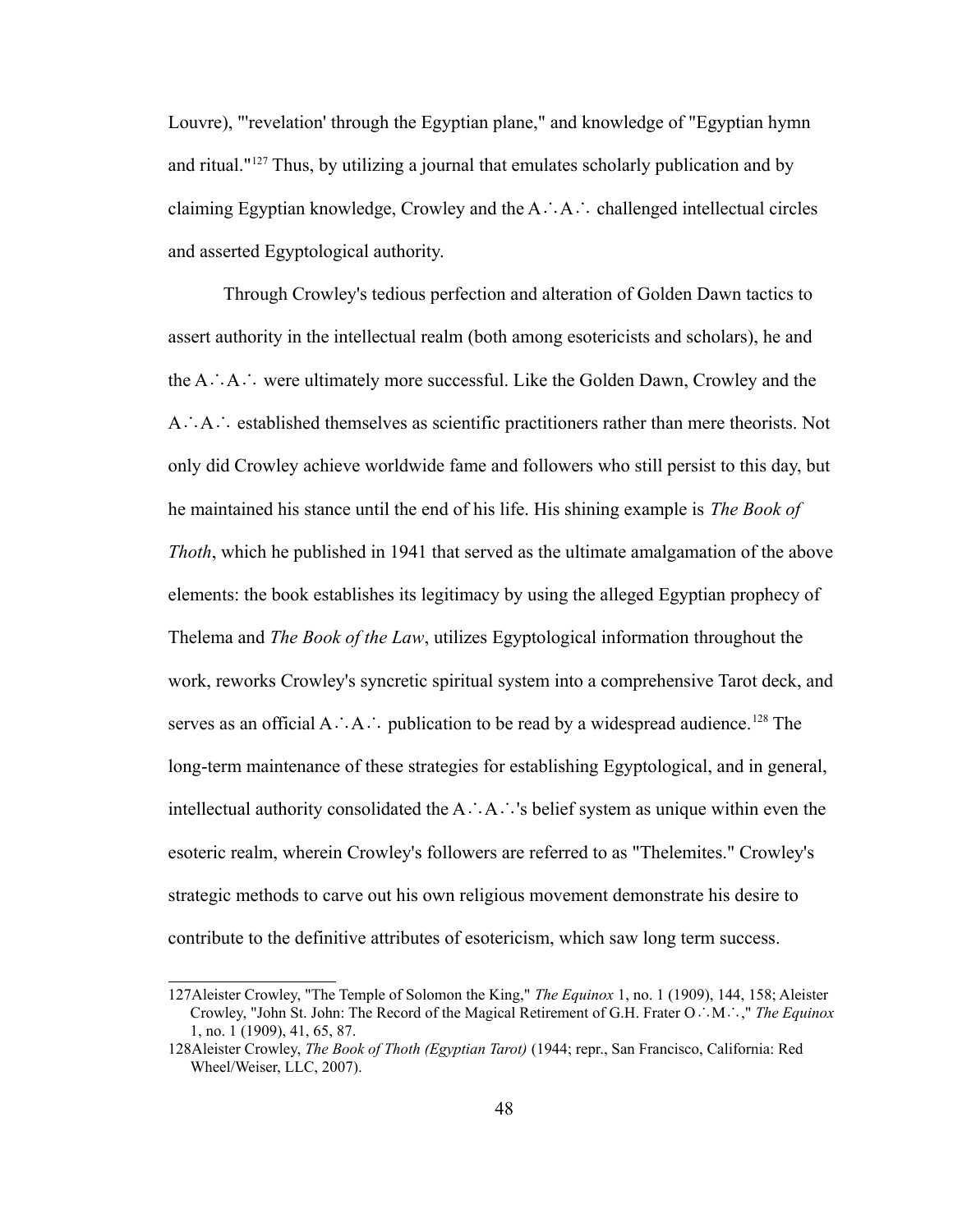Louvre), "'revelation' through the Egyptian plane," and knowledge of "Egyptian hymn and ritual."[127] Thus, by utilizing a journal that emulates scholarly publication and by claiming Egyptian knowledge, Crowley and the A∴A∴ challenged intellectual circles and asserted Egyptological authority.

Through Crowley's tedious perfection and alteration of Golden Dawn tactics to assert authority in the intellectual realm (both among esotericists and scholars), he and the A∴A∴ were ultimately more successful. Like the Golden Dawn, Crowley and the A∴A∴ established themselves as scientific practitioners rather than mere theorists. Not only did Crowley achieve worldwide fame and followers who still persist to this day, but he maintained his stance until the end of his life. His shining example is *The Book of Thoth*, which he published in 1941 that served as the ultimate amalgamation of the above elements: the book establishes its legitimacy by using the alleged Egyptian prophecy of Thelema and *The Book of the Law*, utilizes Egyptological information throughout the work, reworks Crowley's syncretic spiritual system into a comprehensive Tarot deck, and serves as an official A∴A∴ publication to be read by a widespread audience.[128] The long-term maintenance of these strategies for establishing Egyptological, and in general, intellectual authority consolidated the A∴A∴'s belief system as unique within even the esoteric realm, wherein Crowley's followers are referred to as "Thelemites." Crowley's strategic methods to carve out his own religious movement demonstrate his desire to contribute to the definitive attributes of esotericism, which saw long term success.

---

127 Aleister Crowley, "The Temple of Solomon the King," *The Equinox* 1, no. 1 (1909), 144, 158; Aleister Crowley, "John St. John: The Record of the Magical Retirement of G.H. Frater O∴M∴," *The Equinox* 1, no. 1 (1909), 41, 65, 87.

128 Aleister Crowley, *The Book of Thoth (Egyptian Tarot)* (1944; repr., San Francisco, California: Red Wheel/Weiser, LLC, 2007).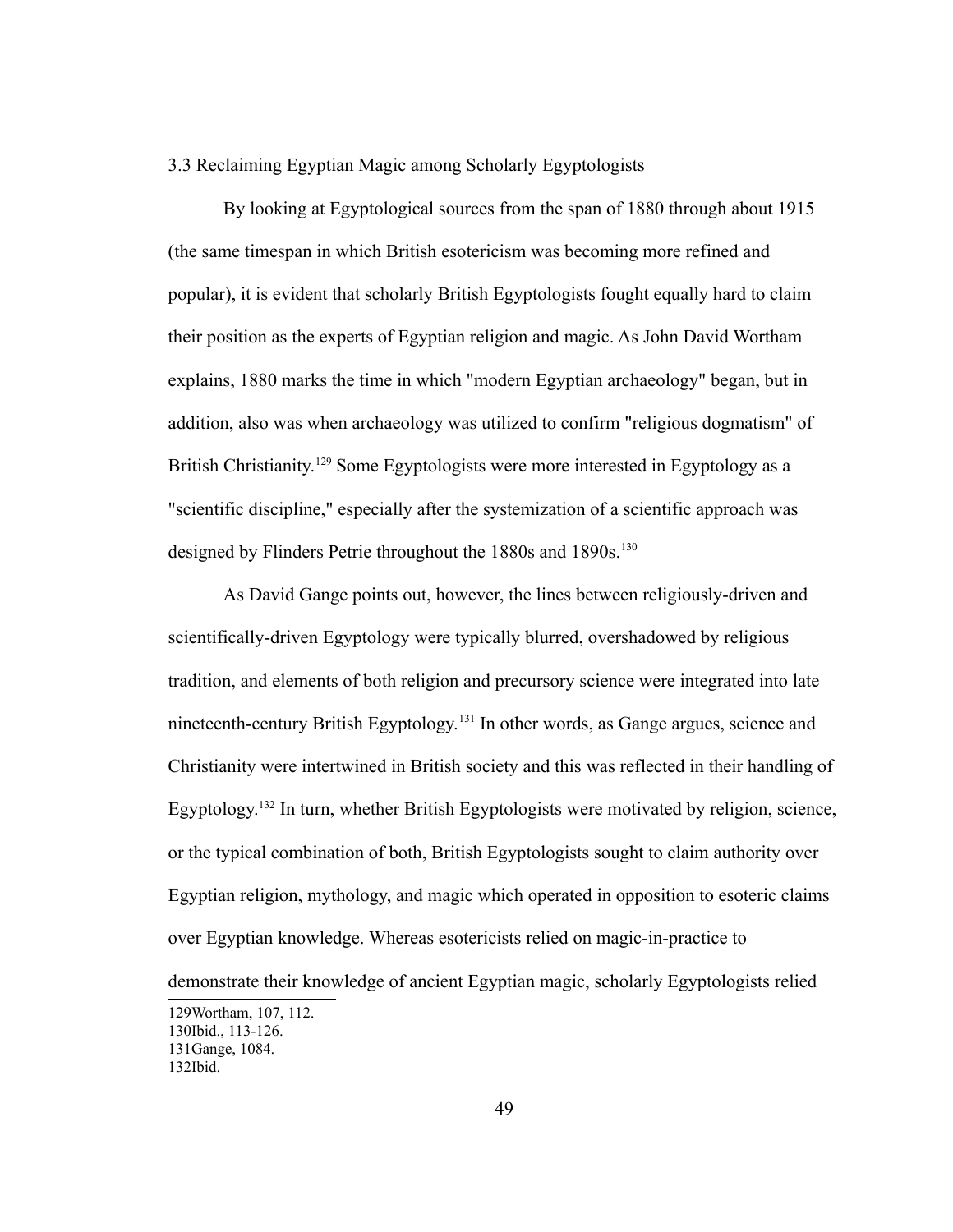### 3.3 Reclaiming Egyptian Magic among Scholarly Egyptologists

By looking at Egyptological sources from the span of 1880 through about 1915 (the same timespan in which British esotericism was becoming more refined and popular), it is evident that scholarly British Egyptologists fought equally hard to claim their position as the experts of Egyptian religion and magic. As John David Wortham explains, 1880 marks the time in which "modern Egyptian archaeology" began, but in addition, also was when archaeology was utilized to confirm "religious dogmatism" of British Christianity.[129] Some Egyptologists were more interested in Egyptology as a "scientific discipline," especially after the systemization of a scientific approach was designed by Flinders Petrie throughout the 1880s and 1890s.[130]

As David Gange points out, however, the lines between religiously-driven and scientifically-driven Egyptology were typically blurred, overshadowed by religious tradition, and elements of both religion and precursory science were integrated into late nineteenth-century British Egyptology.[131] In other words, as Gange argues, science and Christianity were intertwined in British society and this was reflected in their handling of Egyptology.[132] In turn, whether British Egyptologists were motivated by religion, science, or the typical combination of both, British Egyptologists sought to claim authority over Egyptian religion, mythology, and magic which operated in opposition to esoteric claims over Egyptian knowledge. Whereas esotericists relied on magic-in-practice to demonstrate their knowledge of ancient Egyptian magic, scholarly Egyptologists relied

129Wortham, 107, 112.
130Ibid., 113-126.
131Gange, 1084.
132Ibid.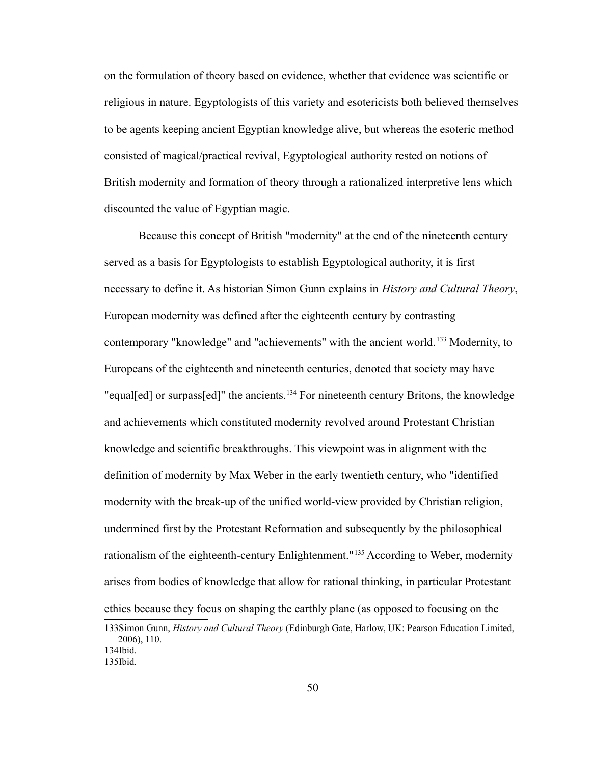on the formulation of theory based on evidence, whether that evidence was scientific or religious in nature. Egyptologists of this variety and esotericists both believed themselves to be agents keeping ancient Egyptian knowledge alive, but whereas the esoteric method consisted of magical/practical revival, Egyptological authority rested on notions of British modernity and formation of theory through a rationalized interpretive lens which discounted the value of Egyptian magic.

Because this concept of British "modernity" at the end of the nineteenth century served as a basis for Egyptologists to establish Egyptological authority, it is first necessary to define it. As historian Simon Gunn explains in *History and Cultural Theory*, European modernity was defined after the eighteenth century by contrasting contemporary "knowledge" and "achievements" with the ancient world.[133] Modernity, to Europeans of the eighteenth and nineteenth centuries, denoted that society may have "equal[ed] or surpass[ed]" the ancients.[134] For nineteenth century Britons, the knowledge and achievements which constituted modernity revolved around Protestant Christian knowledge and scientific breakthroughs. This viewpoint was in alignment with the definition of modernity by Max Weber in the early twentieth century, who "identified modernity with the break-up of the unified world-view provided by Christian religion, undermined first by the Protestant Reformation and subsequently by the philosophical rationalism of the eighteenth-century Enlightenment."[135] According to Weber, modernity arises from bodies of knowledge that allow for rational thinking, in particular Protestant ethics because they focus on shaping the earthly plane (as opposed to focusing on the

---

133 Simon Gunn, *History and Cultural Theory* (Edinburgh Gate, Harlow, UK: Pearson Education Limited, 2006), 110.

134 Ibid.

135 Ibid.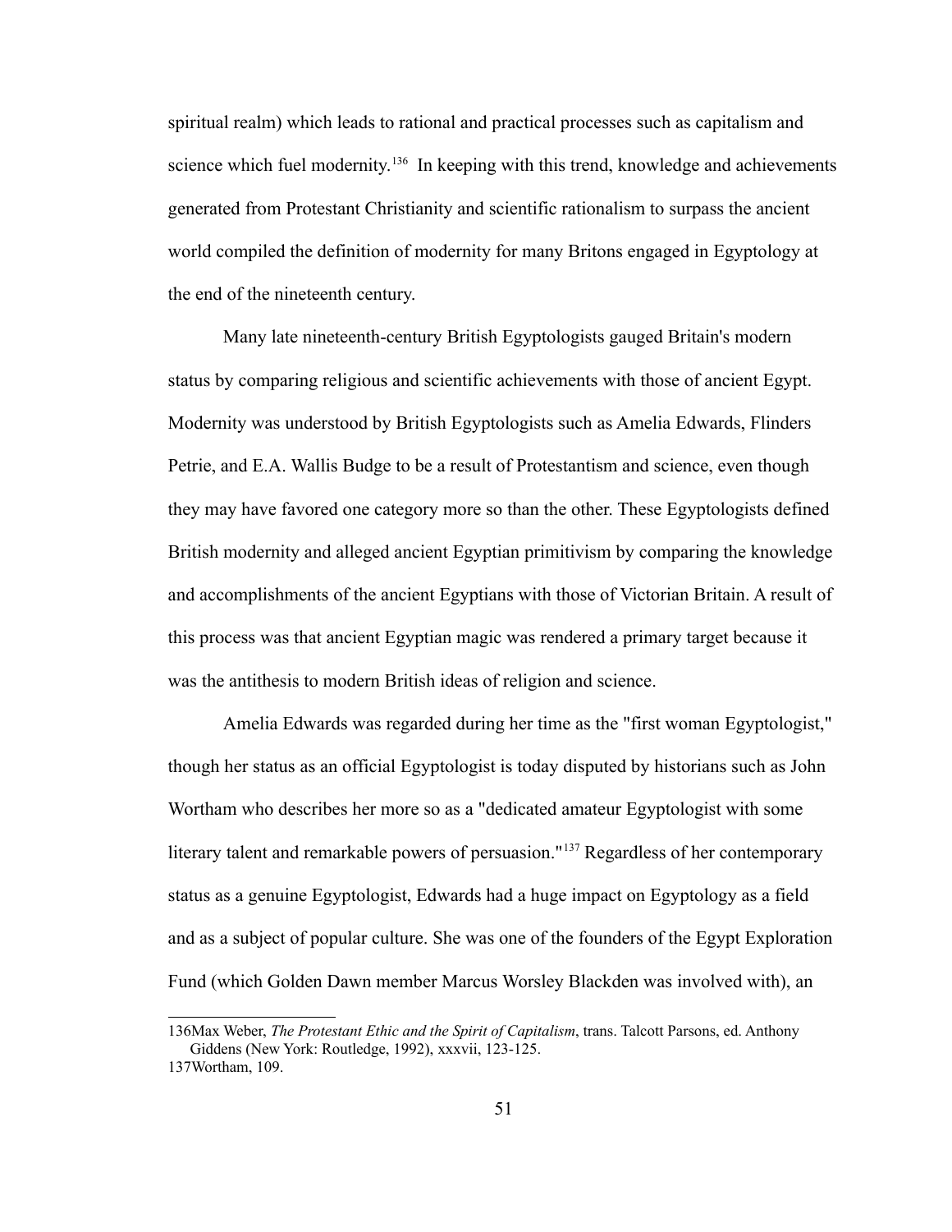spiritual realm) which leads to rational and practical processes such as capitalism and science which fuel modernity.[136] In keeping with this trend, knowledge and achievements generated from Protestant Christianity and scientific rationalism to surpass the ancient world compiled the definition of modernity for many Britons engaged in Egyptology at the end of the nineteenth century.

Many late nineteenth-century British Egyptologists gauged Britain's modern status by comparing religious and scientific achievements with those of ancient Egypt. Modernity was understood by British Egyptologists such as Amelia Edwards, Flinders Petrie, and E.A. Wallis Budge to be a result of Protestantism and science, even though they may have favored one category more so than the other. These Egyptologists defined British modernity and alleged ancient Egyptian primitivism by comparing the knowledge and accomplishments of the ancient Egyptians with those of Victorian Britain. A result of this process was that ancient Egyptian magic was rendered a primary target because it was the antithesis to modern British ideas of religion and science.

Amelia Edwards was regarded during her time as the "first woman Egyptologist," though her status as an official Egyptologist is today disputed by historians such as John Wortham who describes her more so as a "dedicated amateur Egyptologist with some literary talent and remarkable powers of persuasion."[137] Regardless of her contemporary status as a genuine Egyptologist, Edwards had a huge impact on Egyptology as a field and as a subject of popular culture. She was one of the founders of the Egypt Exploration Fund (which Golden Dawn member Marcus Worsley Blackden was involved with), an

---

136 Max Weber, *The Protestant Ethic and the Spirit of Capitalism*, trans. Talcott Parsons, ed. Anthony Giddens (New York: Routledge, 1992), xxxvii, 123-125.

137 Wortham, 109.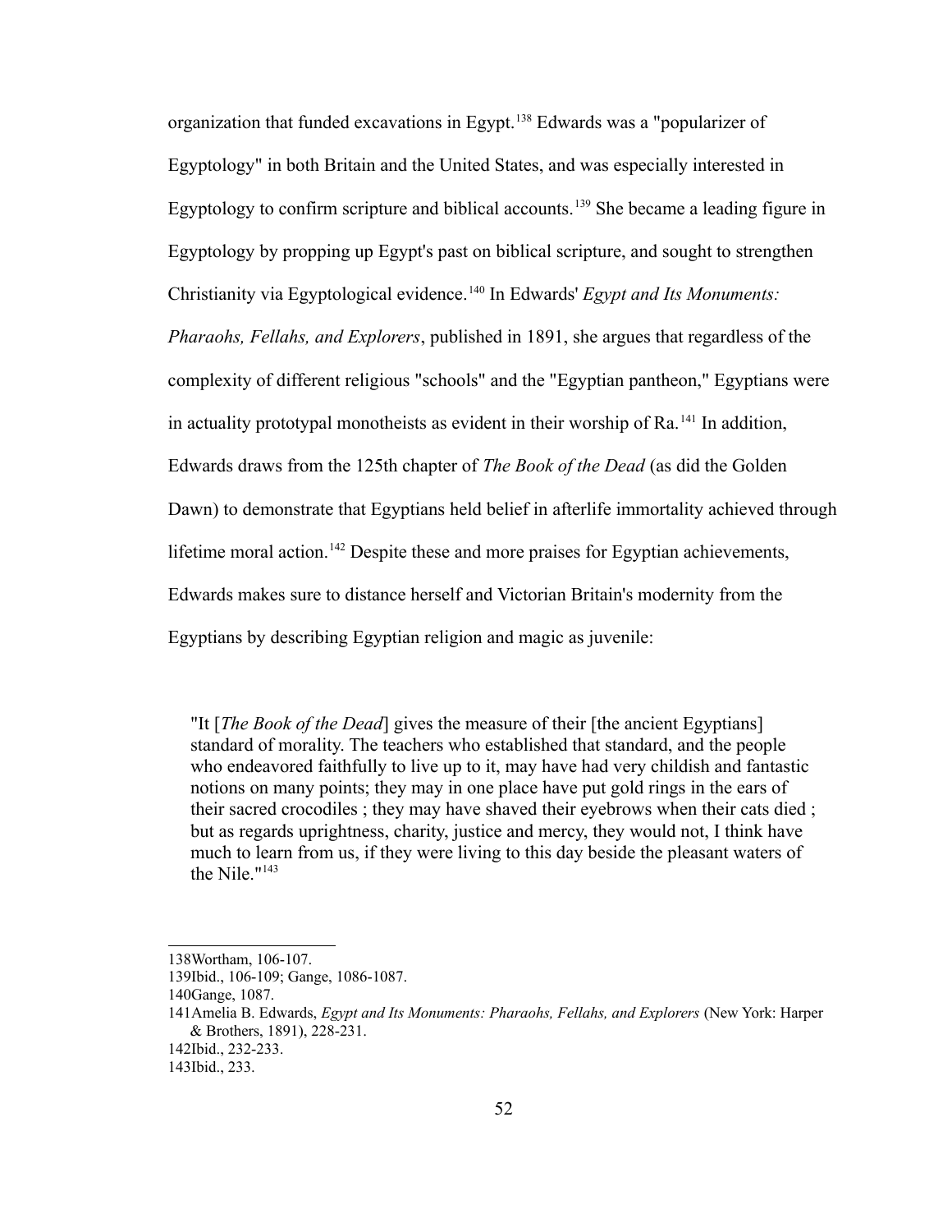organization that funded excavations in Egypt.[138] Edwards was a "popularizer of Egyptology" in both Britain and the United States, and was especially interested in Egyptology to confirm scripture and biblical accounts.[139] She became a leading figure in Egyptology by propping up Egypt's past on biblical scripture, and sought to strengthen Christianity via Egyptological evidence.[140] In Edwards' *Egypt and Its Monuments: Pharaohs, Fellahs, and Explorers*, published in 1891, she argues that regardless of the complexity of different religious "schools" and the "Egyptian pantheon," Egyptians were in actuality prototypal monotheists as evident in their worship of Ra.[141] In addition, Edwards draws from the 125th chapter of *The Book of the Dead* (as did the Golden Dawn) to demonstrate that Egyptians held belief in afterlife immortality achieved through lifetime moral action.[142] Despite these and more praises for Egyptian achievements, Edwards makes sure to distance herself and Victorian Britain's modernity from the Egyptians by describing Egyptian religion and magic as juvenile:

> "It [*The Book of the Dead*] gives the measure of their [the ancient Egyptians] standard of morality. The teachers who established that standard, and the people who endeavored faithfully to live up to it, may have had very childish and fantastic notions on many points; they may in one place have put gold rings in the ears of their sacred crocodiles ; they may have shaved their eyebrows when their cats died ; but as regards uprightness, charity, justice and mercy, they would not, I think have much to learn from us, if they were living to this day beside the pleasant waters of the Nile."[143]

---

138 Wortham, 106-107.

139 Ibid., 106-109; Gange, 1086-1087.

140 Gange, 1087.

141 Amelia B. Edwards, *Egypt and Its Monuments: Pharaohs, Fellahs, and Explorers* (New York: Harper & Brothers, 1891), 228-231.

142 Ibid., 232-233.

143 Ibid., 233.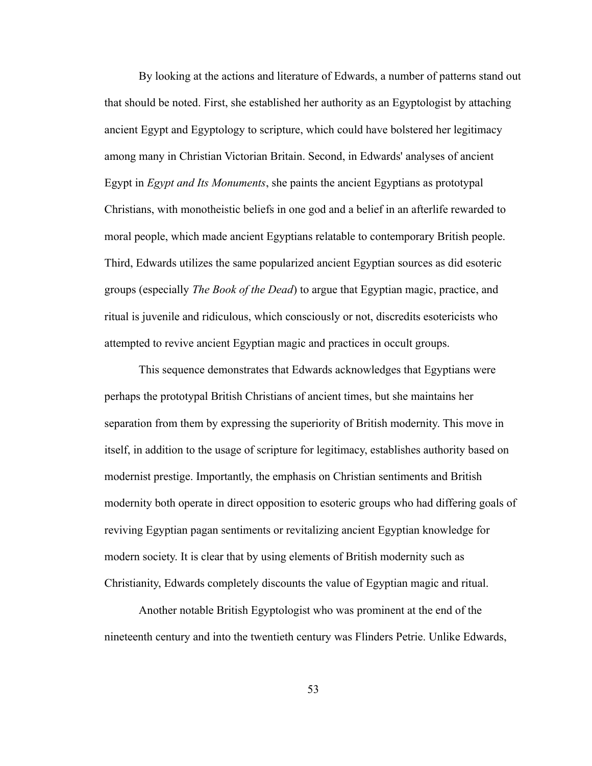By looking at the actions and literature of Edwards, a number of patterns stand out that should be noted. First, she established her authority as an Egyptologist by attaching ancient Egypt and Egyptology to scripture, which could have bolstered her legitimacy among many in Christian Victorian Britain. Second, in Edwards' analyses of ancient Egypt in *Egypt and Its Monuments*, she paints the ancient Egyptians as prototypal Christians, with monotheistic beliefs in one god and a belief in an afterlife rewarded to moral people, which made ancient Egyptians relatable to contemporary British people. Third, Edwards utilizes the same popularized ancient Egyptian sources as did esoteric groups (especially *The Book of the Dead*) to argue that Egyptian magic, practice, and ritual is juvenile and ridiculous, which consciously or not, discredits esotericists who attempted to revive ancient Egyptian magic and practices in occult groups.

This sequence demonstrates that Edwards acknowledges that Egyptians were perhaps the prototypal British Christians of ancient times, but she maintains her separation from them by expressing the superiority of British modernity. This move in itself, in addition to the usage of scripture for legitimacy, establishes authority based on modernist prestige. Importantly, the emphasis on Christian sentiments and British modernity both operate in direct opposition to esoteric groups who had differing goals of reviving Egyptian pagan sentiments or revitalizing ancient Egyptian knowledge for modern society. It is clear that by using elements of British modernity such as Christianity, Edwards completely discounts the value of Egyptian magic and ritual.

Another notable British Egyptologist who was prominent at the end of the nineteenth century and into the twentieth century was Flinders Petrie. Unlike Edwards,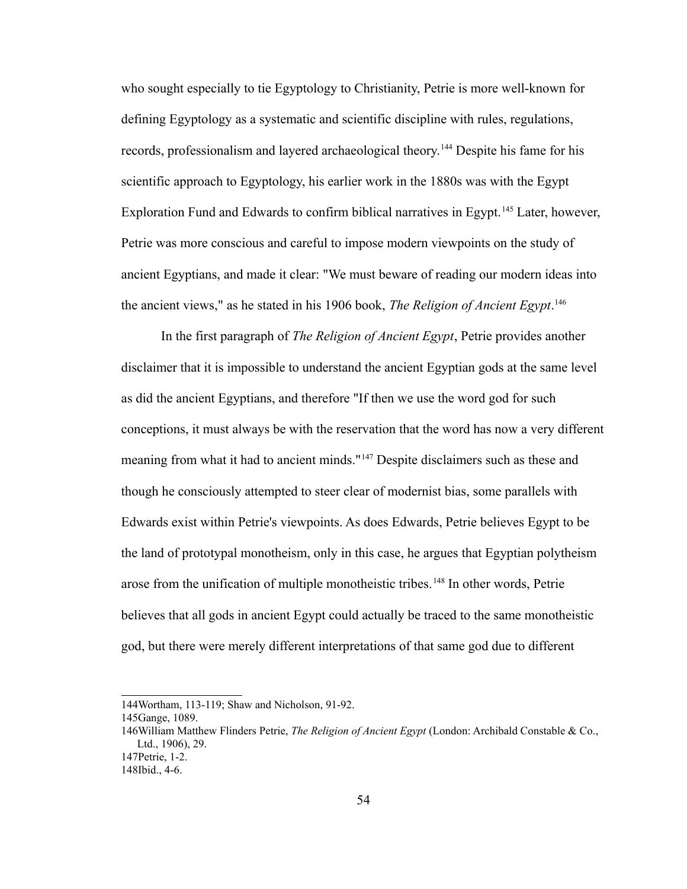who sought especially to tie Egyptology to Christianity, Petrie is more well-known for defining Egyptology as a systematic and scientific discipline with rules, regulations, records, professionalism and layered archaeological theory.[144] Despite his fame for his scientific approach to Egyptology, his earlier work in the 1880s was with the Egypt Exploration Fund and Edwards to confirm biblical narratives in Egypt.[145] Later, however, Petrie was more conscious and careful to impose modern viewpoints on the study of ancient Egyptians, and made it clear: "We must beware of reading our modern ideas into the ancient views," as he stated in his 1906 book, *The Religion of Ancient Egypt*.[146]

In the first paragraph of *The Religion of Ancient Egypt*, Petrie provides another disclaimer that it is impossible to understand the ancient Egyptian gods at the same level as did the ancient Egyptians, and therefore "If then we use the word god for such conceptions, it must always be with the reservation that the word has now a very different meaning from what it had to ancient minds."[147] Despite disclaimers such as these and though he consciously attempted to steer clear of modernist bias, some parallels with Edwards exist within Petrie's viewpoints. As does Edwards, Petrie believes Egypt to be the land of prototypal monotheism, only in this case, he argues that Egyptian polytheism arose from the unification of multiple monotheistic tribes.[148] In other words, Petrie believes that all gods in ancient Egypt could actually be traced to the same monotheistic god, but there were merely different interpretations of that same god due to different

---

144Wortham, 113-119; Shaw and Nicholson, 91-92.

145Gange, 1089.

146William Matthew Flinders Petrie, *The Religion of Ancient Egypt* (London: Archibald Constable & Co., Ltd., 1906), 29.

147Petrie, 1-2.

148Ibid., 4-6.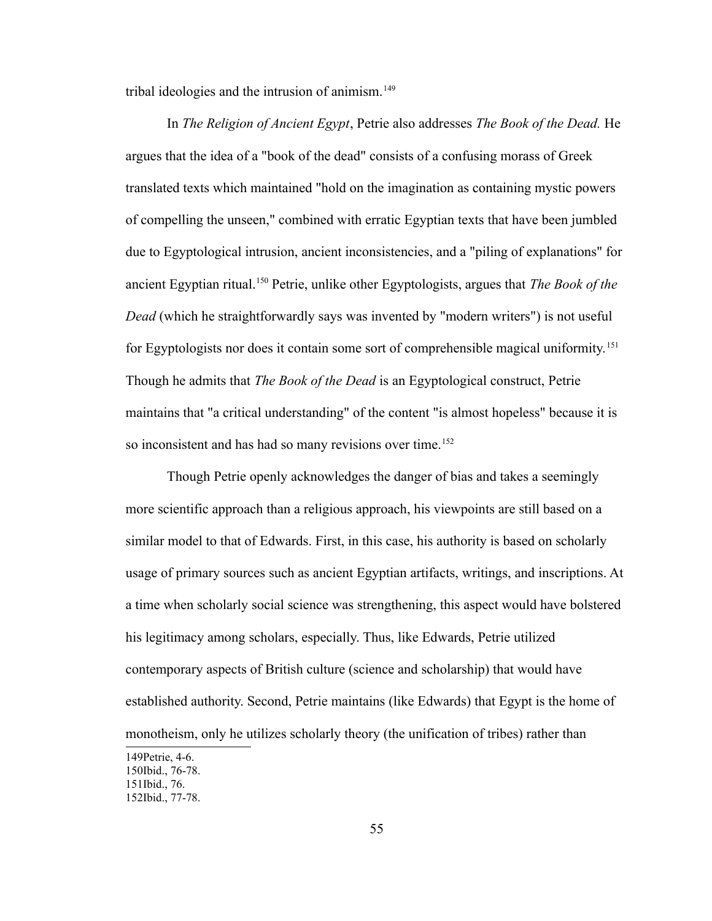tribal ideologies and the intrusion of animism.[149]

In *The Religion of Ancient Egypt*, Petrie also addresses *The Book of the Dead.* He argues that the idea of a "book of the dead" consists of a confusing morass of Greek translated texts which maintained "hold on the imagination as containing mystic powers of compelling the unseen," combined with erratic Egyptian texts that have been jumbled due to Egyptological intrusion, ancient inconsistencies, and a "piling of explanations" for ancient Egyptian ritual.[150] Petrie, unlike other Egyptologists, argues that *The Book of the Dead* (which he straightforwardly says was invented by "modern writers") is not useful for Egyptologists nor does it contain some sort of comprehensible magical uniformity.[151] Though he admits that *The Book of the Dead* is an Egyptological construct, Petrie maintains that "a critical understanding" of the content "is almost hopeless" because it is so inconsistent and has had so many revisions over time.[152]

Though Petrie openly acknowledges the danger of bias and takes a seemingly more scientific approach than a religious approach, his viewpoints are still based on a similar model to that of Edwards. First, in this case, his authority is based on scholarly usage of primary sources such as ancient Egyptian artifacts, writings, and inscriptions. At a time when scholarly social science was strengthening, this aspect would have bolstered his legitimacy among scholars, especially. Thus, like Edwards, Petrie utilized contemporary aspects of British culture (science and scholarship) that would have established authority. Second, Petrie maintains (like Edwards) that Egypt is the home of monotheism, only he utilizes scholarly theory (the unification of tribes) rather than

149Petrie, 4-6.
150Ibid., 76-78.
151Ibid., 76.
152Ibid., 77-78.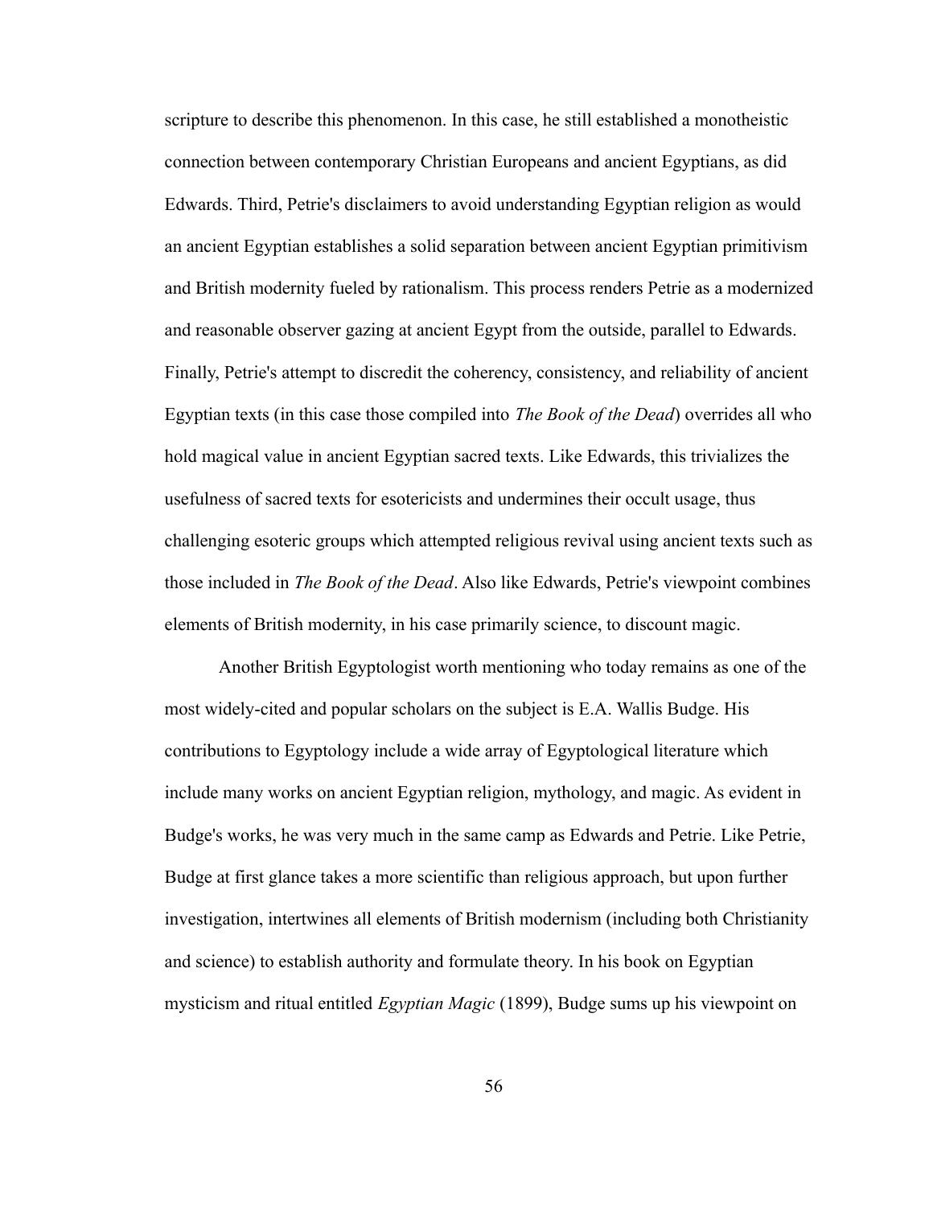scripture to describe this phenomenon. In this case, he still established a monotheistic connection between contemporary Christian Europeans and ancient Egyptians, as did Edwards. Third, Petrie's disclaimers to avoid understanding Egyptian religion as would an ancient Egyptian establishes a solid separation between ancient Egyptian primitivism and British modernity fueled by rationalism. This process renders Petrie as a modernized and reasonable observer gazing at ancient Egypt from the outside, parallel to Edwards. Finally, Petrie's attempt to discredit the coherency, consistency, and reliability of ancient Egyptian texts (in this case those compiled into *The Book of the Dead*) overrides all who hold magical value in ancient Egyptian sacred texts. Like Edwards, this trivializes the usefulness of sacred texts for esotericists and undermines their occult usage, thus challenging esoteric groups which attempted religious revival using ancient texts such as those included in *The Book of the Dead*. Also like Edwards, Petrie's viewpoint combines elements of British modernity, in his case primarily science, to discount magic.

Another British Egyptologist worth mentioning who today remains as one of the most widely-cited and popular scholars on the subject is E.A. Wallis Budge. His contributions to Egyptology include a wide array of Egyptological literature which include many works on ancient Egyptian religion, mythology, and magic. As evident in Budge's works, he was very much in the same camp as Edwards and Petrie. Like Petrie, Budge at first glance takes a more scientific than religious approach, but upon further investigation, intertwines all elements of British modernism (including both Christianity and science) to establish authority and formulate theory. In his book on Egyptian mysticism and ritual entitled *Egyptian Magic* (1899), Budge sums up his viewpoint on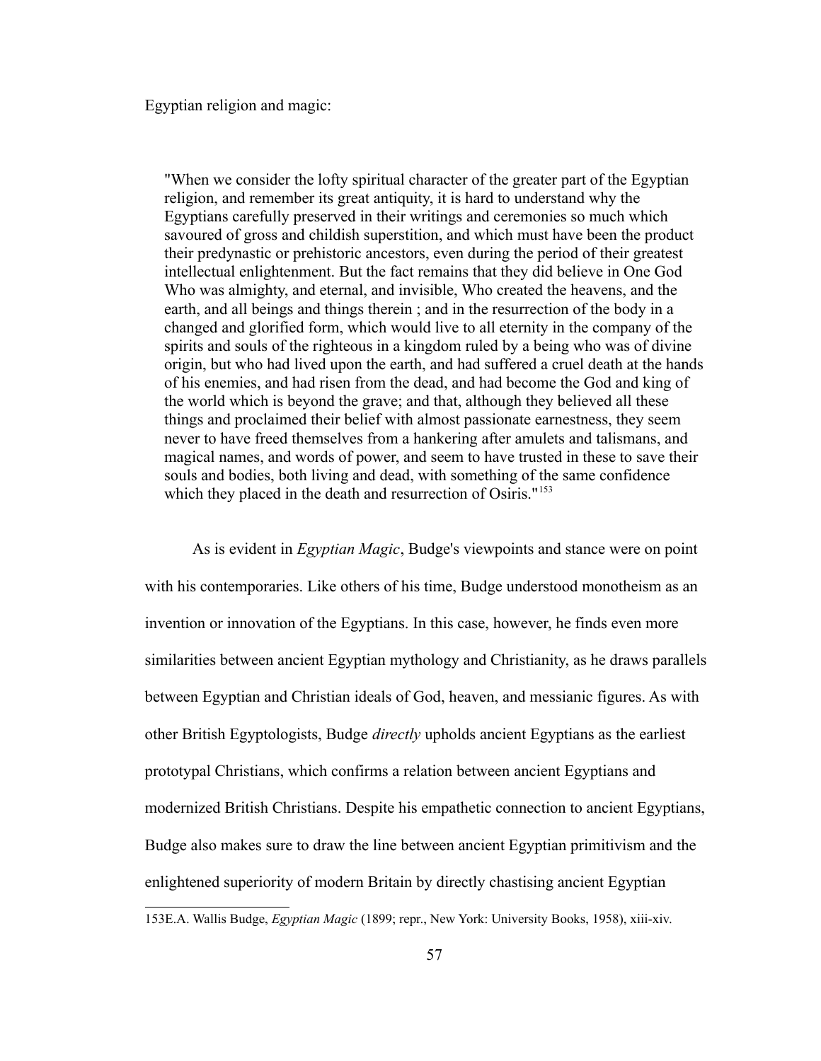Egyptian religion and magic:

> "When we consider the lofty spiritual character of the greater part of the Egyptian religion, and remember its great antiquity, it is hard to understand why the Egyptians carefully preserved in their writings and ceremonies so much which savoured of gross and childish superstition, and which must have been the product their predynastic or prehistoric ancestors, even during the period of their greatest intellectual enlightenment. But the fact remains that they did believe in One God Who was almighty, and eternal, and invisible, Who created the heavens, and the earth, and all beings and things therein ; and in the resurrection of the body in a changed and glorified form, which would live to all eternity in the company of the spirits and souls of the righteous in a kingdom ruled by a being who was of divine origin, but who had lived upon the earth, and had suffered a cruel death at the hands of his enemies, and had risen from the dead, and had become the God and king of the world which is beyond the grave; and that, although they believed all these things and proclaimed their belief with almost passionate earnestness, they seem never to have freed themselves from a hankering after amulets and talismans, and magical names, and words of power, and seem to have trusted in these to save their souls and bodies, both living and dead, with something of the same confidence which they placed in the death and resurrection of Osiris."[153]

As is evident in *Egyptian Magic*, Budge's viewpoints and stance were on point with his contemporaries. Like others of his time, Budge understood monotheism as an invention or innovation of the Egyptians. In this case, however, he finds even more similarities between ancient Egyptian mythology and Christianity, as he draws parallels between Egyptian and Christian ideals of God, heaven, and messianic figures. As with other British Egyptologists, Budge *directly* upholds ancient Egyptians as the earliest prototypal Christians, which confirms a relation between ancient Egyptians and modernized British Christians. Despite his empathetic connection to ancient Egyptians, Budge also makes sure to draw the line between ancient Egyptian primitivism and the enlightened superiority of modern Britain by directly chastising ancient Egyptian

153E.A. Wallis Budge, *Egyptian Magic* (1899; repr., New York: University Books, 1958), xiii-xiv.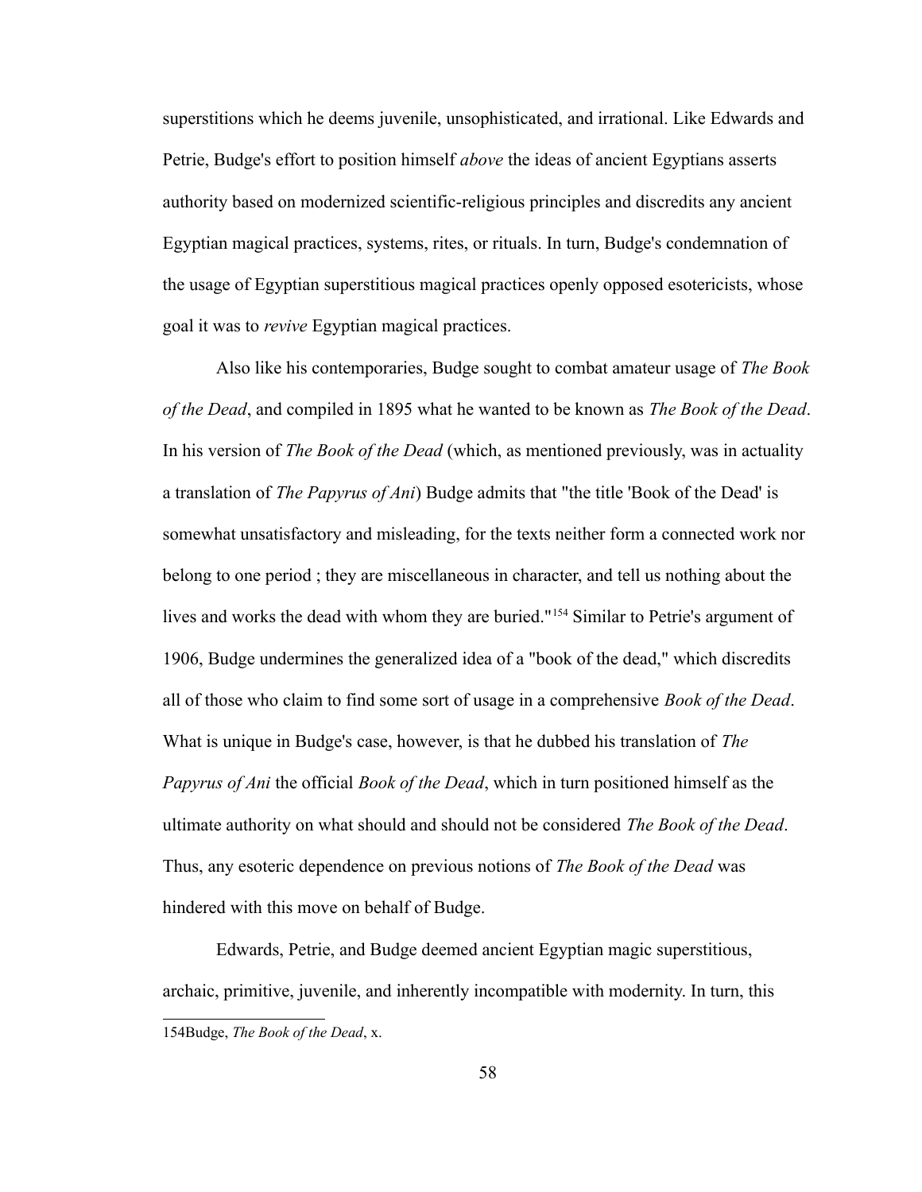superstitions which he deems juvenile, unsophisticated, and irrational. Like Edwards and Petrie, Budge's effort to position himself *above* the ideas of ancient Egyptians asserts authority based on modernized scientific-religious principles and discredits any ancient Egyptian magical practices, systems, rites, or rituals. In turn, Budge's condemnation of the usage of Egyptian superstitious magical practices openly opposed esotericists, whose goal it was to *revive* Egyptian magical practices.

Also like his contemporaries, Budge sought to combat amateur usage of *The Book of the Dead*, and compiled in 1895 what he wanted to be known as *The Book of the Dead*. In his version of *The Book of the Dead* (which, as mentioned previously, was in actuality a translation of *The Papyrus of Ani*) Budge admits that "the title 'Book of the Dead' is somewhat unsatisfactory and misleading, for the texts neither form a connected work nor belong to one period ; they are miscellaneous in character, and tell us nothing about the lives and works the dead with whom they are buried."[154] Similar to Petrie's argument of 1906, Budge undermines the generalized idea of a "book of the dead," which discredits all of those who claim to find some sort of usage in a comprehensive *Book of the Dead*. What is unique in Budge's case, however, is that he dubbed his translation of *The Papyrus of Ani* the official *Book of the Dead*, which in turn positioned himself as the ultimate authority on what should and should not be considered *The Book of the Dead*. Thus, any esoteric dependence on previous notions of *The Book of the Dead* was hindered with this move on behalf of Budge.

Edwards, Petrie, and Budge deemed ancient Egyptian magic superstitious, archaic, primitive, juvenile, and inherently incompatible with modernity. In turn, this

---

154Budge, *The Book of the Dead*, x.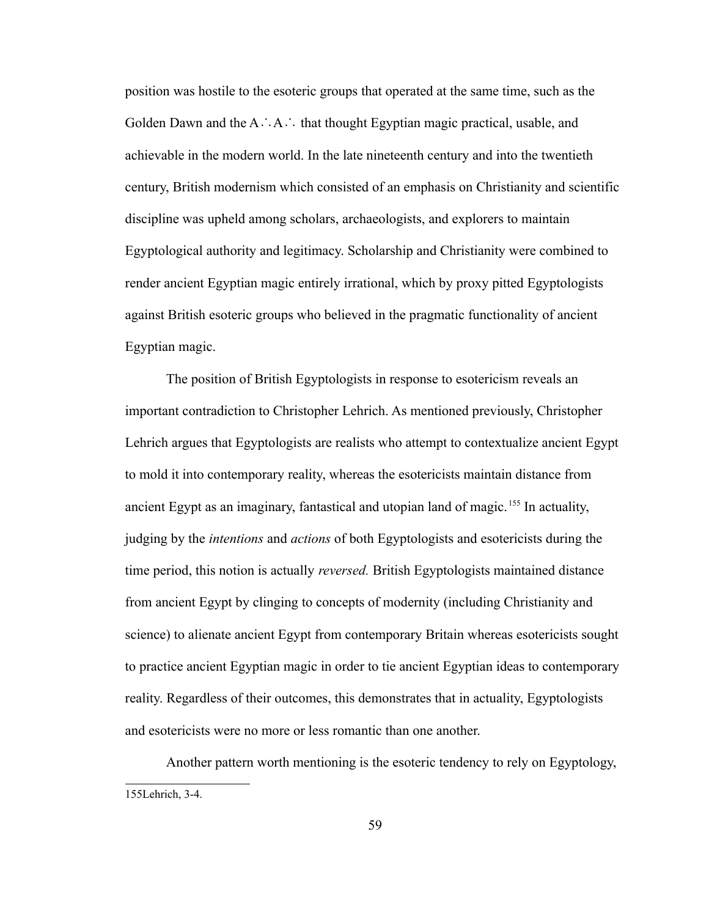position was hostile to the esoteric groups that operated at the same time, such as the Golden Dawn and the A∴A∴ that thought Egyptian magic practical, usable, and achievable in the modern world. In the late nineteenth century and into the twentieth century, British modernism which consisted of an emphasis on Christianity and scientific discipline was upheld among scholars, archaeologists, and explorers to maintain Egyptological authority and legitimacy. Scholarship and Christianity were combined to render ancient Egyptian magic entirely irrational, which by proxy pitted Egyptologists against British esoteric groups who believed in the pragmatic functionality of ancient Egyptian magic.

The position of British Egyptologists in response to esotericism reveals an important contradiction to Christopher Lehrich. As mentioned previously, Christopher Lehrich argues that Egyptologists are realists who attempt to contextualize ancient Egypt to mold it into contemporary reality, whereas the esotericists maintain distance from ancient Egypt as an imaginary, fantastical and utopian land of magic.[155] In actuality, judging by the *intentions* and *actions* of both Egyptologists and esotericists during the time period, this notion is actually *reversed.* British Egyptologists maintained distance from ancient Egypt by clinging to concepts of modernity (including Christianity and science) to alienate ancient Egypt from contemporary Britain whereas esotericists sought to practice ancient Egyptian magic in order to tie ancient Egyptian ideas to contemporary reality. Regardless of their outcomes, this demonstrates that in actuality, Egyptologists and esotericists were no more or less romantic than one another.

Another pattern worth mentioning is the esoteric tendency to rely on Egyptology,

---

155Lehrich, 3-4.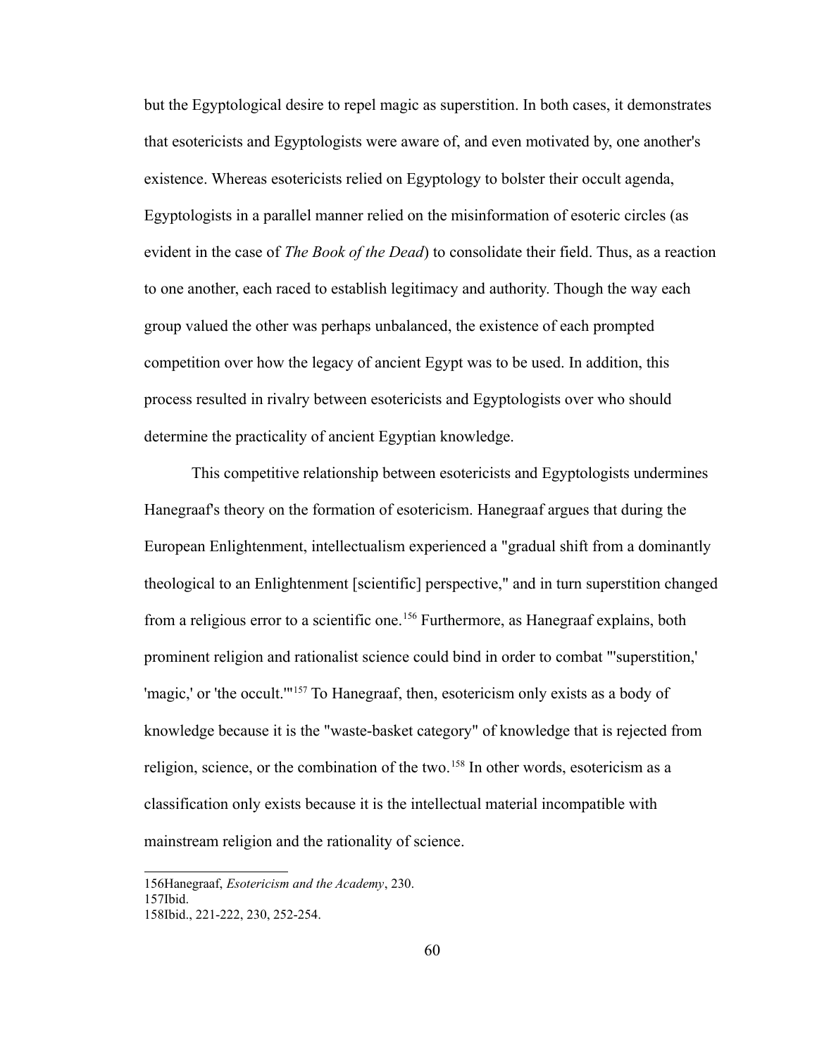but the Egyptological desire to repel magic as superstition. In both cases, it demonstrates that esotericists and Egyptologists were aware of, and even motivated by, one another's existence. Whereas esotericists relied on Egyptology to bolster their occult agenda, Egyptologists in a parallel manner relied on the misinformation of esoteric circles (as evident in the case of *The Book of the Dead*) to consolidate their field. Thus, as a reaction to one another, each raced to establish legitimacy and authority. Though the way each group valued the other was perhaps unbalanced, the existence of each prompted competition over how the legacy of ancient Egypt was to be used. In addition, this process resulted in rivalry between esotericists and Egyptologists over who should determine the practicality of ancient Egyptian knowledge.

This competitive relationship between esotericists and Egyptologists undermines Hanegraaf's theory on the formation of esotericism. Hanegraaf argues that during the European Enlightenment, intellectualism experienced a "gradual shift from a dominantly theological to an Enlightenment [scientific] perspective," and in turn superstition changed from a religious error to a scientific one.[156] Furthermore, as Hanegraaf explains, both prominent religion and rationalist science could bind in order to combat "'superstition,' 'magic,' or 'the occult.'"[157] To Hanegraaf, then, esotericism only exists as a body of knowledge because it is the "waste-basket category" of knowledge that is rejected from religion, science, or the combination of the two.[158] In other words, esotericism as a classification only exists because it is the intellectual material incompatible with mainstream religion and the rationality of science.

---

156Hanegraaf, *Esotericism and the Academy*, 230.
157Ibid.
158Ibid., 221-222, 230, 252-254.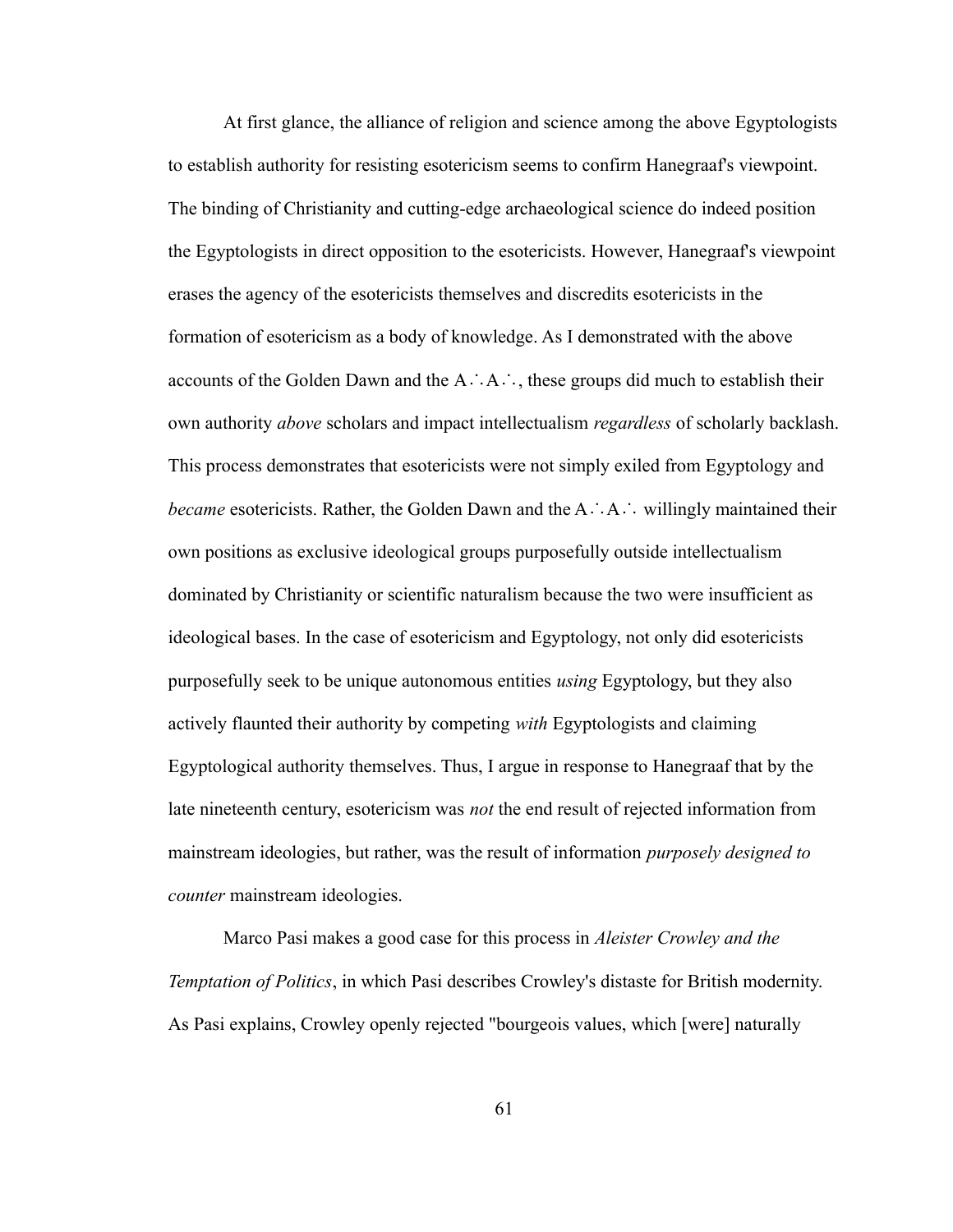At first glance, the alliance of religion and science among the above Egyptologists to establish authority for resisting esotericism seems to confirm Hanegraaf's viewpoint. The binding of Christianity and cutting-edge archaeological science do indeed position the Egyptologists in direct opposition to the esotericists. However, Hanegraaf's viewpoint erases the agency of the esotericists themselves and discredits esotericists in the formation of esotericism as a body of knowledge. As I demonstrated with the above accounts of the Golden Dawn and the A∴A∴, these groups did much to establish their own authority *above* scholars and impact intellectualism *regardless* of scholarly backlash. This process demonstrates that esotericists were not simply exiled from Egyptology and *became* esotericists. Rather, the Golden Dawn and the A∴A∴ willingly maintained their own positions as exclusive ideological groups purposefully outside intellectualism dominated by Christianity or scientific naturalism because the two were insufficient as ideological bases. In the case of esotericism and Egyptology, not only did esotericists purposefully seek to be unique autonomous entities *using* Egyptology, but they also actively flaunted their authority by competing *with* Egyptologists and claiming Egyptological authority themselves. Thus, I argue in response to Hanegraaf that by the late nineteenth century, esotericism was *not* the end result of rejected information from mainstream ideologies, but rather, was the result of information *purposely designed to counter* mainstream ideologies.

Marco Pasi makes a good case for this process in *Aleister Crowley and the Temptation of Politics*, in which Pasi describes Crowley's distaste for British modernity. As Pasi explains, Crowley openly rejected "bourgeois values, which [were] naturally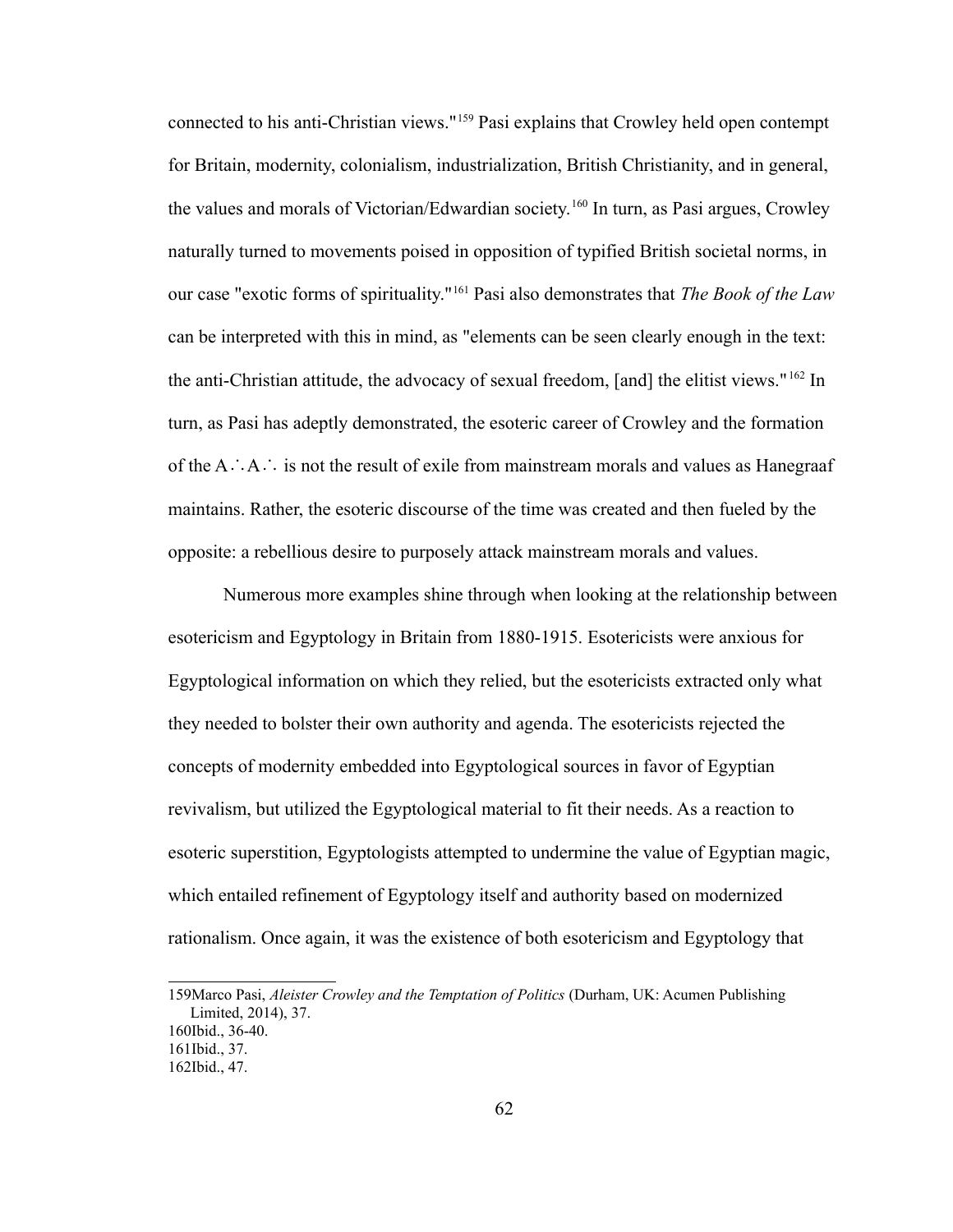connected to his anti-Christian views."[159] Pasi explains that Crowley held open contempt for Britain, modernity, colonialism, industrialization, British Christianity, and in general, the values and morals of Victorian/Edwardian society.[160] In turn, as Pasi argues, Crowley naturally turned to movements poised in opposition of typified British societal norms, in our case "exotic forms of spirituality."[161] Pasi also demonstrates that *The Book of the Law* can be interpreted with this in mind, as "elements can be seen clearly enough in the text: the anti-Christian attitude, the advocacy of sexual freedom, [and] the elitist views."[162] In turn, as Pasi has adeptly demonstrated, the esoteric career of Crowley and the formation of the A∴A∴ is not the result of exile from mainstream morals and values as Hanegraaf maintains. Rather, the esoteric discourse of the time was created and then fueled by the opposite: a rebellious desire to purposely attack mainstream morals and values.

Numerous more examples shine through when looking at the relationship between esotericism and Egyptology in Britain from 1880-1915. Esotericists were anxious for Egyptological information on which they relied, but the esotericists extracted only what they needed to bolster their own authority and agenda. The esotericists rejected the concepts of modernity embedded into Egyptological sources in favor of Egyptian revivalism, but utilized the Egyptological material to fit their needs. As a reaction to esoteric superstition, Egyptologists attempted to undermine the value of Egyptian magic, which entailed refinement of Egyptology itself and authority based on modernized rationalism. Once again, it was the existence of both esotericism and Egyptology that

159Marco Pasi, *Aleister Crowley and the Temptation of Politics* (Durham, UK: Acumen Publishing Limited, 2014), 37.
160Ibid., 36-40.
161Ibid., 37.
162Ibid., 47.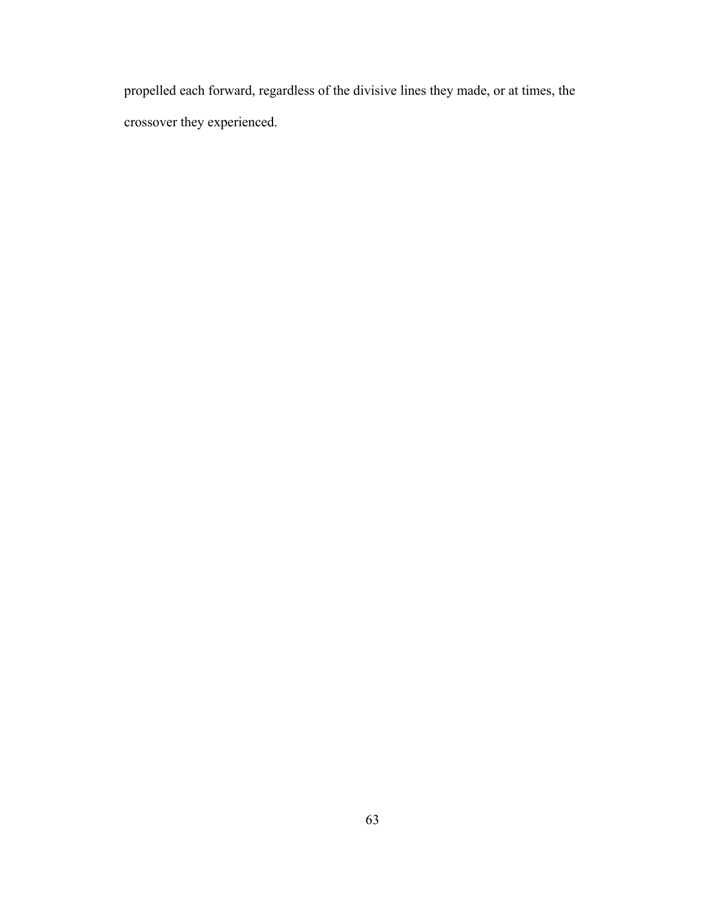propelled each forward, regardless of the divisive lines they made, or at times, the crossover they experienced.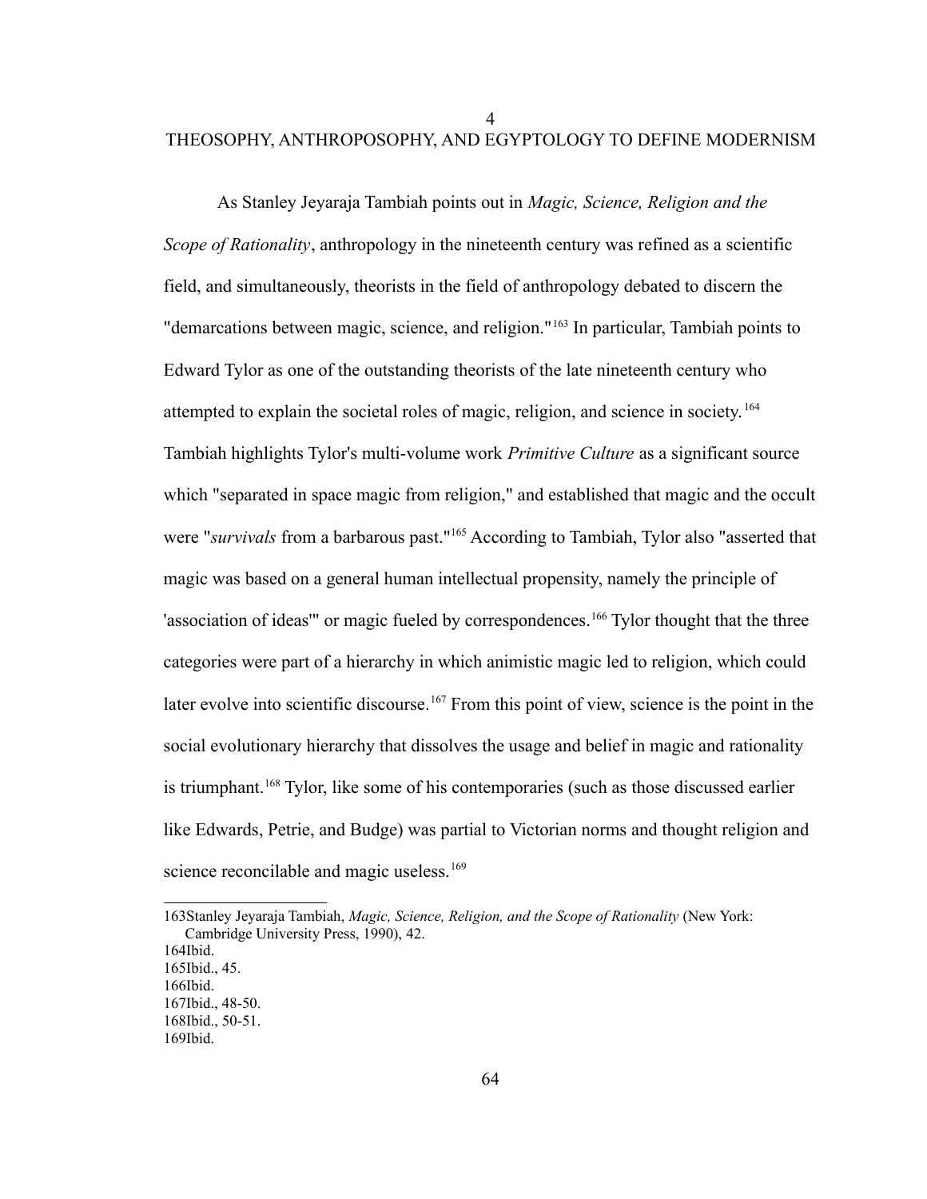# 4
# THEOSOPHY, ANTHROPOSOPHY, AND EGYPTOLOGY TO DEFINE MODERNISM

As Stanley Jeyaraja Tambiah points out in *Magic, Science, Religion and the Scope of Rationality*, anthropology in the nineteenth century was refined as a scientific field, and simultaneously, theorists in the field of anthropology debated to discern the "demarcations between magic, science, and religion."[163] In particular, Tambiah points to Edward Tylor as one of the outstanding theorists of the late nineteenth century who attempted to explain the societal roles of magic, religion, and science in society.[164] Tambiah highlights Tylor's multi-volume work *Primitive Culture* as a significant source which "separated in space magic from religion," and established that magic and the occult were "*survivals* from a barbarous past."[165] According to Tambiah, Tylor also "asserted that magic was based on a general human intellectual propensity, namely the principle of 'association of ideas'" or magic fueled by correspondences.[166] Tylor thought that the three categories were part of a hierarchy in which animistic magic led to religion, which could later evolve into scientific discourse.[167] From this point of view, science is the point in the social evolutionary hierarchy that dissolves the usage and belief in magic and rationality is triumphant.[168] Tylor, like some of his contemporaries (such as those discussed earlier like Edwards, Petrie, and Budge) was partial to Victorian norms and thought religion and science reconcilable and magic useless.[169]

---

163 Stanley Jeyaraja Tambiah, *Magic, Science, Religion, and the Scope of Rationality* (New York: Cambridge University Press, 1990), 42.
164 Ibid.
165 Ibid., 45.
166 Ibid.
167 Ibid., 48-50.
168 Ibid., 50-51.
169 Ibid.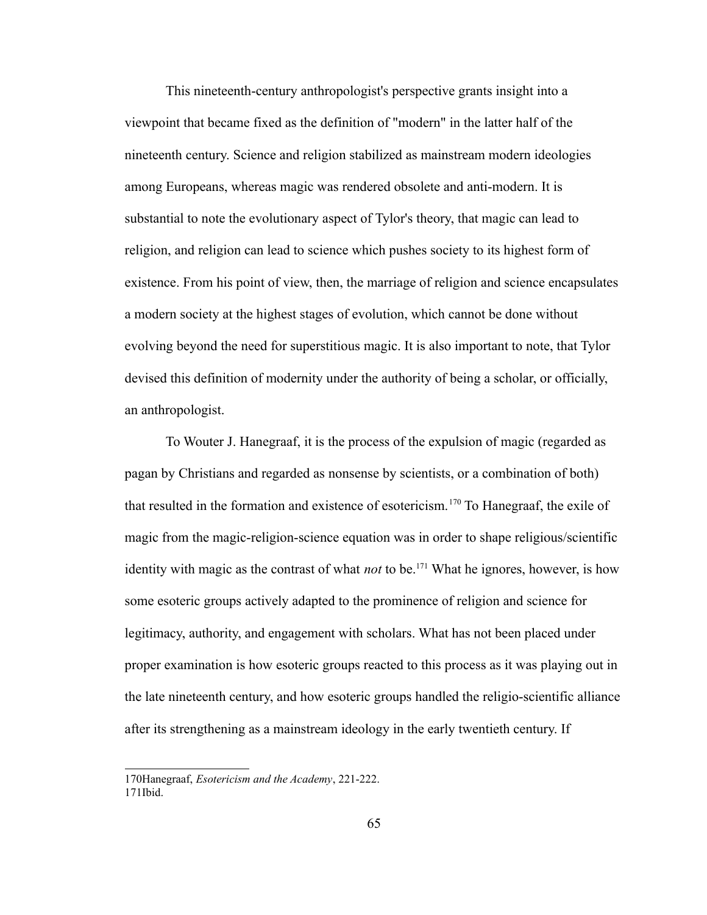This nineteenth-century anthropologist's perspective grants insight into a viewpoint that became fixed as the definition of "modern" in the latter half of the nineteenth century. Science and religion stabilized as mainstream modern ideologies among Europeans, whereas magic was rendered obsolete and anti-modern. It is substantial to note the evolutionary aspect of Tylor's theory, that magic can lead to religion, and religion can lead to science which pushes society to its highest form of existence. From his point of view, then, the marriage of religion and science encapsulates a modern society at the highest stages of evolution, which cannot be done without evolving beyond the need for superstitious magic. It is also important to note, that Tylor devised this definition of modernity under the authority of being a scholar, or officially, an anthropologist.

To Wouter J. Hanegraaf, it is the process of the expulsion of magic (regarded as pagan by Christians and regarded as nonsense by scientists, or a combination of both) that resulted in the formation and existence of esotericism.[170] To Hanegraaf, the exile of magic from the magic-religion-science equation was in order to shape religious/scientific identity with magic as the contrast of what *not* to be.[171] What he ignores, however, is how some esoteric groups actively adapted to the prominence of religion and science for legitimacy, authority, and engagement with scholars. What has not been placed under proper examination is how esoteric groups reacted to this process as it was playing out in the late nineteenth century, and how esoteric groups handled the religio-scientific alliance after its strengthening as a mainstream ideology in the early twentieth century. If

170Hanegraaf, *Esotericism and the Academy*, 221-222.
171Ibid.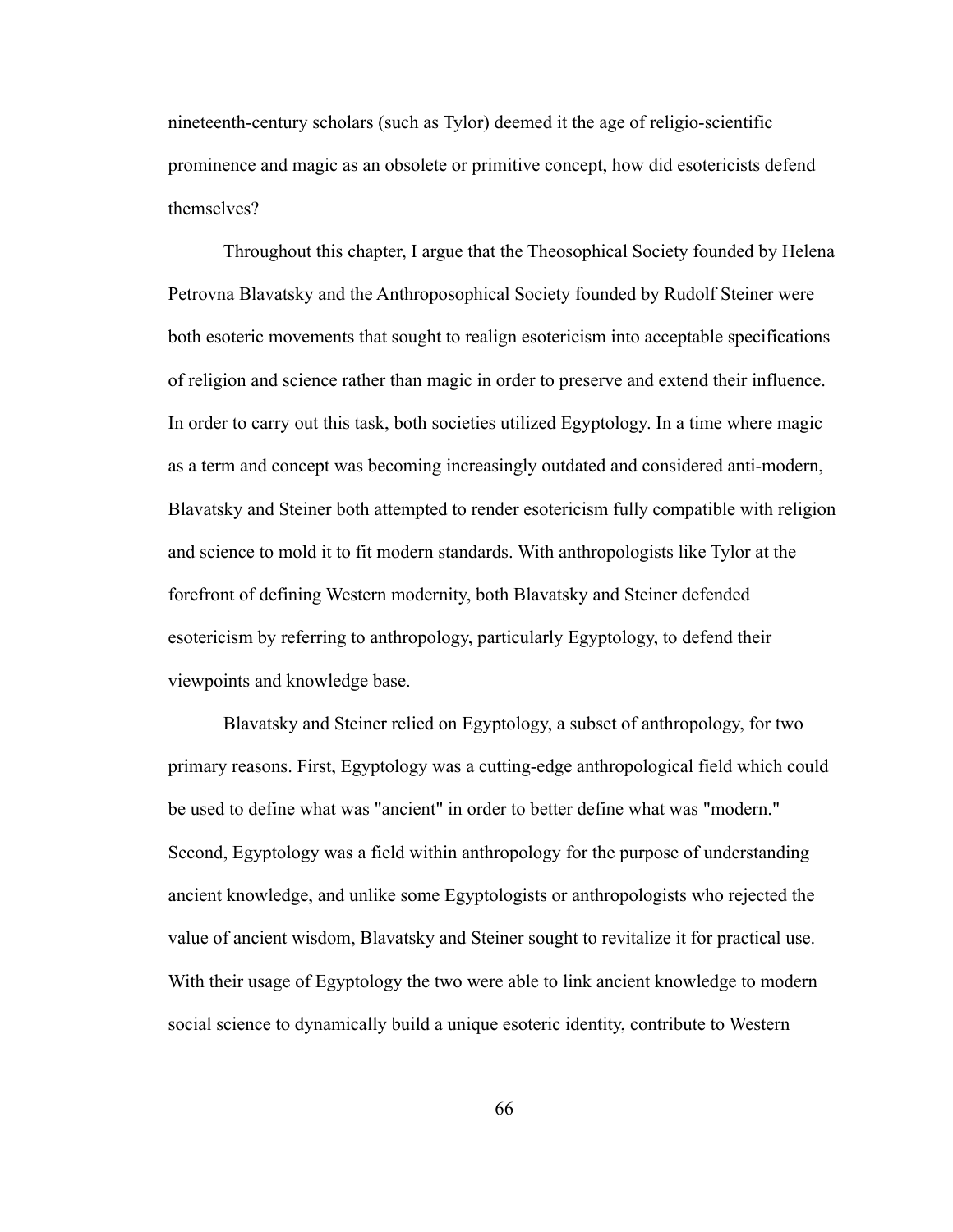nineteenth-century scholars (such as Tylor) deemed it the age of religio-scientific prominence and magic as an obsolete or primitive concept, how did esotericists defend themselves?

Throughout this chapter, I argue that the Theosophical Society founded by Helena Petrovna Blavatsky and the Anthroposophical Society founded by Rudolf Steiner were both esoteric movements that sought to realign esotericism into acceptable specifications of religion and science rather than magic in order to preserve and extend their influence. In order to carry out this task, both societies utilized Egyptology. In a time where magic as a term and concept was becoming increasingly outdated and considered anti-modern, Blavatsky and Steiner both attempted to render esotericism fully compatible with religion and science to mold it to fit modern standards. With anthropologists like Tylor at the forefront of defining Western modernity, both Blavatsky and Steiner defended esotericism by referring to anthropology, particularly Egyptology, to defend their viewpoints and knowledge base.

Blavatsky and Steiner relied on Egyptology, a subset of anthropology, for two primary reasons. First, Egyptology was a cutting-edge anthropological field which could be used to define what was "ancient" in order to better define what was "modern." Second, Egyptology was a field within anthropology for the purpose of understanding ancient knowledge, and unlike some Egyptologists or anthropologists who rejected the value of ancient wisdom, Blavatsky and Steiner sought to revitalize it for practical use. With their usage of Egyptology the two were able to link ancient knowledge to modern social science to dynamically build a unique esoteric identity, contribute to Western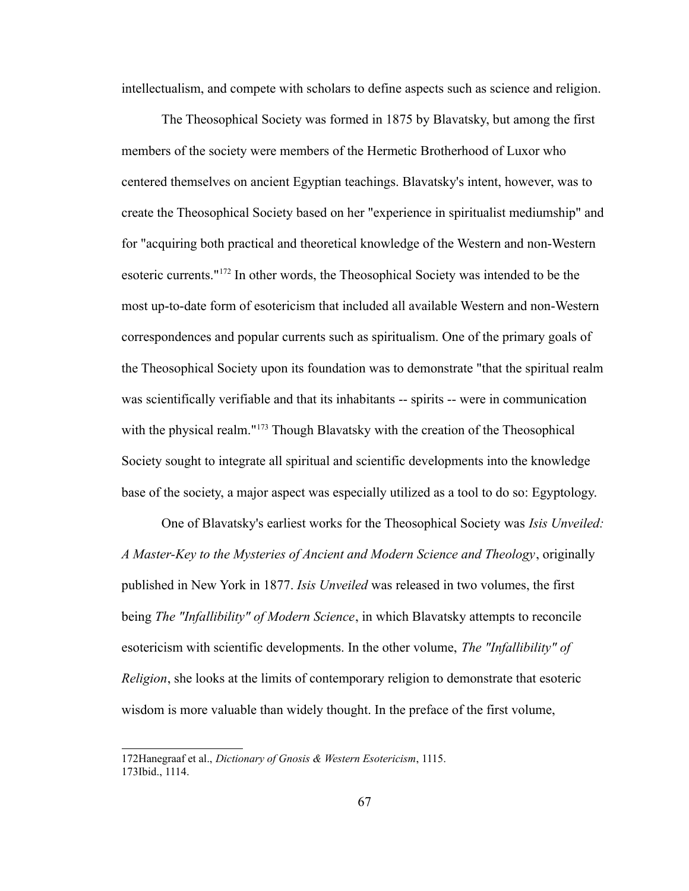intellectualism, and compete with scholars to define aspects such as science and religion.

The Theosophical Society was formed in 1875 by Blavatsky, but among the first members of the society were members of the Hermetic Brotherhood of Luxor who centered themselves on ancient Egyptian teachings. Blavatsky's intent, however, was to create the Theosophical Society based on her "experience in spiritualist mediumship" and for "acquiring both practical and theoretical knowledge of the Western and non-Western esoteric currents."[172] In other words, the Theosophical Society was intended to be the most up-to-date form of esotericism that included all available Western and non-Western correspondences and popular currents such as spiritualism. One of the primary goals of the Theosophical Society upon its foundation was to demonstrate "that the spiritual realm was scientifically verifiable and that its inhabitants -- spirits -- were in communication with the physical realm."[173] Though Blavatsky with the creation of the Theosophical Society sought to integrate all spiritual and scientific developments into the knowledge base of the society, a major aspect was especially utilized as a tool to do so: Egyptology.

One of Blavatsky's earliest works for the Theosophical Society was *Isis Unveiled: A Master-Key to the Mysteries of Ancient and Modern Science and Theology*, originally published in New York in 1877. *Isis Unveiled* was released in two volumes, the first being *The "Infallibility" of Modern Science*, in which Blavatsky attempts to reconcile esotericism with scientific developments. In the other volume, *The "Infallibility" of Religion*, she looks at the limits of contemporary religion to demonstrate that esoteric wisdom is more valuable than widely thought. In the preface of the first volume,

172Hanegraaf et al., *Dictionary of Gnosis & Western Esotericism*, 1115.
173Ibid., 1114.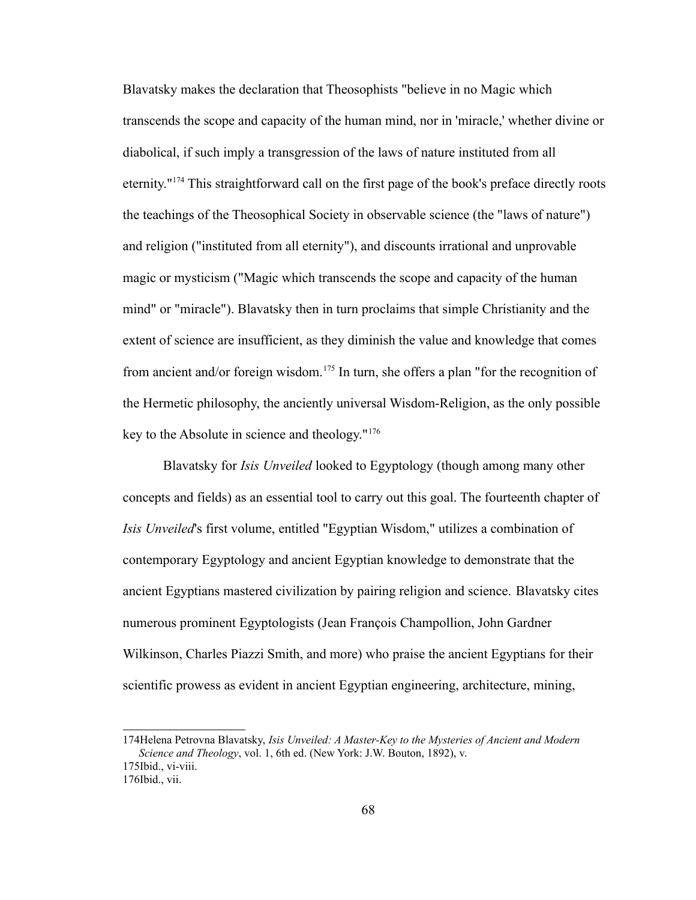Blavatsky makes the declaration that Theosophists "believe in no Magic which transcends the scope and capacity of the human mind, nor in 'miracle,' whether divine or diabolical, if such imply a transgression of the laws of nature instituted from all eternity."[174] This straightforward call on the first page of the book's preface directly roots the teachings of the Theosophical Society in observable science (the "laws of nature") and religion ("instituted from all eternity"), and discounts irrational and unprovable magic or mysticism ("Magic which transcends the scope and capacity of the human mind" or "miracle"). Blavatsky then in turn proclaims that simple Christianity and the extent of science are insufficient, as they diminish the value and knowledge that comes from ancient and/or foreign wisdom.[175] In turn, she offers a plan "for the recognition of the Hermetic philosophy, the anciently universal Wisdom-Religion, as the only possible key to the Absolute in science and theology."[176]

Blavatsky for *Isis Unveiled* looked to Egyptology (though among many other concepts and fields) as an essential tool to carry out this goal. The fourteenth chapter of *Isis Unveiled*'s first volume, entitled "Egyptian Wisdom," utilizes a combination of contemporary Egyptology and ancient Egyptian knowledge to demonstrate that the ancient Egyptians mastered civilization by pairing religion and science. Blavatsky cites numerous prominent Egyptologists (Jean François Champollion, John Gardner Wilkinson, Charles Piazzi Smith, and more) who praise the ancient Egyptians for their scientific prowess as evident in ancient Egyptian engineering, architecture, mining,

---

174Helena Petrovna Blavatsky, *Isis Unveiled: A Master-Key to the Mysteries of Ancient and Modern Science and Theology*, vol. 1, 6th ed. (New York: J.W. Bouton, 1892), v.

175Ibid., vi-viii.

176Ibid., vii.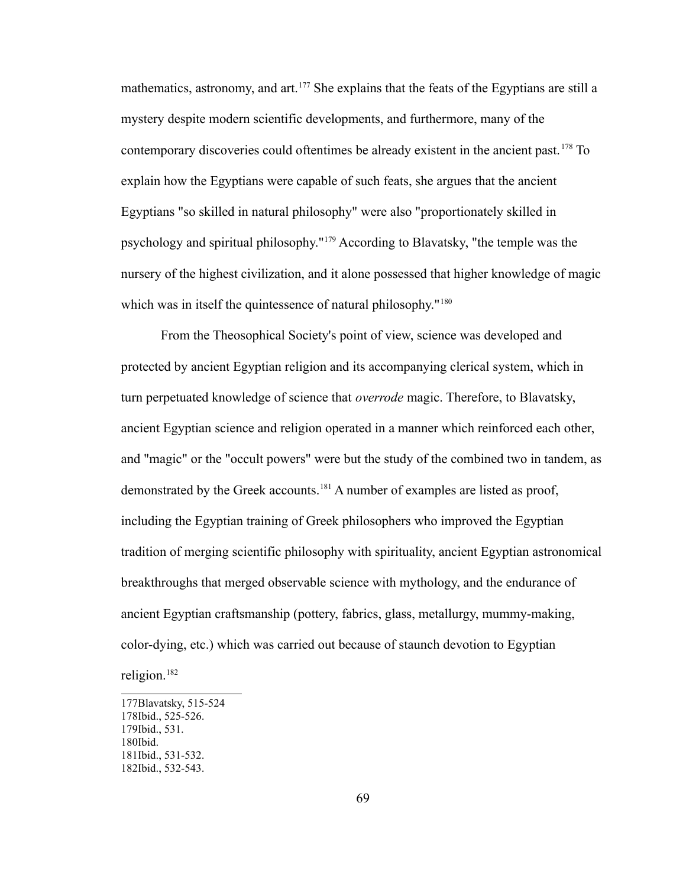mathematics, astronomy, and art.[177] She explains that the feats of the Egyptians are still a mystery despite modern scientific developments, and furthermore, many of the contemporary discoveries could oftentimes be already existent in the ancient past.[178] To explain how the Egyptians were capable of such feats, she argues that the ancient Egyptians "so skilled in natural philosophy" were also "proportionately skilled in psychology and spiritual philosophy."[179] According to Blavatsky, "the temple was the nursery of the highest civilization, and it alone possessed that higher knowledge of magic which was in itself the quintessence of natural philosophy."[180]

From the Theosophical Society's point of view, science was developed and protected by ancient Egyptian religion and its accompanying clerical system, which in turn perpetuated knowledge of science that *overrode* magic. Therefore, to Blavatsky, ancient Egyptian science and religion operated in a manner which reinforced each other, and "magic" or the "occult powers" were but the study of the combined two in tandem, as demonstrated by the Greek accounts.[181] A number of examples are listed as proof, including the Egyptian training of Greek philosophers who improved the Egyptian tradition of merging scientific philosophy with spirituality, ancient Egyptian astronomical breakthroughs that merged observable science with mythology, and the endurance of ancient Egyptian craftsmanship (pottery, fabrics, glass, metallurgy, mummy-making, color-dying, etc.) which was carried out because of staunch devotion to Egyptian religion.[182]

---

177Blavatsky, 515-524
178Ibid., 525-526.
179Ibid., 531.
180Ibid.
181Ibid., 531-532.
182Ibid., 532-543.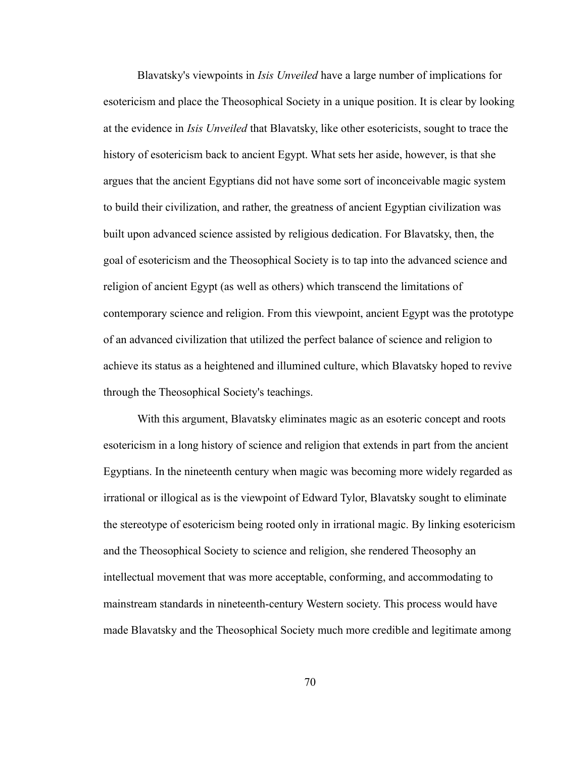Blavatsky's viewpoints in *Isis Unveiled* have a large number of implications for esotericism and place the Theosophical Society in a unique position. It is clear by looking at the evidence in *Isis Unveiled* that Blavatsky, like other esotericists, sought to trace the history of esotericism back to ancient Egypt. What sets her aside, however, is that she argues that the ancient Egyptians did not have some sort of inconceivable magic system to build their civilization, and rather, the greatness of ancient Egyptian civilization was built upon advanced science assisted by religious dedication. For Blavatsky, then, the goal of esotericism and the Theosophical Society is to tap into the advanced science and religion of ancient Egypt (as well as others) which transcend the limitations of contemporary science and religion. From this viewpoint, ancient Egypt was the prototype of an advanced civilization that utilized the perfect balance of science and religion to achieve its status as a heightened and illumined culture, which Blavatsky hoped to revive through the Theosophical Society's teachings.

With this argument, Blavatsky eliminates magic as an esoteric concept and roots esotericism in a long history of science and religion that extends in part from the ancient Egyptians. In the nineteenth century when magic was becoming more widely regarded as irrational or illogical as is the viewpoint of Edward Tylor, Blavatsky sought to eliminate the stereotype of esotericism being rooted only in irrational magic. By linking esotericism and the Theosophical Society to science and religion, she rendered Theosophy an intellectual movement that was more acceptable, conforming, and accommodating to mainstream standards in nineteenth-century Western society. This process would have made Blavatsky and the Theosophical Society much more credible and legitimate among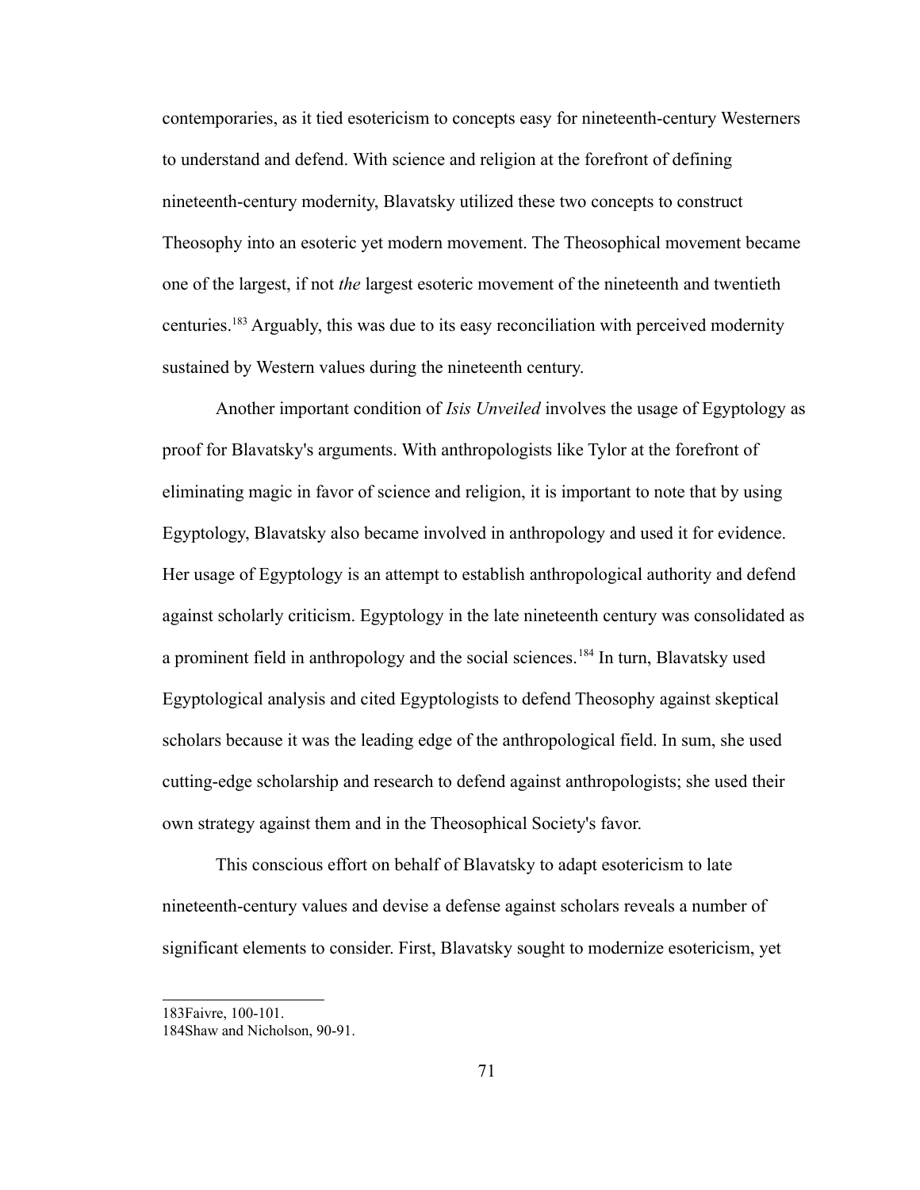contemporaries, as it tied esotericism to concepts easy for nineteenth-century Westerners to understand and defend. With science and religion at the forefront of defining nineteenth-century modernity, Blavatsky utilized these two concepts to construct Theosophy into an esoteric yet modern movement. The Theosophical movement became one of the largest, if not *the* largest esoteric movement of the nineteenth and twentieth centuries.[183] Arguably, this was due to its easy reconciliation with perceived modernity sustained by Western values during the nineteenth century.

Another important condition of *Isis Unveiled* involves the usage of Egyptology as proof for Blavatsky's arguments. With anthropologists like Tylor at the forefront of eliminating magic in favor of science and religion, it is important to note that by using Egyptology, Blavatsky also became involved in anthropology and used it for evidence. Her usage of Egyptology is an attempt to establish anthropological authority and defend against scholarly criticism. Egyptology in the late nineteenth century was consolidated as a prominent field in anthropology and the social sciences.[184] In turn, Blavatsky used Egyptological analysis and cited Egyptologists to defend Theosophy against skeptical scholars because it was the leading edge of the anthropological field. In sum, she used cutting-edge scholarship and research to defend against anthropologists; she used their own strategy against them and in the Theosophical Society's favor.

This conscious effort on behalf of Blavatsky to adapt esotericism to late nineteenth-century values and devise a defense against scholars reveals a number of significant elements to consider. First, Blavatsky sought to modernize esotericism, yet

---

183Faivre, 100-101.

184Shaw and Nicholson, 90-91.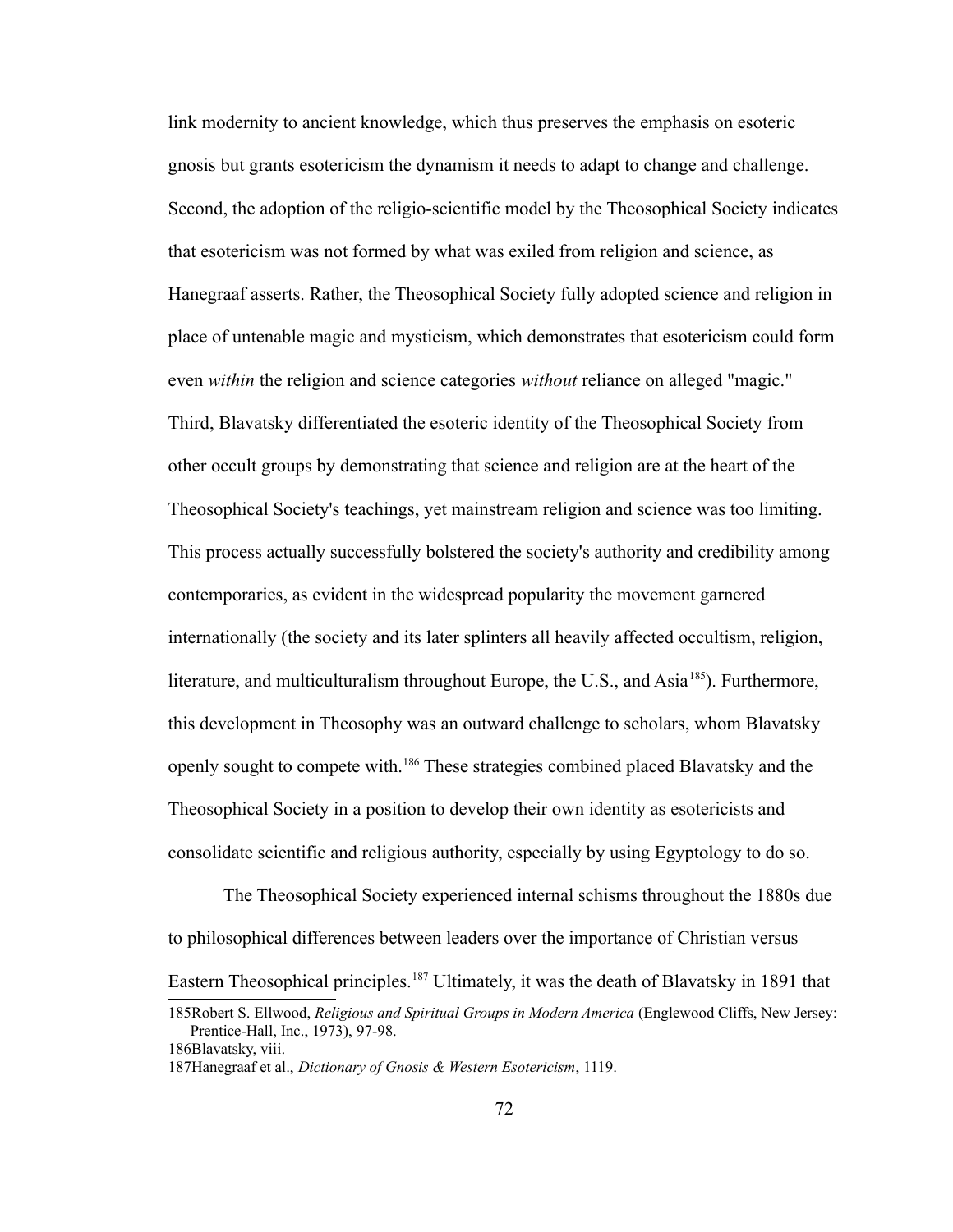link modernity to ancient knowledge, which thus preserves the emphasis on esoteric gnosis but grants esotericism the dynamism it needs to adapt to change and challenge. Second, the adoption of the religio-scientific model by the Theosophical Society indicates that esotericism was not formed by what was exiled from religion and science, as Hanegraaf asserts. Rather, the Theosophical Society fully adopted science and religion in place of untenable magic and mysticism, which demonstrates that esotericism could form even *within* the religion and science categories *without* reliance on alleged "magic." Third, Blavatsky differentiated the esoteric identity of the Theosophical Society from other occult groups by demonstrating that science and religion are at the heart of the Theosophical Society's teachings, yet mainstream religion and science was too limiting. This process actually successfully bolstered the society's authority and credibility among contemporaries, as evident in the widespread popularity the movement garnered internationally (the society and its later splinters all heavily affected occultism, religion, literature, and multiculturalism throughout Europe, the U.S., and Asia[185]). Furthermore, this development in Theosophy was an outward challenge to scholars, whom Blavatsky openly sought to compete with.[186] These strategies combined placed Blavatsky and the Theosophical Society in a position to develop their own identity as esotericists and consolidate scientific and religious authority, especially by using Egyptology to do so.

The Theosophical Society experienced internal schisms throughout the 1880s due to philosophical differences between leaders over the importance of Christian versus Eastern Theosophical principles.[187] Ultimately, it was the death of Blavatsky in 1891 that

185Robert S. Ellwood, *Religious and Spiritual Groups in Modern America* (Englewood Cliffs, New Jersey: Prentice-Hall, Inc., 1973), 97-98.

186Blavatsky, viii.

187Hanegraaf et al., *Dictionary of Gnosis & Western Esotericism*, 1119.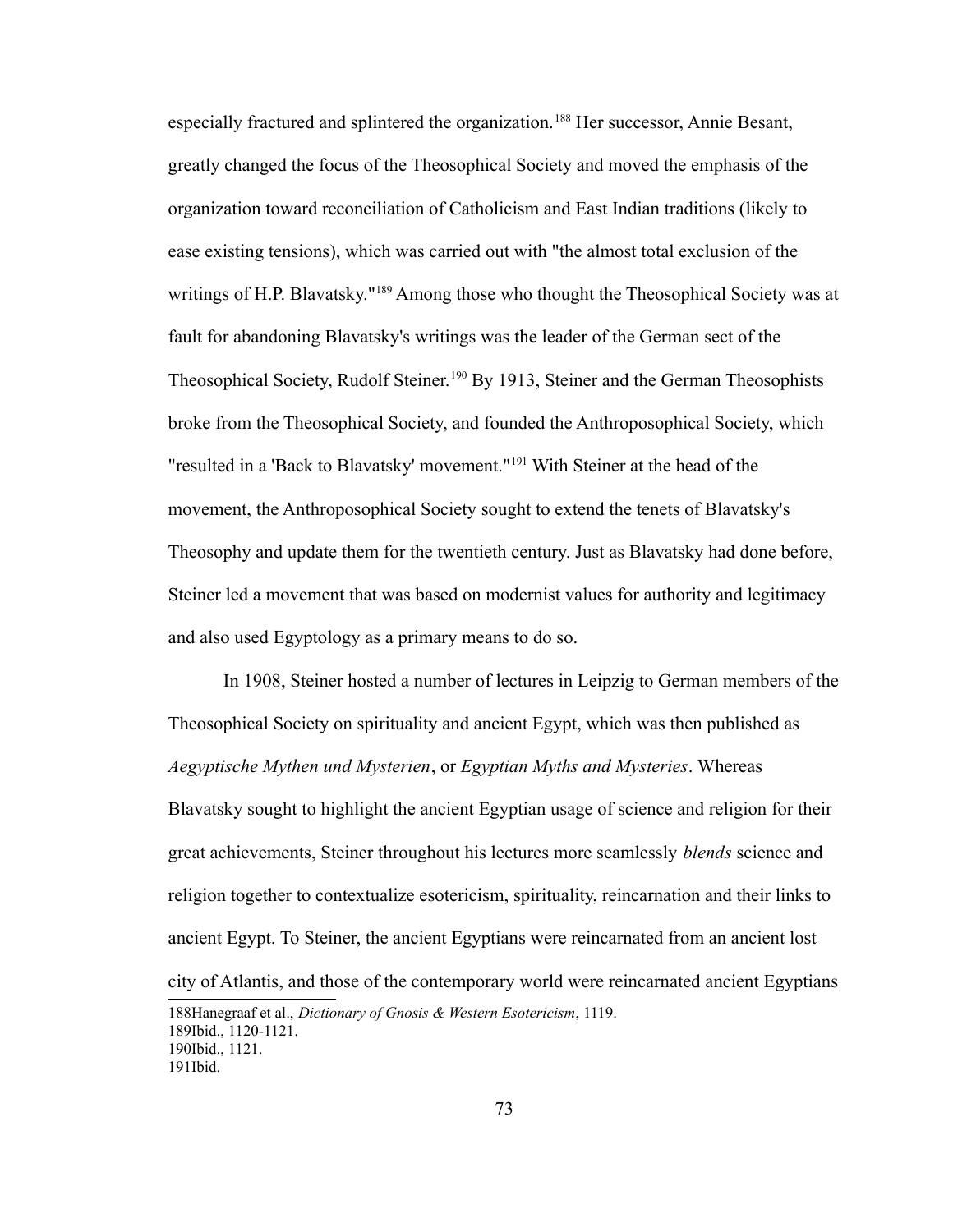especially fractured and splintered the organization.[188] Her successor, Annie Besant, greatly changed the focus of the Theosophical Society and moved the emphasis of the organization toward reconciliation of Catholicism and East Indian traditions (likely to ease existing tensions), which was carried out with "the almost total exclusion of the writings of H.P. Blavatsky."[189] Among those who thought the Theosophical Society was at fault for abandoning Blavatsky's writings was the leader of the German sect of the Theosophical Society, Rudolf Steiner.[190] By 1913, Steiner and the German Theosophists broke from the Theosophical Society, and founded the Anthroposophical Society, which "resulted in a 'Back to Blavatsky' movement."[191] With Steiner at the head of the movement, the Anthroposophical Society sought to extend the tenets of Blavatsky's Theosophy and update them for the twentieth century. Just as Blavatsky had done before, Steiner led a movement that was based on modernist values for authority and legitimacy and also used Egyptology as a primary means to do so.

In 1908, Steiner hosted a number of lectures in Leipzig to German members of the Theosophical Society on spirituality and ancient Egypt, which was then published as *Aegyptische Mythen und Mysterien*, or *Egyptian Myths and Mysteries*. Whereas Blavatsky sought to highlight the ancient Egyptian usage of science and religion for their great achievements, Steiner throughout his lectures more seamlessly *blends* science and religion together to contextualize esotericism, spirituality, reincarnation and their links to ancient Egypt. To Steiner, the ancient Egyptians were reincarnated from an ancient lost city of Atlantis, and those of the contemporary world were reincarnated ancient Egyptians

188Hanegraaf et al., *Dictionary of Gnosis & Western Esotericism*, 1119.
189Ibid., 1120-1121.
190Ibid., 1121.
191Ibid.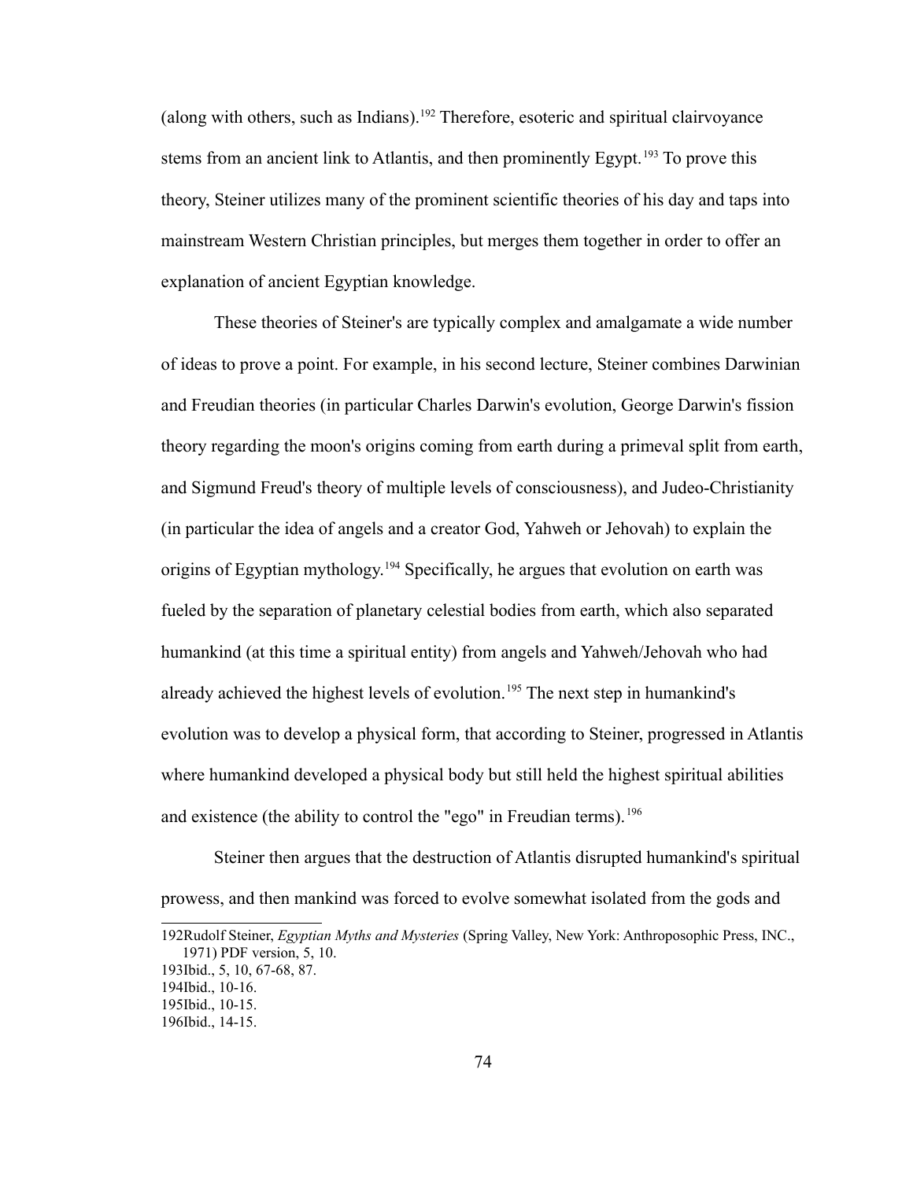(along with others, such as Indians).[192] Therefore, esoteric and spiritual clairvoyance stems from an ancient link to Atlantis, and then prominently Egypt.[193] To prove this theory, Steiner utilizes many of the prominent scientific theories of his day and taps into mainstream Western Christian principles, but merges them together in order to offer an explanation of ancient Egyptian knowledge.

These theories of Steiner's are typically complex and amalgamate a wide number of ideas to prove a point. For example, in his second lecture, Steiner combines Darwinian and Freudian theories (in particular Charles Darwin's evolution, George Darwin's fission theory regarding the moon's origins coming from earth during a primeval split from earth, and Sigmund Freud's theory of multiple levels of consciousness), and Judeo-Christianity (in particular the idea of angels and a creator God, Yahweh or Jehovah) to explain the origins of Egyptian mythology.[194] Specifically, he argues that evolution on earth was fueled by the separation of planetary celestial bodies from earth, which also separated humankind (at this time a spiritual entity) from angels and Yahweh/Jehovah who had already achieved the highest levels of evolution.[195] The next step in humankind's evolution was to develop a physical form, that according to Steiner, progressed in Atlantis where humankind developed a physical body but still held the highest spiritual abilities and existence (the ability to control the "ego" in Freudian terms).[196]

Steiner then argues that the destruction of Atlantis disrupted humankind's spiritual prowess, and then mankind was forced to evolve somewhat isolated from the gods and

---

192Rudolf Steiner, *Egyptian Myths and Mysteries* (Spring Valley, New York: Anthroposophic Press, INC., 1971) PDF version, 5, 10.

193Ibid., 5, 10, 67-68, 87.

194Ibid., 10-16.

195Ibid., 10-15.

196Ibid., 14-15.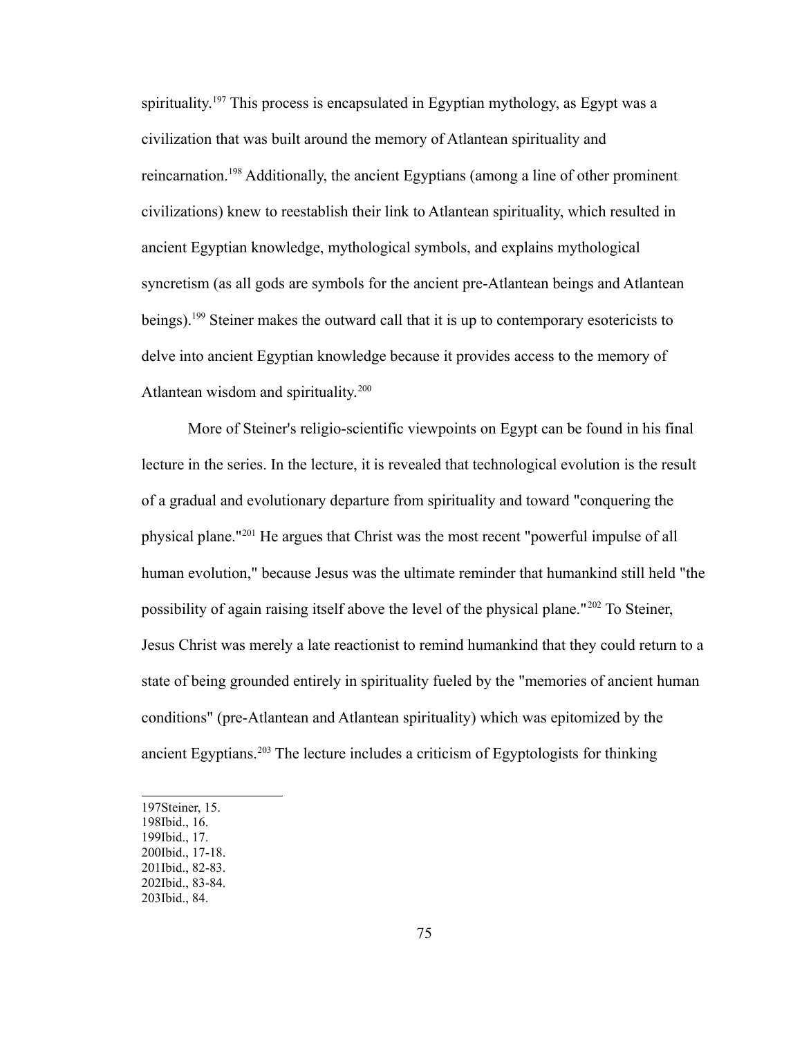spirituality.[197] This process is encapsulated in Egyptian mythology, as Egypt was a civilization that was built around the memory of Atlantean spirituality and reincarnation.[198] Additionally, the ancient Egyptians (among a line of other prominent civilizations) knew to reestablish their link to Atlantean spirituality, which resulted in ancient Egyptian knowledge, mythological symbols, and explains mythological syncretism (as all gods are symbols for the ancient pre-Atlantean beings and Atlantean beings).[199] Steiner makes the outward call that it is up to contemporary esotericists to delve into ancient Egyptian knowledge because it provides access to the memory of Atlantean wisdom and spirituality.[200]

More of Steiner's religio-scientific viewpoints on Egypt can be found in his final lecture in the series. In the lecture, it is revealed that technological evolution is the result of a gradual and evolutionary departure from spirituality and toward "conquering the physical plane."[201] He argues that Christ was the most recent "powerful impulse of all human evolution," because Jesus was the ultimate reminder that humankind still held "the possibility of again raising itself above the level of the physical plane."[202] To Steiner, Jesus Christ was merely a late reactionist to remind humankind that they could return to a state of being grounded entirely in spirituality fueled by the "memories of ancient human conditions" (pre-Atlantean and Atlantean spirituality) which was epitomized by the ancient Egyptians.[203] The lecture includes a criticism of Egyptologists for thinking

197Steiner, 15.
198Ibid., 16.
199Ibid., 17.
200Ibid., 17-18.
201Ibid., 82-83.
202Ibid., 83-84.
203Ibid., 84.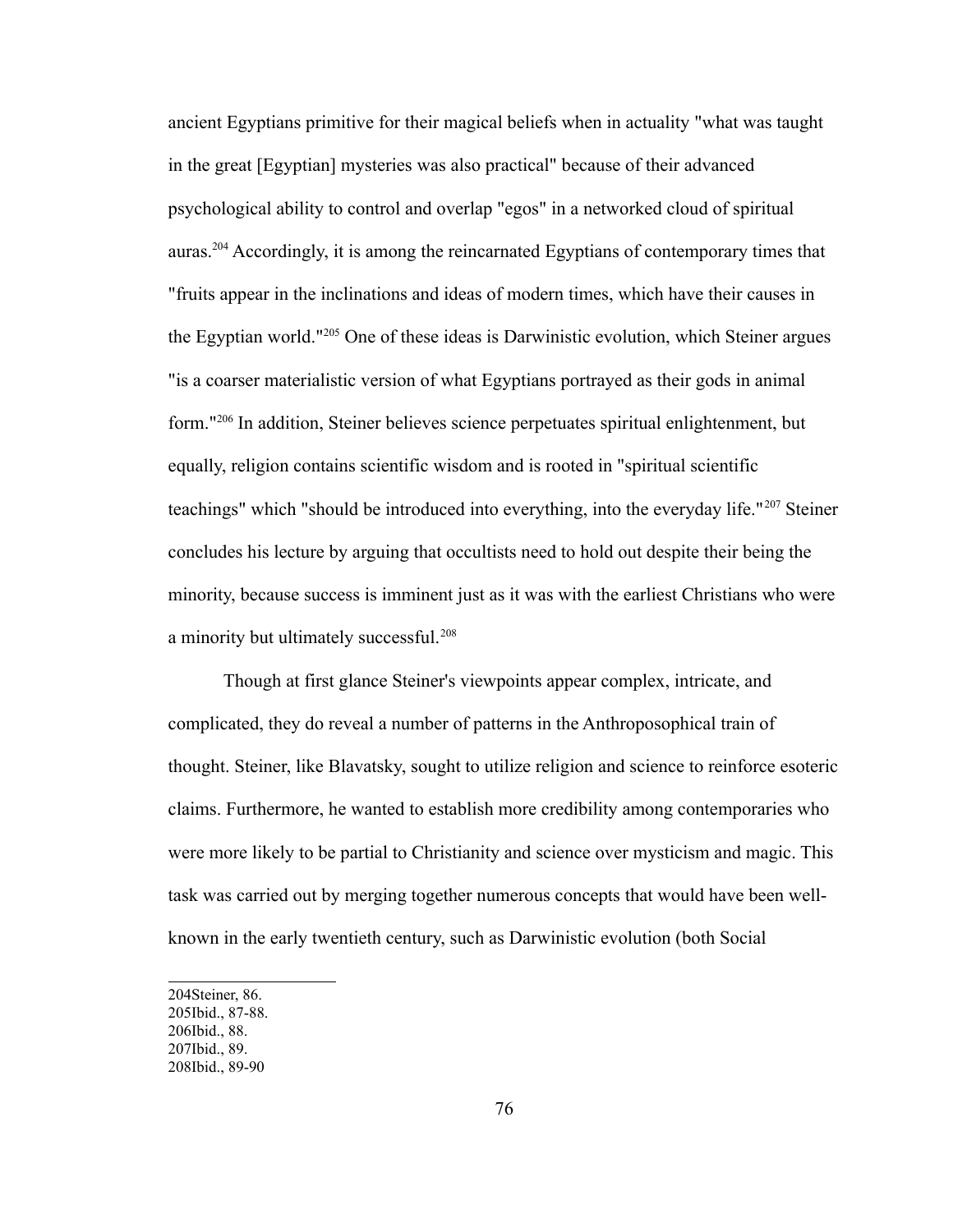ancient Egyptians primitive for their magical beliefs when in actuality "what was taught in the great [Egyptian] mysteries was also practical" because of their advanced psychological ability to control and overlap "egos" in a networked cloud of spiritual auras.[204] Accordingly, it is among the reincarnated Egyptians of contemporary times that "fruits appear in the inclinations and ideas of modern times, which have their causes in the Egyptian world."[205] One of these ideas is Darwinistic evolution, which Steiner argues "is a coarser materialistic version of what Egyptians portrayed as their gods in animal form."[206] In addition, Steiner believes science perpetuates spiritual enlightenment, but equally, religion contains scientific wisdom and is rooted in "spiritual scientific teachings" which "should be introduced into everything, into the everyday life."[207] Steiner concludes his lecture by arguing that occultists need to hold out despite their being the minority, because success is imminent just as it was with the earliest Christians who were a minority but ultimately successful.[208]

Though at first glance Steiner's viewpoints appear complex, intricate, and complicated, they do reveal a number of patterns in the Anthroposophical train of thought. Steiner, like Blavatsky, sought to utilize religion and science to reinforce esoteric claims. Furthermore, he wanted to establish more credibility among contemporaries who were more likely to be partial to Christianity and science over mysticism and magic. This task was carried out by merging together numerous concepts that would have been well-known in the early twentieth century, such as Darwinistic evolution (both Social

204Steiner, 86.
205Ibid., 87-88.
206Ibid., 88.
207Ibid., 89.
208Ibid., 89-90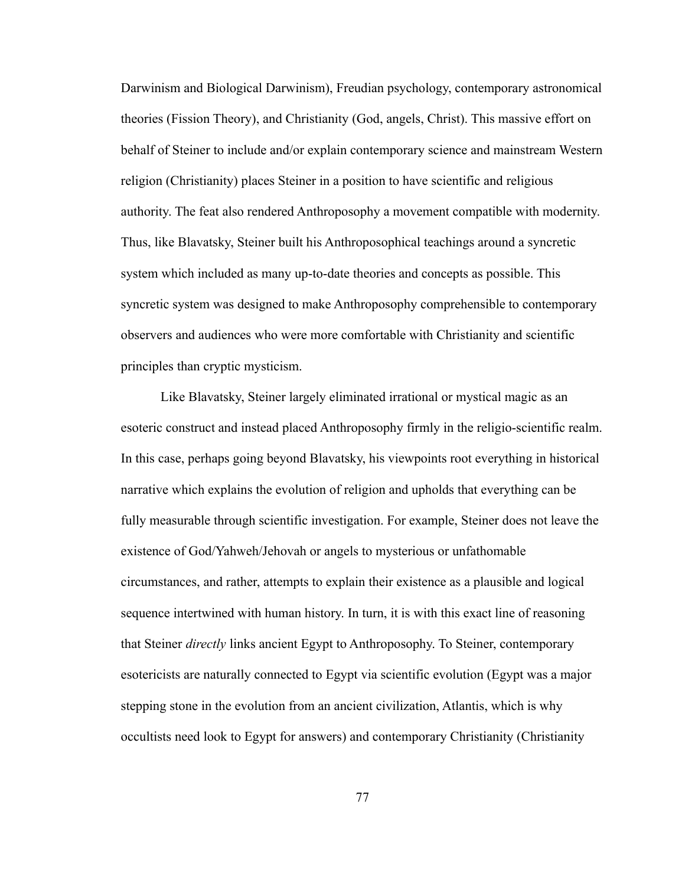Darwinism and Biological Darwinism), Freudian psychology, contemporary astronomical theories (Fission Theory), and Christianity (God, angels, Christ). This massive effort on behalf of Steiner to include and/or explain contemporary science and mainstream Western religion (Christianity) places Steiner in a position to have scientific and religious authority. The feat also rendered Anthroposophy a movement compatible with modernity. Thus, like Blavatsky, Steiner built his Anthroposophical teachings around a syncretic system which included as many up-to-date theories and concepts as possible. This syncretic system was designed to make Anthroposophy comprehensible to contemporary observers and audiences who were more comfortable with Christianity and scientific principles than cryptic mysticism.

Like Blavatsky, Steiner largely eliminated irrational or mystical magic as an esoteric construct and instead placed Anthroposophy firmly in the religio-scientific realm. In this case, perhaps going beyond Blavatsky, his viewpoints root everything in historical narrative which explains the evolution of religion and upholds that everything can be fully measurable through scientific investigation. For example, Steiner does not leave the existence of God/Yahweh/Jehovah or angels to mysterious or unfathomable circumstances, and rather, attempts to explain their existence as a plausible and logical sequence intertwined with human history. In turn, it is with this exact line of reasoning that Steiner *directly* links ancient Egypt to Anthroposophy. To Steiner, contemporary esotericists are naturally connected to Egypt via scientific evolution (Egypt was a major stepping stone in the evolution from an ancient civilization, Atlantis, which is why occultists need look to Egypt for answers) and contemporary Christianity (Christianity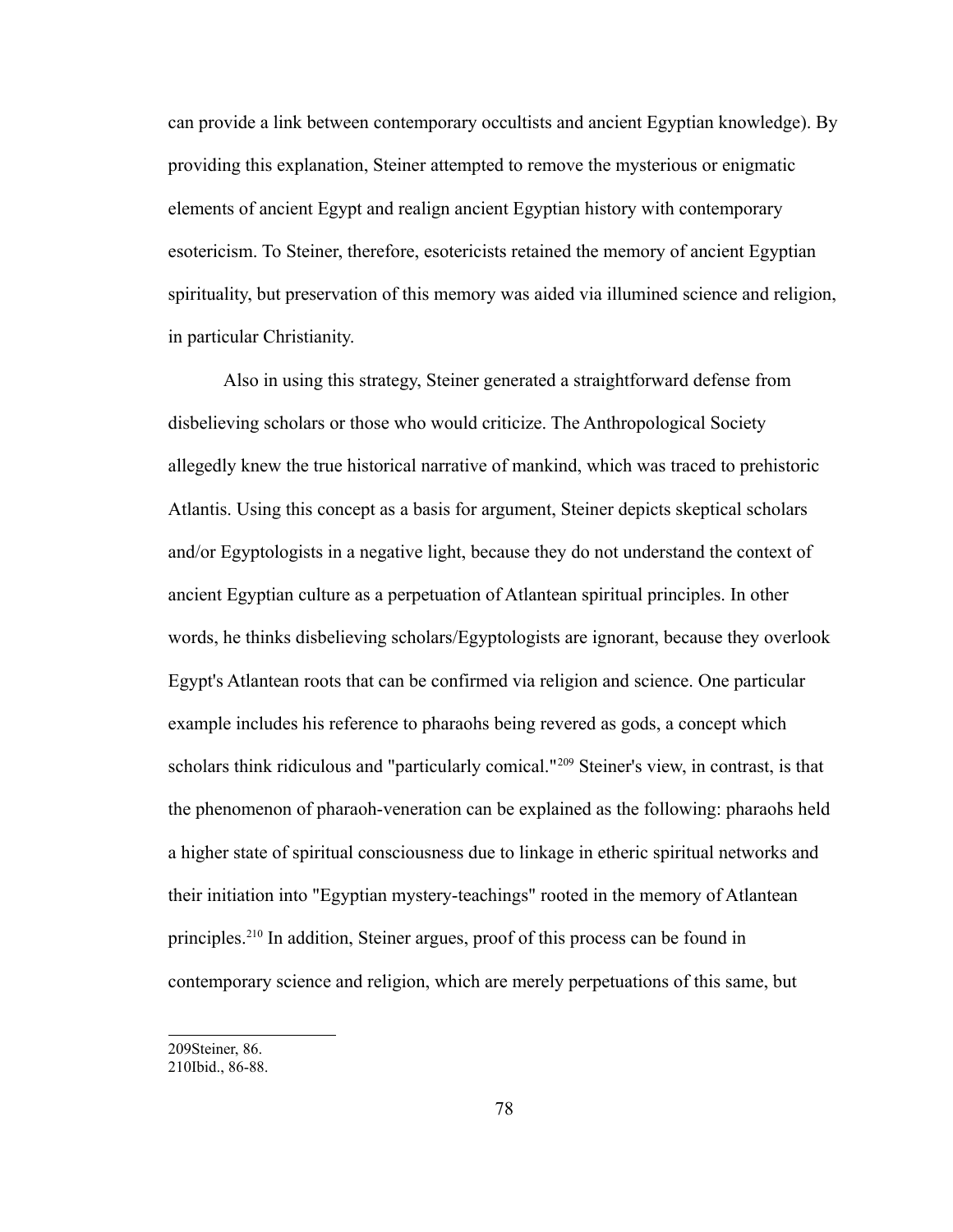can provide a link between contemporary occultists and ancient Egyptian knowledge). By providing this explanation, Steiner attempted to remove the mysterious or enigmatic elements of ancient Egypt and realign ancient Egyptian history with contemporary esotericism. To Steiner, therefore, esotericists retained the memory of ancient Egyptian spirituality, but preservation of this memory was aided via illumined science and religion, in particular Christianity.

Also in using this strategy, Steiner generated a straightforward defense from disbelieving scholars or those who would criticize. The Anthropological Society allegedly knew the true historical narrative of mankind, which was traced to prehistoric Atlantis. Using this concept as a basis for argument, Steiner depicts skeptical scholars and/or Egyptologists in a negative light, because they do not understand the context of ancient Egyptian culture as a perpetuation of Atlantean spiritual principles. In other words, he thinks disbelieving scholars/Egyptologists are ignorant, because they overlook Egypt's Atlantean roots that can be confirmed via religion and science. One particular example includes his reference to pharaohs being revered as gods, a concept which scholars think ridiculous and "particularly comical."[209] Steiner's view, in contrast, is that the phenomenon of pharaoh-veneration can be explained as the following: pharaohs held a higher state of spiritual consciousness due to linkage in etheric spiritual networks and their initiation into "Egyptian mystery-teachings" rooted in the memory of Atlantean principles.[210] In addition, Steiner argues, proof of this process can be found in contemporary science and religion, which are merely perpetuations of this same, but

209Steiner, 86.
210Ibid., 86-88.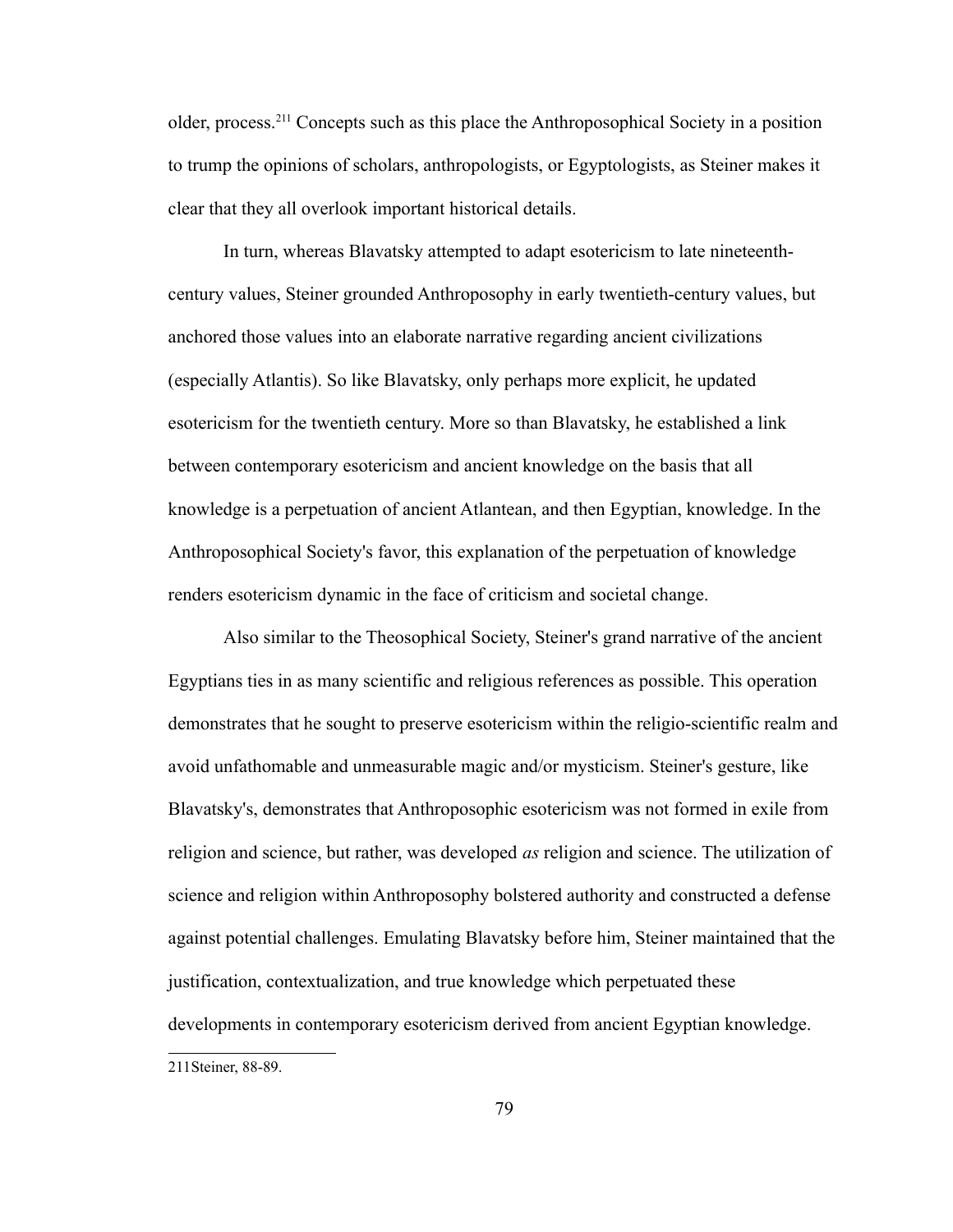older, process.[211] Concepts such as this place the Anthroposophical Society in a position to trump the opinions of scholars, anthropologists, or Egyptologists, as Steiner makes it clear that they all overlook important historical details.

In turn, whereas Blavatsky attempted to adapt esotericism to late nineteenth-century values, Steiner grounded Anthroposophy in early twentieth-century values, but anchored those values into an elaborate narrative regarding ancient civilizations (especially Atlantis). So like Blavatsky, only perhaps more explicit, he updated esotericism for the twentieth century. More so than Blavatsky, he established a link between contemporary esotericism and ancient knowledge on the basis that all knowledge is a perpetuation of ancient Atlantean, and then Egyptian, knowledge. In the Anthroposophical Society's favor, this explanation of the perpetuation of knowledge renders esotericism dynamic in the face of criticism and societal change.

Also similar to the Theosophical Society, Steiner's grand narrative of the ancient Egyptians ties in as many scientific and religious references as possible. This operation demonstrates that he sought to preserve esotericism within the religio-scientific realm and avoid unfathomable and unmeasurable magic and/or mysticism. Steiner's gesture, like Blavatsky's, demonstrates that Anthroposophic esotericism was not formed in exile from religion and science, but rather, was developed *as* religion and science. The utilization of science and religion within Anthroposophy bolstered authority and constructed a defense against potential challenges. Emulating Blavatsky before him, Steiner maintained that the justification, contextualization, and true knowledge which perpetuated these developments in contemporary esotericism derived from ancient Egyptian knowledge.

---

211 Steiner, 88-89.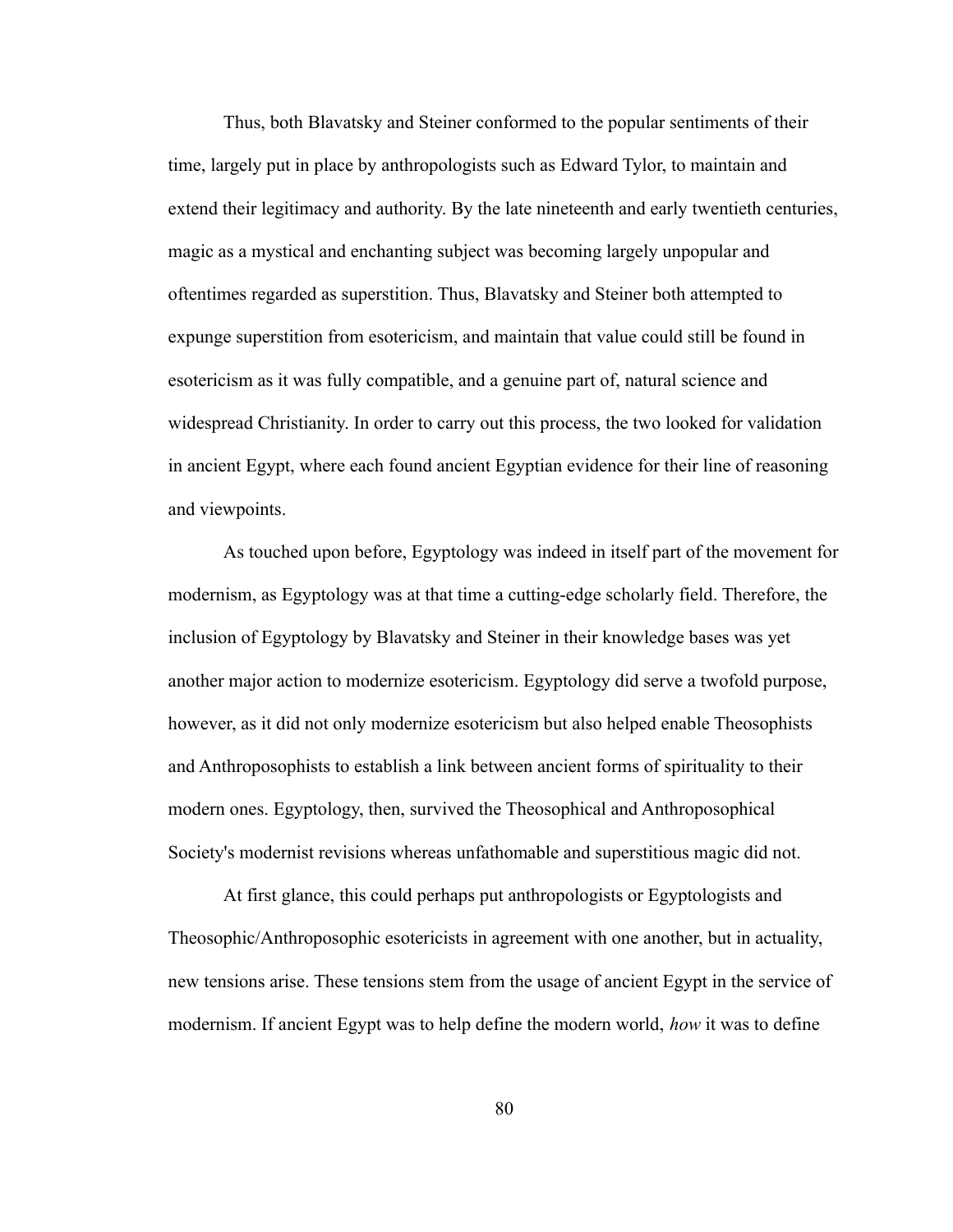Thus, both Blavatsky and Steiner conformed to the popular sentiments of their time, largely put in place by anthropologists such as Edward Tylor, to maintain and extend their legitimacy and authority. By the late nineteenth and early twentieth centuries, magic as a mystical and enchanting subject was becoming largely unpopular and oftentimes regarded as superstition. Thus, Blavatsky and Steiner both attempted to expunge superstition from esotericism, and maintain that value could still be found in esotericism as it was fully compatible, and a genuine part of, natural science and widespread Christianity. In order to carry out this process, the two looked for validation in ancient Egypt, where each found ancient Egyptian evidence for their line of reasoning and viewpoints.

As touched upon before, Egyptology was indeed in itself part of the movement for modernism, as Egyptology was at that time a cutting-edge scholarly field. Therefore, the inclusion of Egyptology by Blavatsky and Steiner in their knowledge bases was yet another major action to modernize esotericism. Egyptology did serve a twofold purpose, however, as it did not only modernize esotericism but also helped enable Theosophists and Anthroposophists to establish a link between ancient forms of spirituality to their modern ones. Egyptology, then, survived the Theosophical and Anthroposophical Society's modernist revisions whereas unfathomable and superstitious magic did not.

At first glance, this could perhaps put anthropologists or Egyptologists and Theosophic/Anthroposophic esotericists in agreement with one another, but in actuality, new tensions arise. These tensions stem from the usage of ancient Egypt in the service of modernism. If ancient Egypt was to help define the modern world, *how* it was to define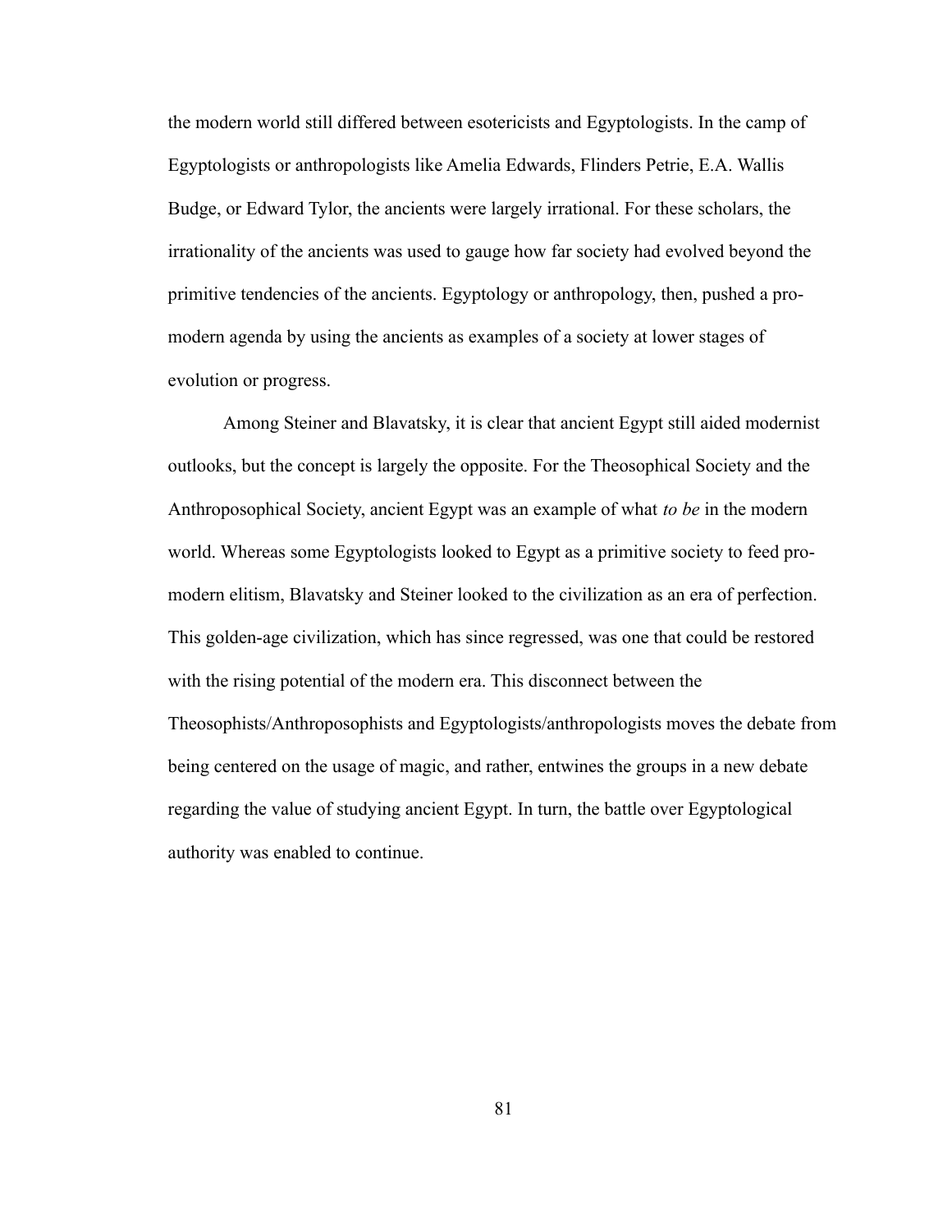the modern world still differed between esotericists and Egyptologists. In the camp of Egyptologists or anthropologists like Amelia Edwards, Flinders Petrie, E.A. Wallis Budge, or Edward Tylor, the ancients were largely irrational. For these scholars, the irrationality of the ancients was used to gauge how far society had evolved beyond the primitive tendencies of the ancients. Egyptology or anthropology, then, pushed a pro-modern agenda by using the ancients as examples of a society at lower stages of evolution or progress.

Among Steiner and Blavatsky, it is clear that ancient Egypt still aided modernist outlooks, but the concept is largely the opposite. For the Theosophical Society and the Anthroposophical Society, ancient Egypt was an example of what *to be* in the modern world. Whereas some Egyptologists looked to Egypt as a primitive society to feed pro-modern elitism, Blavatsky and Steiner looked to the civilization as an era of perfection. This golden-age civilization, which has since regressed, was one that could be restored with the rising potential of the modern era. This disconnect between the Theosophists/Anthroposophists and Egyptologists/anthropologists moves the debate from being centered on the usage of magic, and rather, entwines the groups in a new debate regarding the value of studying ancient Egypt. In turn, the battle over Egyptological authority was enabled to continue.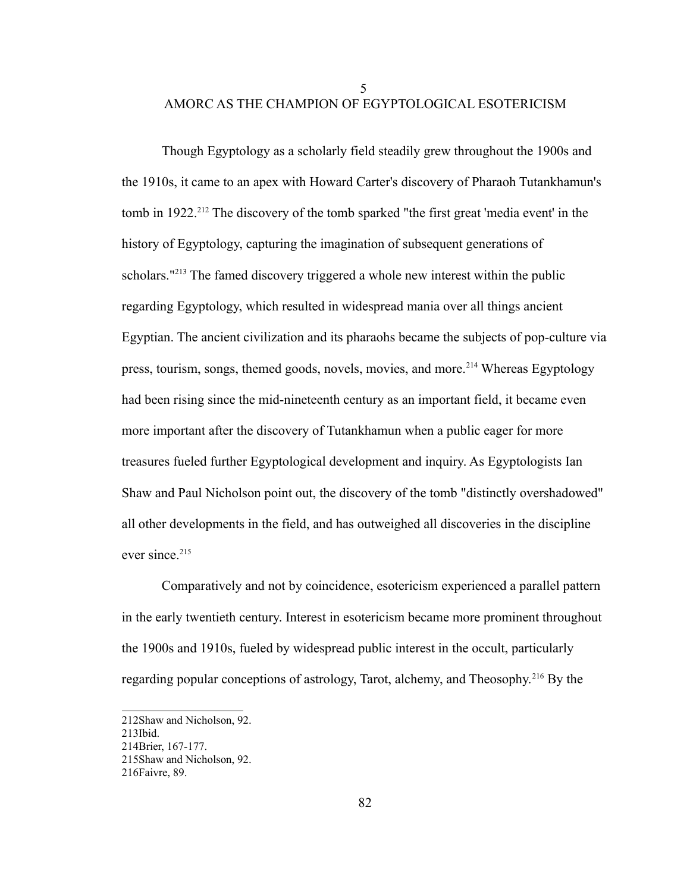# 5
# AMORC AS THE CHAMPION OF EGYPTOLOGICAL ESOTERICISM

Though Egyptology as a scholarly field steadily grew throughout the 1900s and the 1910s, it came to an apex with Howard Carter's discovery of Pharaoh Tutankhamun's tomb in 1922.[212] The discovery of the tomb sparked "the first great 'media event' in the history of Egyptology, capturing the imagination of subsequent generations of scholars."[213] The famed discovery triggered a whole new interest within the public regarding Egyptology, which resulted in widespread mania over all things ancient Egyptian. The ancient civilization and its pharaohs became the subjects of pop-culture via press, tourism, songs, themed goods, novels, movies, and more.[214] Whereas Egyptology had been rising since the mid-nineteenth century as an important field, it became even more important after the discovery of Tutankhamun when a public eager for more treasures fueled further Egyptological development and inquiry. As Egyptologists Ian Shaw and Paul Nicholson point out, the discovery of the tomb "distinctly overshadowed" all other developments in the field, and has outweighed all discoveries in the discipline ever since.[215]

Comparatively and not by coincidence, esotericism experienced a parallel pattern in the early twentieth century. Interest in esotericism became more prominent throughout the 1900s and 1910s, fueled by widespread public interest in the occult, particularly regarding popular conceptions of astrology, Tarot, alchemy, and Theosophy.[216] By the

---

212Shaw and Nicholson, 92.
213Ibid.
214Brier, 167-177.
215Shaw and Nicholson, 92.
216Faivre, 89.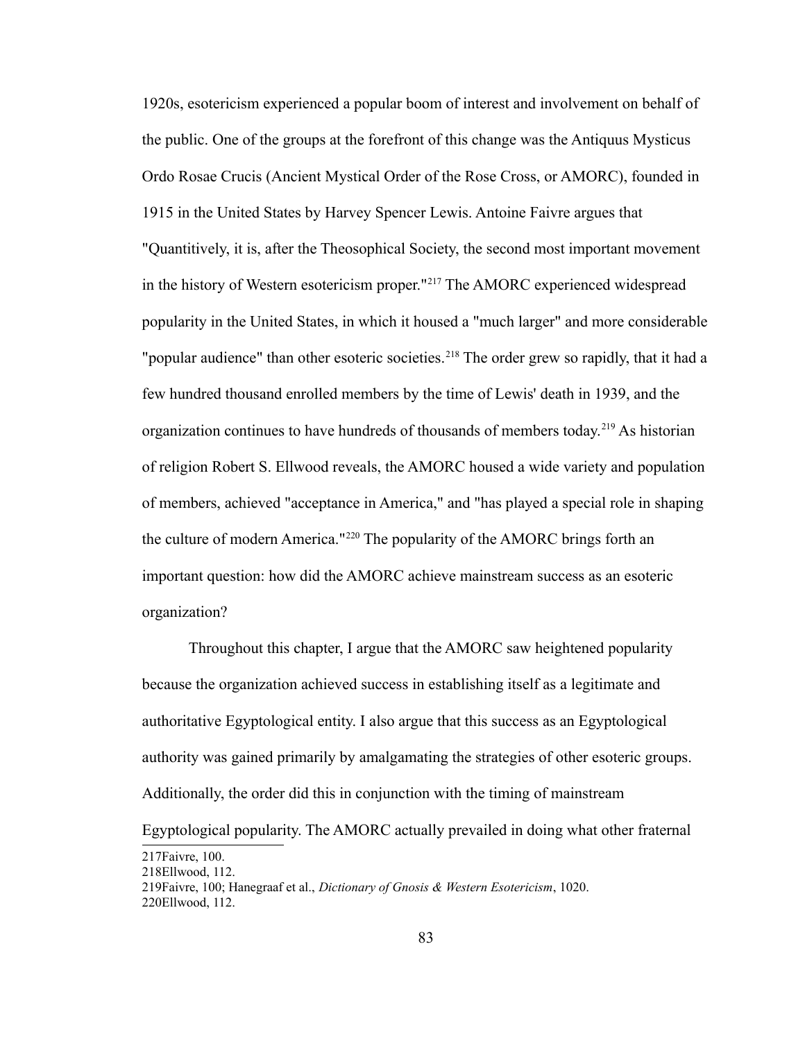1920s, esotericism experienced a popular boom of interest and involvement on behalf of the public. One of the groups at the forefront of this change was the Antiquus Mysticus Ordo Rosae Crucis (Ancient Mystical Order of the Rose Cross, or AMORC), founded in 1915 in the United States by Harvey Spencer Lewis. Antoine Faivre argues that "Quantitively, it is, after the Theosophical Society, the second most important movement in the history of Western esotericism proper."[217] The AMORC experienced widespread popularity in the United States, in which it housed a "much larger" and more considerable "popular audience" than other esoteric societies.[218] The order grew so rapidly, that it had a few hundred thousand enrolled members by the time of Lewis' death in 1939, and the organization continues to have hundreds of thousands of members today.[219] As historian of religion Robert S. Ellwood reveals, the AMORC housed a wide variety and population of members, achieved "acceptance in America," and "has played a special role in shaping the culture of modern America."[220] The popularity of the AMORC brings forth an important question: how did the AMORC achieve mainstream success as an esoteric organization?

Throughout this chapter, I argue that the AMORC saw heightened popularity because the organization achieved success in establishing itself as a legitimate and authoritative Egyptological entity. I also argue that this success as an Egyptological authority was gained primarily by amalgamating the strategies of other esoteric groups. Additionally, the order did this in conjunction with the timing of mainstream Egyptological popularity. The AMORC actually prevailed in doing what other fraternal

217Faivre, 100.
218Ellwood, 112.
219Faivre, 100; Hanegraaf et al., *Dictionary of Gnosis & Western Esotericism*, 1020.
220Ellwood, 112.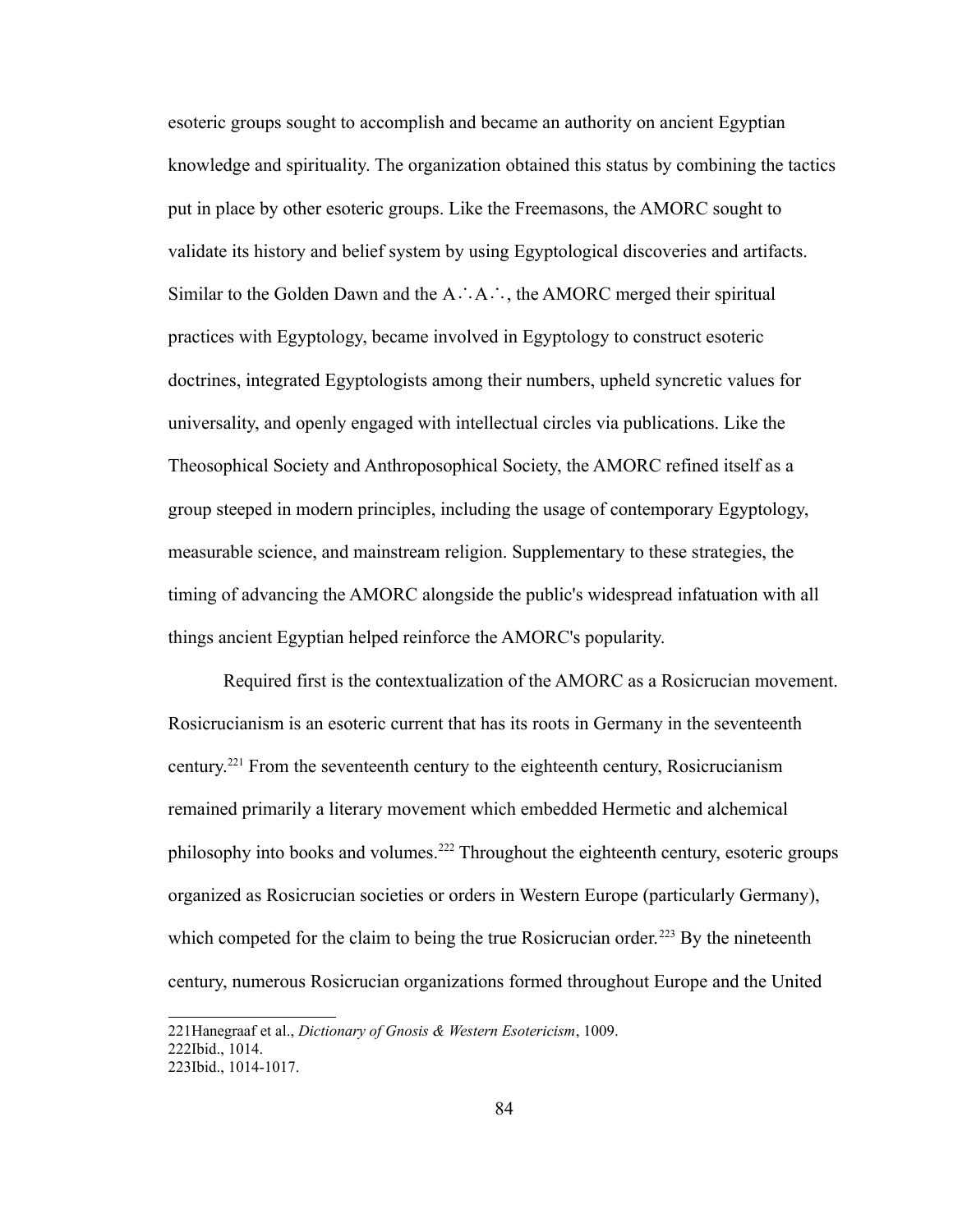esoteric groups sought to accomplish and became an authority on ancient Egyptian knowledge and spirituality. The organization obtained this status by combining the tactics put in place by other esoteric groups. Like the Freemasons, the AMORC sought to validate its history and belief system by using Egyptological discoveries and artifacts. Similar to the Golden Dawn and the A∴A∴, the AMORC merged their spiritual practices with Egyptology, became involved in Egyptology to construct esoteric doctrines, integrated Egyptologists among their numbers, upheld syncretic values for universality, and openly engaged with intellectual circles via publications. Like the Theosophical Society and Anthroposophical Society, the AMORC refined itself as a group steeped in modern principles, including the usage of contemporary Egyptology, measurable science, and mainstream religion. Supplementary to these strategies, the timing of advancing the AMORC alongside the public's widespread infatuation with all things ancient Egyptian helped reinforce the AMORC's popularity.

Required first is the contextualization of the AMORC as a Rosicrucian movement. Rosicrucianism is an esoteric current that has its roots in Germany in the seventeenth century.[221] From the seventeenth century to the eighteenth century, Rosicrucianism remained primarily a literary movement which embedded Hermetic and alchemical philosophy into books and volumes.[222] Throughout the eighteenth century, esoteric groups organized as Rosicrucian societies or orders in Western Europe (particularly Germany), which competed for the claim to being the true Rosicrucian order.[223] By the nineteenth century, numerous Rosicrucian organizations formed throughout Europe and the United

221Hanegraaf et al., *Dictionary of Gnosis & Western Esotericism*, 1009.
222Ibid., 1014.
223Ibid., 1014-1017.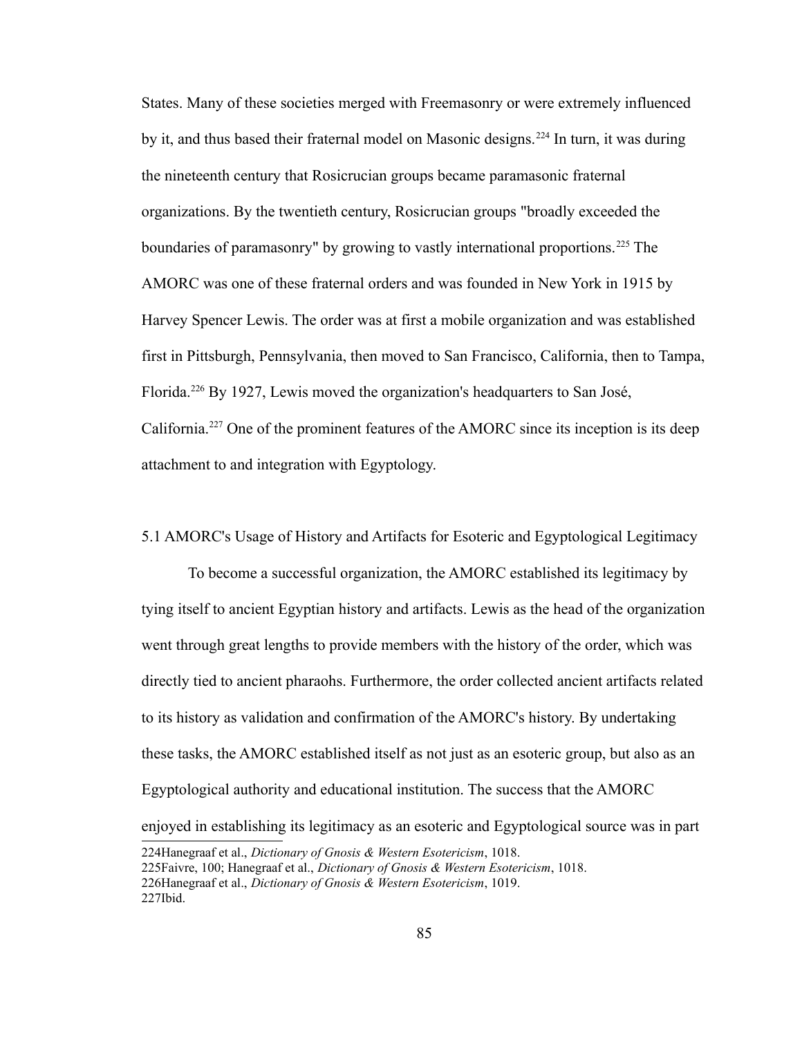States. Many of these societies merged with Freemasonry or were extremely influenced by it, and thus based their fraternal model on Masonic designs.[224] In turn, it was during the nineteenth century that Rosicrucian groups became paramasonic fraternal organizations. By the twentieth century, Rosicrucian groups "broadly exceeded the boundaries of paramasonry" by growing to vastly international proportions.[225] The AMORC was one of these fraternal orders and was founded in New York in 1915 by Harvey Spencer Lewis. The order was at first a mobile organization and was established first in Pittsburgh, Pennsylvania, then moved to San Francisco, California, then to Tampa, Florida.[226] By 1927, Lewis moved the organization's headquarters to San José, California.[227] One of the prominent features of the AMORC since its inception is its deep attachment to and integration with Egyptology.

## 5.1 AMORC's Usage of History and Artifacts for Esoteric and Egyptological Legitimacy

To become a successful organization, the AMORC established its legitimacy by tying itself to ancient Egyptian history and artifacts. Lewis as the head of the organization went through great lengths to provide members with the history of the order, which was directly tied to ancient pharaohs. Furthermore, the order collected ancient artifacts related to its history as validation and confirmation of the AMORC's history. By undertaking these tasks, the AMORC established itself as not just as an esoteric group, but also as an Egyptological authority and educational institution. The success that the AMORC enjoyed in establishing its legitimacy as an esoteric and Egyptological source was in part

---

224Hanegraaf et al., *Dictionary of Gnosis & Western Esotericism*, 1018.

225Faivre, 100; Hanegraaf et al., *Dictionary of Gnosis & Western Esotericism*, 1018.

226Hanegraaf et al., *Dictionary of Gnosis & Western Esotericism*, 1019.

227Ibid.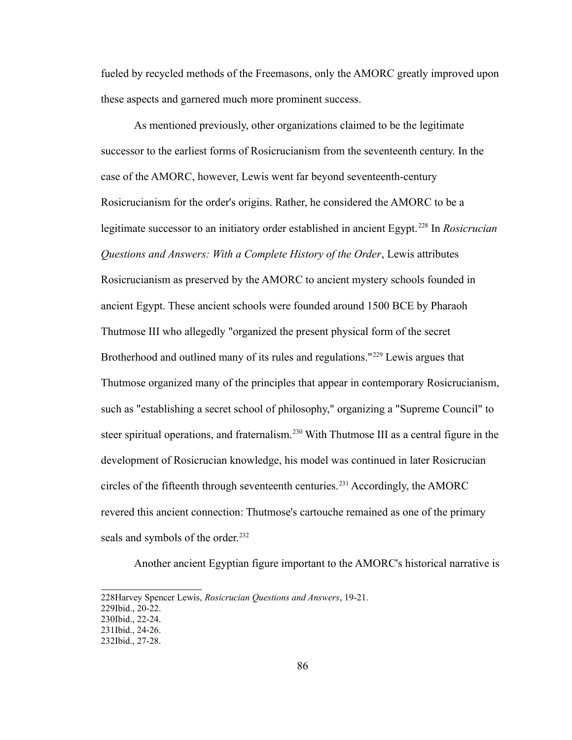fueled by recycled methods of the Freemasons, only the AMORC greatly improved upon these aspects and garnered much more prominent success.

As mentioned previously, other organizations claimed to be the legitimate successor to the earliest forms of Rosicrucianism from the seventeenth century. In the case of the AMORC, however, Lewis went far beyond seventeenth-century Rosicrucianism for the order's origins. Rather, he considered the AMORC to be a legitimate successor to an initiatory order established in ancient Egypt.[228] In *Rosicrucian Questions and Answers: With a Complete History of the Order*, Lewis attributes Rosicrucianism as preserved by the AMORC to ancient mystery schools founded in ancient Egypt. These ancient schools were founded around 1500 BCE by Pharaoh Thutmose III who allegedly "organized the present physical form of the secret Brotherhood and outlined many of its rules and regulations."[229] Lewis argues that Thutmose organized many of the principles that appear in contemporary Rosicrucianism, such as "establishing a secret school of philosophy," organizing a "Supreme Council" to steer spiritual operations, and fraternalism.[230] With Thutmose III as a central figure in the development of Rosicrucian knowledge, his model was continued in later Rosicrucian circles of the fifteenth through seventeenth centuries.[231] Accordingly, the AMORC revered this ancient connection: Thutmose's cartouche remained as one of the primary seals and symbols of the order.[232]

Another ancient Egyptian figure important to the AMORC's historical narrative is

---

228Harvey Spencer Lewis, *Rosicrucian Questions and Answers*, 19-21.

229Ibid., 20-22.

230Ibid., 22-24.

231Ibid., 24-26.

232Ibid., 27-28.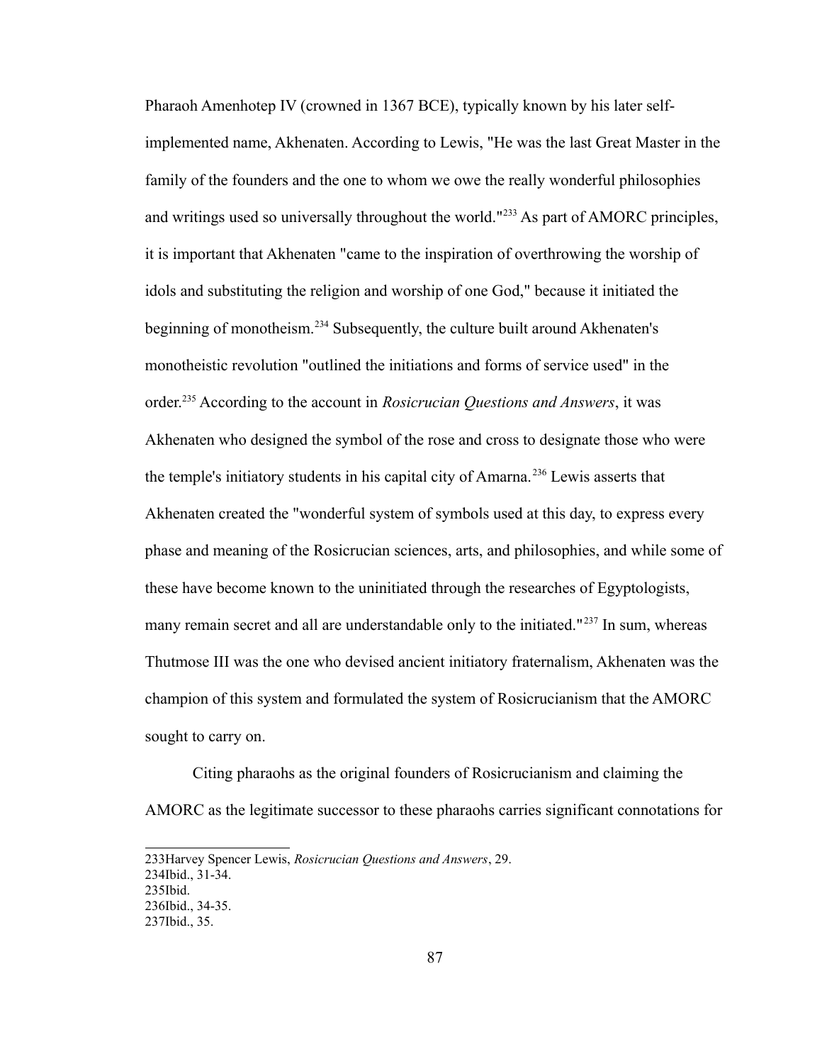Pharaoh Amenhotep IV (crowned in 1367 BCE), typically known by his later self-implemented name, Akhenaten. According to Lewis, "He was the last Great Master in the family of the founders and the one to whom we owe the really wonderful philosophies and writings used so universally throughout the world."[233] As part of AMORC principles, it is important that Akhenaten "came to the inspiration of overthrowing the worship of idols and substituting the religion and worship of one God," because it initiated the beginning of monotheism.[234] Subsequently, the culture built around Akhenaten's monotheistic revolution "outlined the initiations and forms of service used" in the order.[235] According to the account in *Rosicrucian Questions and Answers*, it was Akhenaten who designed the symbol of the rose and cross to designate those who were the temple's initiatory students in his capital city of Amarna.[236] Lewis asserts that Akhenaten created the "wonderful system of symbols used at this day, to express every phase and meaning of the Rosicrucian sciences, arts, and philosophies, and while some of these have become known to the uninitiated through the researches of Egyptologists, many remain secret and all are understandable only to the initiated."[237] In sum, whereas Thutmose III was the one who devised ancient initiatory fraternalism, Akhenaten was the champion of this system and formulated the system of Rosicrucianism that the AMORC sought to carry on.

Citing pharaohs as the original founders of Rosicrucianism and claiming the AMORC as the legitimate successor to these pharaohs carries significant connotations for

---

233Harvey Spencer Lewis, *Rosicrucian Questions and Answers*, 29.
234Ibid., 31-34.
235Ibid.
236Ibid., 34-35.
237Ibid., 35.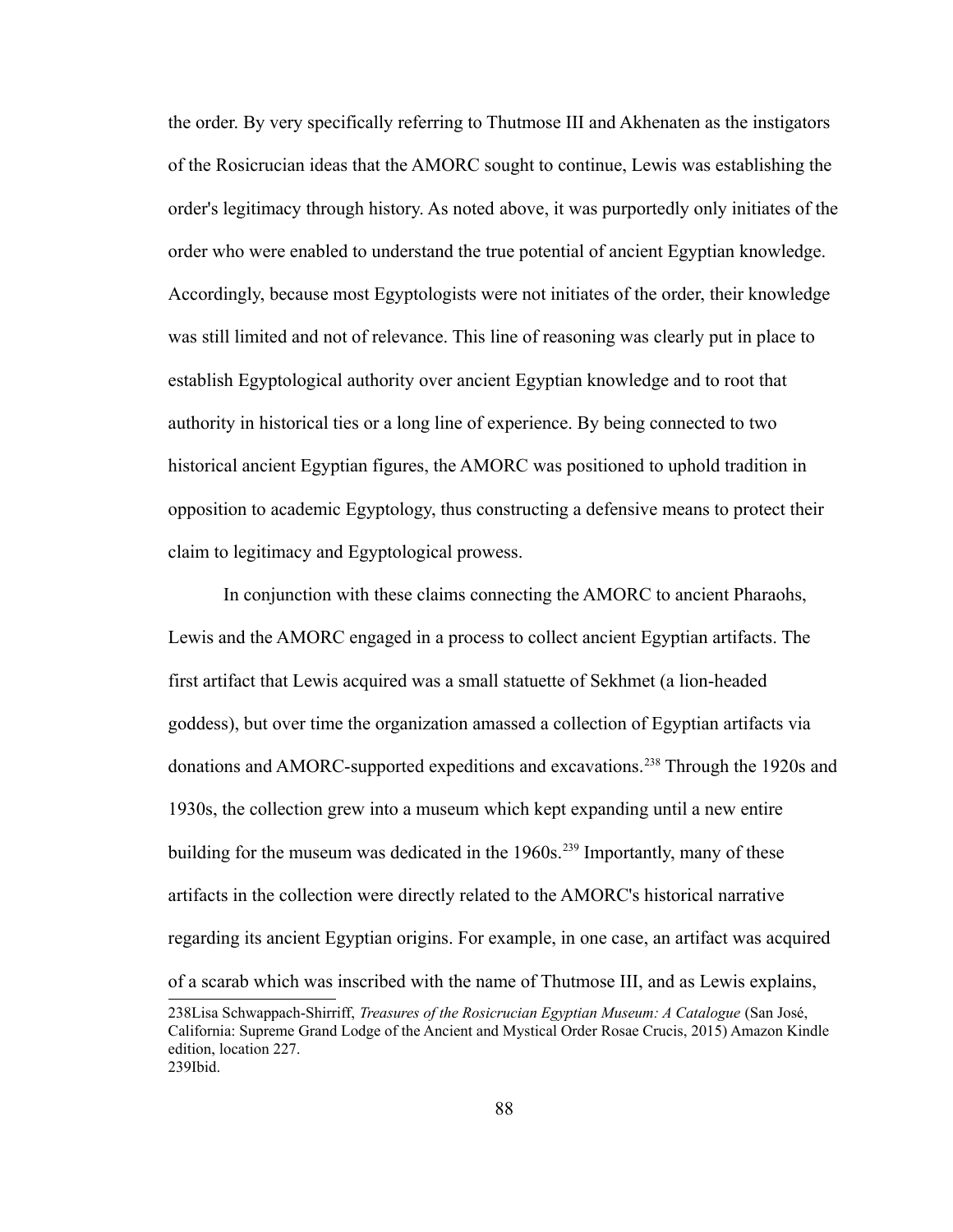the order. By very specifically referring to Thutmose III and Akhenaten as the instigators of the Rosicrucian ideas that the AMORC sought to continue, Lewis was establishing the order's legitimacy through history. As noted above, it was purportedly only initiates of the order who were enabled to understand the true potential of ancient Egyptian knowledge. Accordingly, because most Egyptologists were not initiates of the order, their knowledge was still limited and not of relevance. This line of reasoning was clearly put in place to establish Egyptological authority over ancient Egyptian knowledge and to root that authority in historical ties or a long line of experience. By being connected to two historical ancient Egyptian figures, the AMORC was positioned to uphold tradition in opposition to academic Egyptology, thus constructing a defensive means to protect their claim to legitimacy and Egyptological prowess.

In conjunction with these claims connecting the AMORC to ancient Pharaohs, Lewis and the AMORC engaged in a process to collect ancient Egyptian artifacts. The first artifact that Lewis acquired was a small statuette of Sekhmet (a lion-headed goddess), but over time the organization amassed a collection of Egyptian artifacts via donations and AMORC-supported expeditions and excavations.[238] Through the 1920s and 1930s, the collection grew into a museum which kept expanding until a new entire building for the museum was dedicated in the 1960s.[239] Importantly, many of these artifacts in the collection were directly related to the AMORC's historical narrative regarding its ancient Egyptian origins. For example, in one case, an artifact was acquired of a scarab which was inscribed with the name of Thutmose III, and as Lewis explains,

---

238Lisa Schwappach-Shirriff, *Treasures of the Rosicrucian Egyptian Museum: A Catalogue* (San José, California: Supreme Grand Lodge of the Ancient and Mystical Order Rosae Crucis, 2015) Amazon Kindle edition, location 227.
239Ibid.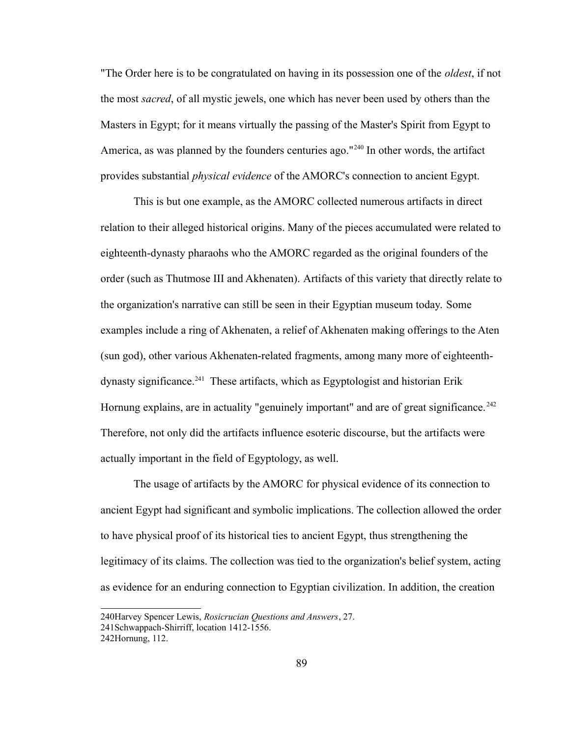"The Order here is to be congratulated on having in its possession one of the *oldest*, if not the most *sacred*, of all mystic jewels, one which has never been used by others than the Masters in Egypt; for it means virtually the passing of the Master's Spirit from Egypt to America, as was planned by the founders centuries ago."[240] In other words, the artifact provides substantial *physical evidence* of the AMORC's connection to ancient Egypt.

This is but one example, as the AMORC collected numerous artifacts in direct relation to their alleged historical origins. Many of the pieces accumulated were related to eighteenth-dynasty pharaohs who the AMORC regarded as the original founders of the order (such as Thutmose III and Akhenaten). Artifacts of this variety that directly relate to the organization's narrative can still be seen in their Egyptian museum today. Some examples include a ring of Akhenaten, a relief of Akhenaten making offerings to the Aten (sun god), other various Akhenaten-related fragments, among many more of eighteenth-dynasty significance.[241] These artifacts, which as Egyptologist and historian Erik Hornung explains, are in actuality "genuinely important" and are of great significance.[242] Therefore, not only did the artifacts influence esoteric discourse, but the artifacts were actually important in the field of Egyptology, as well.

The usage of artifacts by the AMORC for physical evidence of its connection to ancient Egypt had significant and symbolic implications. The collection allowed the order to have physical proof of its historical ties to ancient Egypt, thus strengthening the legitimacy of its claims. The collection was tied to the organization's belief system, acting as evidence for an enduring connection to Egyptian civilization. In addition, the creation

---

240 Harvey Spencer Lewis, *Rosicrucian Questions and Answers*, 27.
241 Schwappach-Shirriff, location 1412-1556.
242 Hornung, 112.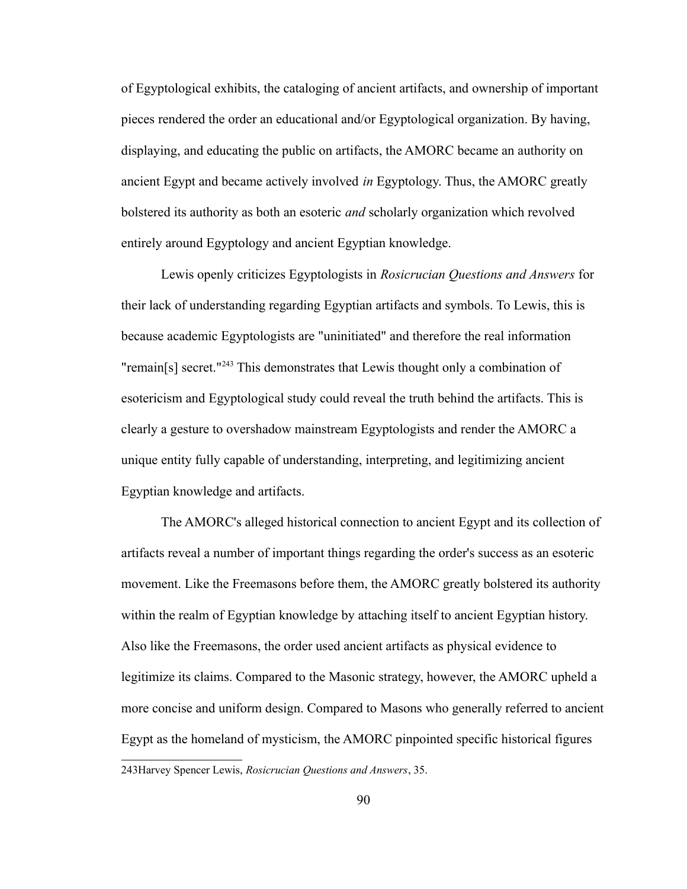of Egyptological exhibits, the cataloging of ancient artifacts, and ownership of important pieces rendered the order an educational and/or Egyptological organization. By having, displaying, and educating the public on artifacts, the AMORC became an authority on ancient Egypt and became actively involved *in* Egyptology. Thus, the AMORC greatly bolstered its authority as both an esoteric *and* scholarly organization which revolved entirely around Egyptology and ancient Egyptian knowledge.

Lewis openly criticizes Egyptologists in *Rosicrucian Questions and Answers* for their lack of understanding regarding Egyptian artifacts and symbols. To Lewis, this is because academic Egyptologists are "uninitiated" and therefore the real information "remain[s] secret."[243] This demonstrates that Lewis thought only a combination of esotericism and Egyptological study could reveal the truth behind the artifacts. This is clearly a gesture to overshadow mainstream Egyptologists and render the AMORC a unique entity fully capable of understanding, interpreting, and legitimizing ancient Egyptian knowledge and artifacts.

The AMORC's alleged historical connection to ancient Egypt and its collection of artifacts reveal a number of important things regarding the order's success as an esoteric movement. Like the Freemasons before them, the AMORC greatly bolstered its authority within the realm of Egyptian knowledge by attaching itself to ancient Egyptian history. Also like the Freemasons, the order used ancient artifacts as physical evidence to legitimize its claims. Compared to the Masonic strategy, however, the AMORC upheld a more concise and uniform design. Compared to Masons who generally referred to ancient Egypt as the homeland of mysticism, the AMORC pinpointed specific historical figures

---

243Harvey Spencer Lewis, *Rosicrucian Questions and Answers*, 35.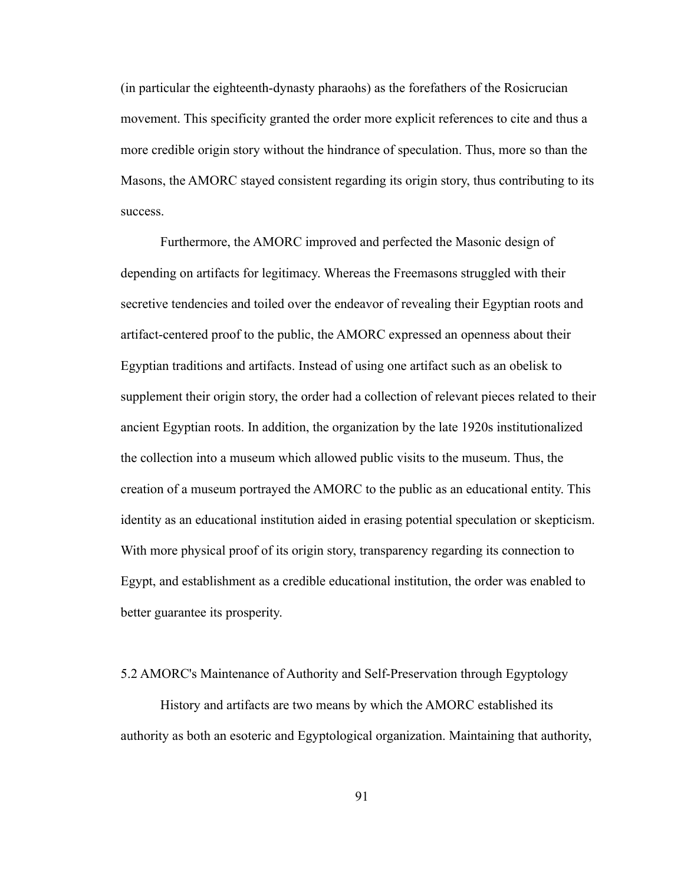(in particular the eighteenth-dynasty pharaohs) as the forefathers of the Rosicrucian movement. This specificity granted the order more explicit references to cite and thus a more credible origin story without the hindrance of speculation. Thus, more so than the Masons, the AMORC stayed consistent regarding its origin story, thus contributing to its success.

Furthermore, the AMORC improved and perfected the Masonic design of depending on artifacts for legitimacy. Whereas the Freemasons struggled with their secretive tendencies and toiled over the endeavor of revealing their Egyptian roots and artifact-centered proof to the public, the AMORC expressed an openness about their Egyptian traditions and artifacts. Instead of using one artifact such as an obelisk to supplement their origin story, the order had a collection of relevant pieces related to their ancient Egyptian roots. In addition, the organization by the late 1920s institutionalized the collection into a museum which allowed public visits to the museum. Thus, the creation of a museum portrayed the AMORC to the public as an educational entity. This identity as an educational institution aided in erasing potential speculation or skepticism. With more physical proof of its origin story, transparency regarding its connection to Egypt, and establishment as a credible educational institution, the order was enabled to better guarantee its prosperity.

## 5.2 AMORC's Maintenance of Authority and Self-Preservation through Egyptology

History and artifacts are two means by which the AMORC established its authority as both an esoteric and Egyptological organization. Maintaining that authority,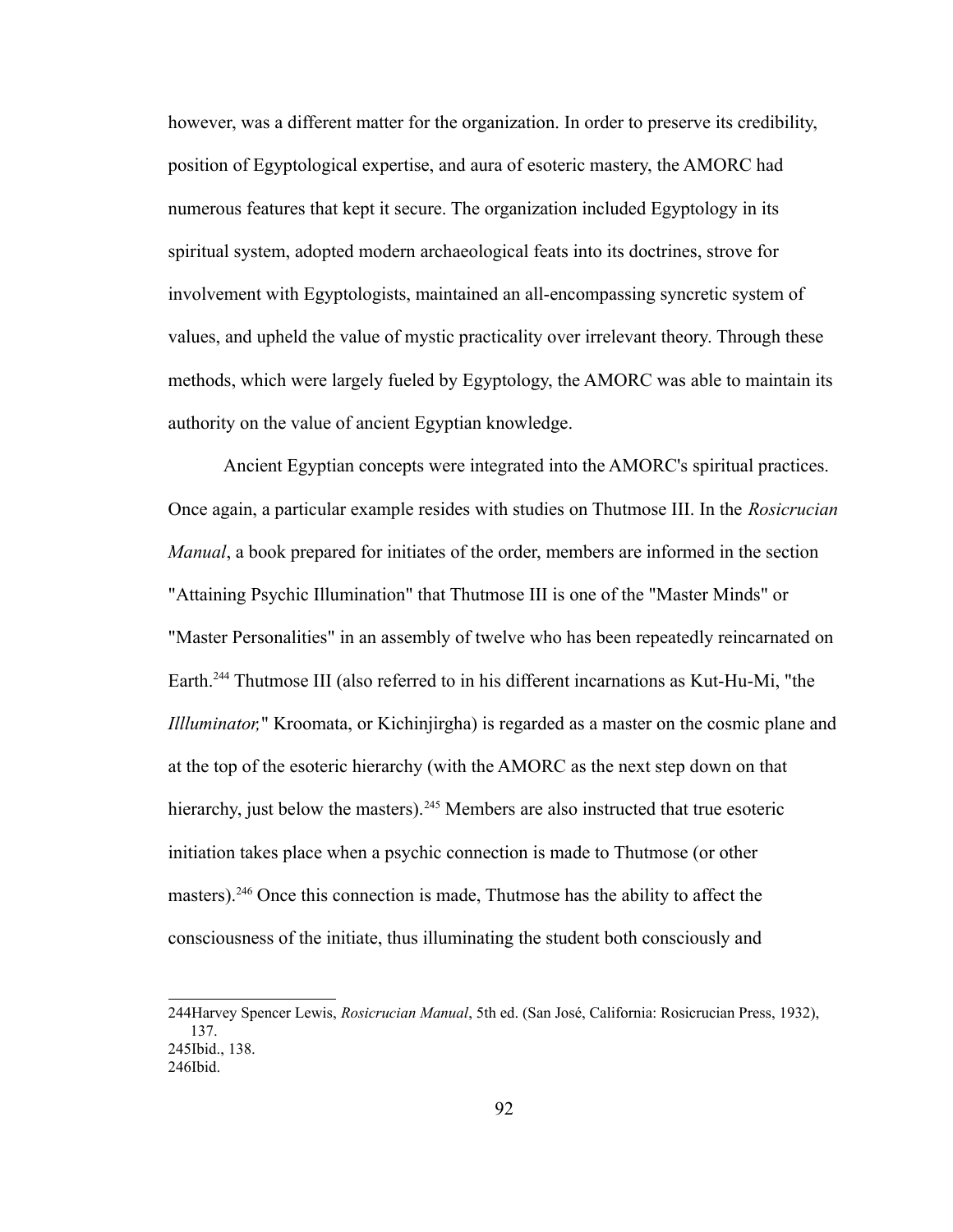however, was a different matter for the organization. In order to preserve its credibility, position of Egyptological expertise, and aura of esoteric mastery, the AMORC had numerous features that kept it secure. The organization included Egyptology in its spiritual system, adopted modern archaeological feats into its doctrines, strove for involvement with Egyptologists, maintained an all-encompassing syncretic system of values, and upheld the value of mystic practicality over irrelevant theory. Through these methods, which were largely fueled by Egyptology, the AMORC was able to maintain its authority on the value of ancient Egyptian knowledge.

Ancient Egyptian concepts were integrated into the AMORC's spiritual practices. Once again, a particular example resides with studies on Thutmose III. In the *Rosicrucian Manual*, a book prepared for initiates of the order, members are informed in the section "Attaining Psychic Illumination" that Thutmose III is one of the "Master Minds" or "Master Personalities" in an assembly of twelve who has been repeatedly reincarnated on Earth.[244] Thutmose III (also referred to in his different incarnations as Kut-Hu-Mi, "the *Illluminator,*" Kroomata, or Kichinjirgha) is regarded as a master on the cosmic plane and at the top of the esoteric hierarchy (with the AMORC as the next step down on that hierarchy, just below the masters).[245] Members are also instructed that true esoteric initiation takes place when a psychic connection is made to Thutmose (or other masters).[246] Once this connection is made, Thutmose has the ability to affect the consciousness of the initiate, thus illuminating the student both consciously and

244Harvey Spencer Lewis, *Rosicrucian Manual*, 5th ed. (San José, California: Rosicrucian Press, 1932), 137.
245Ibid., 138.
246Ibid.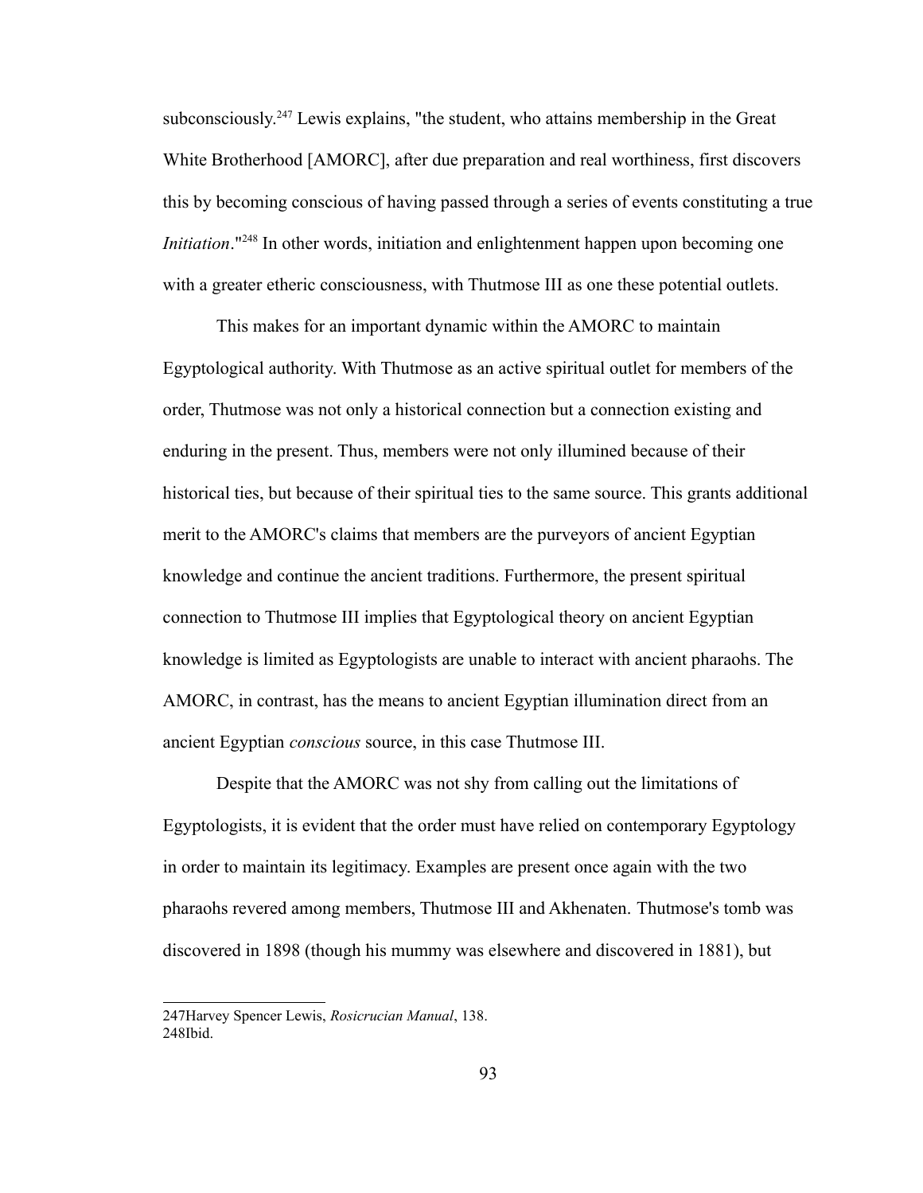subconsciously.[247] Lewis explains, "the student, who attains membership in the Great White Brotherhood [AMORC], after due preparation and real worthiness, first discovers this by becoming conscious of having passed through a series of events constituting a true *Initiation*."[248] In other words, initiation and enlightenment happen upon becoming one with a greater etheric consciousness, with Thutmose III as one these potential outlets.

This makes for an important dynamic within the AMORC to maintain Egyptological authority. With Thutmose as an active spiritual outlet for members of the order, Thutmose was not only a historical connection but a connection existing and enduring in the present. Thus, members were not only illumined because of their historical ties, but because of their spiritual ties to the same source. This grants additional merit to the AMORC's claims that members are the purveyors of ancient Egyptian knowledge and continue the ancient traditions. Furthermore, the present spiritual connection to Thutmose III implies that Egyptological theory on ancient Egyptian knowledge is limited as Egyptologists are unable to interact with ancient pharaohs. The AMORC, in contrast, has the means to ancient Egyptian illumination direct from an ancient Egyptian *conscious* source, in this case Thutmose III.

Despite that the AMORC was not shy from calling out the limitations of Egyptologists, it is evident that the order must have relied on contemporary Egyptology in order to maintain its legitimacy. Examples are present once again with the two pharaohs revered among members, Thutmose III and Akhenaten. Thutmose's tomb was discovered in 1898 (though his mummy was elsewhere and discovered in 1881), but

---

247Harvey Spencer Lewis, *Rosicrucian Manual*, 138.
248Ibid.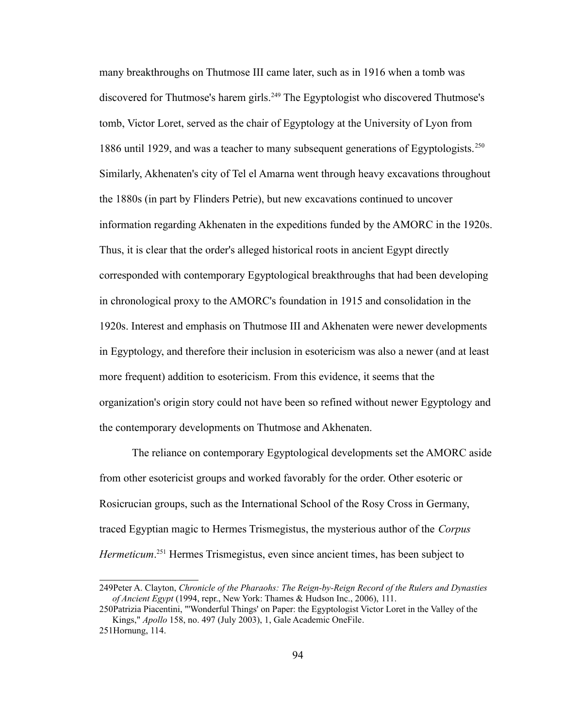many breakthroughs on Thutmose III came later, such as in 1916 when a tomb was discovered for Thutmose's harem girls.[249] The Egyptologist who discovered Thutmose's tomb, Victor Loret, served as the chair of Egyptology at the University of Lyon from 1886 until 1929, and was a teacher to many subsequent generations of Egyptologists.[250] Similarly, Akhenaten's city of Tel el Amarna went through heavy excavations throughout the 1880s (in part by Flinders Petrie), but new excavations continued to uncover information regarding Akhenaten in the expeditions funded by the AMORC in the 1920s. Thus, it is clear that the order's alleged historical roots in ancient Egypt directly corresponded with contemporary Egyptological breakthroughs that had been developing in chronological proxy to the AMORC's foundation in 1915 and consolidation in the 1920s. Interest and emphasis on Thutmose III and Akhenaten were newer developments in Egyptology, and therefore their inclusion in esotericism was also a newer (and at least more frequent) addition to esotericism. From this evidence, it seems that the organization's origin story could not have been so refined without newer Egyptology and the contemporary developments on Thutmose and Akhenaten.

The reliance on contemporary Egyptological developments set the AMORC aside from other esotericist groups and worked favorably for the order. Other esoteric or Rosicrucian groups, such as the International School of the Rosy Cross in Germany, traced Egyptian magic to Hermes Trismegistus, the mysterious author of the *Corpus Hermeticum*.[251] Hermes Trismegistus, even since ancient times, has been subject to

---

249Peter A. Clayton, *Chronicle of the Pharaohs: The Reign-by-Reign Record of the Rulers and Dynasties of Ancient Egypt* (1994, repr., New York: Thames & Hudson Inc., 2006), 111.

250Patrizia Piacentini, "'Wonderful Things' on Paper: the Egyptologist Victor Loret in the Valley of the Kings," *Apollo* 158, no. 497 (July 2003), 1, Gale Academic OneFile.

251Hornung, 114.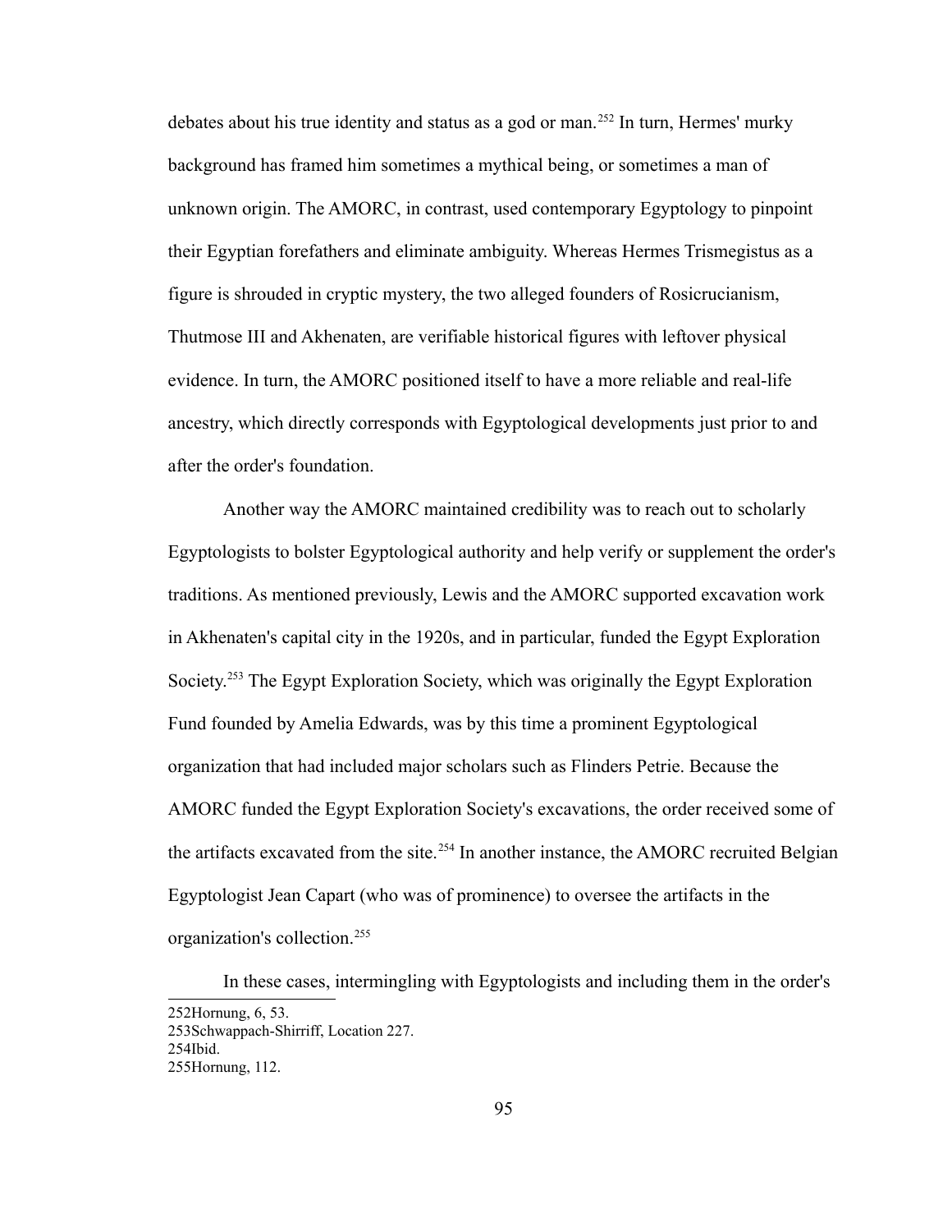debates about his true identity and status as a god or man.[252] In turn, Hermes' murky background has framed him sometimes a mythical being, or sometimes a man of unknown origin. The AMORC, in contrast, used contemporary Egyptology to pinpoint their Egyptian forefathers and eliminate ambiguity. Whereas Hermes Trismegistus as a figure is shrouded in cryptic mystery, the two alleged founders of Rosicrucianism, Thutmose III and Akhenaten, are verifiable historical figures with leftover physical evidence. In turn, the AMORC positioned itself to have a more reliable and real-life ancestry, which directly corresponds with Egyptological developments just prior to and after the order's foundation.

Another way the AMORC maintained credibility was to reach out to scholarly Egyptologists to bolster Egyptological authority and help verify or supplement the order's traditions. As mentioned previously, Lewis and the AMORC supported excavation work in Akhenaten's capital city in the 1920s, and in particular, funded the Egypt Exploration Society.[253] The Egypt Exploration Society, which was originally the Egypt Exploration Fund founded by Amelia Edwards, was by this time a prominent Egyptological organization that had included major scholars such as Flinders Petrie. Because the AMORC funded the Egypt Exploration Society's excavations, the order received some of the artifacts excavated from the site.[254] In another instance, the AMORC recruited Belgian Egyptologist Jean Capart (who was of prominence) to oversee the artifacts in the organization's collection.[255]

In these cases, intermingling with Egyptologists and including them in the order's

252Hornung, 6, 53.
253Schwappach-Shirriff, Location 227.
254Ibid.
255Hornung, 112.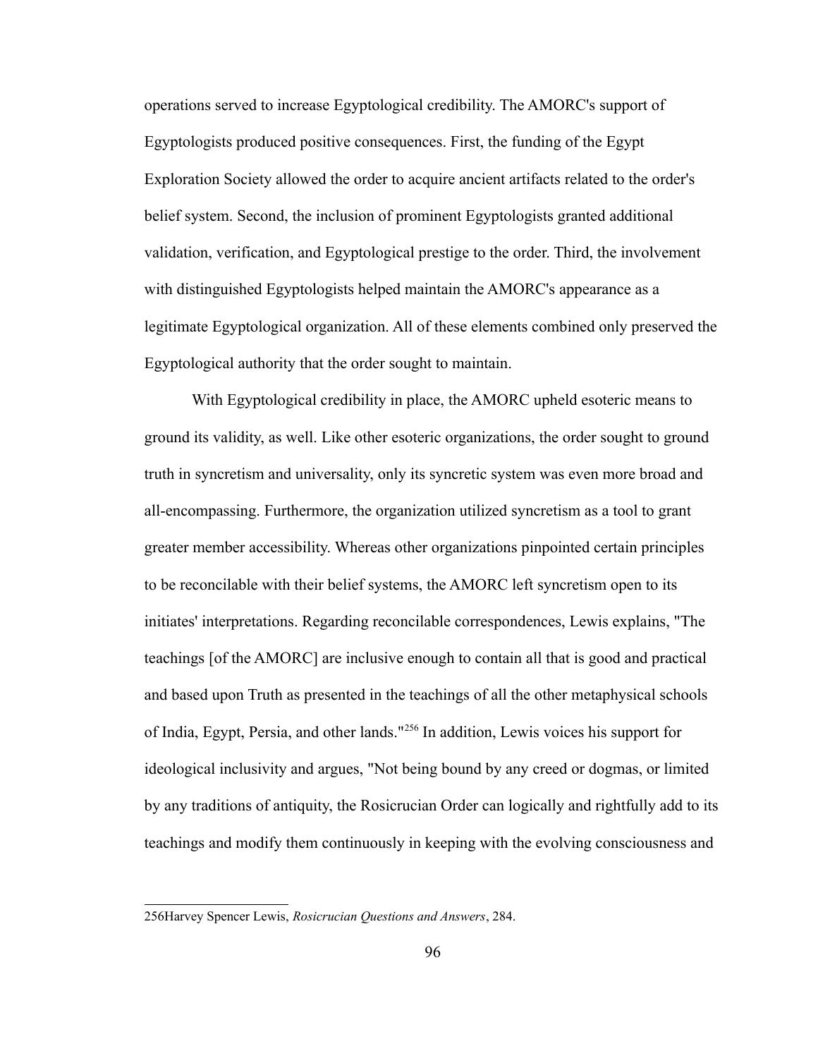operations served to increase Egyptological credibility. The AMORC's support of Egyptologists produced positive consequences. First, the funding of the Egypt Exploration Society allowed the order to acquire ancient artifacts related to the order's belief system. Second, the inclusion of prominent Egyptologists granted additional validation, verification, and Egyptological prestige to the order. Third, the involvement with distinguished Egyptologists helped maintain the AMORC's appearance as a legitimate Egyptological organization. All of these elements combined only preserved the Egyptological authority that the order sought to maintain.

With Egyptological credibility in place, the AMORC upheld esoteric means to ground its validity, as well. Like other esoteric organizations, the order sought to ground truth in syncretism and universality, only its syncretic system was even more broad and all-encompassing. Furthermore, the organization utilized syncretism as a tool to grant greater member accessibility. Whereas other organizations pinpointed certain principles to be reconcilable with their belief systems, the AMORC left syncretism open to its initiates' interpretations. Regarding reconcilable correspondences, Lewis explains, "The teachings [of the AMORC] are inclusive enough to contain all that is good and practical and based upon Truth as presented in the teachings of all the other metaphysical schools of India, Egypt, Persia, and other lands."[256] In addition, Lewis voices his support for ideological inclusivity and argues, "Not being bound by any creed or dogmas, or limited by any traditions of antiquity, the Rosicrucian Order can logically and rightfully add to its teachings and modify them continuously in keeping with the evolving consciousness and

---

256Harvey Spencer Lewis, *Rosicrucian Questions and Answers*, 284.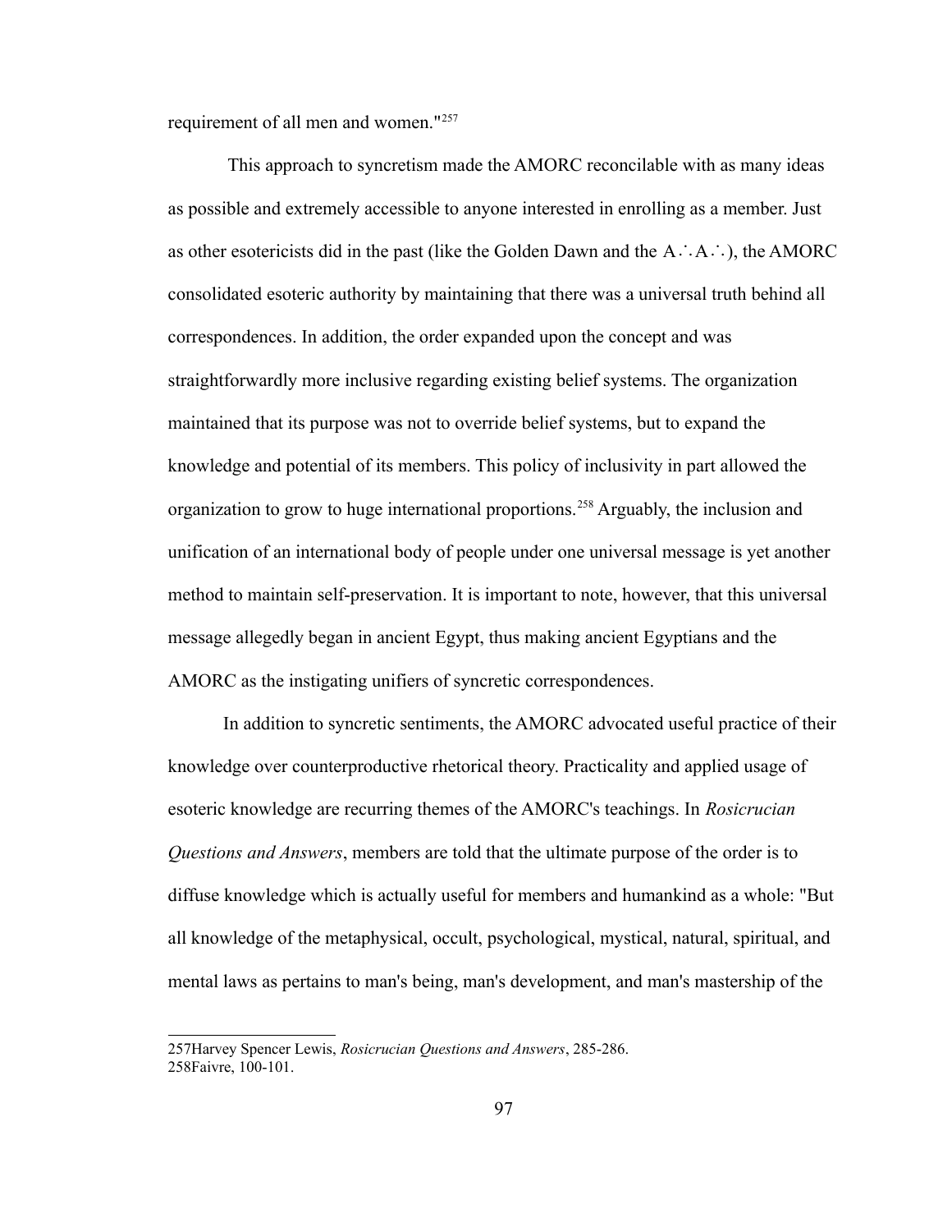requirement of all men and women."[257]

This approach to syncretism made the AMORC reconcilable with as many ideas as possible and extremely accessible to anyone interested in enrolling as a member. Just as other esotericists did in the past (like the Golden Dawn and the A∴A∴), the AMORC consolidated esoteric authority by maintaining that there was a universal truth behind all correspondences. In addition, the order expanded upon the concept and was straightforwardly more inclusive regarding existing belief systems. The organization maintained that its purpose was not to override belief systems, but to expand the knowledge and potential of its members. This policy of inclusivity in part allowed the organization to grow to huge international proportions.[258] Arguably, the inclusion and unification of an international body of people under one universal message is yet another method to maintain self-preservation. It is important to note, however, that this universal message allegedly began in ancient Egypt, thus making ancient Egyptians and the AMORC as the instigating unifiers of syncretic correspondences.

In addition to syncretic sentiments, the AMORC advocated useful practice of their knowledge over counterproductive rhetorical theory. Practicality and applied usage of esoteric knowledge are recurring themes of the AMORC's teachings. In *Rosicrucian Questions and Answers*, members are told that the ultimate purpose of the order is to diffuse knowledge which is actually useful for members and humankind as a whole: "But all knowledge of the metaphysical, occult, psychological, mystical, natural, spiritual, and mental laws as pertains to man's being, man's development, and man's mastership of the

---

257Harvey Spencer Lewis, *Rosicrucian Questions and Answers*, 285-286.
258Faivre, 100-101.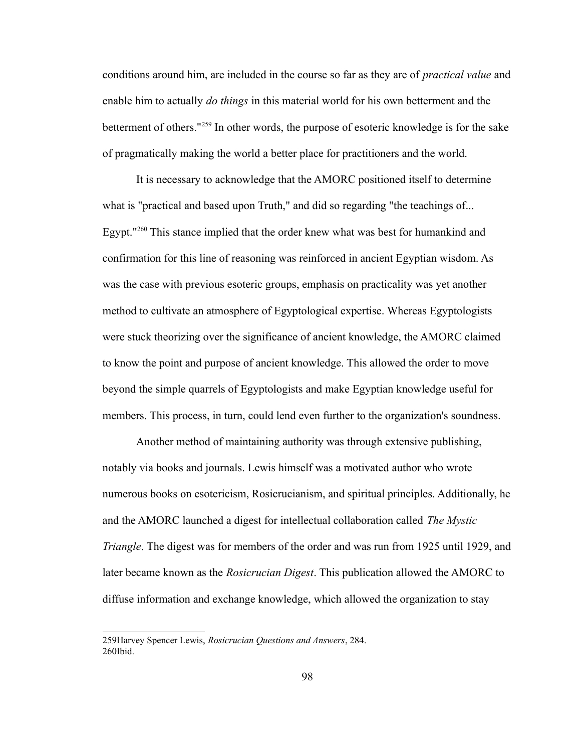conditions around him, are included in the course so far as they are of *practical value* and enable him to actually *do things* in this material world for his own betterment and the betterment of others."[259] In other words, the purpose of esoteric knowledge is for the sake of pragmatically making the world a better place for practitioners and the world.

It is necessary to acknowledge that the AMORC positioned itself to determine what is "practical and based upon Truth," and did so regarding "the teachings of... Egypt."[260] This stance implied that the order knew what was best for humankind and confirmation for this line of reasoning was reinforced in ancient Egyptian wisdom. As was the case with previous esoteric groups, emphasis on practicality was yet another method to cultivate an atmosphere of Egyptological expertise. Whereas Egyptologists were stuck theorizing over the significance of ancient knowledge, the AMORC claimed to know the point and purpose of ancient knowledge. This allowed the order to move beyond the simple quarrels of Egyptologists and make Egyptian knowledge useful for members. This process, in turn, could lend even further to the organization's soundness.

Another method of maintaining authority was through extensive publishing, notably via books and journals. Lewis himself was a motivated author who wrote numerous books on esotericism, Rosicrucianism, and spiritual principles. Additionally, he and the AMORC launched a digest for intellectual collaboration called *The Mystic Triangle*. The digest was for members of the order and was run from 1925 until 1929, and later became known as the *Rosicrucian Digest*. This publication allowed the AMORC to diffuse information and exchange knowledge, which allowed the organization to stay

259Harvey Spencer Lewis, *Rosicrucian Questions and Answers*, 284.
260Ibid.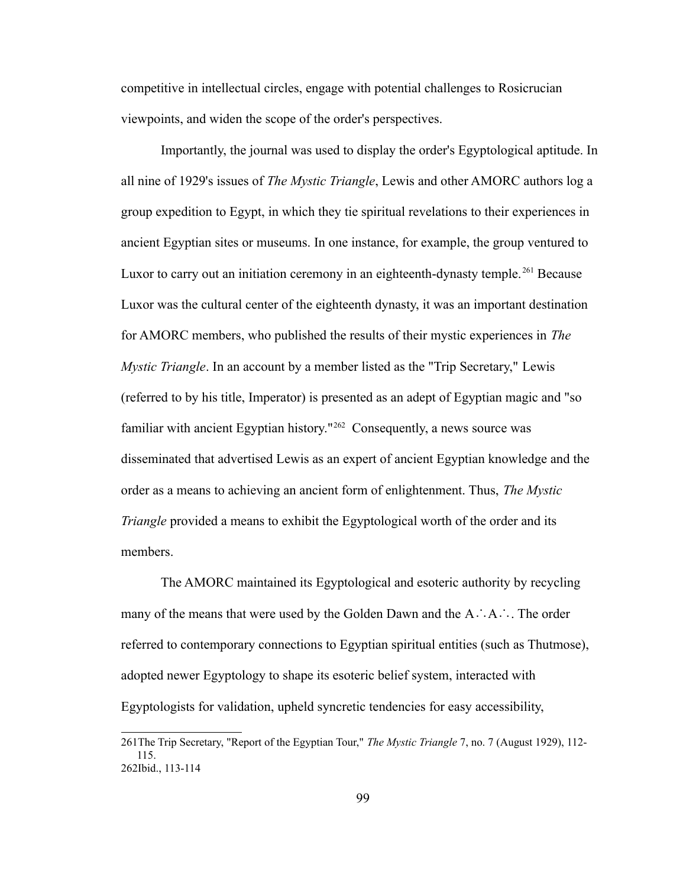competitive in intellectual circles, engage with potential challenges to Rosicrucian viewpoints, and widen the scope of the order's perspectives.

Importantly, the journal was used to display the order's Egyptological aptitude. In all nine of 1929's issues of *The Mystic Triangle*, Lewis and other AMORC authors log a group expedition to Egypt, in which they tie spiritual revelations to their experiences in ancient Egyptian sites or museums. In one instance, for example, the group ventured to Luxor to carry out an initiation ceremony in an eighteenth-dynasty temple.[261] Because Luxor was the cultural center of the eighteenth dynasty, it was an important destination for AMORC members, who published the results of their mystic experiences in *The Mystic Triangle*. In an account by a member listed as the "Trip Secretary," Lewis (referred to by his title, Imperator) is presented as an adept of Egyptian magic and "so familiar with ancient Egyptian history."[262] Consequently, a news source was disseminated that advertised Lewis as an expert of ancient Egyptian knowledge and the order as a means to achieving an ancient form of enlightenment. Thus, *The Mystic Triangle* provided a means to exhibit the Egyptological worth of the order and its members.

The AMORC maintained its Egyptological and esoteric authority by recycling many of the means that were used by the Golden Dawn and the A∴A∴. The order referred to contemporary connections to Egyptian spiritual entities (such as Thutmose), adopted newer Egyptology to shape its esoteric belief system, interacted with Egyptologists for validation, upheld syncretic tendencies for easy accessibility,

---

261 The Trip Secretary, "Report of the Egyptian Tour," *The Mystic Triangle* 7, no. 7 (August 1929), 112-115.

262 Ibid., 113-114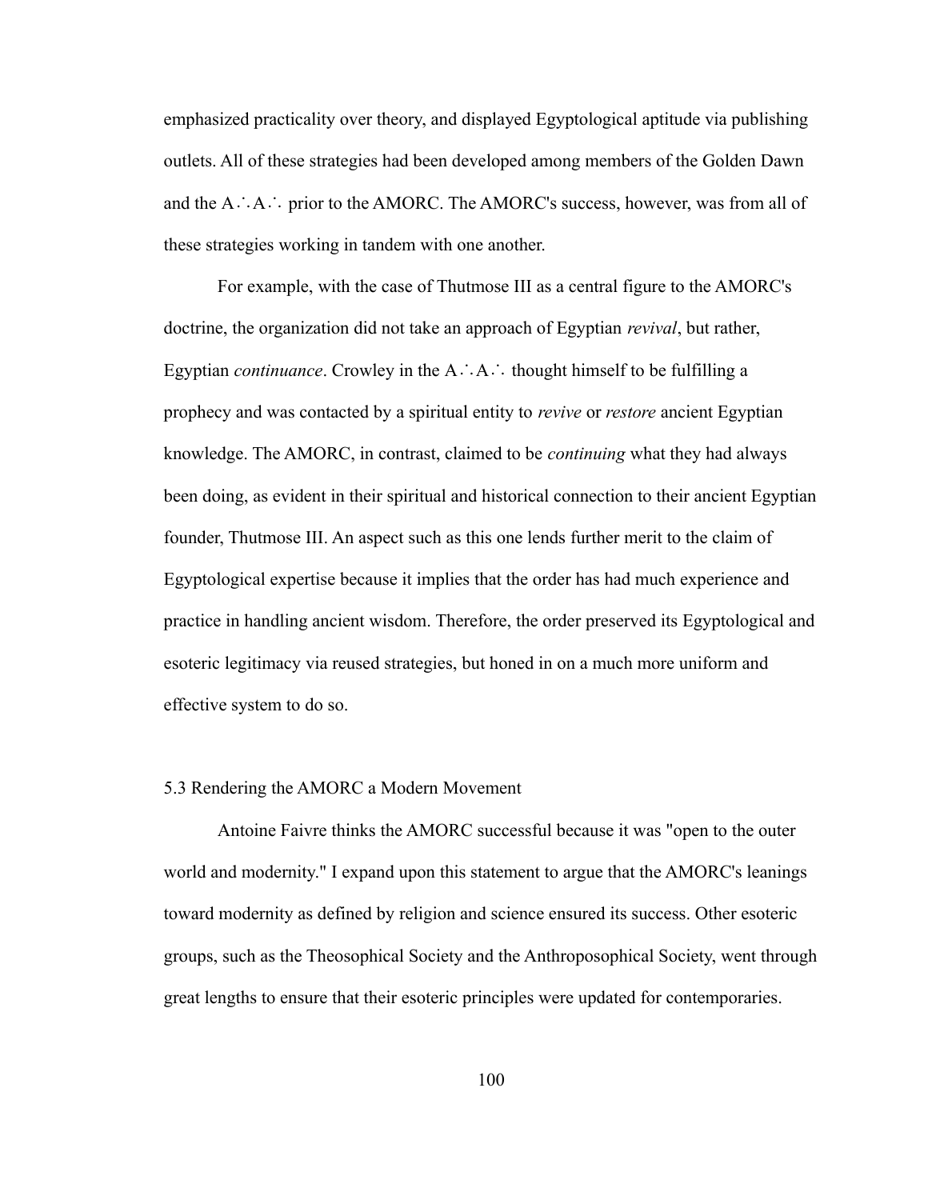emphasized practicality over theory, and displayed Egyptological aptitude via publishing outlets. All of these strategies had been developed among members of the Golden Dawn and the A∴A∴ prior to the AMORC. The AMORC's success, however, was from all of these strategies working in tandem with one another.

For example, with the case of Thutmose III as a central figure to the AMORC's doctrine, the organization did not take an approach of Egyptian *revival*, but rather, Egyptian *continuance*. Crowley in the A∴A∴ thought himself to be fulfilling a prophecy and was contacted by a spiritual entity to *revive* or *restore* ancient Egyptian knowledge. The AMORC, in contrast, claimed to be *continuing* what they had always been doing, as evident in their spiritual and historical connection to their ancient Egyptian founder, Thutmose III. An aspect such as this one lends further merit to the claim of Egyptological expertise because it implies that the order has had much experience and practice in handling ancient wisdom. Therefore, the order preserved its Egyptological and esoteric legitimacy via reused strategies, but honed in on a much more uniform and effective system to do so.

### 5.3 Rendering the AMORC a Modern Movement

Antoine Faivre thinks the AMORC successful because it was "open to the outer world and modernity." I expand upon this statement to argue that the AMORC's leanings toward modernity as defined by religion and science ensured its success. Other esoteric groups, such as the Theosophical Society and the Anthroposophical Society, went through great lengths to ensure that their esoteric principles were updated for contemporaries.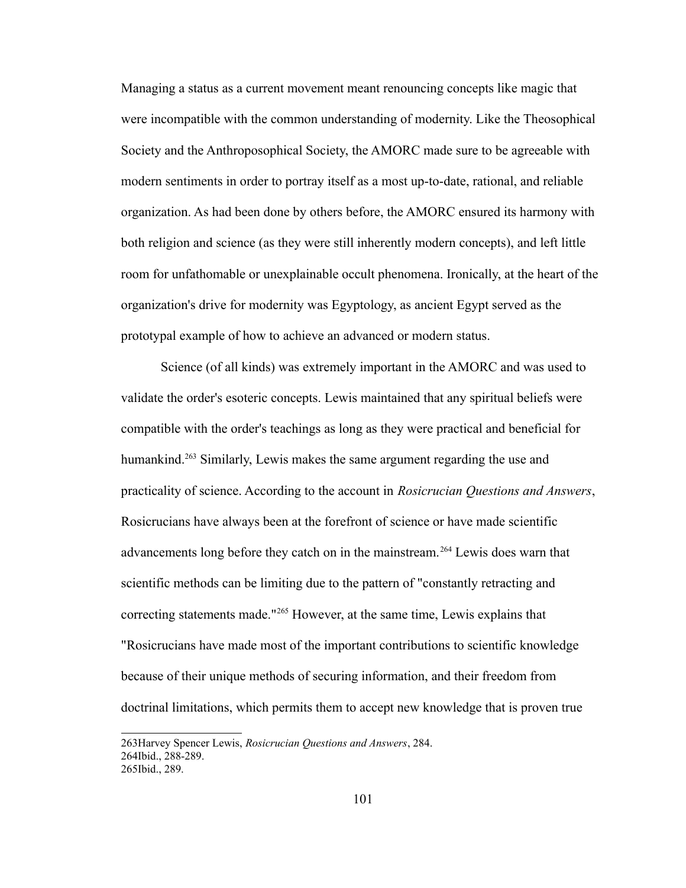Managing a status as a current movement meant renouncing concepts like magic that were incompatible with the common understanding of modernity. Like the Theosophical Society and the Anthroposophical Society, the AMORC made sure to be agreeable with modern sentiments in order to portray itself as a most up-to-date, rational, and reliable organization. As had been done by others before, the AMORC ensured its harmony with both religion and science (as they were still inherently modern concepts), and left little room for unfathomable or unexplainable occult phenomena. Ironically, at the heart of the organization's drive for modernity was Egyptology, as ancient Egypt served as the prototypal example of how to achieve an advanced or modern status.

Science (of all kinds) was extremely important in the AMORC and was used to validate the order's esoteric concepts. Lewis maintained that any spiritual beliefs were compatible with the order's teachings as long as they were practical and beneficial for humankind.[263] Similarly, Lewis makes the same argument regarding the use and practicality of science. According to the account in *Rosicrucian Questions and Answers*, Rosicrucians have always been at the forefront of science or have made scientific advancements long before they catch on in the mainstream.[264] Lewis does warn that scientific methods can be limiting due to the pattern of "constantly retracting and correcting statements made."[265] However, at the same time, Lewis explains that "Rosicrucians have made most of the important contributions to scientific knowledge because of their unique methods of securing information, and their freedom from doctrinal limitations, which permits them to accept new knowledge that is proven true

263Harvey Spencer Lewis, *Rosicrucian Questions and Answers*, 284.
264Ibid., 288-289.
265Ibid., 289.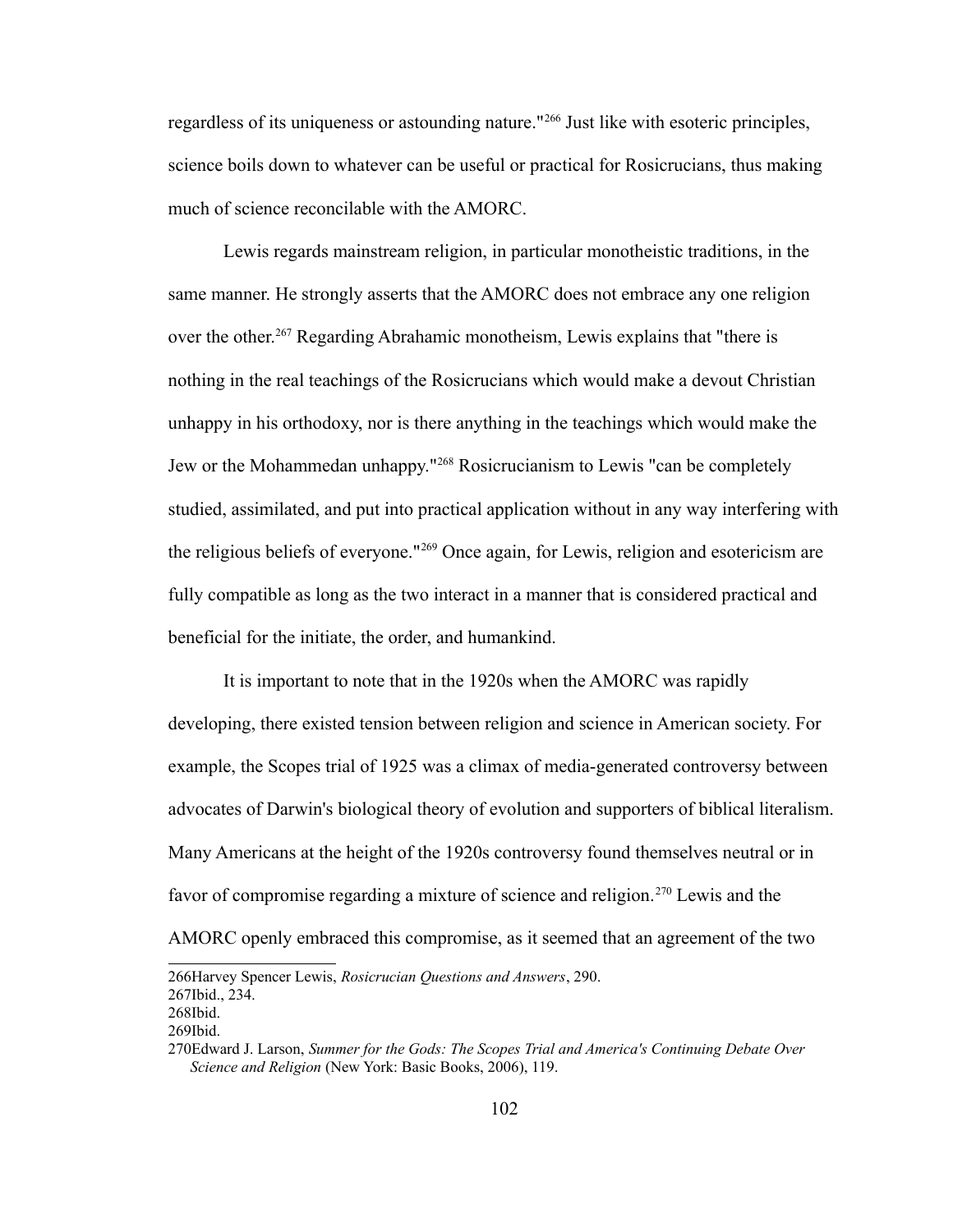regardless of its uniqueness or astounding nature."[266] Just like with esoteric principles, science boils down to whatever can be useful or practical for Rosicrucians, thus making much of science reconcilable with the AMORC.

Lewis regards mainstream religion, in particular monotheistic traditions, in the same manner. He strongly asserts that the AMORC does not embrace any one religion over the other.[267] Regarding Abrahamic monotheism, Lewis explains that "there is nothing in the real teachings of the Rosicrucians which would make a devout Christian unhappy in his orthodoxy, nor is there anything in the teachings which would make the Jew or the Mohammedan unhappy."[268] Rosicrucianism to Lewis "can be completely studied, assimilated, and put into practical application without in any way interfering with the religious beliefs of everyone."[269] Once again, for Lewis, religion and esotericism are fully compatible as long as the two interact in a manner that is considered practical and beneficial for the initiate, the order, and humankind.

It is important to note that in the 1920s when the AMORC was rapidly developing, there existed tension between religion and science in American society. For example, the Scopes trial of 1925 was a climax of media-generated controversy between advocates of Darwin's biological theory of evolution and supporters of biblical literalism. Many Americans at the height of the 1920s controversy found themselves neutral or in favor of compromise regarding a mixture of science and religion.[270] Lewis and the AMORC openly embraced this compromise, as it seemed that an agreement of the two

---

266Harvey Spencer Lewis, *Rosicrucian Questions and Answers*, 290.
267Ibid., 234.
268Ibid.
269Ibid.
270Edward J. Larson, *Summer for the Gods: The Scopes Trial and America's Continuing Debate Over Science and Religion* (New York: Basic Books, 2006), 119.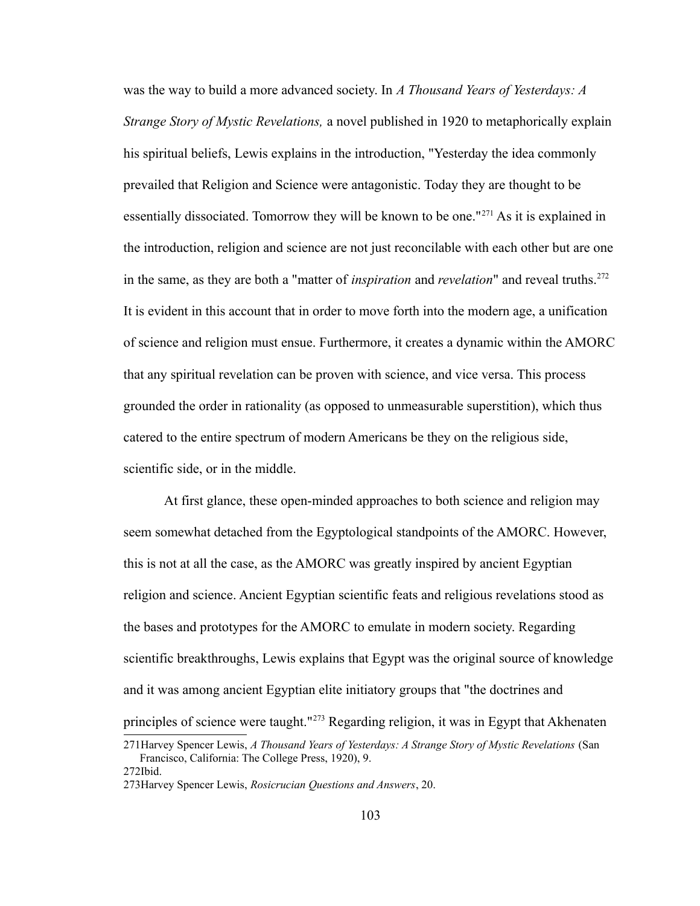was the way to build a more advanced society. In *A Thousand Years of Yesterdays: A Strange Story of Mystic Revelations,* a novel published in 1920 to metaphorically explain his spiritual beliefs, Lewis explains in the introduction, "Yesterday the idea commonly prevailed that Religion and Science were antagonistic. Today they are thought to be essentially dissociated. Tomorrow they will be known to be one."[271] As it is explained in the introduction, religion and science are not just reconcilable with each other but are one in the same, as they are both a "matter of *inspiration* and *revelation*" and reveal truths.[272] It is evident in this account that in order to move forth into the modern age, a unification of science and religion must ensue. Furthermore, it creates a dynamic within the AMORC that any spiritual revelation can be proven with science, and vice versa. This process grounded the order in rationality (as opposed to unmeasurable superstition), which thus catered to the entire spectrum of modern Americans be they on the religious side, scientific side, or in the middle.

At first glance, these open-minded approaches to both science and religion may seem somewhat detached from the Egyptological standpoints of the AMORC. However, this is not at all the case, as the AMORC was greatly inspired by ancient Egyptian religion and science. Ancient Egyptian scientific feats and religious revelations stood as the bases and prototypes for the AMORC to emulate in modern society. Regarding scientific breakthroughs, Lewis explains that Egypt was the original source of knowledge and it was among ancient Egyptian elite initiatory groups that "the doctrines and principles of science were taught."[273] Regarding religion, it was in Egypt that Akhenaten

271 Harvey Spencer Lewis, *A Thousand Years of Yesterdays: A Strange Story of Mystic Revelations* (San Francisco, California: The College Press, 1920), 9.

272 Ibid.

273 Harvey Spencer Lewis, *Rosicrucian Questions and Answers*, 20.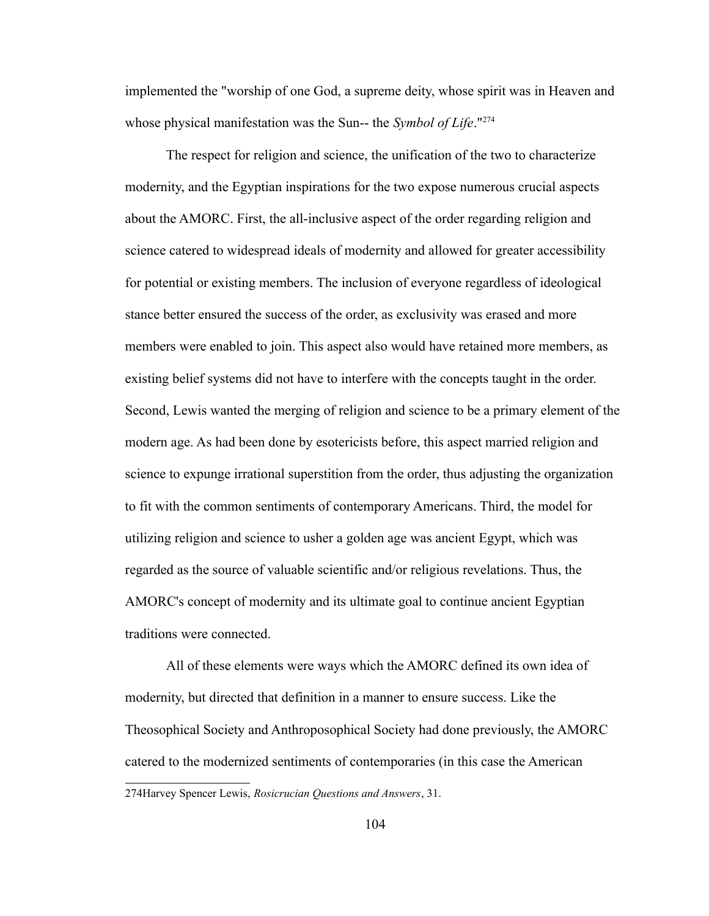implemented the "worship of one God, a supreme deity, whose spirit was in Heaven and whose physical manifestation was the Sun-- the *Symbol of Life*."[274]

The respect for religion and science, the unification of the two to characterize modernity, and the Egyptian inspirations for the two expose numerous crucial aspects about the AMORC. First, the all-inclusive aspect of the order regarding religion and science catered to widespread ideals of modernity and allowed for greater accessibility for potential or existing members. The inclusion of everyone regardless of ideological stance better ensured the success of the order, as exclusivity was erased and more members were enabled to join. This aspect also would have retained more members, as existing belief systems did not have to interfere with the concepts taught in the order. Second, Lewis wanted the merging of religion and science to be a primary element of the modern age. As had been done by esotericists before, this aspect married religion and science to expunge irrational superstition from the order, thus adjusting the organization to fit with the common sentiments of contemporary Americans. Third, the model for utilizing religion and science to usher a golden age was ancient Egypt, which was regarded as the source of valuable scientific and/or religious revelations. Thus, the AMORC's concept of modernity and its ultimate goal to continue ancient Egyptian traditions were connected.

All of these elements were ways which the AMORC defined its own idea of modernity, but directed that definition in a manner to ensure success. Like the Theosophical Society and Anthroposophical Society had done previously, the AMORC catered to the modernized sentiments of contemporaries (in this case the American

274Harvey Spencer Lewis, *Rosicrucian Questions and Answers*, 31.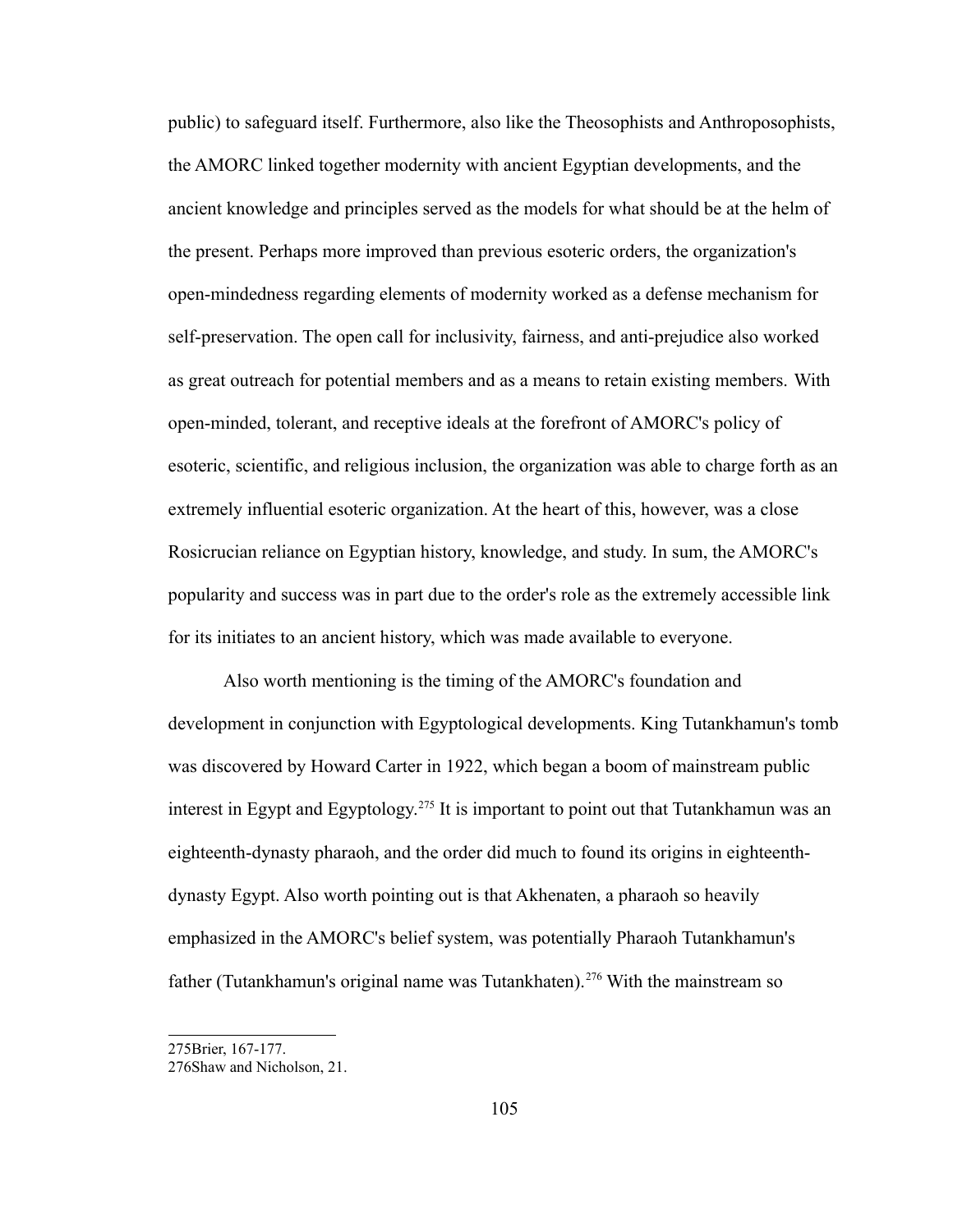public) to safeguard itself. Furthermore, also like the Theosophists and Anthroposophists, the AMORC linked together modernity with ancient Egyptian developments, and the ancient knowledge and principles served as the models for what should be at the helm of the present. Perhaps more improved than previous esoteric orders, the organization's open-mindedness regarding elements of modernity worked as a defense mechanism for self-preservation. The open call for inclusivity, fairness, and anti-prejudice also worked as great outreach for potential members and as a means to retain existing members. With open-minded, tolerant, and receptive ideals at the forefront of AMORC's policy of esoteric, scientific, and religious inclusion, the organization was able to charge forth as an extremely influential esoteric organization. At the heart of this, however, was a close Rosicrucian reliance on Egyptian history, knowledge, and study. In sum, the AMORC's popularity and success was in part due to the order's role as the extremely accessible link for its initiates to an ancient history, which was made available to everyone.

Also worth mentioning is the timing of the AMORC's foundation and development in conjunction with Egyptological developments. King Tutankhamun's tomb was discovered by Howard Carter in 1922, which began a boom of mainstream public interest in Egypt and Egyptology.[275] It is important to point out that Tutankhamun was an eighteenth-dynasty pharaoh, and the order did much to found its origins in eighteenth-dynasty Egypt. Also worth pointing out is that Akhenaten, a pharaoh so heavily emphasized in the AMORC's belief system, was potentially Pharaoh Tutankhamun's father (Tutankhamun's original name was Tutankhaten).[276] With the mainstream so

275Brier, 167-177.

276Shaw and Nicholson, 21.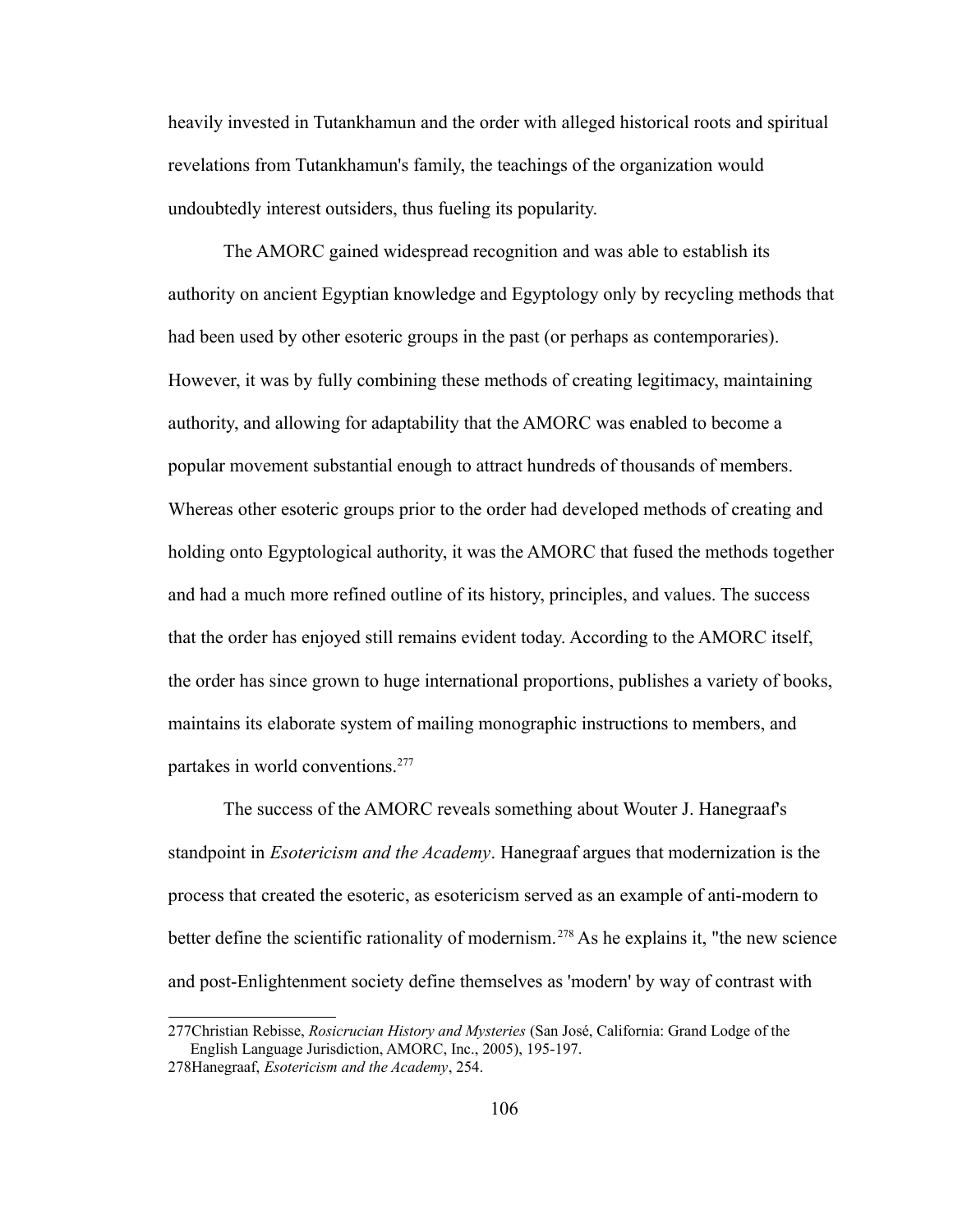heavily invested in Tutankhamun and the order with alleged historical roots and spiritual revelations from Tutankhamun's family, the teachings of the organization would undoubtedly interest outsiders, thus fueling its popularity.

The AMORC gained widespread recognition and was able to establish its authority on ancient Egyptian knowledge and Egyptology only by recycling methods that had been used by other esoteric groups in the past (or perhaps as contemporaries). However, it was by fully combining these methods of creating legitimacy, maintaining authority, and allowing for adaptability that the AMORC was enabled to become a popular movement substantial enough to attract hundreds of thousands of members. Whereas other esoteric groups prior to the order had developed methods of creating and holding onto Egyptological authority, it was the AMORC that fused the methods together and had a much more refined outline of its history, principles, and values. The success that the order has enjoyed still remains evident today. According to the AMORC itself, the order has since grown to huge international proportions, publishes a variety of books, maintains its elaborate system of mailing monographic instructions to members, and partakes in world conventions.[277]

The success of the AMORC reveals something about Wouter J. Hanegraaf's standpoint in *Esotericism and the Academy*. Hanegraaf argues that modernization is the process that created the esoteric, as esotericism served as an example of anti-modern to better define the scientific rationality of modernism.[278] As he explains it, "the new science and post-Enlightenment society define themselves as 'modern' by way of contrast with

---

277Christian Rebisse, *Rosicrucian History and Mysteries* (San José, California: Grand Lodge of the English Language Jurisdiction, AMORC, Inc., 2005), 195-197.

278Hanegraaf, *Esotericism and the Academy*, 254.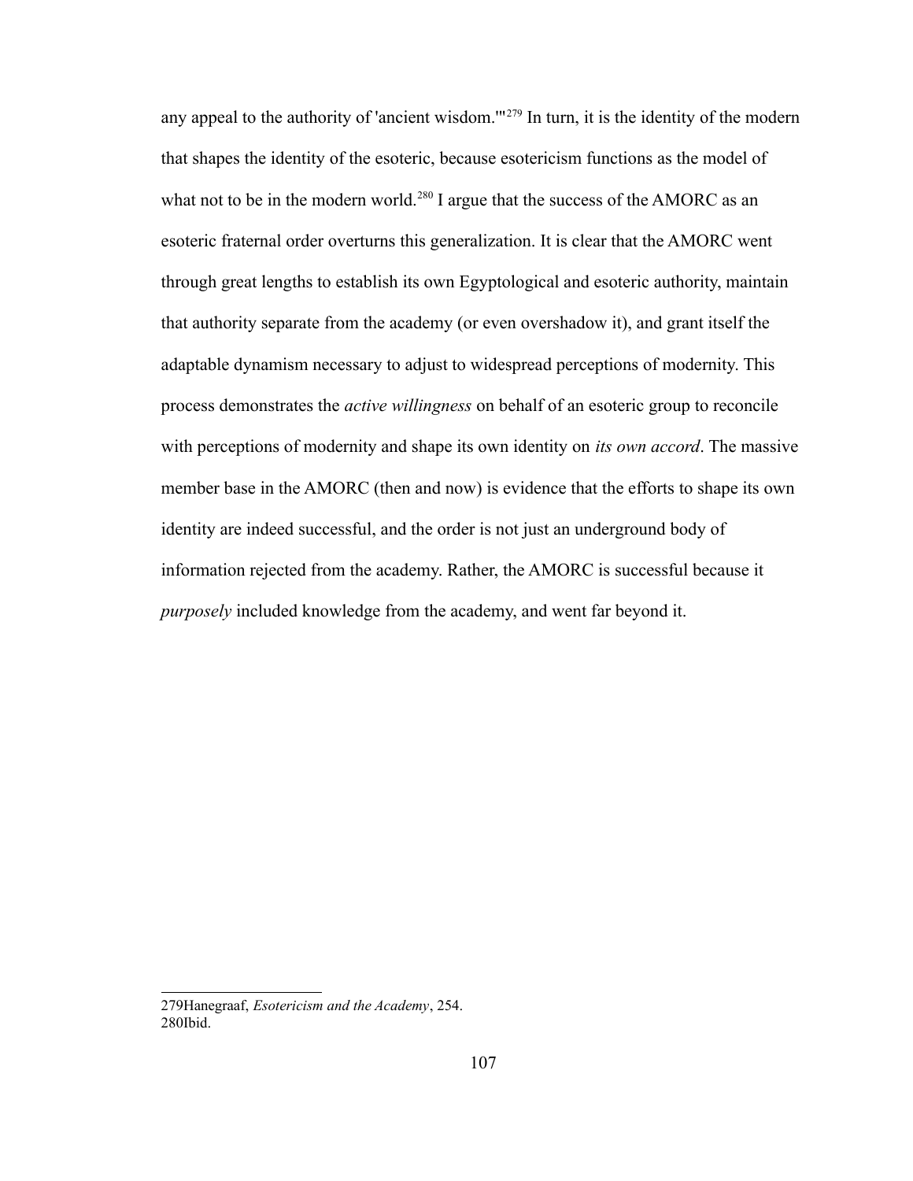any appeal to the authority of 'ancient wisdom.'"[279] In turn, it is the identity of the modern that shapes the identity of the esoteric, because esotericism functions as the model of what not to be in the modern world.[280] I argue that the success of the AMORC as an esoteric fraternal order overturns this generalization. It is clear that the AMORC went through great lengths to establish its own Egyptological and esoteric authority, maintain that authority separate from the academy (or even overshadow it), and grant itself the adaptable dynamism necessary to adjust to widespread perceptions of modernity. This process demonstrates the *active willingness* on behalf of an esoteric group to reconcile with perceptions of modernity and shape its own identity on *its own accord*. The massive member base in the AMORC (then and now) is evidence that the efforts to shape its own identity are indeed successful, and the order is not just an underground body of information rejected from the academy. Rather, the AMORC is successful because it *purposely* included knowledge from the academy, and went far beyond it.

---

279Hanegraaf, *Esotericism and the Academy*, 254.
280Ibid.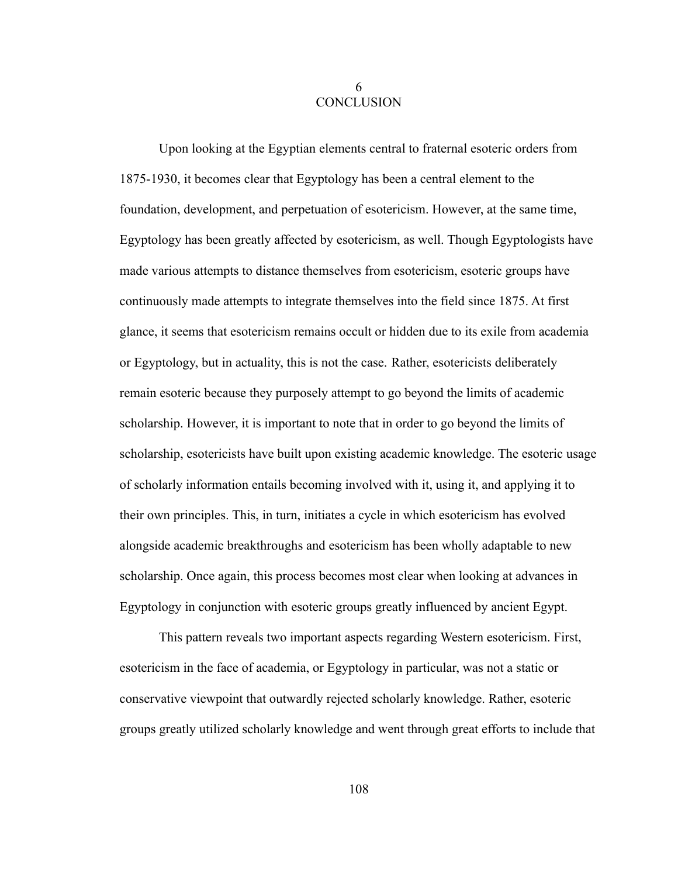# 6
# CONCLUSION

Upon looking at the Egyptian elements central to fraternal esoteric orders from 1875-1930, it becomes clear that Egyptology has been a central element to the foundation, development, and perpetuation of esotericism. However, at the same time, Egyptology has been greatly affected by esotericism, as well. Though Egyptologists have made various attempts to distance themselves from esotericism, esoteric groups have continuously made attempts to integrate themselves into the field since 1875. At first glance, it seems that esotericism remains occult or hidden due to its exile from academia or Egyptology, but in actuality, this is not the case. Rather, esotericists deliberately remain esoteric because they purposely attempt to go beyond the limits of academic scholarship. However, it is important to note that in order to go beyond the limits of scholarship, esotericists have built upon existing academic knowledge. The esoteric usage of scholarly information entails becoming involved with it, using it, and applying it to their own principles. This, in turn, initiates a cycle in which esotericism has evolved alongside academic breakthroughs and esotericism has been wholly adaptable to new scholarship. Once again, this process becomes most clear when looking at advances in Egyptology in conjunction with esoteric groups greatly influenced by ancient Egypt.

This pattern reveals two important aspects regarding Western esotericism. First, esotericism in the face of academia, or Egyptology in particular, was not a static or conservative viewpoint that outwardly rejected scholarly knowledge. Rather, esoteric groups greatly utilized scholarly knowledge and went through great efforts to include that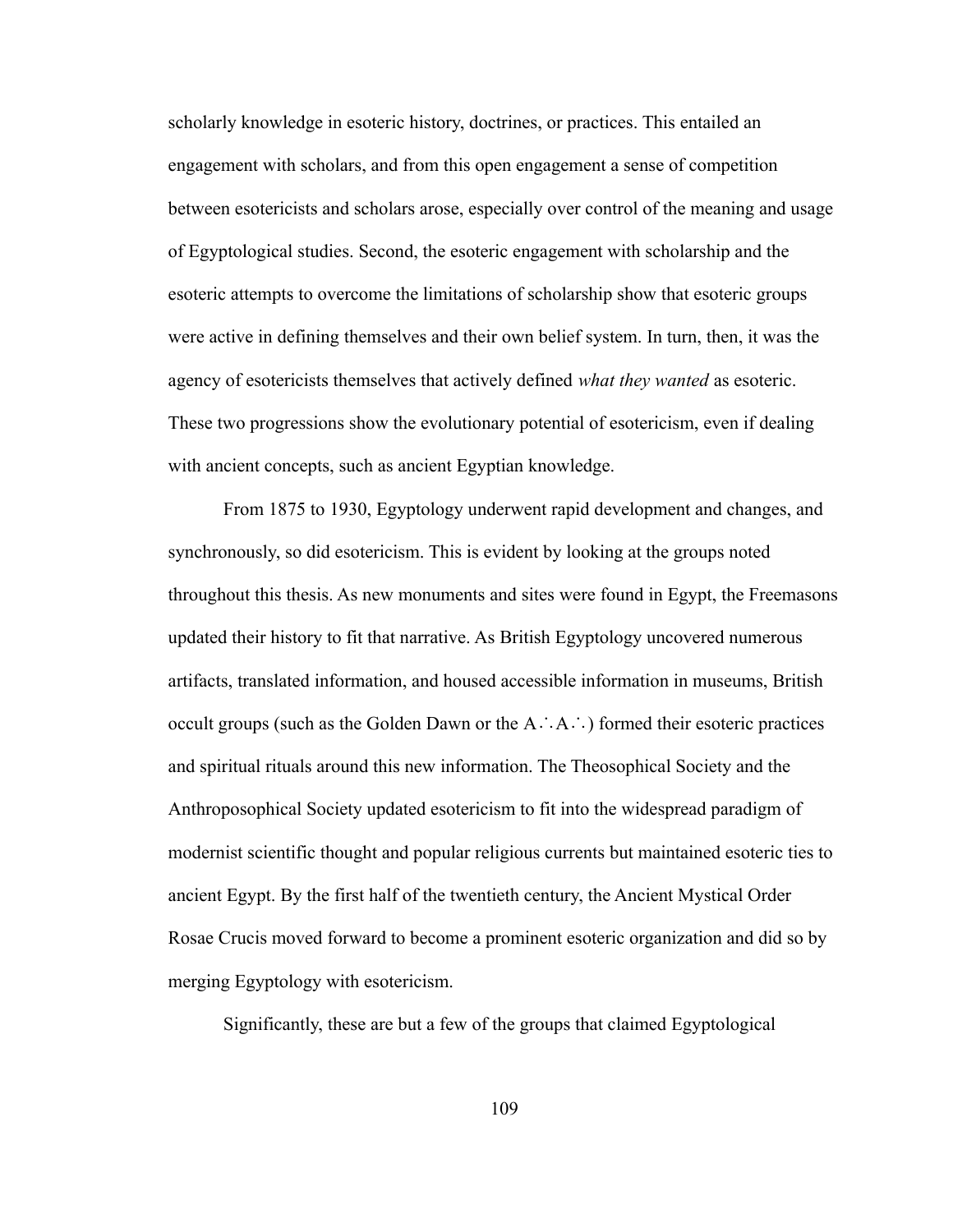scholarly knowledge in esoteric history, doctrines, or practices. This entailed an engagement with scholars, and from this open engagement a sense of competition between esotericists and scholars arose, especially over control of the meaning and usage of Egyptological studies. Second, the esoteric engagement with scholarship and the esoteric attempts to overcome the limitations of scholarship show that esoteric groups were active in defining themselves and their own belief system. In turn, then, it was the agency of esotericists themselves that actively defined *what they wanted* as esoteric. These two progressions show the evolutionary potential of esotericism, even if dealing with ancient concepts, such as ancient Egyptian knowledge.

From 1875 to 1930, Egyptology underwent rapid development and changes, and synchronously, so did esotericism. This is evident by looking at the groups noted throughout this thesis. As new monuments and sites were found in Egypt, the Freemasons updated their history to fit that narrative. As British Egyptology uncovered numerous artifacts, translated information, and housed accessible information in museums, British occult groups (such as the Golden Dawn or the A∴A∴) formed their esoteric practices and spiritual rituals around this new information. The Theosophical Society and the Anthroposophical Society updated esotericism to fit into the widespread paradigm of modernist scientific thought and popular religious currents but maintained esoteric ties to ancient Egypt. By the first half of the twentieth century, the Ancient Mystical Order Rosae Crucis moved forward to become a prominent esoteric organization and did so by merging Egyptology with esotericism.

Significantly, these are but a few of the groups that claimed Egyptological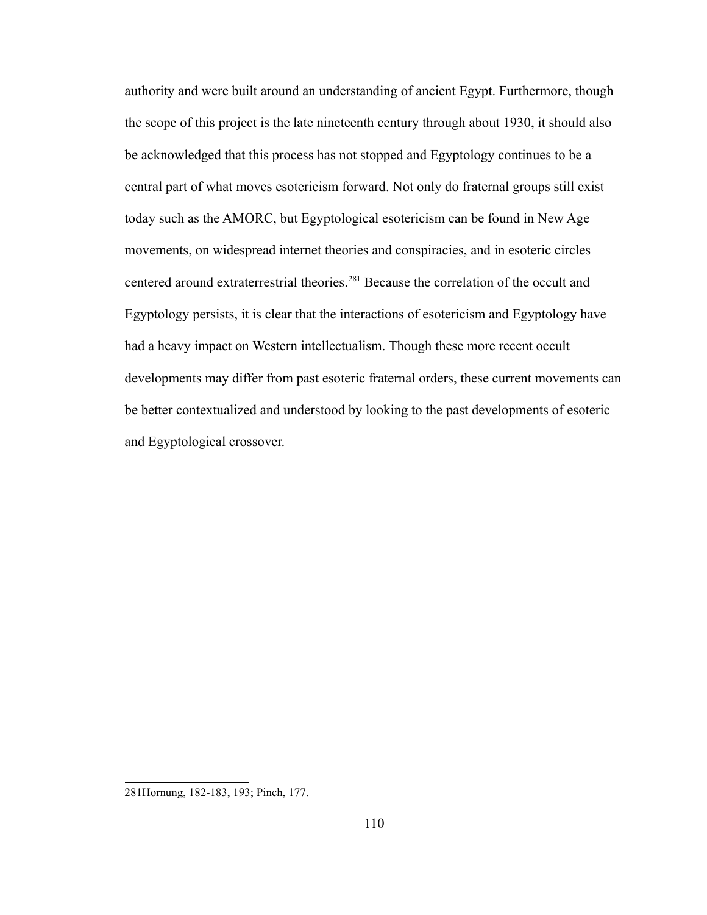authority and were built around an understanding of ancient Egypt. Furthermore, though the scope of this project is the late nineteenth century through about 1930, it should also be acknowledged that this process has not stopped and Egyptology continues to be a central part of what moves esotericism forward. Not only do fraternal groups still exist today such as the AMORC, but Egyptological esotericism can be found in New Age movements, on widespread internet theories and conspiracies, and in esoteric circles centered around extraterrestrial theories.[281] Because the correlation of the occult and Egyptology persists, it is clear that the interactions of esotericism and Egyptology have had a heavy impact on Western intellectualism. Though these more recent occult developments may differ from past esoteric fraternal orders, these current movements can be better contextualized and understood by looking to the past developments of esoteric and Egyptological crossover.

---

281Hornung, 182-183, 193; Pinch, 177.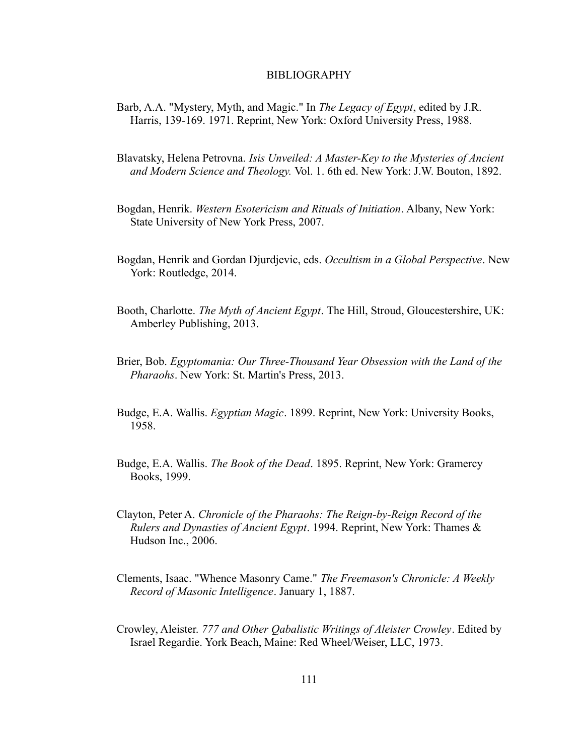# BIBLIOGRAPHY

Barb, A.A. "Mystery, Myth, and Magic." In *The Legacy of Egypt*, edited by J.R. Harris, 139-169. 1971. Reprint, New York: Oxford University Press, 1988.

Blavatsky, Helena Petrovna. *Isis Unveiled: A Master-Key to the Mysteries of Ancient and Modern Science and Theology.* Vol. 1. 6th ed. New York: J.W. Bouton, 1892.

Bogdan, Henrik. *Western Esotericism and Rituals of Initiation*. Albany, New York: State University of New York Press, 2007.

Bogdan, Henrik and Gordan Djurdjevic, eds. *Occultism in a Global Perspective*. New York: Routledge, 2014.

Booth, Charlotte. *The Myth of Ancient Egypt*. The Hill, Stroud, Gloucestershire, UK: Amberley Publishing, 2013.

Brier, Bob. *Egyptomania: Our Three-Thousand Year Obsession with the Land of the Pharaohs*. New York: St. Martin's Press, 2013.

Budge, E.A. Wallis. *Egyptian Magic*. 1899. Reprint, New York: University Books, 1958.

Budge, E.A. Wallis. *The Book of the Dead*. 1895. Reprint, New York: Gramercy Books, 1999.

Clayton, Peter A. *Chronicle of the Pharaohs: The Reign-by-Reign Record of the Rulers and Dynasties of Ancient Egypt*. 1994. Reprint, New York: Thames & Hudson Inc., 2006.

Clements, Isaac. "Whence Masonry Came." *The Freemason's Chronicle: A Weekly Record of Masonic Intelligence*. January 1, 1887.

Crowley, Aleister. *777 and Other Qabalistic Writings of Aleister Crowley*. Edited by Israel Regardie. York Beach, Maine: Red Wheel/Weiser, LLC, 1973.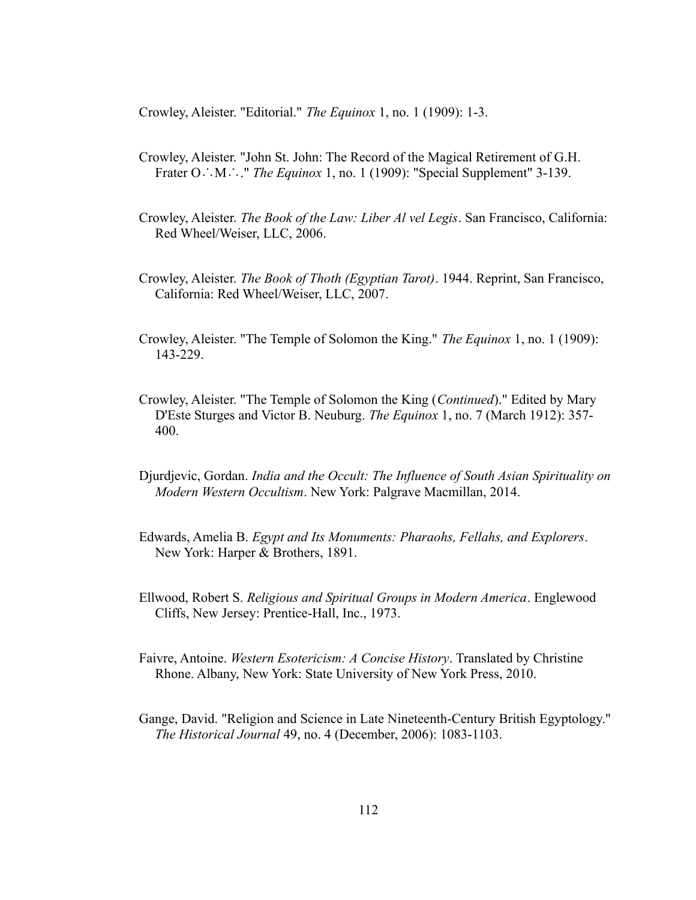Crowley, Aleister. "Editorial." *The Equinox* 1, no. 1 (1909): 1-3.

Crowley, Aleister. "John St. John: The Record of the Magical Retirement of G.H. Frater O∴M∴." *The Equinox* 1, no. 1 (1909): "Special Supplement" 3-139.

Crowley, Aleister. *The Book of the Law: Liber Al vel Legis*. San Francisco, California: Red Wheel/Weiser, LLC, 2006.

Crowley, Aleister. *The Book of Thoth (Egyptian Tarot)*. 1944. Reprint, San Francisco, California: Red Wheel/Weiser, LLC, 2007.

Crowley, Aleister. "The Temple of Solomon the King." *The Equinox* 1, no. 1 (1909): 143-229.

Crowley, Aleister. "The Temple of Solomon the King (*Continued*)." Edited by Mary D'Este Sturges and Victor B. Neuburg. *The Equinox* 1, no. 7 (March 1912): 357-400.

Djurdjevic, Gordan. *India and the Occult: The Influence of South Asian Spirituality on Modern Western Occultism*. New York: Palgrave Macmillan, 2014.

Edwards, Amelia B. *Egypt and Its Monuments: Pharaohs, Fellahs, and Explorers*. New York: Harper & Brothers, 1891.

Ellwood, Robert S. *Religious and Spiritual Groups in Modern America*. Englewood Cliffs, New Jersey: Prentice-Hall, Inc., 1973.

Faivre, Antoine. *Western Esotericism: A Concise History*. Translated by Christine Rhone. Albany, New York: State University of New York Press, 2010.

Gange, David. "Religion and Science in Late Nineteenth-Century British Egyptology." *The Historical Journal* 49, no. 4 (December, 2006): 1083-1103.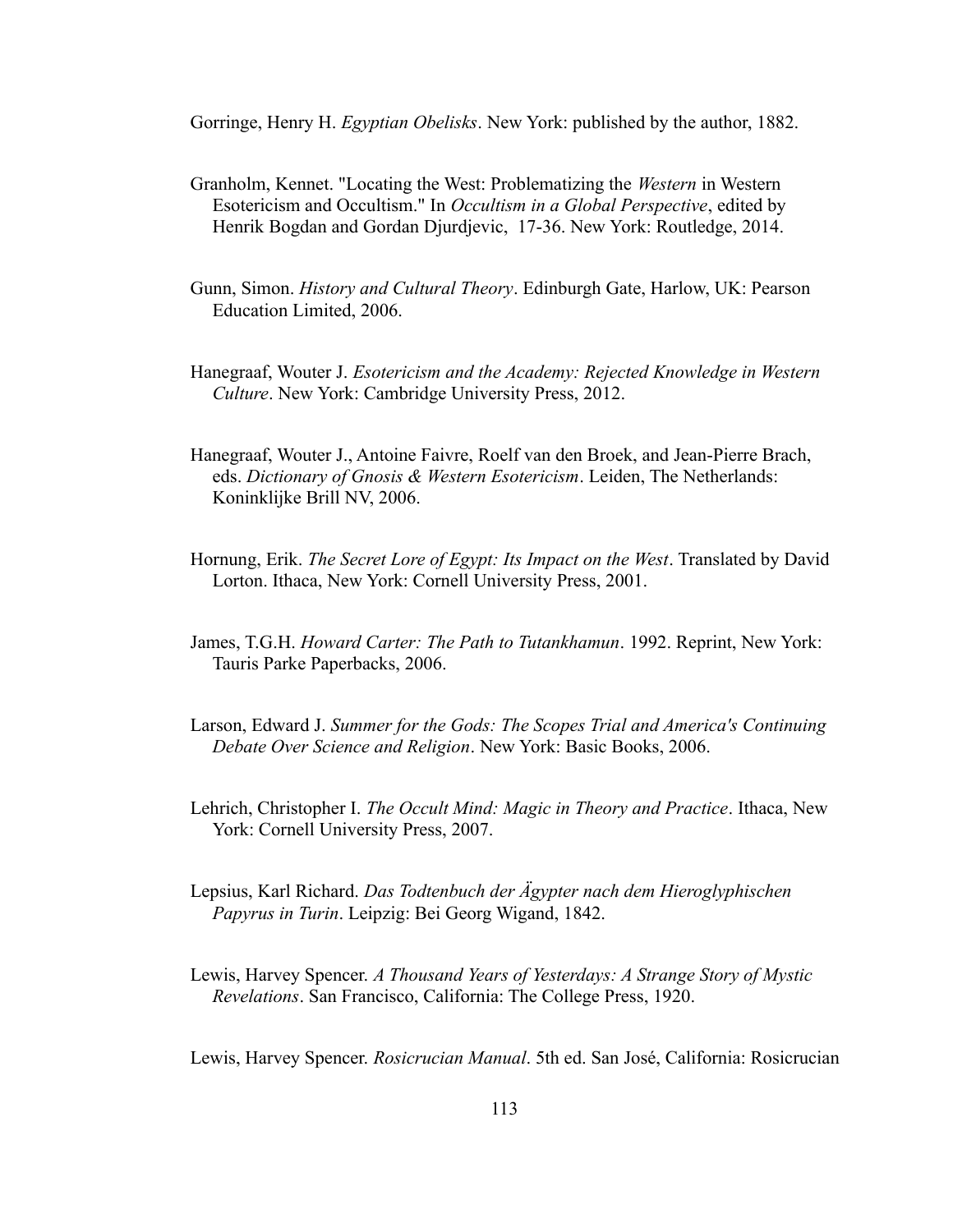Gorringe, Henry H. *Egyptian Obelisks*. New York: published by the author, 1882.

Granholm, Kennet. "Locating the West: Problematizing the *Western* in Western Esotericism and Occultism." In *Occultism in a Global Perspective*, edited by Henrik Bogdan and Gordan Djurdjevic, 17-36. New York: Routledge, 2014.

Gunn, Simon. *History and Cultural Theory*. Edinburgh Gate, Harlow, UK: Pearson Education Limited, 2006.

Hanegraaf, Wouter J. *Esotericism and the Academy: Rejected Knowledge in Western Culture*. New York: Cambridge University Press, 2012.

Hanegraaf, Wouter J., Antoine Faivre, Roelf van den Broek, and Jean-Pierre Brach, eds. *Dictionary of Gnosis & Western Esotericism*. Leiden, The Netherlands: Koninklijke Brill NV, 2006.

Hornung, Erik. *The Secret Lore of Egypt: Its Impact on the West*. Translated by David Lorton. Ithaca, New York: Cornell University Press, 2001.

James, T.G.H. *Howard Carter: The Path to Tutankhamun*. 1992. Reprint, New York: Tauris Parke Paperbacks, 2006.

Larson, Edward J. *Summer for the Gods: The Scopes Trial and America's Continuing Debate Over Science and Religion*. New York: Basic Books, 2006.

Lehrich, Christopher I. *The Occult Mind: Magic in Theory and Practice*. Ithaca, New York: Cornell University Press, 2007.

Lepsius, Karl Richard. *Das Todtenbuch der Ägypter nach dem Hieroglyphischen Papyrus in Turin*. Leipzig: Bei Georg Wigand, 1842.

Lewis, Harvey Spencer. *A Thousand Years of Yesterdays: A Strange Story of Mystic Revelations*. San Francisco, California: The College Press, 1920.

Lewis, Harvey Spencer. *Rosicrucian Manual*. 5th ed. San José, California: Rosicrucian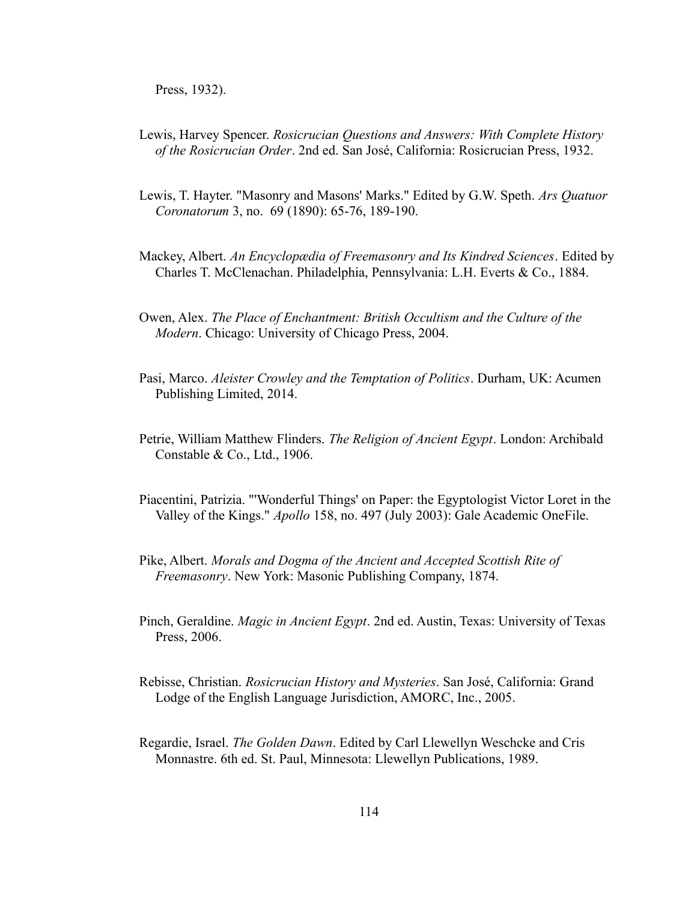Press, 1932).

Lewis, Harvey Spencer. *Rosicrucian Questions and Answers: With Complete History of the Rosicrucian Order*. 2nd ed. San José, California: Rosicrucian Press, 1932.

Lewis, T. Hayter. "Masonry and Masons' Marks." Edited by G.W. Speth. *Ars Quatuor Coronatorum* 3, no. 69 (1890): 65-76, 189-190.

Mackey, Albert. *An Encyclopædia of Freemasonry and Its Kindred Sciences*. Edited by Charles T. McClenachan. Philadelphia, Pennsylvania: L.H. Everts & Co., 1884.

Owen, Alex. *The Place of Enchantment: British Occultism and the Culture of the Modern*. Chicago: University of Chicago Press, 2004.

Pasi, Marco. *Aleister Crowley and the Temptation of Politics*. Durham, UK: Acumen Publishing Limited, 2014.

Petrie, William Matthew Flinders. *The Religion of Ancient Egypt*. London: Archibald Constable & Co., Ltd., 1906.

Piacentini, Patrizia. "'Wonderful Things' on Paper: the Egyptologist Victor Loret in the Valley of the Kings." *Apollo* 158, no. 497 (July 2003): Gale Academic OneFile.

Pike, Albert. *Morals and Dogma of the Ancient and Accepted Scottish Rite of Freemasonry*. New York: Masonic Publishing Company, 1874.

Pinch, Geraldine. *Magic in Ancient Egypt*. 2nd ed. Austin, Texas: University of Texas Press, 2006.

Rebisse, Christian. *Rosicrucian History and Mysteries*. San José, California: Grand Lodge of the English Language Jurisdiction, AMORC, Inc., 2005.

Regardie, Israel. *The Golden Dawn*. Edited by Carl Llewellyn Weschcke and Cris Monnastre. 6th ed. St. Paul, Minnesota: Llewellyn Publications, 1989.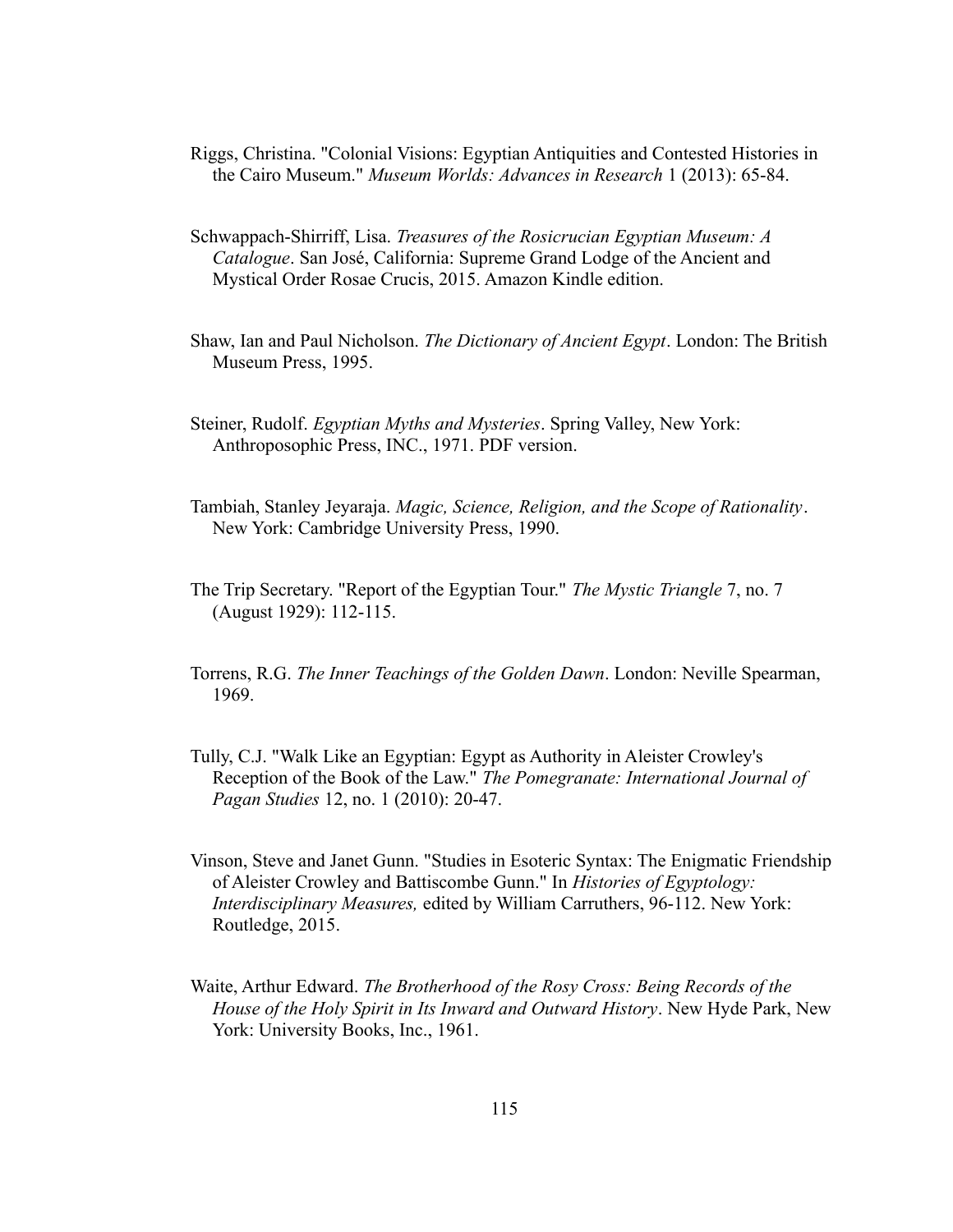Riggs, Christina. "Colonial Visions: Egyptian Antiquities and Contested Histories in the Cairo Museum." *Museum Worlds: Advances in Research* 1 (2013): 65-84.

Schwappach-Shirriff, Lisa. *Treasures of the Rosicrucian Egyptian Museum: A Catalogue*. San José, California: Supreme Grand Lodge of the Ancient and Mystical Order Rosae Crucis, 2015. Amazon Kindle edition.

Shaw, Ian and Paul Nicholson. *The Dictionary of Ancient Egypt*. London: The British Museum Press, 1995.

Steiner, Rudolf. *Egyptian Myths and Mysteries*. Spring Valley, New York: Anthroposophic Press, INC., 1971. PDF version.

Tambiah, Stanley Jeyaraja. *Magic, Science, Religion, and the Scope of Rationality*. New York: Cambridge University Press, 1990.

The Trip Secretary. "Report of the Egyptian Tour." *The Mystic Triangle* 7, no. 7 (August 1929): 112-115.

Torrens, R.G. *The Inner Teachings of the Golden Dawn*. London: Neville Spearman, 1969.

Tully, C.J. "Walk Like an Egyptian: Egypt as Authority in Aleister Crowley's Reception of the Book of the Law." *The Pomegranate: International Journal of Pagan Studies* 12, no. 1 (2010): 20-47.

Vinson, Steve and Janet Gunn. "Studies in Esoteric Syntax: The Enigmatic Friendship of Aleister Crowley and Battiscombe Gunn." In *Histories of Egyptology: Interdisciplinary Measures,* edited by William Carruthers, 96-112. New York: Routledge, 2015.

Waite, Arthur Edward. *The Brotherhood of the Rosy Cross: Being Records of the House of the Holy Spirit in Its Inward and Outward History*. New Hyde Park, New York: University Books, Inc., 1961.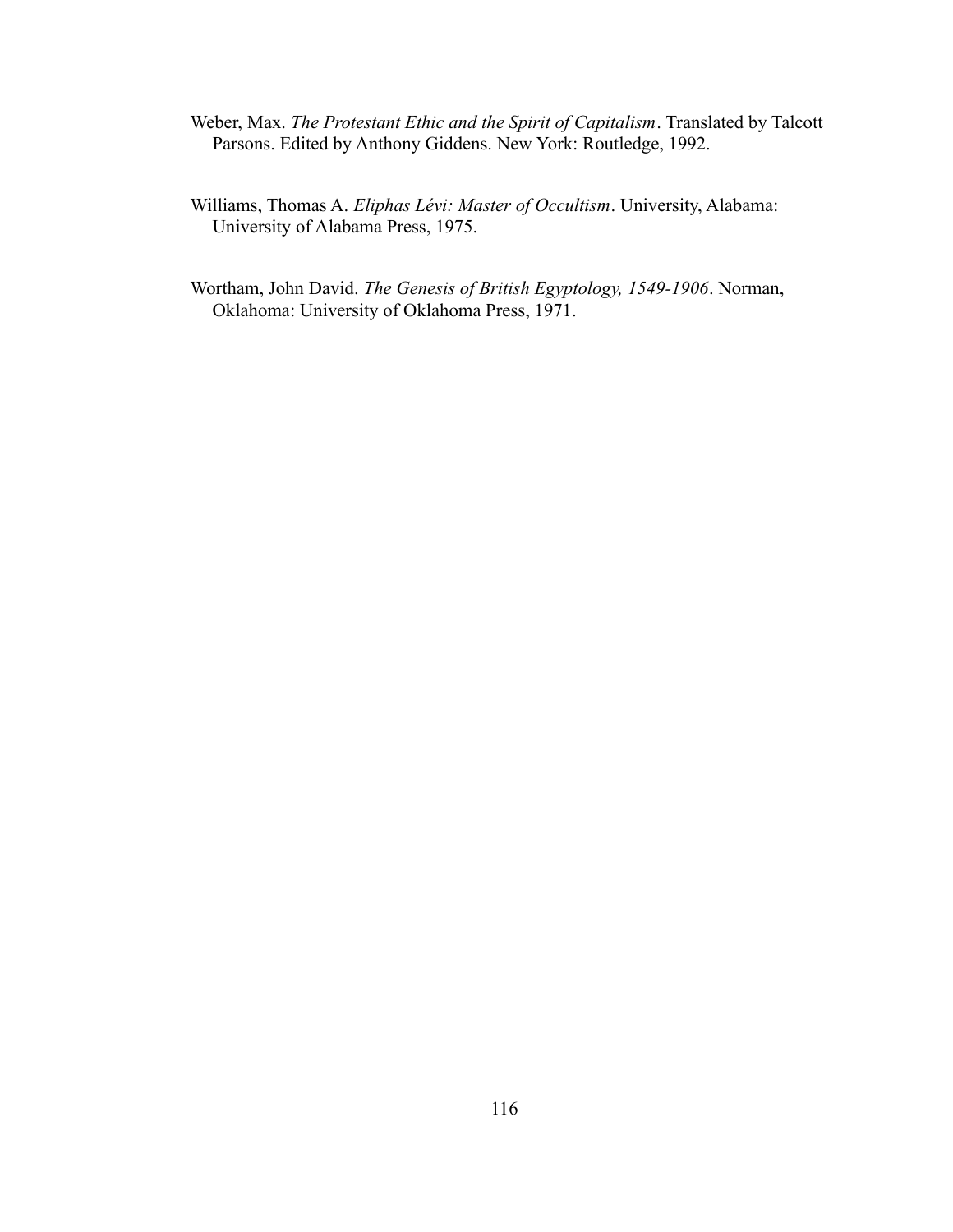Weber, Max. *The Protestant Ethic and the Spirit of Capitalism*. Translated by Talcott Parsons. Edited by Anthony Giddens. New York: Routledge, 1992.

Williams, Thomas A. *Eliphas Lévi: Master of Occultism*. University, Alabama: University of Alabama Press, 1975.

Wortham, John David. *The Genesis of British Egyptology, 1549-1906*. Norman, Oklahoma: University of Oklahoma Press, 1971.